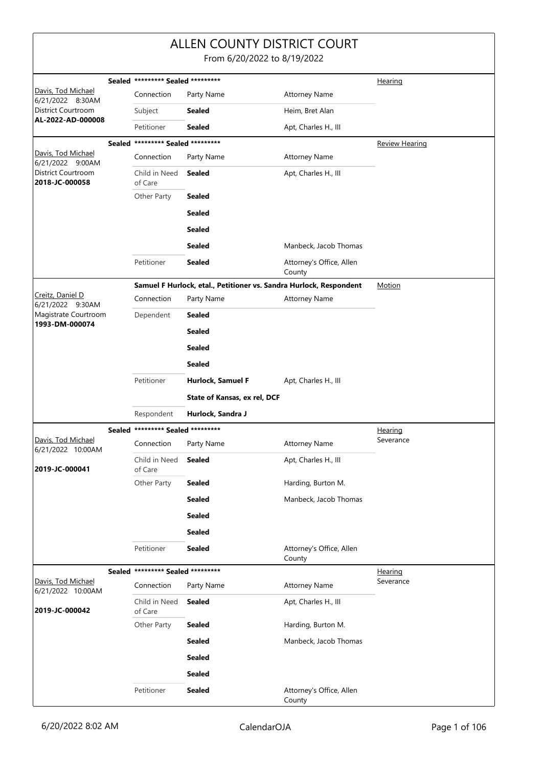# ALLEN COUNTY DISTRICT COURT

From 6/20/2022 to 8/19/2022

| Judge / Date / Location / Case | Case Title | | | Type |
|---|---|---|---|---|
| Davis, Tod Michael<br>6/21/2022 8:30AM<br>District Courtroom<br>**AL-2022-AD-000008** | **Sealed \*\*\*\*\*\*\*\*\* Sealed \*\*\*\*\*\*\*\*\*** | | | Hearing |
| | Connection | Party Name | Attorney Name | |
| | Subject | **Sealed** | Heim, Bret Alan | |
| | Petitioner | **Sealed** | Apt, Charles H., III | |
| Davis, Tod Michael<br>6/21/2022 9:00AM<br>District Courtroom<br>**2018-JC-000058** | **Sealed \*\*\*\*\*\*\*\*\* Sealed \*\*\*\*\*\*\*\*\*** | | | Review Hearing |
| | Connection | Party Name | Attorney Name | |
| | Child in Need of Care | **Sealed** | Apt, Charles H., III | |
| | Other Party | **Sealed** | | |
| | | **Sealed** | | |
| | | **Sealed** | | |
| | | **Sealed** | Manbeck, Jacob Thomas | |
| | Petitioner | **Sealed** | Attorney's Office, Allen County | |
| Creitz, Daniel D<br>6/21/2022 9:30AM<br>Magistrate Courtroom<br>**1993-DM-000074** | **Samuel F Hurlock, etal., Petitioner vs. Sandra Hurlock, Respondent** | | | Motion |
| | Connection | Party Name | Attorney Name | |
| | Dependent | **Sealed** | | |
| | | **Sealed** | | |
| | | **Sealed** | | |
| | | **Sealed** | | |
| | Petitioner | **Hurlock, Samuel F** | Apt, Charles H., III | |
| | | **State of Kansas, ex rel, DCF** | | |
| | Respondent | **Hurlock, Sandra J** | | |
| Davis, Tod Michael<br>6/21/2022 10:00AM<br>**2019-JC-000041** | **Sealed \*\*\*\*\*\*\*\*\* Sealed \*\*\*\*\*\*\*\*\*** | | | Hearing<br>Severance |
| | Connection | Party Name | Attorney Name | |
| | Child in Need of Care | **Sealed** | Apt, Charles H., III | |
| | Other Party | **Sealed** | Harding, Burton M. | |
| | | **Sealed** | Manbeck, Jacob Thomas | |
| | | **Sealed** | | |
| | | **Sealed** | | |
| | Petitioner | **Sealed** | Attorney's Office, Allen County | |
| Davis, Tod Michael<br>6/21/2022 10:00AM<br>**2019-JC-000042** | **Sealed \*\*\*\*\*\*\*\*\* Sealed \*\*\*\*\*\*\*\*\*** | | | Hearing<br>Severance |
| | Connection | Party Name | Attorney Name | |
| | Child in Need of Care | **Sealed** | Apt, Charles H., III | |
| | Other Party | **Sealed** | Harding, Burton M. | |
| | | **Sealed** | Manbeck, Jacob Thomas | |
| | | **Sealed** | | |
| | | **Sealed** | | |
| | Petitioner | **Sealed** | Attorney's Office, Allen County | |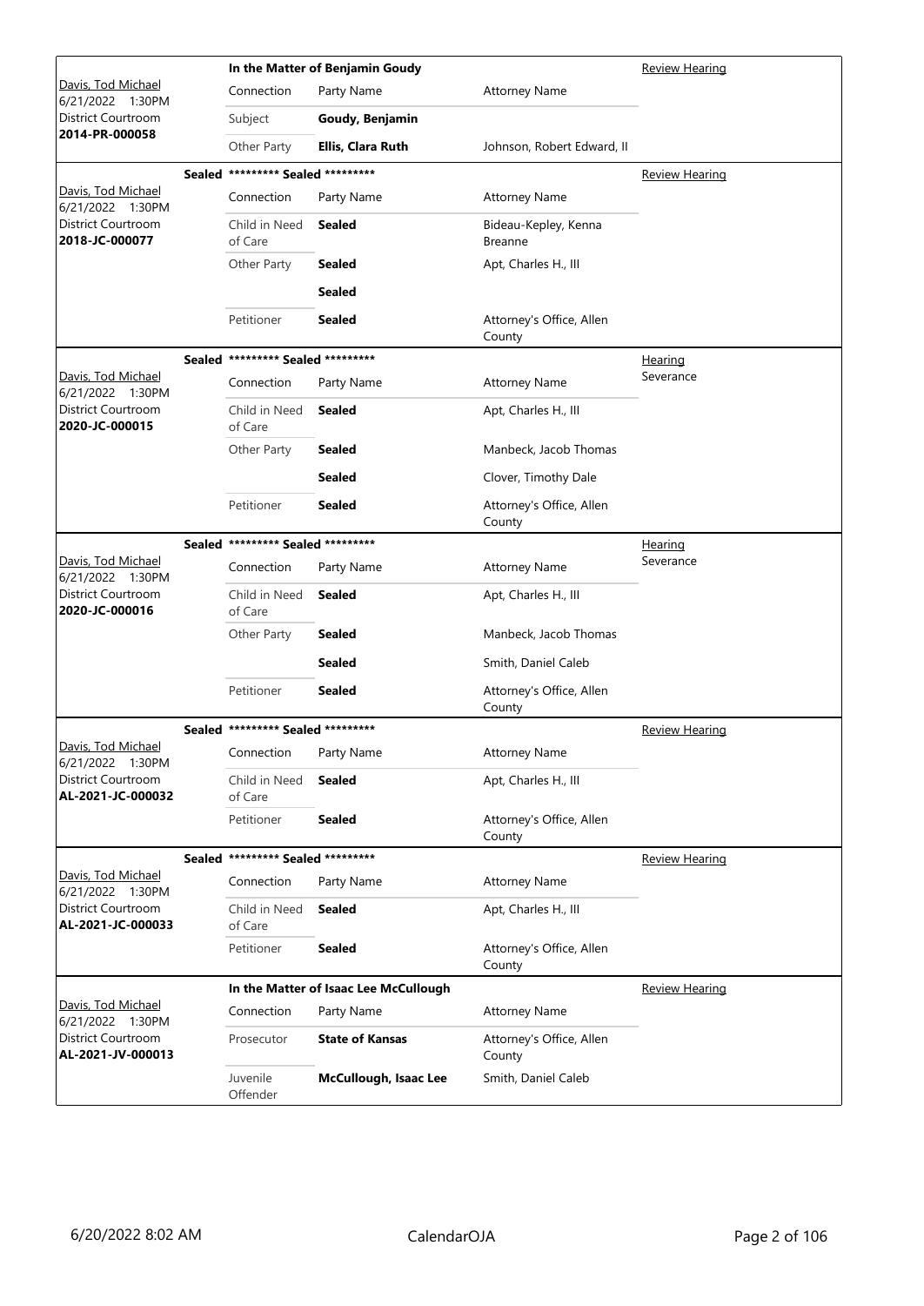| Judge / Date / Location / Case | Sealed | Case Title / Connection | Party Name | Attorney Name | Hearing Type |
|---|---|---|---|---|---|
| Davis, Tod Michael<br>6/21/2022 1:30PM<br>District Courtroom<br>**2014-PR-000058** | | **In the Matter of Benjamin Goudy** | | | Review Hearing |
| | | Connection | Party Name | Attorney Name | |
| | | Subject | **Goudy, Benjamin** | | |
| | | Other Party | **Ellis, Clara Ruth** | Johnson, Robert Edward, II | |
| Davis, Tod Michael<br>6/21/2022 1:30PM<br>District Courtroom<br>**2018-JC-000077** | **Sealed** | **\*\*\*\*\*\*\*\*\* Sealed \*\*\*\*\*\*\*\*\*** | | | Review Hearing |
| | | Connection | Party Name | Attorney Name | |
| | | Child in Need of Care | **Sealed** | Bideau-Kepley, Kenna Breanne | |
| | | Other Party | **Sealed** | Apt, Charles H., III | |
| | | | **Sealed** | | |
| | | Petitioner | **Sealed** | Attorney's Office, Allen County | |
| Davis, Tod Michael<br>6/21/2022 1:30PM<br>District Courtroom<br>**2020-JC-000015** | **Sealed** | **\*\*\*\*\*\*\*\*\* Sealed \*\*\*\*\*\*\*\*\*** | | | Hearing<br>Severance |
| | | Connection | Party Name | Attorney Name | |
| | | Child in Need of Care | **Sealed** | Apt, Charles H., III | |
| | | Other Party | **Sealed** | Manbeck, Jacob Thomas | |
| | | | **Sealed** | Clover, Timothy Dale | |
| | | Petitioner | **Sealed** | Attorney's Office, Allen County | |
| Davis, Tod Michael<br>6/21/2022 1:30PM<br>District Courtroom<br>**2020-JC-000016** | **Sealed** | **\*\*\*\*\*\*\*\*\* Sealed \*\*\*\*\*\*\*\*\*** | | | Hearing<br>Severance |
| | | Connection | Party Name | Attorney Name | |
| | | Child in Need of Care | **Sealed** | Apt, Charles H., III | |
| | | Other Party | **Sealed** | Manbeck, Jacob Thomas | |
| | | | **Sealed** | Smith, Daniel Caleb | |
| | | Petitioner | **Sealed** | Attorney's Office, Allen County | |
| Davis, Tod Michael<br>6/21/2022 1:30PM<br>District Courtroom<br>**AL-2021-JC-000032** | **Sealed** | **\*\*\*\*\*\*\*\*\* Sealed \*\*\*\*\*\*\*\*\*** | | | Review Hearing |
| | | Connection | Party Name | Attorney Name | |
| | | Child in Need of Care | **Sealed** | Apt, Charles H., III | |
| | | Petitioner | **Sealed** | Attorney's Office, Allen County | |
| Davis, Tod Michael<br>6/21/2022 1:30PM<br>District Courtroom<br>**AL-2021-JC-000033** | **Sealed** | **\*\*\*\*\*\*\*\*\* Sealed \*\*\*\*\*\*\*\*\*** | | | Review Hearing |
| | | Connection | Party Name | Attorney Name | |
| | | Child in Need of Care | **Sealed** | Apt, Charles H., III | |
| | | Petitioner | **Sealed** | Attorney's Office, Allen County | |
| Davis, Tod Michael<br>6/21/2022 1:30PM<br>District Courtroom<br>**AL-2021-JV-000013** | | **In the Matter of Isaac Lee McCullough** | | | Review Hearing |
| | | Connection | Party Name | Attorney Name | |
| | | Prosecutor | **State of Kansas** | Attorney's Office, Allen County | |
| | | Juvenile Offender | **McCullough, Isaac Lee** | Smith, Daniel Caleb | |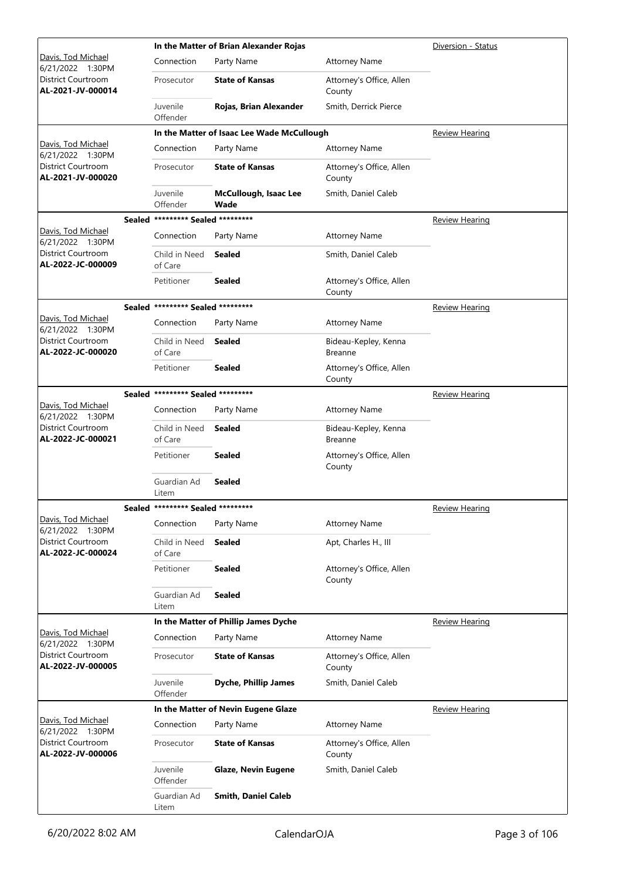| Judge / Date / Location / Case | Connection | Party Name | Attorney Name | Hearing Type |
|---|---|---|---|---|
| Davis, Tod Michael<br>6/21/2022 1:30PM<br>District Courtroom<br>**AL-2021-JV-000014** | **In the Matter of Brian Alexander Rojas** | | | Diversion - Status |
| | Prosecutor | **State of Kansas** | Attorney's Office, Allen County | |
| | Juvenile Offender | **Rojas, Brian Alexander** | Smith, Derrick Pierce | |
| Davis, Tod Michael<br>6/21/2022 1:30PM<br>District Courtroom<br>**AL-2021-JV-000020** | **In the Matter of Isaac Lee Wade McCullough** | | | Review Hearing |
| | Prosecutor | **State of Kansas** | Attorney's Office, Allen County | |
| | Juvenile Offender | **McCullough, Isaac Lee Wade** | Smith, Daniel Caleb | |
| Davis, Tod Michael<br>6/21/2022 1:30PM<br>District Courtroom<br>**AL-2022-JC-000009** | **Sealed \*\*\*\*\*\*\*\*\* Sealed \*\*\*\*\*\*\*\*\*** | | | Review Hearing |
| | Child in Need of Care | **Sealed** | Smith, Daniel Caleb | |
| | Petitioner | **Sealed** | Attorney's Office, Allen County | |
| Davis, Tod Michael<br>6/21/2022 1:30PM<br>District Courtroom<br>**AL-2022-JC-000020** | **Sealed \*\*\*\*\*\*\*\*\* Sealed \*\*\*\*\*\*\*\*\*** | | | Review Hearing |
| | Child in Need of Care | **Sealed** | Bideau-Kepley, Kenna Breanne | |
| | Petitioner | **Sealed** | Attorney's Office, Allen County | |
| Davis, Tod Michael<br>6/21/2022 1:30PM<br>District Courtroom<br>**AL-2022-JC-000021** | **Sealed \*\*\*\*\*\*\*\*\* Sealed \*\*\*\*\*\*\*\*\*** | | | Review Hearing |
| | Child in Need of Care | **Sealed** | Bideau-Kepley, Kenna Breanne | |
| | Petitioner | **Sealed** | Attorney's Office, Allen County | |
| | Guardian Ad Litem | **Sealed** | | |
| Davis, Tod Michael<br>6/21/2022 1:30PM<br>District Courtroom<br>**AL-2022-JC-000024** | **Sealed \*\*\*\*\*\*\*\*\* Sealed \*\*\*\*\*\*\*\*\*** | | | Review Hearing |
| | Child in Need of Care | **Sealed** | Apt, Charles H., III | |
| | Petitioner | **Sealed** | Attorney's Office, Allen County | |
| | Guardian Ad Litem | **Sealed** | | |
| Davis, Tod Michael<br>6/21/2022 1:30PM<br>District Courtroom<br>**AL-2022-JV-000005** | **In the Matter of Phillip James Dyche** | | | Review Hearing |
| | Prosecutor | **State of Kansas** | Attorney's Office, Allen County | |
| | Juvenile Offender | **Dyche, Phillip James** | Smith, Daniel Caleb | |
| Davis, Tod Michael<br>6/21/2022 1:30PM<br>District Courtroom<br>**AL-2022-JV-000006** | **In the Matter of Nevin Eugene Glaze** | | | Review Hearing |
| | Prosecutor | **State of Kansas** | Attorney's Office, Allen County | |
| | Juvenile Offender | **Glaze, Nevin Eugene** | Smith, Daniel Caleb | |
| | Guardian Ad Litem | **Smith, Daniel Caleb** | | |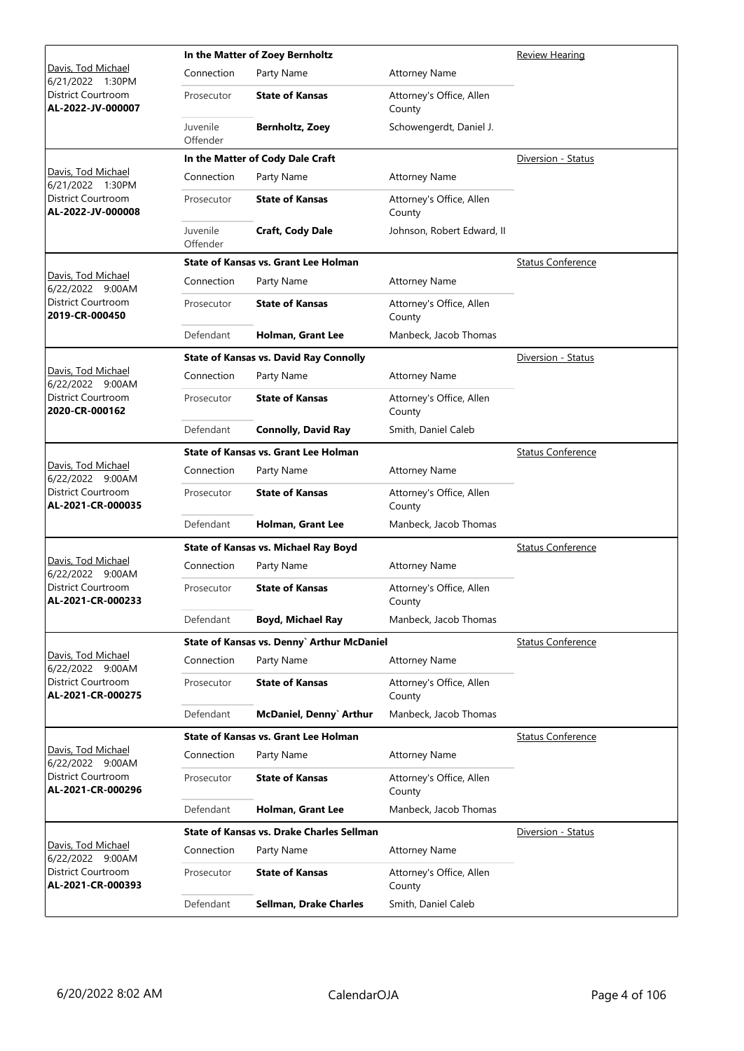| Judge / Date / Location / Case | Case Title | Connection | Party Name | Attorney Name | Hearing Type |
|---|---|---|---|---|---|
| Davis, Tod Michael<br>6/21/2022 1:30PM<br>District Courtroom<br>**AL-2022-JV-000007** | **In the Matter of Zoey Bernholtz** | Prosecutor | **State of Kansas** | Attorney's Office, Allen County | Review Hearing |
| | | Juvenile Offender | **Bernholtz, Zoey** | Schowengerdt, Daniel J. | |
| Davis, Tod Michael<br>6/21/2022 1:30PM<br>District Courtroom<br>**AL-2022-JV-000008** | **In the Matter of Cody Dale Craft** | Prosecutor | **State of Kansas** | Attorney's Office, Allen County | Diversion - Status |
| | | Juvenile Offender | **Craft, Cody Dale** | Johnson, Robert Edward, II | |
| Davis, Tod Michael<br>6/22/2022 9:00AM<br>District Courtroom<br>**2019-CR-000450** | **State of Kansas vs. Grant Lee Holman** | Prosecutor | **State of Kansas** | Attorney's Office, Allen County | Status Conference |
| | | Defendant | **Holman, Grant Lee** | Manbeck, Jacob Thomas | |
| Davis, Tod Michael<br>6/22/2022 9:00AM<br>District Courtroom<br>**2020-CR-000162** | **State of Kansas vs. David Ray Connolly** | Prosecutor | **State of Kansas** | Attorney's Office, Allen County | Diversion - Status |
| | | Defendant | **Connolly, David Ray** | Smith, Daniel Caleb | |
| Davis, Tod Michael<br>6/22/2022 9:00AM<br>District Courtroom<br>**AL-2021-CR-000035** | **State of Kansas vs. Grant Lee Holman** | Prosecutor | **State of Kansas** | Attorney's Office, Allen County | Status Conference |
| | | Defendant | **Holman, Grant Lee** | Manbeck, Jacob Thomas | |
| Davis, Tod Michael<br>6/22/2022 9:00AM<br>District Courtroom<br>**AL-2021-CR-000233** | **State of Kansas vs. Michael Ray Boyd** | Prosecutor | **State of Kansas** | Attorney's Office, Allen County | Status Conference |
| | | Defendant | **Boyd, Michael Ray** | Manbeck, Jacob Thomas | |
| Davis, Tod Michael<br>6/22/2022 9:00AM<br>District Courtroom<br>**AL-2021-CR-000275** | **State of Kansas vs. Denny` Arthur McDaniel** | Prosecutor | **State of Kansas** | Attorney's Office, Allen County | Status Conference |
| | | Defendant | **McDaniel, Denny` Arthur** | Manbeck, Jacob Thomas | |
| Davis, Tod Michael<br>6/22/2022 9:00AM<br>District Courtroom<br>**AL-2021-CR-000296** | **State of Kansas vs. Grant Lee Holman** | Prosecutor | **State of Kansas** | Attorney's Office, Allen County | Status Conference |
| | | Defendant | **Holman, Grant Lee** | Manbeck, Jacob Thomas | |
| Davis, Tod Michael<br>6/22/2022 9:00AM<br>District Courtroom<br>**AL-2021-CR-000393** | **State of Kansas vs. Drake Charles Sellman** | Prosecutor | **State of Kansas** | Attorney's Office, Allen County | Diversion - Status |
| | | Defendant | **Sellman, Drake Charles** | Smith, Daniel Caleb | |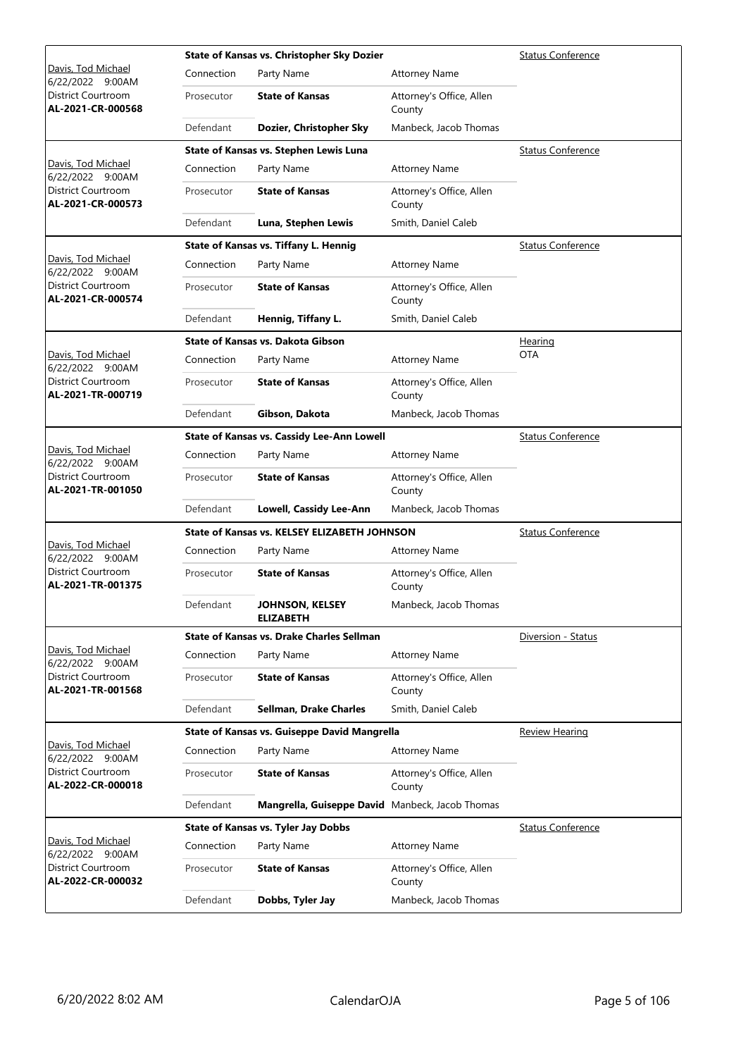| Judge / Date / Courtroom / Case | Case Title | Connection | Party Name | Attorney Name | Hearing Type |
|---|---|---|---|---|---|
| Davis, Tod Michael 6/22/2022 9:00AM District Courtroom **AL-2021-CR-000568** | State of Kansas vs. Christopher Sky Dozier | Prosecutor | **State of Kansas** | Attorney's Office, Allen County | Status Conference |
| | | Defendant | **Dozier, Christopher Sky** | Manbeck, Jacob Thomas | |
| Davis, Tod Michael 6/22/2022 9:00AM District Courtroom **AL-2021-CR-000573** | State of Kansas vs. Stephen Lewis Luna | Prosecutor | **State of Kansas** | Attorney's Office, Allen County | Status Conference |
| | | Defendant | **Luna, Stephen Lewis** | Smith, Daniel Caleb | |
| Davis, Tod Michael 6/22/2022 9:00AM District Courtroom **AL-2021-CR-000574** | State of Kansas vs. Tiffany L. Hennig | Prosecutor | **State of Kansas** | Attorney's Office, Allen County | Status Conference |
| | | Defendant | **Hennig, Tiffany L.** | Smith, Daniel Caleb | |
| Davis, Tod Michael 6/22/2022 9:00AM District Courtroom **AL-2021-TR-000719** | State of Kansas vs. Dakota Gibson | Prosecutor | **State of Kansas** | Attorney's Office, Allen County | Hearing OTA |
| | | Defendant | **Gibson, Dakota** | Manbeck, Jacob Thomas | |
| Davis, Tod Michael 6/22/2022 9:00AM District Courtroom **AL-2021-TR-001050** | State of Kansas vs. Cassidy Lee-Ann Lowell | Prosecutor | **State of Kansas** | Attorney's Office, Allen County | Status Conference |
| | | Defendant | **Lowell, Cassidy Lee-Ann** | Manbeck, Jacob Thomas | |
| Davis, Tod Michael 6/22/2022 9:00AM District Courtroom **AL-2021-TR-001375** | State of Kansas vs. KELSEY ELIZABETH JOHNSON | Prosecutor | **State of Kansas** | Attorney's Office, Allen County | Status Conference |
| | | Defendant | **JOHNSON, KELSEY ELIZABETH** | Manbeck, Jacob Thomas | |
| Davis, Tod Michael 6/22/2022 9:00AM District Courtroom **AL-2021-TR-001568** | State of Kansas vs. Drake Charles Sellman | Prosecutor | **State of Kansas** | Attorney's Office, Allen County | Diversion - Status |
| | | Defendant | **Sellman, Drake Charles** | Smith, Daniel Caleb | |
| Davis, Tod Michael 6/22/2022 9:00AM District Courtroom **AL-2022-CR-000018** | State of Kansas vs. Guiseppe David Mangrella | Prosecutor | **State of Kansas** | Attorney's Office, Allen County | Review Hearing |
| | | Defendant | **Mangrella, Guiseppe David** | Manbeck, Jacob Thomas | |
| Davis, Tod Michael 6/22/2022 9:00AM District Courtroom **AL-2022-CR-000032** | State of Kansas vs. Tyler Jay Dobbs | Prosecutor | **State of Kansas** | Attorney's Office, Allen County | Status Conference |
| | | Defendant | **Dobbs, Tyler Jay** | Manbeck, Jacob Thomas | |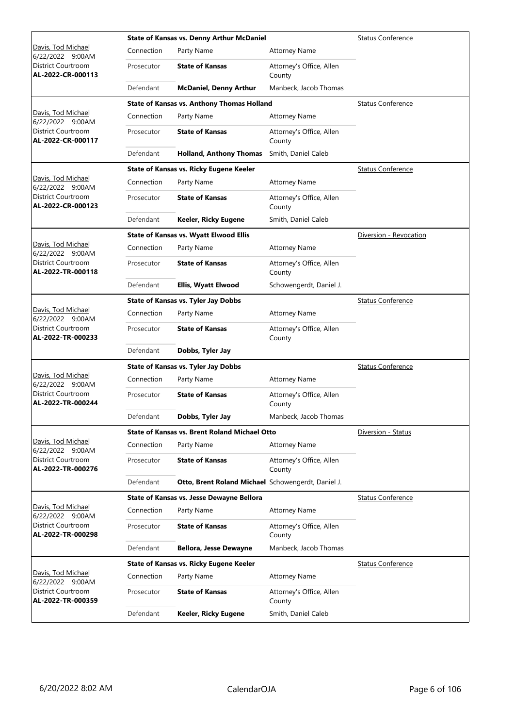| Judge / Date / Location / Case | Connection | Party Name | Attorney Name | Hearing Type |
|---|---|---|---|---|
| | **State of Kansas vs. Denny Arthur McDaniel** | | | Status Conference |
| Davis, Tod Michael 6/22/2022 9:00AM District Courtroom **AL-2022-CR-000113** | Connection | Party Name | Attorney Name | |
| | Prosecutor | **State of Kansas** | Attorney's Office, Allen County | |
| | Defendant | **McDaniel, Denny Arthur** | Manbeck, Jacob Thomas | |
| | **State of Kansas vs. Anthony Thomas Holland** | | | Status Conference |
| Davis, Tod Michael 6/22/2022 9:00AM District Courtroom **AL-2022-CR-000117** | Connection | Party Name | Attorney Name | |
| | Prosecutor | **State of Kansas** | Attorney's Office, Allen County | |
| | Defendant | **Holland, Anthony Thomas** | Smith, Daniel Caleb | |
| | **State of Kansas vs. Ricky Eugene Keeler** | | | Status Conference |
| Davis, Tod Michael 6/22/2022 9:00AM District Courtroom **AL-2022-CR-000123** | Connection | Party Name | Attorney Name | |
| | Prosecutor | **State of Kansas** | Attorney's Office, Allen County | |
| | Defendant | **Keeler, Ricky Eugene** | Smith, Daniel Caleb | |
| | **State of Kansas vs. Wyatt Elwood Ellis** | | | Diversion - Revocation |
| Davis, Tod Michael 6/22/2022 9:00AM District Courtroom **AL-2022-TR-000118** | Connection | Party Name | Attorney Name | |
| | Prosecutor | **State of Kansas** | Attorney's Office, Allen County | |
| | Defendant | **Ellis, Wyatt Elwood** | Schowengerdt, Daniel J. | |
| | **State of Kansas vs. Tyler Jay Dobbs** | | | Status Conference |
| Davis, Tod Michael 6/22/2022 9:00AM District Courtroom **AL-2022-TR-000233** | Connection | Party Name | Attorney Name | |
| | Prosecutor | **State of Kansas** | Attorney's Office, Allen County | |
| | Defendant | **Dobbs, Tyler Jay** | | |
| | **State of Kansas vs. Tyler Jay Dobbs** | | | Status Conference |
| Davis, Tod Michael 6/22/2022 9:00AM District Courtroom **AL-2022-TR-000244** | Connection | Party Name | Attorney Name | |
| | Prosecutor | **State of Kansas** | Attorney's Office, Allen County | |
| | Defendant | **Dobbs, Tyler Jay** | Manbeck, Jacob Thomas | |
| | **State of Kansas vs. Brent Roland Michael Otto** | | | Diversion - Status |
| Davis, Tod Michael 6/22/2022 9:00AM District Courtroom **AL-2022-TR-000276** | Connection | Party Name | Attorney Name | |
| | Prosecutor | **State of Kansas** | Attorney's Office, Allen County | |
| | Defendant | **Otto, Brent Roland Michael** | Schowengerdt, Daniel J. | |
| | **State of Kansas vs. Jesse Dewayne Bellora** | | | Status Conference |
| Davis, Tod Michael 6/22/2022 9:00AM District Courtroom **AL-2022-TR-000298** | Connection | Party Name | Attorney Name | |
| | Prosecutor | **State of Kansas** | Attorney's Office, Allen County | |
| | Defendant | **Bellora, Jesse Dewayne** | Manbeck, Jacob Thomas | |
| | **State of Kansas vs. Ricky Eugene Keeler** | | | Status Conference |
| Davis, Tod Michael 6/22/2022 9:00AM District Courtroom **AL-2022-TR-000359** | Connection | Party Name | Attorney Name | |
| | Prosecutor | **State of Kansas** | Attorney's Office, Allen County | |
| | Defendant | **Keeler, Ricky Eugene** | Smith, Daniel Caleb | |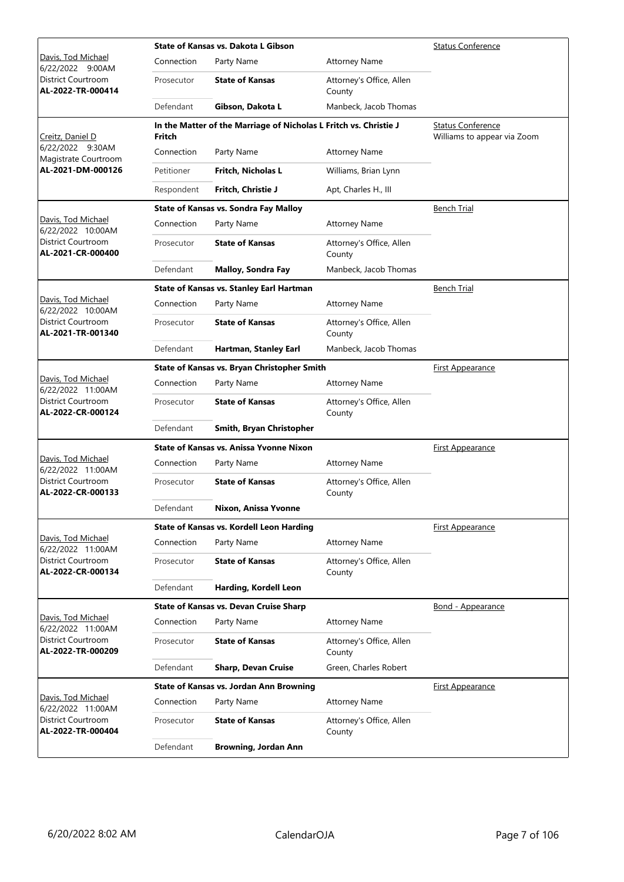| Judge / Date / Location / Case | Case Title | Connection | Party Name | Attorney Name | Hearing Type |
|---|---|---|---|---|---|
| Davis, Tod Michael<br>6/22/2022 9:00AM<br>District Courtroom<br>**AL-2022-TR-000414** | **State of Kansas vs. Dakota L Gibson** | Prosecutor | **State of Kansas** | Attorney's Office, Allen County | Status Conference |
| | | Defendant | **Gibson, Dakota L** | Manbeck, Jacob Thomas | |
| Creitz, Daniel D<br>6/22/2022 9:30AM<br>Magistrate Courtroom<br>**AL-2021-DM-000126** | **In the Matter of the Marriage of Nicholas L Fritch vs. Christie J Fritch** | Petitioner | **Fritch, Nicholas L** | Williams, Brian Lynn | Status Conference<br>Williams to appear via Zoom |
| | | Respondent | **Fritch, Christie J** | Apt, Charles H., III | |
| Davis, Tod Michael<br>6/22/2022 10:00AM<br>District Courtroom<br>**AL-2021-CR-000400** | **State of Kansas vs. Sondra Fay Malloy** | Prosecutor | **State of Kansas** | Attorney's Office, Allen County | Bench Trial |
| | | Defendant | **Malloy, Sondra Fay** | Manbeck, Jacob Thomas | |
| Davis, Tod Michael<br>6/22/2022 10:00AM<br>District Courtroom<br>**AL-2021-TR-001340** | **State of Kansas vs. Stanley Earl Hartman** | Prosecutor | **State of Kansas** | Attorney's Office, Allen County | Bench Trial |
| | | Defendant | **Hartman, Stanley Earl** | Manbeck, Jacob Thomas | |
| Davis, Tod Michael<br>6/22/2022 11:00AM<br>District Courtroom<br>**AL-2022-CR-000124** | **State of Kansas vs. Bryan Christopher Smith** | Prosecutor | **State of Kansas** | Attorney's Office, Allen County | First Appearance |
| | | Defendant | **Smith, Bryan Christopher** | | |
| Davis, Tod Michael<br>6/22/2022 11:00AM<br>District Courtroom<br>**AL-2022-CR-000133** | **State of Kansas vs. Anissa Yvonne Nixon** | Prosecutor | **State of Kansas** | Attorney's Office, Allen County | First Appearance |
| | | Defendant | **Nixon, Anissa Yvonne** | | |
| Davis, Tod Michael<br>6/22/2022 11:00AM<br>District Courtroom<br>**AL-2022-CR-000134** | **State of Kansas vs. Kordell Leon Harding** | Prosecutor | **State of Kansas** | Attorney's Office, Allen County | First Appearance |
| | | Defendant | **Harding, Kordell Leon** | | |
| Davis, Tod Michael<br>6/22/2022 11:00AM<br>District Courtroom<br>**AL-2022-TR-000209** | **State of Kansas vs. Devan Cruise Sharp** | Prosecutor | **State of Kansas** | Attorney's Office, Allen County | Bond - Appearance |
| | | Defendant | **Sharp, Devan Cruise** | Green, Charles Robert | |
| Davis, Tod Michael<br>6/22/2022 11:00AM<br>District Courtroom<br>**AL-2022-TR-000404** | **State of Kansas vs. Jordan Ann Browning** | Prosecutor | **State of Kansas** | Attorney's Office, Allen County | First Appearance |
| | | Defendant | **Browning, Jordan Ann** | | |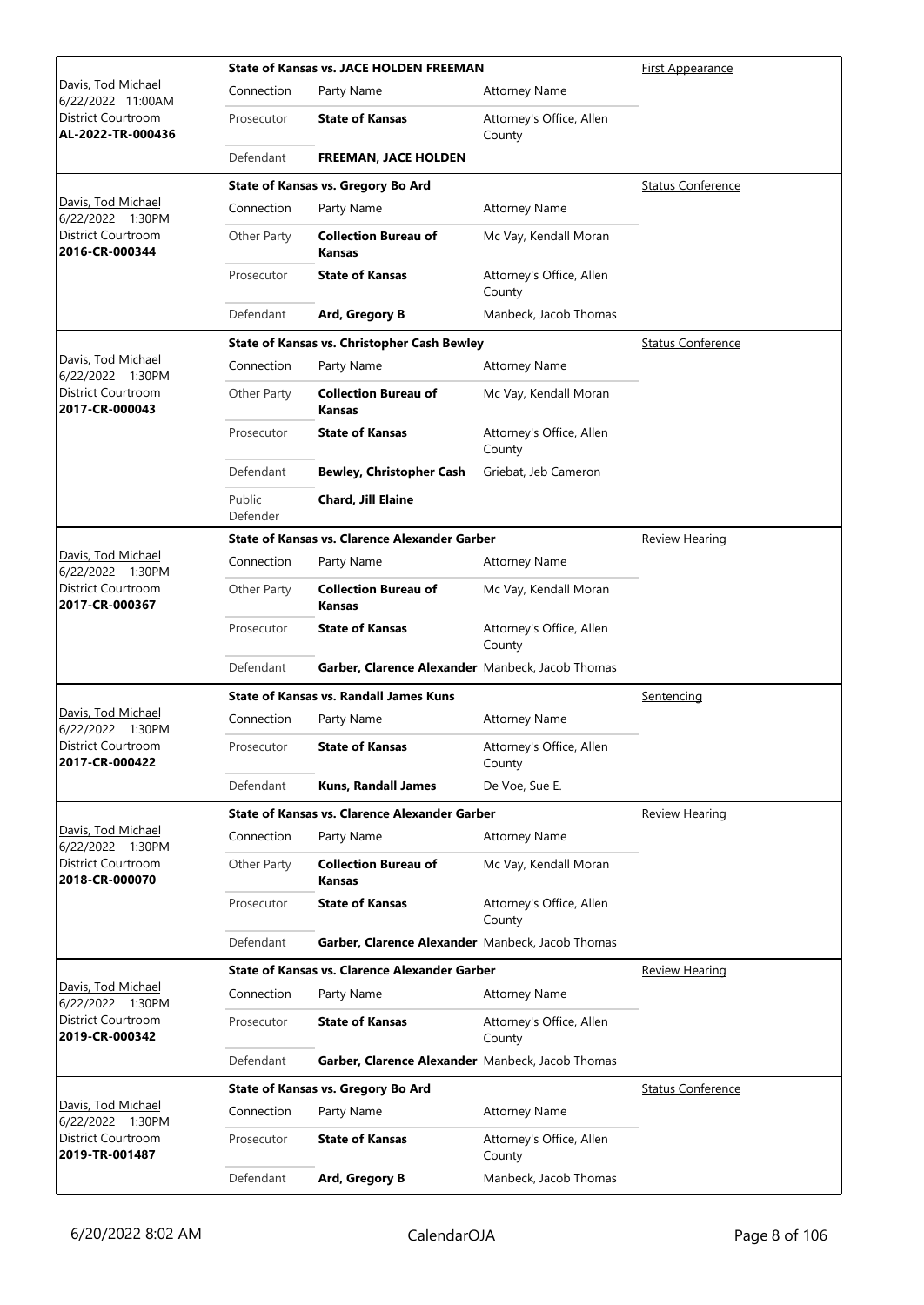| Judge / Date / Location / Case | Connection | Party Name | Attorney Name | Hearing Type |
|---|---|---|---|---|
| Davis, Tod Michael 6/22/2022 11:00AM District Courtroom **AL-2022-TR-000436** | **State of Kansas vs. JACE HOLDEN FREEMAN** | | | First Appearance |
| | Connection | Party Name | Attorney Name | |
| | Prosecutor | **State of Kansas** | Attorney's Office, Allen County | |
| | Defendant | **FREEMAN, JACE HOLDEN** | | |
| Davis, Tod Michael 6/22/2022 1:30PM District Courtroom **2016-CR-000344** | **State of Kansas vs. Gregory Bo Ard** | | | Status Conference |
| | Connection | Party Name | Attorney Name | |
| | Other Party | **Collection Bureau of Kansas** | Mc Vay, Kendall Moran | |
| | Prosecutor | **State of Kansas** | Attorney's Office, Allen County | |
| | Defendant | **Ard, Gregory B** | Manbeck, Jacob Thomas | |
| Davis, Tod Michael 6/22/2022 1:30PM District Courtroom **2017-CR-000043** | **State of Kansas vs. Christopher Cash Bewley** | | | Status Conference |
| | Connection | Party Name | Attorney Name | |
| | Other Party | **Collection Bureau of Kansas** | Mc Vay, Kendall Moran | |
| | Prosecutor | **State of Kansas** | Attorney's Office, Allen County | |
| | Defendant | **Bewley, Christopher Cash** | Griebat, Jeb Cameron | |
| | Public Defender | **Chard, Jill Elaine** | | |
| Davis, Tod Michael 6/22/2022 1:30PM District Courtroom **2017-CR-000367** | **State of Kansas vs. Clarence Alexander Garber** | | | Review Hearing |
| | Connection | Party Name | Attorney Name | |
| | Other Party | **Collection Bureau of Kansas** | Mc Vay, Kendall Moran | |
| | Prosecutor | **State of Kansas** | Attorney's Office, Allen County | |
| | Defendant | **Garber, Clarence Alexander** | Manbeck, Jacob Thomas | |
| Davis, Tod Michael 6/22/2022 1:30PM District Courtroom **2017-CR-000422** | **State of Kansas vs. Randall James Kuns** | | | Sentencing |
| | Connection | Party Name | Attorney Name | |
| | Prosecutor | **State of Kansas** | Attorney's Office, Allen County | |
| | Defendant | **Kuns, Randall James** | De Voe, Sue E. | |
| Davis, Tod Michael 6/22/2022 1:30PM District Courtroom **2018-CR-000070** | **State of Kansas vs. Clarence Alexander Garber** | | | Review Hearing |
| | Connection | Party Name | Attorney Name | |
| | Other Party | **Collection Bureau of Kansas** | Mc Vay, Kendall Moran | |
| | Prosecutor | **State of Kansas** | Attorney's Office, Allen County | |
| | Defendant | **Garber, Clarence Alexander** | Manbeck, Jacob Thomas | |
| Davis, Tod Michael 6/22/2022 1:30PM District Courtroom **2019-CR-000342** | **State of Kansas vs. Clarence Alexander Garber** | | | Review Hearing |
| | Connection | Party Name | Attorney Name | |
| | Prosecutor | **State of Kansas** | Attorney's Office, Allen County | |
| | Defendant | **Garber, Clarence Alexander** | Manbeck, Jacob Thomas | |
| Davis, Tod Michael 6/22/2022 1:30PM District Courtroom **2019-TR-001487** | **State of Kansas vs. Gregory Bo Ard** | | | Status Conference |
| | Connection | Party Name | Attorney Name | |
| | Prosecutor | **State of Kansas** | Attorney's Office, Allen County | |
| | Defendant | **Ard, Gregory B** | Manbeck, Jacob Thomas | |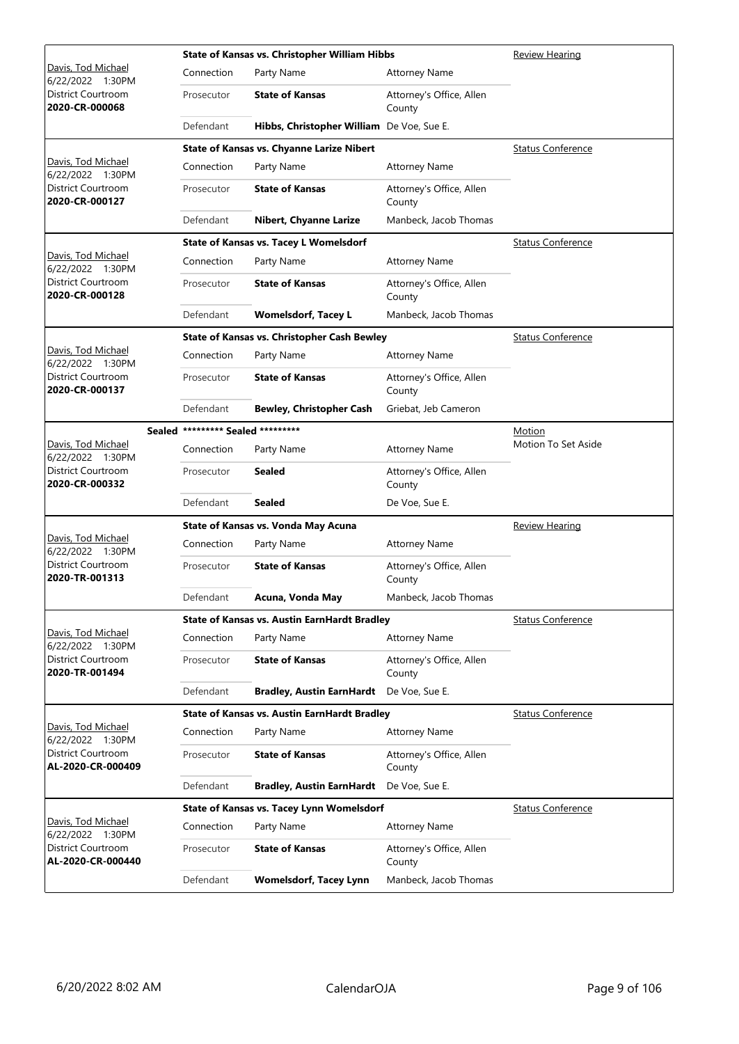| Judge / Date / Location / Case | Case Title | Connection | Party Name | Attorney Name | Hearing Type |
|---|---|---|---|---|---|
| Davis, Tod Michael<br>6/22/2022 1:30PM<br>District Courtroom<br>**2020-CR-000068** | **State of Kansas vs. Christopher William Hibbs** | Prosecutor | **State of Kansas** | Attorney's Office, Allen County | Review Hearing |
| | | Defendant | **Hibbs, Christopher William** | De Voe, Sue E. | |
| Davis, Tod Michael<br>6/22/2022 1:30PM<br>District Courtroom<br>**2020-CR-000127** | **State of Kansas vs. Chyanne Larize Nibert** | Prosecutor | **State of Kansas** | Attorney's Office, Allen County | Status Conference |
| | | Defendant | **Nibert, Chyanne Larize** | Manbeck, Jacob Thomas | |
| Davis, Tod Michael<br>6/22/2022 1:30PM<br>District Courtroom<br>**2020-CR-000128** | **State of Kansas vs. Tacey L Womelsdorf** | Prosecutor | **State of Kansas** | Attorney's Office, Allen County | Status Conference |
| | | Defendant | **Womelsdorf, Tacey L** | Manbeck, Jacob Thomas | |
| Davis, Tod Michael<br>6/22/2022 1:30PM<br>District Courtroom<br>**2020-CR-000137** | **State of Kansas vs. Christopher Cash Bewley** | Prosecutor | **State of Kansas** | Attorney's Office, Allen County | Status Conference |
| | | Defendant | **Bewley, Christopher Cash** | Griebat, Jeb Cameron | |
| Davis, Tod Michael<br>6/22/2022 1:30PM<br>District Courtroom<br>**2020-CR-000332** | **Sealed \*\*\*\*\*\*\*\*\* Sealed \*\*\*\*\*\*\*\*\*** | Prosecutor | **Sealed** | Attorney's Office, Allen County | Motion<br>Motion To Set Aside |
| | | Defendant | **Sealed** | De Voe, Sue E. | |
| Davis, Tod Michael<br>6/22/2022 1:30PM<br>District Courtroom<br>**2020-TR-001313** | **State of Kansas vs. Vonda May Acuna** | Prosecutor | **State of Kansas** | Attorney's Office, Allen County | Review Hearing |
| | | Defendant | **Acuna, Vonda May** | Manbeck, Jacob Thomas | |
| Davis, Tod Michael<br>6/22/2022 1:30PM<br>District Courtroom<br>**2020-TR-001494** | **State of Kansas vs. Austin EarnHardt Bradley** | Prosecutor | **State of Kansas** | Attorney's Office, Allen County | Status Conference |
| | | Defendant | **Bradley, Austin EarnHardt** | De Voe, Sue E. | |
| Davis, Tod Michael<br>6/22/2022 1:30PM<br>District Courtroom<br>**AL-2020-CR-000409** | **State of Kansas vs. Austin EarnHardt Bradley** | Prosecutor | **State of Kansas** | Attorney's Office, Allen County | Status Conference |
| | | Defendant | **Bradley, Austin EarnHardt** | De Voe, Sue E. | |
| Davis, Tod Michael<br>6/22/2022 1:30PM<br>District Courtroom<br>**AL-2020-CR-000440** | **State of Kansas vs. Tacey Lynn Womelsdorf** | Prosecutor | **State of Kansas** | Attorney's Office, Allen County | Status Conference |
| | | Defendant | **Womelsdorf, Tacey Lynn** | Manbeck, Jacob Thomas | |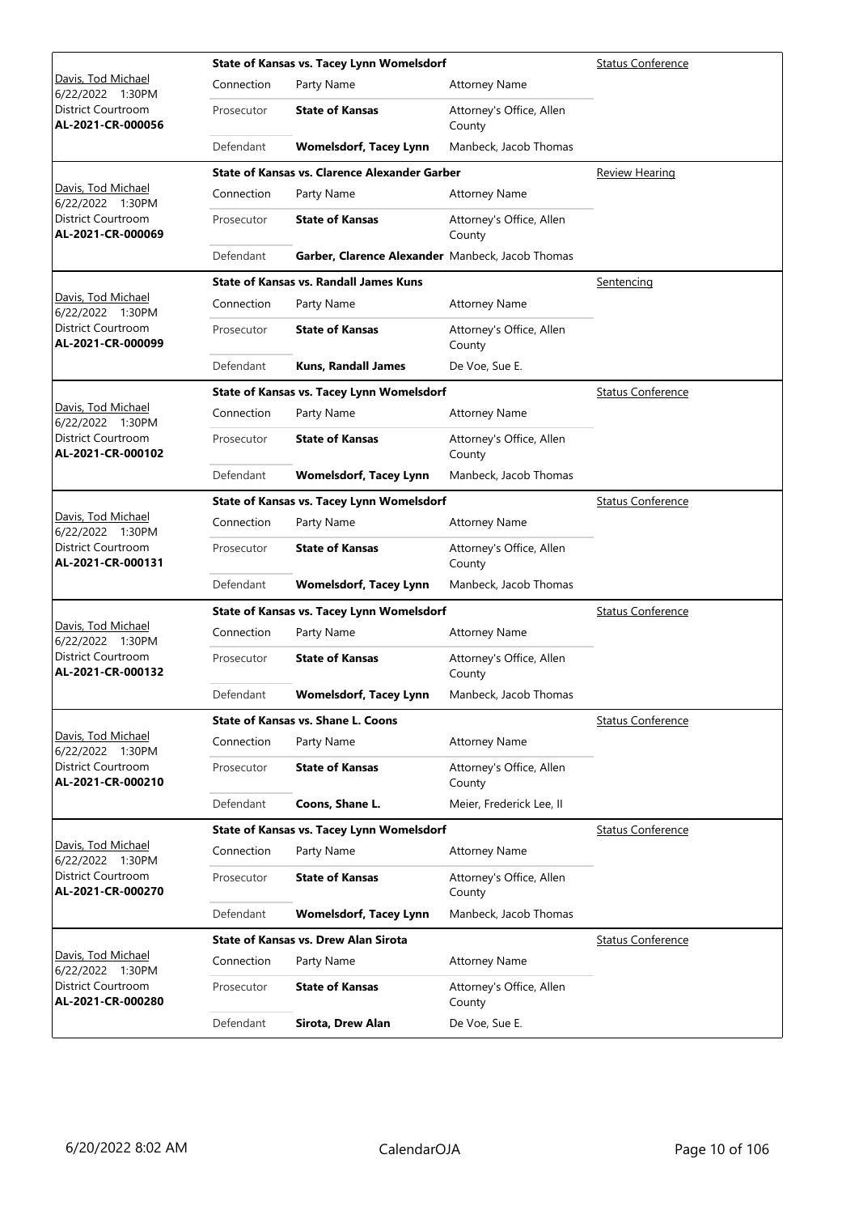| Judge / Date / Location / Case | Connection | Party Name | Attorney Name | Hearing Type |
|---|---|---|---|---|
| Davis, Tod Michael 6/22/2022 1:30PM District Courtroom **AL-2021-CR-000056** | **State of Kansas vs. Tacey Lynn Womelsdorf** | | | Status Conference |
| | Prosecutor | **State of Kansas** | Attorney's Office, Allen County | |
| | Defendant | **Womelsdorf, Tacey Lynn** | Manbeck, Jacob Thomas | |
| Davis, Tod Michael 6/22/2022 1:30PM District Courtroom **AL-2021-CR-000069** | **State of Kansas vs. Clarence Alexander Garber** | | | Review Hearing |
| | Prosecutor | **State of Kansas** | Attorney's Office, Allen County | |
| | Defendant | **Garber, Clarence Alexander** | Manbeck, Jacob Thomas | |
| Davis, Tod Michael 6/22/2022 1:30PM District Courtroom **AL-2021-CR-000099** | **State of Kansas vs. Randall James Kuns** | | | Sentencing |
| | Prosecutor | **State of Kansas** | Attorney's Office, Allen County | |
| | Defendant | **Kuns, Randall James** | De Voe, Sue E. | |
| Davis, Tod Michael 6/22/2022 1:30PM District Courtroom **AL-2021-CR-000102** | **State of Kansas vs. Tacey Lynn Womelsdorf** | | | Status Conference |
| | Prosecutor | **State of Kansas** | Attorney's Office, Allen County | |
| | Defendant | **Womelsdorf, Tacey Lynn** | Manbeck, Jacob Thomas | |
| Davis, Tod Michael 6/22/2022 1:30PM District Courtroom **AL-2021-CR-000131** | **State of Kansas vs. Tacey Lynn Womelsdorf** | | | Status Conference |
| | Prosecutor | **State of Kansas** | Attorney's Office, Allen County | |
| | Defendant | **Womelsdorf, Tacey Lynn** | Manbeck, Jacob Thomas | |
| Davis, Tod Michael 6/22/2022 1:30PM District Courtroom **AL-2021-CR-000132** | **State of Kansas vs. Tacey Lynn Womelsdorf** | | | Status Conference |
| | Prosecutor | **State of Kansas** | Attorney's Office, Allen County | |
| | Defendant | **Womelsdorf, Tacey Lynn** | Manbeck, Jacob Thomas | |
| Davis, Tod Michael 6/22/2022 1:30PM District Courtroom **AL-2021-CR-000210** | **State of Kansas vs. Shane L. Coons** | | | Status Conference |
| | Prosecutor | **State of Kansas** | Attorney's Office, Allen County | |
| | Defendant | **Coons, Shane L.** | Meier, Frederick Lee, II | |
| Davis, Tod Michael 6/22/2022 1:30PM District Courtroom **AL-2021-CR-000270** | **State of Kansas vs. Tacey Lynn Womelsdorf** | | | Status Conference |
| | Prosecutor | **State of Kansas** | Attorney's Office, Allen County | |
| | Defendant | **Womelsdorf, Tacey Lynn** | Manbeck, Jacob Thomas | |
| Davis, Tod Michael 6/22/2022 1:30PM District Courtroom **AL-2021-CR-000280** | **State of Kansas vs. Drew Alan Sirota** | | | Status Conference |
| | Prosecutor | **State of Kansas** | Attorney's Office, Allen County | |
| | Defendant | **Sirota, Drew Alan** | De Voe, Sue E. | |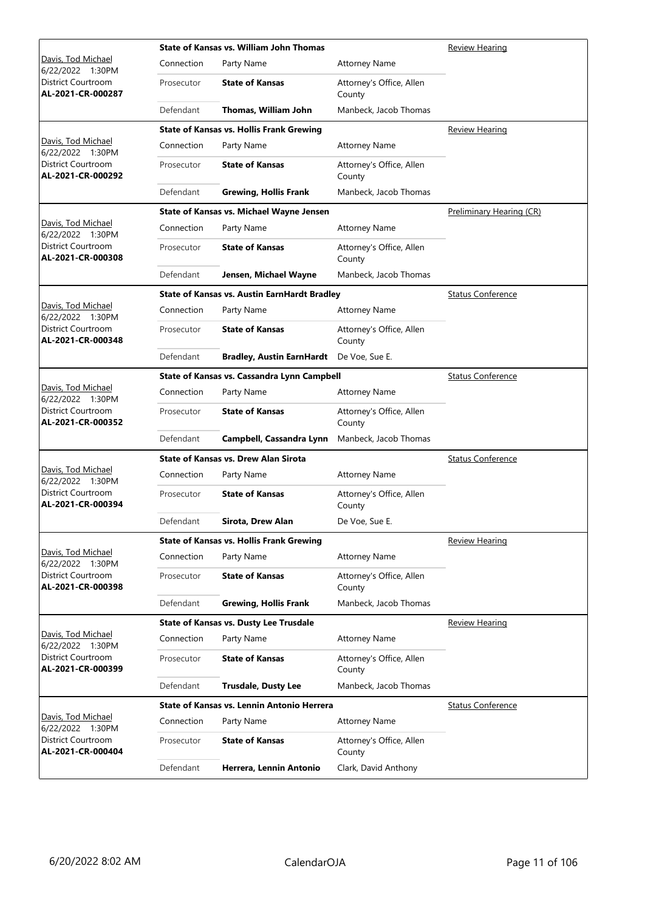| Judge / Date / Location / Case No. | Case Title | | | Hearing Type |
|---|---|---|---|---|
| Davis, Tod Michael<br>6/22/2022 1:30PM<br>District Courtroom<br>**AL-2021-CR-000287** | **State of Kansas vs. William John Thomas** | | | Review Hearing |
| | Connection | Party Name | Attorney Name | |
| | Prosecutor | **State of Kansas** | Attorney's Office, Allen County | |
| | Defendant | **Thomas, William John** | Manbeck, Jacob Thomas | |
| Davis, Tod Michael<br>6/22/2022 1:30PM<br>District Courtroom<br>**AL-2021-CR-000292** | **State of Kansas vs. Hollis Frank Grewing** | | | Review Hearing |
| | Connection | Party Name | Attorney Name | |
| | Prosecutor | **State of Kansas** | Attorney's Office, Allen County | |
| | Defendant | **Grewing, Hollis Frank** | Manbeck, Jacob Thomas | |
| Davis, Tod Michael<br>6/22/2022 1:30PM<br>District Courtroom<br>**AL-2021-CR-000308** | **State of Kansas vs. Michael Wayne Jensen** | | | Preliminary Hearing (CR) |
| | Connection | Party Name | Attorney Name | |
| | Prosecutor | **State of Kansas** | Attorney's Office, Allen County | |
| | Defendant | **Jensen, Michael Wayne** | Manbeck, Jacob Thomas | |
| Davis, Tod Michael<br>6/22/2022 1:30PM<br>District Courtroom<br>**AL-2021-CR-000348** | **State of Kansas vs. Austin EarnHardt Bradley** | | | Status Conference |
| | Connection | Party Name | Attorney Name | |
| | Prosecutor | **State of Kansas** | Attorney's Office, Allen County | |
| | Defendant | **Bradley, Austin EarnHardt** | De Voe, Sue E. | |
| Davis, Tod Michael<br>6/22/2022 1:30PM<br>District Courtroom<br>**AL-2021-CR-000352** | **State of Kansas vs. Cassandra Lynn Campbell** | | | Status Conference |
| | Connection | Party Name | Attorney Name | |
| | Prosecutor | **State of Kansas** | Attorney's Office, Allen County | |
| | Defendant | **Campbell, Cassandra Lynn** | Manbeck, Jacob Thomas | |
| Davis, Tod Michael<br>6/22/2022 1:30PM<br>District Courtroom<br>**AL-2021-CR-000394** | **State of Kansas vs. Drew Alan Sirota** | | | Status Conference |
| | Connection | Party Name | Attorney Name | |
| | Prosecutor | **State of Kansas** | Attorney's Office, Allen County | |
| | Defendant | **Sirota, Drew Alan** | De Voe, Sue E. | |
| Davis, Tod Michael<br>6/22/2022 1:30PM<br>District Courtroom<br>**AL-2021-CR-000398** | **State of Kansas vs. Hollis Frank Grewing** | | | Review Hearing |
| | Connection | Party Name | Attorney Name | |
| | Prosecutor | **State of Kansas** | Attorney's Office, Allen County | |
| | Defendant | **Grewing, Hollis Frank** | Manbeck, Jacob Thomas | |
| Davis, Tod Michael<br>6/22/2022 1:30PM<br>District Courtroom<br>**AL-2021-CR-000399** | **State of Kansas vs. Dusty Lee Trusdale** | | | Review Hearing |
| | Connection | Party Name | Attorney Name | |
| | Prosecutor | **State of Kansas** | Attorney's Office, Allen County | |
| | Defendant | **Trusdale, Dusty Lee** | Manbeck, Jacob Thomas | |
| Davis, Tod Michael<br>6/22/2022 1:30PM<br>District Courtroom<br>**AL-2021-CR-000404** | **State of Kansas vs. Lennin Antonio Herrera** | | | Status Conference |
| | Connection | Party Name | Attorney Name | |
| | Prosecutor | **State of Kansas** | Attorney's Office, Allen County | |
| | Defendant | **Herrera, Lennin Antonio** | Clark, David Anthony | |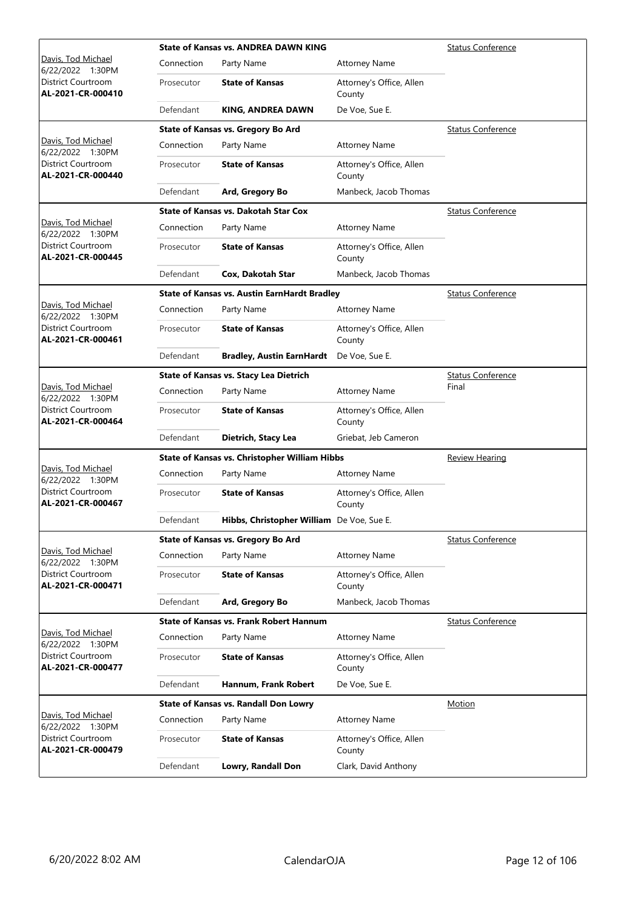| Judge / Date / Location / Case | Case Title | Connection | Party Name | Attorney Name | Hearing Type |
|---|---|---|---|---|---|
| Davis, Tod Michael 6/22/2022 1:30PM District Courtroom **AL-2021-CR-000410** | **State of Kansas vs. ANDREA DAWN KING** | Prosecutor | **State of Kansas** | Attorney's Office, Allen County | Status Conference |
| | | Defendant | **KING, ANDREA DAWN** | De Voe, Sue E. | |
| Davis, Tod Michael 6/22/2022 1:30PM District Courtroom **AL-2021-CR-000440** | **State of Kansas vs. Gregory Bo Ard** | Prosecutor | **State of Kansas** | Attorney's Office, Allen County | Status Conference |
| | | Defendant | **Ard, Gregory Bo** | Manbeck, Jacob Thomas | |
| Davis, Tod Michael 6/22/2022 1:30PM District Courtroom **AL-2021-CR-000445** | **State of Kansas vs. Dakotah Star Cox** | Prosecutor | **State of Kansas** | Attorney's Office, Allen County | Status Conference |
| | | Defendant | **Cox, Dakotah Star** | Manbeck, Jacob Thomas | |
| Davis, Tod Michael 6/22/2022 1:30PM District Courtroom **AL-2021-CR-000461** | **State of Kansas vs. Austin EarnHardt Bradley** | Prosecutor | **State of Kansas** | Attorney's Office, Allen County | Status Conference |
| | | Defendant | **Bradley, Austin EarnHardt** | De Voe, Sue E. | |
| Davis, Tod Michael 6/22/2022 1:30PM District Courtroom **AL-2021-CR-000464** | **State of Kansas vs. Stacy Lea Dietrich** | Prosecutor | **State of Kansas** | Attorney's Office, Allen County | Status Conference Final |
| | | Defendant | **Dietrich, Stacy Lea** | Griebat, Jeb Cameron | |
| Davis, Tod Michael 6/22/2022 1:30PM District Courtroom **AL-2021-CR-000467** | **State of Kansas vs. Christopher William Hibbs** | Prosecutor | **State of Kansas** | Attorney's Office, Allen County | Review Hearing |
| | | Defendant | **Hibbs, Christopher William** | De Voe, Sue E. | |
| Davis, Tod Michael 6/22/2022 1:30PM District Courtroom **AL-2021-CR-000471** | **State of Kansas vs. Gregory Bo Ard** | Prosecutor | **State of Kansas** | Attorney's Office, Allen County | Status Conference |
| | | Defendant | **Ard, Gregory Bo** | Manbeck, Jacob Thomas | |
| Davis, Tod Michael 6/22/2022 1:30PM District Courtroom **AL-2021-CR-000477** | **State of Kansas vs. Frank Robert Hannum** | Prosecutor | **State of Kansas** | Attorney's Office, Allen County | Status Conference |
| | | Defendant | **Hannum, Frank Robert** | De Voe, Sue E. | |
| Davis, Tod Michael 6/22/2022 1:30PM District Courtroom **AL-2021-CR-000479** | **State of Kansas vs. Randall Don Lowry** | Prosecutor | **State of Kansas** | Attorney's Office, Allen County | Motion |
| | | Defendant | **Lowry, Randall Don** | Clark, David Anthony | |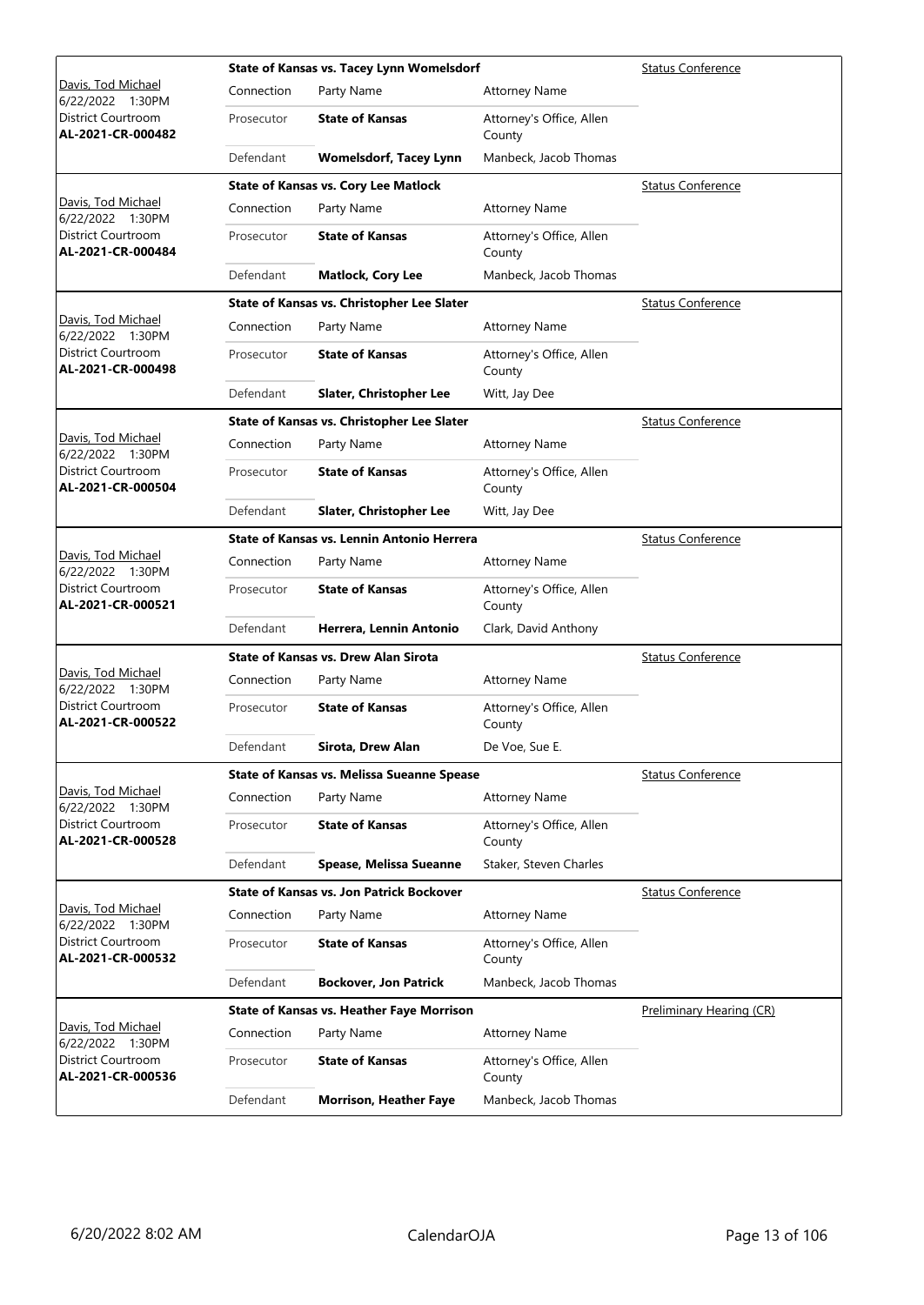| Judge / Date / Location / Case No. | Case Title | | | Hearing Type |
|---|---|---|---|---|
| Davis, Tod Michael<br>6/22/2022 1:30PM<br>District Courtroom<br>**AL-2021-CR-000482** | **State of Kansas vs. Tacey Lynn Womelsdorf** | | | Status Conference |
| | Connection | Party Name | Attorney Name | |
| | Prosecutor | **State of Kansas** | Attorney's Office, Allen County | |
| | Defendant | **Womelsdorf, Tacey Lynn** | Manbeck, Jacob Thomas | |
| Davis, Tod Michael<br>6/22/2022 1:30PM<br>District Courtroom<br>**AL-2021-CR-000484** | **State of Kansas vs. Cory Lee Matlock** | | | Status Conference |
| | Connection | Party Name | Attorney Name | |
| | Prosecutor | **State of Kansas** | Attorney's Office, Allen County | |
| | Defendant | **Matlock, Cory Lee** | Manbeck, Jacob Thomas | |
| Davis, Tod Michael<br>6/22/2022 1:30PM<br>District Courtroom<br>**AL-2021-CR-000498** | **State of Kansas vs. Christopher Lee Slater** | | | Status Conference |
| | Connection | Party Name | Attorney Name | |
| | Prosecutor | **State of Kansas** | Attorney's Office, Allen County | |
| | Defendant | **Slater, Christopher Lee** | Witt, Jay Dee | |
| Davis, Tod Michael<br>6/22/2022 1:30PM<br>District Courtroom<br>**AL-2021-CR-000504** | **State of Kansas vs. Christopher Lee Slater** | | | Status Conference |
| | Connection | Party Name | Attorney Name | |
| | Prosecutor | **State of Kansas** | Attorney's Office, Allen County | |
| | Defendant | **Slater, Christopher Lee** | Witt, Jay Dee | |
| Davis, Tod Michael<br>6/22/2022 1:30PM<br>District Courtroom<br>**AL-2021-CR-000521** | **State of Kansas vs. Lennin Antonio Herrera** | | | Status Conference |
| | Connection | Party Name | Attorney Name | |
| | Prosecutor | **State of Kansas** | Attorney's Office, Allen County | |
| | Defendant | **Herrera, Lennin Antonio** | Clark, David Anthony | |
| Davis, Tod Michael<br>6/22/2022 1:30PM<br>District Courtroom<br>**AL-2021-CR-000522** | **State of Kansas vs. Drew Alan Sirota** | | | Status Conference |
| | Connection | Party Name | Attorney Name | |
| | Prosecutor | **State of Kansas** | Attorney's Office, Allen County | |
| | Defendant | **Sirota, Drew Alan** | De Voe, Sue E. | |
| Davis, Tod Michael<br>6/22/2022 1:30PM<br>District Courtroom<br>**AL-2021-CR-000528** | **State of Kansas vs. Melissa Sueanne Spease** | | | Status Conference |
| | Connection | Party Name | Attorney Name | |
| | Prosecutor | **State of Kansas** | Attorney's Office, Allen County | |
| | Defendant | **Spease, Melissa Sueanne** | Staker, Steven Charles | |
| Davis, Tod Michael<br>6/22/2022 1:30PM<br>District Courtroom<br>**AL-2021-CR-000532** | **State of Kansas vs. Jon Patrick Bockover** | | | Status Conference |
| | Connection | Party Name | Attorney Name | |
| | Prosecutor | **State of Kansas** | Attorney's Office, Allen County | |
| | Defendant | **Bockover, Jon Patrick** | Manbeck, Jacob Thomas | |
| Davis, Tod Michael<br>6/22/2022 1:30PM<br>District Courtroom<br>**AL-2021-CR-000536** | **State of Kansas vs. Heather Faye Morrison** | | | Preliminary Hearing (CR) |
| | Connection | Party Name | Attorney Name | |
| | Prosecutor | **State of Kansas** | Attorney's Office, Allen County | |
| | Defendant | **Morrison, Heather Faye** | Manbeck, Jacob Thomas | |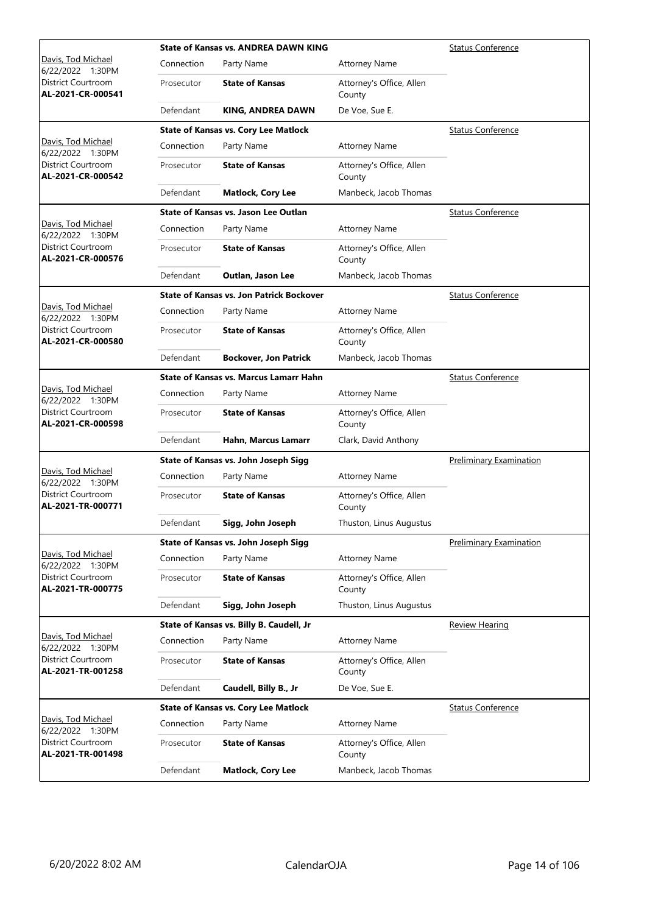| Judge / Date / Location / Case | Connection | Party Name | Attorney Name | Hearing Type |
|---|---|---|---|---|
| Davis, Tod Michael 6/22/2022 1:30PM District Courtroom **AL-2021-CR-000541** | **State of Kansas vs. ANDREA DAWN KING** | | | Status Conference |
| | Prosecutor | **State of Kansas** | Attorney's Office, Allen County | |
| | Defendant | **KING, ANDREA DAWN** | De Voe, Sue E. | |
| Davis, Tod Michael 6/22/2022 1:30PM District Courtroom **AL-2021-CR-000542** | **State of Kansas vs. Cory Lee Matlock** | | | Status Conference |
| | Prosecutor | **State of Kansas** | Attorney's Office, Allen County | |
| | Defendant | **Matlock, Cory Lee** | Manbeck, Jacob Thomas | |
| Davis, Tod Michael 6/22/2022 1:30PM District Courtroom **AL-2021-CR-000576** | **State of Kansas vs. Jason Lee Outlan** | | | Status Conference |
| | Prosecutor | **State of Kansas** | Attorney's Office, Allen County | |
| | Defendant | **Outlan, Jason Lee** | Manbeck, Jacob Thomas | |
| Davis, Tod Michael 6/22/2022 1:30PM District Courtroom **AL-2021-CR-000580** | **State of Kansas vs. Jon Patrick Bockover** | | | Status Conference |
| | Prosecutor | **State of Kansas** | Attorney's Office, Allen County | |
| | Defendant | **Bockover, Jon Patrick** | Manbeck, Jacob Thomas | |
| Davis, Tod Michael 6/22/2022 1:30PM District Courtroom **AL-2021-CR-000598** | **State of Kansas vs. Marcus Lamarr Hahn** | | | Status Conference |
| | Prosecutor | **State of Kansas** | Attorney's Office, Allen County | |
| | Defendant | **Hahn, Marcus Lamarr** | Clark, David Anthony | |
| Davis, Tod Michael 6/22/2022 1:30PM District Courtroom **AL-2021-TR-000771** | **State of Kansas vs. John Joseph Sigg** | | | Preliminary Examination |
| | Prosecutor | **State of Kansas** | Attorney's Office, Allen County | |
| | Defendant | **Sigg, John Joseph** | Thuston, Linus Augustus | |
| Davis, Tod Michael 6/22/2022 1:30PM District Courtroom **AL-2021-TR-000775** | **State of Kansas vs. John Joseph Sigg** | | | Preliminary Examination |
| | Prosecutor | **State of Kansas** | Attorney's Office, Allen County | |
| | Defendant | **Sigg, John Joseph** | Thuston, Linus Augustus | |
| Davis, Tod Michael 6/22/2022 1:30PM District Courtroom **AL-2021-TR-001258** | **State of Kansas vs. Billy B. Caudell, Jr** | | | Review Hearing |
| | Prosecutor | **State of Kansas** | Attorney's Office, Allen County | |
| | Defendant | **Caudell, Billy B., Jr** | De Voe, Sue E. | |
| Davis, Tod Michael 6/22/2022 1:30PM District Courtroom **AL-2021-TR-001498** | **State of Kansas vs. Cory Lee Matlock** | | | Status Conference |
| | Prosecutor | **State of Kansas** | Attorney's Office, Allen County | |
| | Defendant | **Matlock, Cory Lee** | Manbeck, Jacob Thomas | |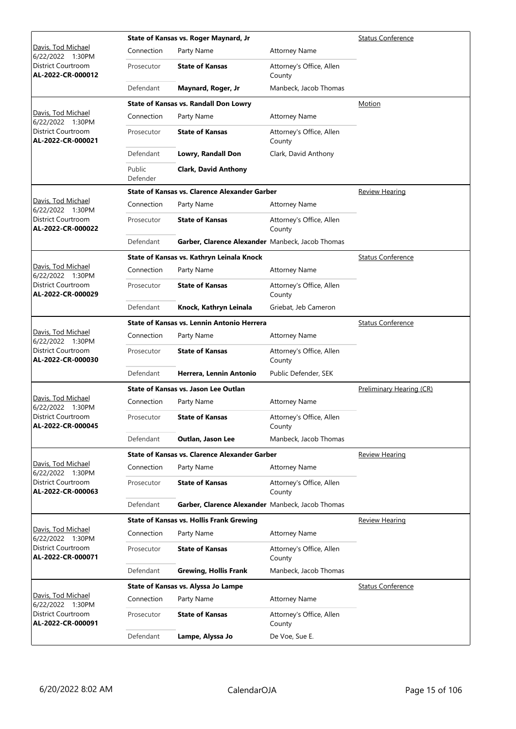| Judge / Date / Location / Case | Connection | Party Name | Attorney Name | Hearing Type |
|---|---|---|---|---|
| Davis, Tod Michael<br>6/22/2022 1:30PM<br>District Courtroom<br>**AL-2022-CR-000012** | **State of Kansas vs. Roger Maynard, Jr** | | | Status Conference |
| | Prosecutor | **State of Kansas** | Attorney's Office, Allen County | |
| | Defendant | **Maynard, Roger, Jr** | Manbeck, Jacob Thomas | |
| Davis, Tod Michael<br>6/22/2022 1:30PM<br>District Courtroom<br>**AL-2022-CR-000021** | **State of Kansas vs. Randall Don Lowry** | | | Motion |
| | Prosecutor | **State of Kansas** | Attorney's Office, Allen County | |
| | Defendant | **Lowry, Randall Don** | Clark, David Anthony | |
| | Public Defender | **Clark, David Anthony** | | |
| Davis, Tod Michael<br>6/22/2022 1:30PM<br>District Courtroom<br>**AL-2022-CR-000022** | **State of Kansas vs. Clarence Alexander Garber** | | | Review Hearing |
| | Prosecutor | **State of Kansas** | Attorney's Office, Allen County | |
| | Defendant | **Garber, Clarence Alexander** | Manbeck, Jacob Thomas | |
| Davis, Tod Michael<br>6/22/2022 1:30PM<br>District Courtroom<br>**AL-2022-CR-000029** | **State of Kansas vs. Kathryn Leinala Knock** | | | Status Conference |
| | Prosecutor | **State of Kansas** | Attorney's Office, Allen County | |
| | Defendant | **Knock, Kathryn Leinala** | Griebat, Jeb Cameron | |
| Davis, Tod Michael<br>6/22/2022 1:30PM<br>District Courtroom<br>**AL-2022-CR-000030** | **State of Kansas vs. Lennin Antonio Herrera** | | | Status Conference |
| | Prosecutor | **State of Kansas** | Attorney's Office, Allen County | |
| | Defendant | **Herrera, Lennin Antonio** | Public Defender, SEK | |
| Davis, Tod Michael<br>6/22/2022 1:30PM<br>District Courtroom<br>**AL-2022-CR-000045** | **State of Kansas vs. Jason Lee Outlan** | | | Preliminary Hearing (CR) |
| | Prosecutor | **State of Kansas** | Attorney's Office, Allen County | |
| | Defendant | **Outlan, Jason Lee** | Manbeck, Jacob Thomas | |
| Davis, Tod Michael<br>6/22/2022 1:30PM<br>District Courtroom<br>**AL-2022-CR-000063** | **State of Kansas vs. Clarence Alexander Garber** | | | Review Hearing |
| | Prosecutor | **State of Kansas** | Attorney's Office, Allen County | |
| | Defendant | **Garber, Clarence Alexander** | Manbeck, Jacob Thomas | |
| Davis, Tod Michael<br>6/22/2022 1:30PM<br>District Courtroom<br>**AL-2022-CR-000071** | **State of Kansas vs. Hollis Frank Grewing** | | | Review Hearing |
| | Prosecutor | **State of Kansas** | Attorney's Office, Allen County | |
| | Defendant | **Grewing, Hollis Frank** | Manbeck, Jacob Thomas | |
| Davis, Tod Michael<br>6/22/2022 1:30PM<br>District Courtroom<br>**AL-2022-CR-000091** | **State of Kansas vs. Alyssa Jo Lampe** | | | Status Conference |
| | Prosecutor | **State of Kansas** | Attorney's Office, Allen County | |
| | Defendant | **Lampe, Alyssa Jo** | De Voe, Sue E. | |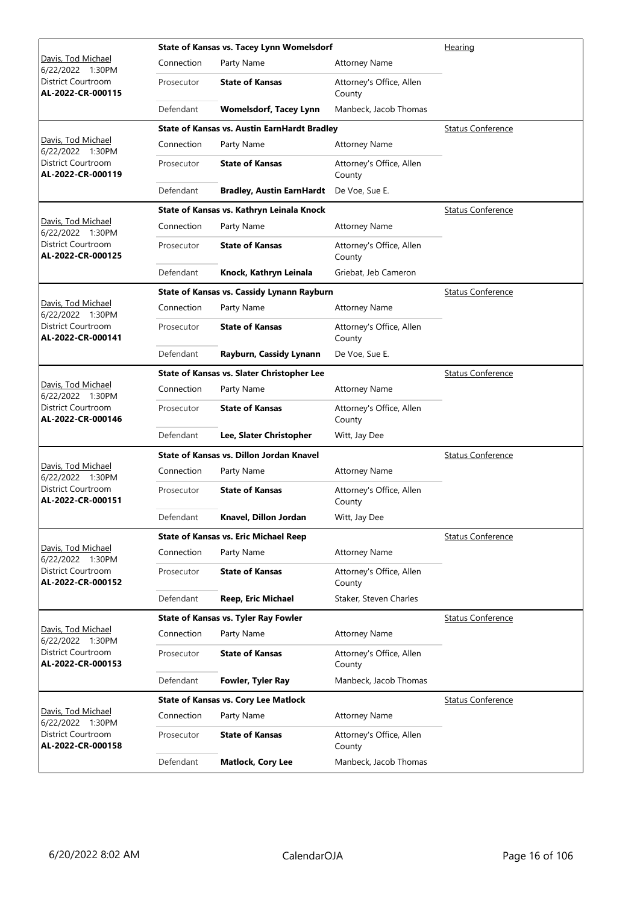| Judge / Date / Location / Case | Connection | Party Name | Attorney Name | Type |
|---|---|---|---|---|
| Davis, Tod Michael 6/22/2022 1:30PM District Courtroom **AL-2022-CR-000115** | **State of Kansas vs. Tacey Lynn Womelsdorf** | | | Hearing |
| | Connection | Party Name | Attorney Name | |
| | Prosecutor | **State of Kansas** | Attorney's Office, Allen County | |
| | Defendant | **Womelsdorf, Tacey Lynn** | Manbeck, Jacob Thomas | |
| Davis, Tod Michael 6/22/2022 1:30PM District Courtroom **AL-2022-CR-000119** | **State of Kansas vs. Austin EarnHardt Bradley** | | | Status Conference |
| | Connection | Party Name | Attorney Name | |
| | Prosecutor | **State of Kansas** | Attorney's Office, Allen County | |
| | Defendant | **Bradley, Austin EarnHardt** | De Voe, Sue E. | |
| Davis, Tod Michael 6/22/2022 1:30PM District Courtroom **AL-2022-CR-000125** | **State of Kansas vs. Kathryn Leinala Knock** | | | Status Conference |
| | Connection | Party Name | Attorney Name | |
| | Prosecutor | **State of Kansas** | Attorney's Office, Allen County | |
| | Defendant | **Knock, Kathryn Leinala** | Griebat, Jeb Cameron | |
| Davis, Tod Michael 6/22/2022 1:30PM District Courtroom **AL-2022-CR-000141** | **State of Kansas vs. Cassidy Lynann Rayburn** | | | Status Conference |
| | Connection | Party Name | Attorney Name | |
| | Prosecutor | **State of Kansas** | Attorney's Office, Allen County | |
| | Defendant | **Rayburn, Cassidy Lynann** | De Voe, Sue E. | |
| Davis, Tod Michael 6/22/2022 1:30PM District Courtroom **AL-2022-CR-000146** | **State of Kansas vs. Slater Christopher Lee** | | | Status Conference |
| | Connection | Party Name | Attorney Name | |
| | Prosecutor | **State of Kansas** | Attorney's Office, Allen County | |
| | Defendant | **Lee, Slater Christopher** | Witt, Jay Dee | |
| Davis, Tod Michael 6/22/2022 1:30PM District Courtroom **AL-2022-CR-000151** | **State of Kansas vs. Dillon Jordan Knavel** | | | Status Conference |
| | Connection | Party Name | Attorney Name | |
| | Prosecutor | **State of Kansas** | Attorney's Office, Allen County | |
| | Defendant | **Knavel, Dillon Jordan** | Witt, Jay Dee | |
| Davis, Tod Michael 6/22/2022 1:30PM District Courtroom **AL-2022-CR-000152** | **State of Kansas vs. Eric Michael Reep** | | | Status Conference |
| | Connection | Party Name | Attorney Name | |
| | Prosecutor | **State of Kansas** | Attorney's Office, Allen County | |
| | Defendant | **Reep, Eric Michael** | Staker, Steven Charles | |
| Davis, Tod Michael 6/22/2022 1:30PM District Courtroom **AL-2022-CR-000153** | **State of Kansas vs. Tyler Ray Fowler** | | | Status Conference |
| | Connection | Party Name | Attorney Name | |
| | Prosecutor | **State of Kansas** | Attorney's Office, Allen County | |
| | Defendant | **Fowler, Tyler Ray** | Manbeck, Jacob Thomas | |
| Davis, Tod Michael 6/22/2022 1:30PM District Courtroom **AL-2022-CR-000158** | **State of Kansas vs. Cory Lee Matlock** | | | Status Conference |
| | Connection | Party Name | Attorney Name | |
| | Prosecutor | **State of Kansas** | Attorney's Office, Allen County | |
| | Defendant | **Matlock, Cory Lee** | Manbeck, Jacob Thomas | |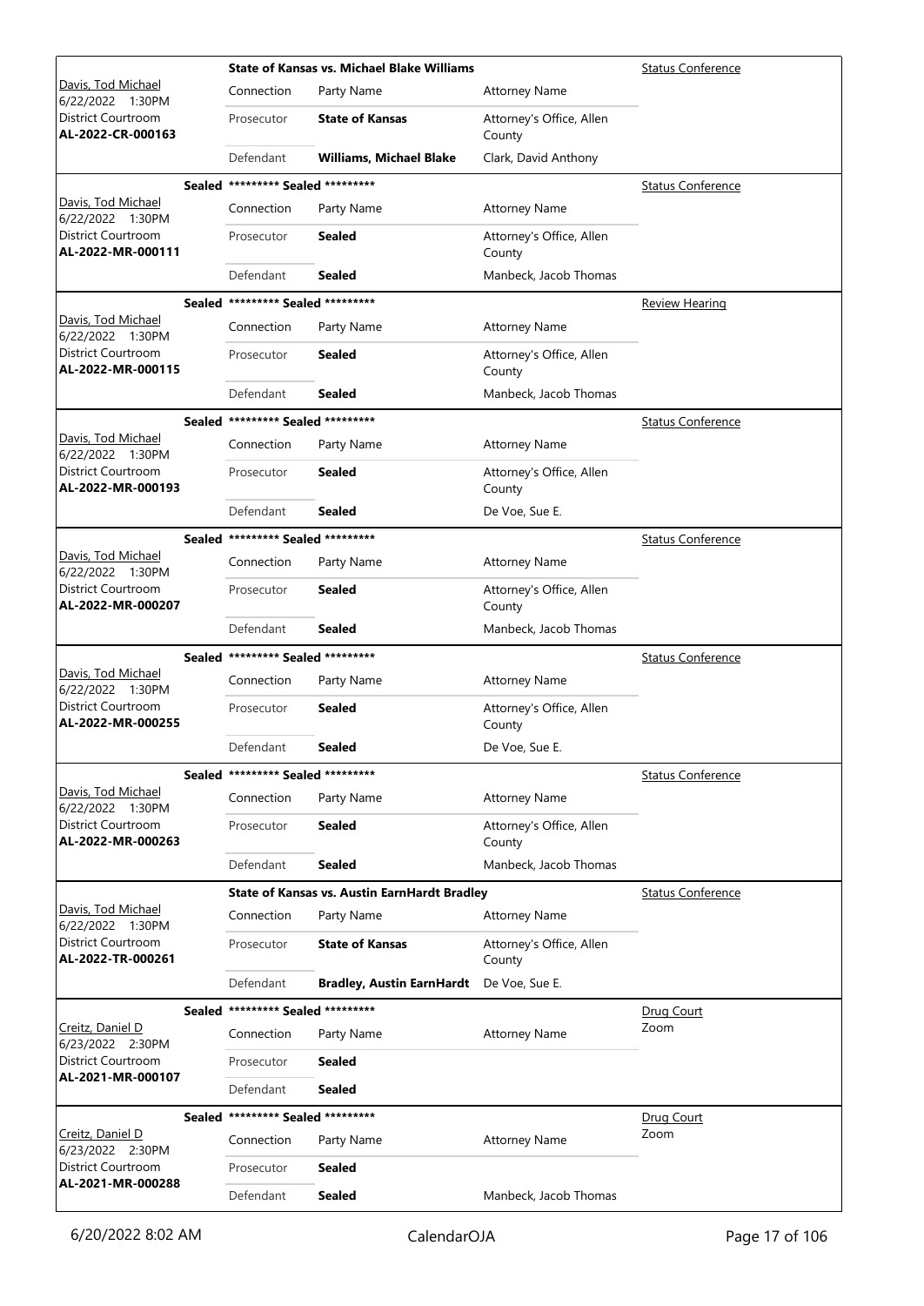| Judge / Date / Courtroom / Case | Sealed | Case Title | | | Hearing Type |
|---|---|---|---|---|---|
| Davis, Tod Michael<br>6/22/2022 1:30PM<br>District Courtroom<br>**AL-2022-CR-000163** | | **State of Kansas vs. Michael Blake Williams** | | | Status Conference |
| | | Connection | Party Name | Attorney Name | |
| | | Prosecutor | **State of Kansas** | Attorney's Office, Allen County | |
| | | Defendant | **Williams, Michael Blake** | Clark, David Anthony | |
| Davis, Tod Michael<br>6/22/2022 1:30PM<br>District Courtroom<br>**AL-2022-MR-000111** | **Sealed** | **********Sealed********** | | | Status Conference |
| | | Connection | Party Name | Attorney Name | |
| | | Prosecutor | **Sealed** | Attorney's Office, Allen County | |
| | | Defendant | **Sealed** | Manbeck, Jacob Thomas | |
| Davis, Tod Michael<br>6/22/2022 1:30PM<br>District Courtroom<br>**AL-2022-MR-000115** | **Sealed** | **********Sealed********** | | | Review Hearing |
| | | Connection | Party Name | Attorney Name | |
| | | Prosecutor | **Sealed** | Attorney's Office, Allen County | |
| | | Defendant | **Sealed** | Manbeck, Jacob Thomas | |
| Davis, Tod Michael<br>6/22/2022 1:30PM<br>District Courtroom<br>**AL-2022-MR-000193** | **Sealed** | **********Sealed********** | | | Status Conference |
| | | Connection | Party Name | Attorney Name | |
| | | Prosecutor | **Sealed** | Attorney's Office, Allen County | |
| | | Defendant | **Sealed** | De Voe, Sue E. | |
| Davis, Tod Michael<br>6/22/2022 1:30PM<br>District Courtroom<br>**AL-2022-MR-000207** | **Sealed** | **********Sealed********** | | | Status Conference |
| | | Connection | Party Name | Attorney Name | |
| | | Prosecutor | **Sealed** | Attorney's Office, Allen County | |
| | | Defendant | **Sealed** | Manbeck, Jacob Thomas | |
| Davis, Tod Michael<br>6/22/2022 1:30PM<br>District Courtroom<br>**AL-2022-MR-000255** | **Sealed** | **********Sealed********** | | | Status Conference |
| | | Connection | Party Name | Attorney Name | |
| | | Prosecutor | **Sealed** | Attorney's Office, Allen County | |
| | | Defendant | **Sealed** | De Voe, Sue E. | |
| Davis, Tod Michael<br>6/22/2022 1:30PM<br>District Courtroom<br>**AL-2022-MR-000263** | **Sealed** | **********Sealed********** | | | Status Conference |
| | | Connection | Party Name | Attorney Name | |
| | | Prosecutor | **Sealed** | Attorney's Office, Allen County | |
| | | Defendant | **Sealed** | Manbeck, Jacob Thomas | |
| Davis, Tod Michael<br>6/22/2022 1:30PM<br>District Courtroom<br>**AL-2022-TR-000261** | | **State of Kansas vs. Austin EarnHardt Bradley** | | | Status Conference |
| | | Connection | Party Name | Attorney Name | |
| | | Prosecutor | **State of Kansas** | Attorney's Office, Allen County | |
| | | Defendant | **Bradley, Austin EarnHardt** | De Voe, Sue E. | |
| Creitz, Daniel D<br>6/23/2022 2:30PM<br>District Courtroom<br>**AL-2021-MR-000107** | **Sealed** | **********Sealed********** | | | Drug Court<br>Zoom |
| | | Connection | Party Name | Attorney Name | |
| | | Prosecutor | **Sealed** | | |
| | | Defendant | **Sealed** | | |
| Creitz, Daniel D<br>6/23/2022 2:30PM<br>District Courtroom<br>**AL-2021-MR-000288** | **Sealed** | **********Sealed********** | | | Drug Court<br>Zoom |
| | | Connection | Party Name | Attorney Name | |
| | | Prosecutor | **Sealed** | | |
| | | Defendant | **Sealed** | Manbeck, Jacob Thomas | |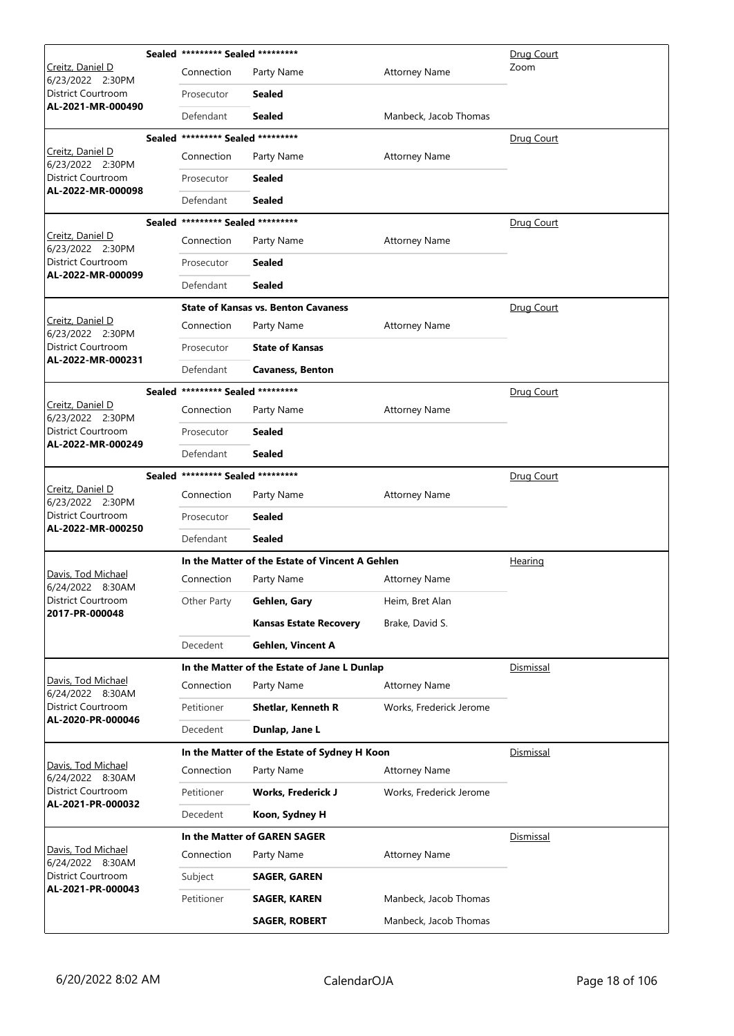| Judge / Date / Location / Case | Case Title | | | Hearing Type |
|---|---|---|---|---|
| Creitz, Daniel D<br>6/23/2022 2:30PM<br>District Courtroom<br>**AL-2021-MR-000490** | **Sealed** ********* Sealed ********* | | | Drug Court<br>Zoom |
| | Connection | Party Name | Attorney Name | |
| | Prosecutor | **Sealed** | | |
| | Defendant | **Sealed** | Manbeck, Jacob Thomas | |
| Creitz, Daniel D<br>6/23/2022 2:30PM<br>District Courtroom<br>**AL-2022-MR-000098** | **Sealed** ********* Sealed ********* | | | Drug Court |
| | Connection | Party Name | Attorney Name | |
| | Prosecutor | **Sealed** | | |
| | Defendant | **Sealed** | | |
| Creitz, Daniel D<br>6/23/2022 2:30PM<br>District Courtroom<br>**AL-2022-MR-000099** | **Sealed** ********* Sealed ********* | | | Drug Court |
| | Connection | Party Name | Attorney Name | |
| | Prosecutor | **Sealed** | | |
| | Defendant | **Sealed** | | |
| Creitz, Daniel D<br>6/23/2022 2:30PM<br>District Courtroom<br>**AL-2022-MR-000231** | **State of Kansas vs. Benton Cavaness** | | | Drug Court |
| | Connection | Party Name | Attorney Name | |
| | Prosecutor | **State of Kansas** | | |
| | Defendant | **Cavaness, Benton** | | |
| Creitz, Daniel D<br>6/23/2022 2:30PM<br>District Courtroom<br>**AL-2022-MR-000249** | **Sealed** ********* Sealed ********* | | | Drug Court |
| | Connection | Party Name | Attorney Name | |
| | Prosecutor | **Sealed** | | |
| | Defendant | **Sealed** | | |
| Creitz, Daniel D<br>6/23/2022 2:30PM<br>District Courtroom<br>**AL-2022-MR-000250** | **Sealed** ********* Sealed ********* | | | Drug Court |
| | Connection | Party Name | Attorney Name | |
| | Prosecutor | **Sealed** | | |
| | Defendant | **Sealed** | | |
| Davis, Tod Michael<br>6/24/2022 8:30AM<br>District Courtroom<br>**2017-PR-000048** | **In the Matter of the Estate of Vincent A Gehlen** | | | Hearing |
| | Connection | Party Name | Attorney Name | |
| | Other Party | **Gehlen, Gary** | Heim, Bret Alan | |
| | | **Kansas Estate Recovery** | Brake, David S. | |
| | Decedent | **Gehlen, Vincent A** | | |
| Davis, Tod Michael<br>6/24/2022 8:30AM<br>District Courtroom<br>**AL-2020-PR-000046** | **In the Matter of the Estate of Jane L Dunlap** | | | Dismissal |
| | Connection | Party Name | Attorney Name | |
| | Petitioner | **Shetlar, Kenneth R** | Works, Frederick Jerome | |
| | Decedent | **Dunlap, Jane L** | | |
| Davis, Tod Michael<br>6/24/2022 8:30AM<br>District Courtroom<br>**AL-2021-PR-000032** | **In the Matter of the Estate of Sydney H Koon** | | | Dismissal |
| | Connection | Party Name | Attorney Name | |
| | Petitioner | **Works, Frederick J** | Works, Frederick Jerome | |
| | Decedent | **Koon, Sydney H** | | |
| Davis, Tod Michael<br>6/24/2022 8:30AM<br>District Courtroom<br>**AL-2021-PR-000043** | **In the Matter of GAREN SAGER** | | | Dismissal |
| | Connection | Party Name | Attorney Name | |
| | Subject | **SAGER, GAREN** | | |
| | Petitioner | **SAGER, KAREN** | Manbeck, Jacob Thomas | |
| | | **SAGER, ROBERT** | Manbeck, Jacob Thomas | |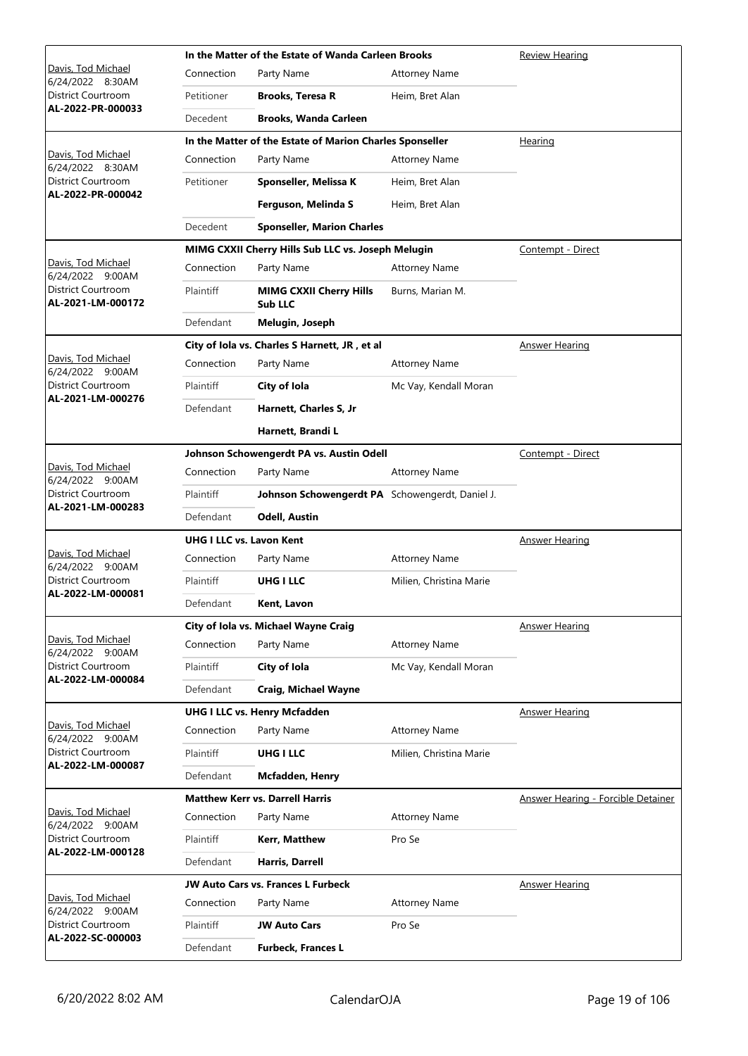| Judge / Date / Location / Case No. | Case Title | | | Hearing Type |
|---|---|---|---|---|
| Davis, Tod Michael<br>6/24/2022 8:30AM<br>District Courtroom<br>**AL-2022-PR-000033** | **In the Matter of the Estate of Wanda Carleen Brooks** | | | Review Hearing |
| | Connection | Party Name | Attorney Name | |
| | Petitioner | **Brooks, Teresa R** | Heim, Bret Alan | |
| | Decedent | **Brooks, Wanda Carleen** | | |
| Davis, Tod Michael<br>6/24/2022 8:30AM<br>District Courtroom<br>**AL-2022-PR-000042** | **In the Matter of the Estate of Marion Charles Sponseller** | | | Hearing |
| | Connection | Party Name | Attorney Name | |
| | Petitioner | **Sponseller, Melissa K** | Heim, Bret Alan | |
| | | **Ferguson, Melinda S** | Heim, Bret Alan | |
| | Decedent | **Sponseller, Marion Charles** | | |
| Davis, Tod Michael<br>6/24/2022 9:00AM<br>District Courtroom<br>**AL-2021-LM-000172** | **MIMG CXXII Cherry Hills Sub LLC vs. Joseph Melugin** | | | Contempt - Direct |
| | Connection | Party Name | Attorney Name | |
| | Plaintiff | **MIMG CXXII Cherry Hills Sub LLC** | Burns, Marian M. | |
| | Defendant | **Melugin, Joseph** | | |
| Davis, Tod Michael<br>6/24/2022 9:00AM<br>District Courtroom<br>**AL-2021-LM-000276** | **City of Iola vs. Charles S Harnett, JR , et al** | | | Answer Hearing |
| | Connection | Party Name | Attorney Name | |
| | Plaintiff | **City of Iola** | Mc Vay, Kendall Moran | |
| | Defendant | **Harnett, Charles S, Jr** | | |
| | | **Harnett, Brandi L** | | |
| Davis, Tod Michael<br>6/24/2022 9:00AM<br>District Courtroom<br>**AL-2021-LM-000283** | **Johnson Schowengerdt PA vs. Austin Odell** | | | Contempt - Direct |
| | Connection | Party Name | Attorney Name | |
| | Plaintiff | **Johnson Schowengerdt PA** | Schowengerdt, Daniel J. | |
| | Defendant | **Odell, Austin** | | |
| Davis, Tod Michael<br>6/24/2022 9:00AM<br>District Courtroom<br>**AL-2022-LM-000081** | **UHG I LLC vs. Lavon Kent** | | | Answer Hearing |
| | Connection | Party Name | Attorney Name | |
| | Plaintiff | **UHG I LLC** | Milien, Christina Marie | |
| | Defendant | **Kent, Lavon** | | |
| Davis, Tod Michael<br>6/24/2022 9:00AM<br>District Courtroom<br>**AL-2022-LM-000084** | **City of Iola vs. Michael Wayne Craig** | | | Answer Hearing |
| | Connection | Party Name | Attorney Name | |
| | Plaintiff | **City of Iola** | Mc Vay, Kendall Moran | |
| | Defendant | **Craig, Michael Wayne** | | |
| Davis, Tod Michael<br>6/24/2022 9:00AM<br>District Courtroom<br>**AL-2022-LM-000087** | **UHG I LLC vs. Henry Mcfadden** | | | Answer Hearing |
| | Connection | Party Name | Attorney Name | |
| | Plaintiff | **UHG I LLC** | Milien, Christina Marie | |
| | Defendant | **Mcfadden, Henry** | | |
| Davis, Tod Michael<br>6/24/2022 9:00AM<br>District Courtroom<br>**AL-2022-LM-000128** | **Matthew Kerr vs. Darrell Harris** | | | Answer Hearing - Forcible Detainer |
| | Connection | Party Name | Attorney Name | |
| | Plaintiff | **Kerr, Matthew** | Pro Se | |
| | Defendant | **Harris, Darrell** | | |
| Davis, Tod Michael<br>6/24/2022 9:00AM<br>District Courtroom<br>**AL-2022-SC-000003** | **JW Auto Cars vs. Frances L Furbeck** | | | Answer Hearing |
| | Connection | Party Name | Attorney Name | |
| | Plaintiff | **JW Auto Cars** | Pro Se | |
| | Defendant | **Furbeck, Frances L** | | |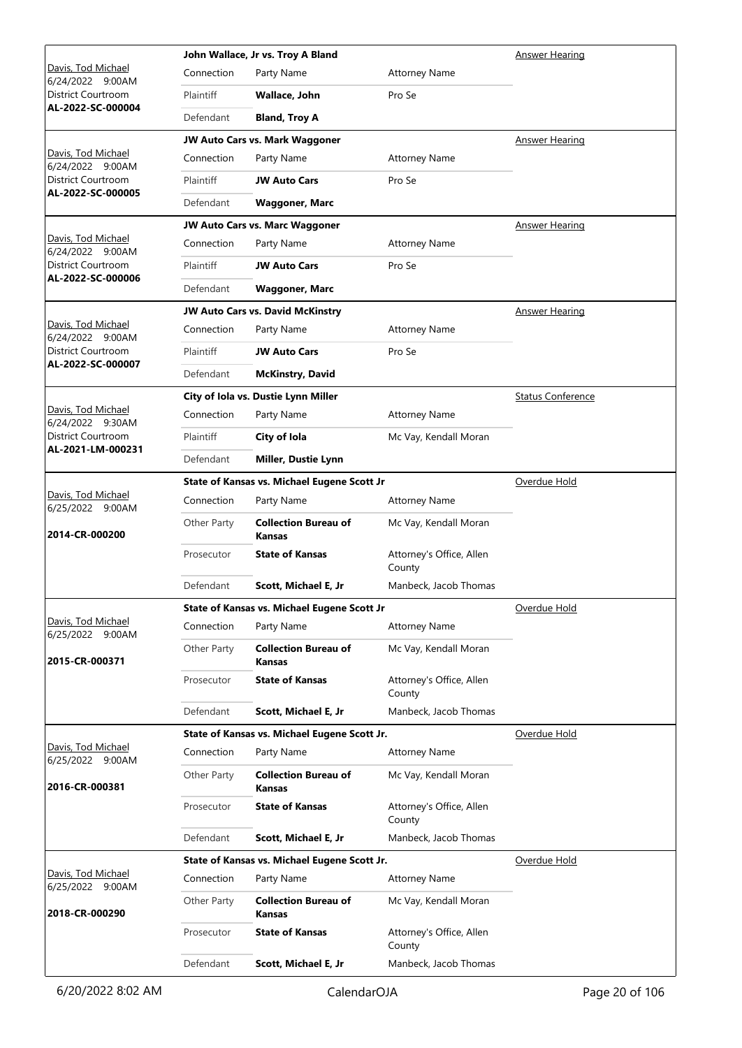| Judge / Date / Location / Case | Case Title | | | Hearing Type |
|---|---|---|---|---|
| Davis, Tod Michael<br>6/24/2022 9:00AM<br>District Courtroom<br>**AL-2022-SC-000004** | **John Wallace, Jr vs. Troy A Bland** | | | Answer Hearing |
| | Connection | Party Name | Attorney Name | |
| | Plaintiff | **Wallace, John** | Pro Se | |
| | Defendant | **Bland, Troy A** | | |
| Davis, Tod Michael<br>6/24/2022 9:00AM<br>District Courtroom<br>**AL-2022-SC-000005** | **JW Auto Cars vs. Mark Waggoner** | | | Answer Hearing |
| | Connection | Party Name | Attorney Name | |
| | Plaintiff | **JW Auto Cars** | Pro Se | |
| | Defendant | **Waggoner, Marc** | | |
| Davis, Tod Michael<br>6/24/2022 9:00AM<br>District Courtroom<br>**AL-2022-SC-000006** | **JW Auto Cars vs. Marc Waggoner** | | | Answer Hearing |
| | Connection | Party Name | Attorney Name | |
| | Plaintiff | **JW Auto Cars** | Pro Se | |
| | Defendant | **Waggoner, Marc** | | |
| Davis, Tod Michael<br>6/24/2022 9:00AM<br>District Courtroom<br>**AL-2022-SC-000007** | **JW Auto Cars vs. David McKinstry** | | | Answer Hearing |
| | Connection | Party Name | Attorney Name | |
| | Plaintiff | **JW Auto Cars** | Pro Se | |
| | Defendant | **McKinstry, David** | | |
| Davis, Tod Michael<br>6/24/2022 9:30AM<br>District Courtroom<br>**AL-2021-LM-000231** | **City of Iola vs. Dustie Lynn Miller** | | | Status Conference |
| | Connection | Party Name | Attorney Name | |
| | Plaintiff | **City of Iola** | Mc Vay, Kendall Moran | |
| | Defendant | **Miller, Dustie Lynn** | | |
| Davis, Tod Michael<br>6/25/2022 9:00AM<br>**2014-CR-000200** | **State of Kansas vs. Michael Eugene Scott Jr** | | | Overdue Hold |
| | Connection | Party Name | Attorney Name | |
| | Other Party | **Collection Bureau of Kansas** | Mc Vay, Kendall Moran | |
| | Prosecutor | **State of Kansas** | Attorney's Office, Allen County | |
| | Defendant | **Scott, Michael E, Jr** | Manbeck, Jacob Thomas | |
| Davis, Tod Michael<br>6/25/2022 9:00AM<br>**2015-CR-000371** | **State of Kansas vs. Michael Eugene Scott Jr** | | | Overdue Hold |
| | Connection | Party Name | Attorney Name | |
| | Other Party | **Collection Bureau of Kansas** | Mc Vay, Kendall Moran | |
| | Prosecutor | **State of Kansas** | Attorney's Office, Allen County | |
| | Defendant | **Scott, Michael E, Jr** | Manbeck, Jacob Thomas | |
| Davis, Tod Michael<br>6/25/2022 9:00AM<br>**2016-CR-000381** | **State of Kansas vs. Michael Eugene Scott Jr.** | | | Overdue Hold |
| | Connection | Party Name | Attorney Name | |
| | Other Party | **Collection Bureau of Kansas** | Mc Vay, Kendall Moran | |
| | Prosecutor | **State of Kansas** | Attorney's Office, Allen County | |
| | Defendant | **Scott, Michael E, Jr** | Manbeck, Jacob Thomas | |
| Davis, Tod Michael<br>6/25/2022 9:00AM<br>**2018-CR-000290** | **State of Kansas vs. Michael Eugene Scott Jr.** | | | Overdue Hold |
| | Connection | Party Name | Attorney Name | |
| | Other Party | **Collection Bureau of Kansas** | Mc Vay, Kendall Moran | |
| | Prosecutor | **State of Kansas** | Attorney's Office, Allen County | |
| | Defendant | **Scott, Michael E, Jr** | Manbeck, Jacob Thomas | |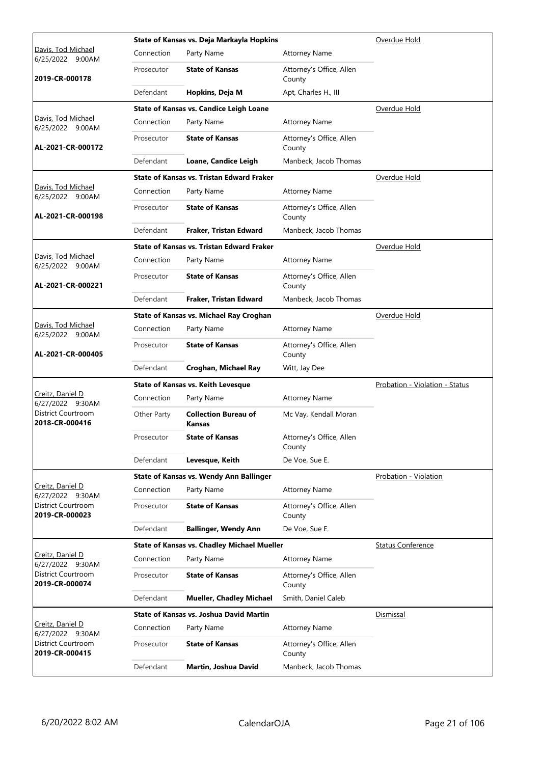| Judge / Date / Case | Connection | Party Name | Attorney Name | Hearing Type |
|---|---|---|---|---|
| | **State of Kansas vs. Deja Markayla Hopkins** | | | Overdue Hold |
| Davis, Tod Michael 6/25/2022 9:00AM | Connection | Party Name | Attorney Name | |
| **2019-CR-000178** | Prosecutor | **State of Kansas** | Attorney's Office, Allen County | |
| | Defendant | **Hopkins, Deja M** | Apt, Charles H., III | |
| | **State of Kansas vs. Candice Leigh Loane** | | | Overdue Hold |
| Davis, Tod Michael 6/25/2022 9:00AM | Connection | Party Name | Attorney Name | |
| **AL-2021-CR-000172** | Prosecutor | **State of Kansas** | Attorney's Office, Allen County | |
| | Defendant | **Loane, Candice Leigh** | Manbeck, Jacob Thomas | |
| | **State of Kansas vs. Tristan Edward Fraker** | | | Overdue Hold |
| Davis, Tod Michael 6/25/2022 9:00AM | Connection | Party Name | Attorney Name | |
| **AL-2021-CR-000198** | Prosecutor | **State of Kansas** | Attorney's Office, Allen County | |
| | Defendant | **Fraker, Tristan Edward** | Manbeck, Jacob Thomas | |
| | **State of Kansas vs. Tristan Edward Fraker** | | | Overdue Hold |
| Davis, Tod Michael 6/25/2022 9:00AM | Connection | Party Name | Attorney Name | |
| **AL-2021-CR-000221** | Prosecutor | **State of Kansas** | Attorney's Office, Allen County | |
| | Defendant | **Fraker, Tristan Edward** | Manbeck, Jacob Thomas | |
| | **State of Kansas vs. Michael Ray Croghan** | | | Overdue Hold |
| Davis, Tod Michael 6/25/2022 9:00AM | Connection | Party Name | Attorney Name | |
| **AL-2021-CR-000405** | Prosecutor | **State of Kansas** | Attorney's Office, Allen County | |
| | Defendant | **Croghan, Michael Ray** | Witt, Jay Dee | |
| | **State of Kansas vs. Keith Levesque** | | | Probation - Violation - Status |
| Creitz, Daniel D 6/27/2022 9:30AM | Connection | Party Name | Attorney Name | |
| District Courtroom **2018-CR-000416** | Other Party | **Collection Bureau of Kansas** | Mc Vay, Kendall Moran | |
| | Prosecutor | **State of Kansas** | Attorney's Office, Allen County | |
| | Defendant | **Levesque, Keith** | De Voe, Sue E. | |
| | **State of Kansas vs. Wendy Ann Ballinger** | | | Probation - Violation |
| Creitz, Daniel D 6/27/2022 9:30AM | Connection | Party Name | Attorney Name | |
| District Courtroom **2019-CR-000023** | Prosecutor | **State of Kansas** | Attorney's Office, Allen County | |
| | Defendant | **Ballinger, Wendy Ann** | De Voe, Sue E. | |
| | **State of Kansas vs. Chadley Michael Mueller** | | | Status Conference |
| Creitz, Daniel D 6/27/2022 9:30AM | Connection | Party Name | Attorney Name | |
| District Courtroom **2019-CR-000074** | Prosecutor | **State of Kansas** | Attorney's Office, Allen County | |
| | Defendant | **Mueller, Chadley Michael** | Smith, Daniel Caleb | |
| | **State of Kansas vs. Joshua David Martin** | | | Dismissal |
| Creitz, Daniel D 6/27/2022 9:30AM | Connection | Party Name | Attorney Name | |
| District Courtroom **2019-CR-000415** | Prosecutor | **State of Kansas** | Attorney's Office, Allen County | |
| | Defendant | **Martin, Joshua David** | Manbeck, Jacob Thomas | |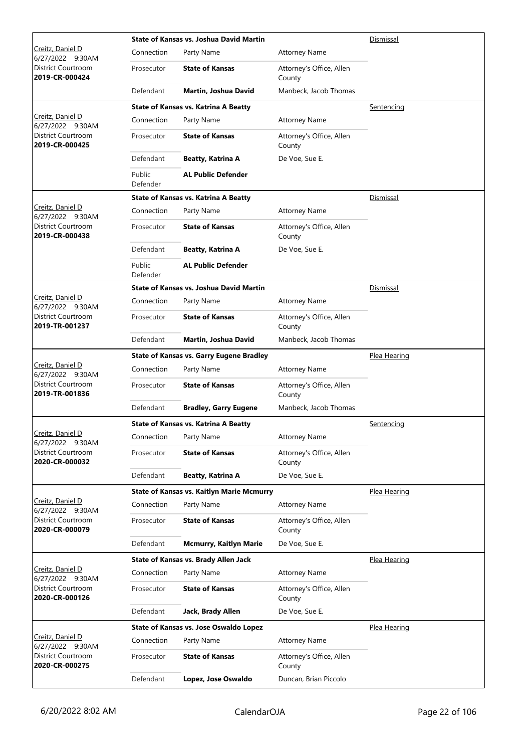| Judge / Date / Location / Case | Case Title | | | Hearing Type |
|---|---|---|---|---|
| Creitz, Daniel D<br>6/27/2022 9:30AM<br>District Courtroom<br>**2019-CR-000424** | **State of Kansas vs. Joshua David Martin** | | | Dismissal |
| | Connection | Party Name | Attorney Name | |
| | Prosecutor | **State of Kansas** | Attorney's Office, Allen County | |
| | Defendant | **Martin, Joshua David** | Manbeck, Jacob Thomas | |
| Creitz, Daniel D<br>6/27/2022 9:30AM<br>District Courtroom<br>**2019-CR-000425** | **State of Kansas vs. Katrina A Beatty** | | | Sentencing |
| | Connection | Party Name | Attorney Name | |
| | Prosecutor | **State of Kansas** | Attorney's Office, Allen County | |
| | Defendant | **Beatty, Katrina A** | De Voe, Sue E. | |
| | Public Defender | **AL Public Defender** | | |
| Creitz, Daniel D<br>6/27/2022 9:30AM<br>District Courtroom<br>**2019-CR-000438** | **State of Kansas vs. Katrina A Beatty** | | | Dismissal |
| | Connection | Party Name | Attorney Name | |
| | Prosecutor | **State of Kansas** | Attorney's Office, Allen County | |
| | Defendant | **Beatty, Katrina A** | De Voe, Sue E. | |
| | Public Defender | **AL Public Defender** | | |
| Creitz, Daniel D<br>6/27/2022 9:30AM<br>District Courtroom<br>**2019-TR-001237** | **State of Kansas vs. Joshua David Martin** | | | Dismissal |
| | Connection | Party Name | Attorney Name | |
| | Prosecutor | **State of Kansas** | Attorney's Office, Allen County | |
| | Defendant | **Martin, Joshua David** | Manbeck, Jacob Thomas | |
| Creitz, Daniel D<br>6/27/2022 9:30AM<br>District Courtroom<br>**2019-TR-001836** | **State of Kansas vs. Garry Eugene Bradley** | | | Plea Hearing |
| | Connection | Party Name | Attorney Name | |
| | Prosecutor | **State of Kansas** | Attorney's Office, Allen County | |
| | Defendant | **Bradley, Garry Eugene** | Manbeck, Jacob Thomas | |
| Creitz, Daniel D<br>6/27/2022 9:30AM<br>District Courtroom<br>**2020-CR-000032** | **State of Kansas vs. Katrina A Beatty** | | | Sentencing |
| | Connection | Party Name | Attorney Name | |
| | Prosecutor | **State of Kansas** | Attorney's Office, Allen County | |
| | Defendant | **Beatty, Katrina A** | De Voe, Sue E. | |
| Creitz, Daniel D<br>6/27/2022 9:30AM<br>District Courtroom<br>**2020-CR-000079** | **State of Kansas vs. Kaitlyn Marie Mcmurry** | | | Plea Hearing |
| | Connection | Party Name | Attorney Name | |
| | Prosecutor | **State of Kansas** | Attorney's Office, Allen County | |
| | Defendant | **Mcmurry, Kaitlyn Marie** | De Voe, Sue E. | |
| Creitz, Daniel D<br>6/27/2022 9:30AM<br>District Courtroom<br>**2020-CR-000126** | **State of Kansas vs. Brady Allen Jack** | | | Plea Hearing |
| | Connection | Party Name | Attorney Name | |
| | Prosecutor | **State of Kansas** | Attorney's Office, Allen County | |
| | Defendant | **Jack, Brady Allen** | De Voe, Sue E. | |
| Creitz, Daniel D<br>6/27/2022 9:30AM<br>District Courtroom<br>**2020-CR-000275** | **State of Kansas vs. Jose Oswaldo Lopez** | | | Plea Hearing |
| | Connection | Party Name | Attorney Name | |
| | Prosecutor | **State of Kansas** | Attorney's Office, Allen County | |
| | Defendant | **Lopez, Jose Oswaldo** | Duncan, Brian Piccolo | |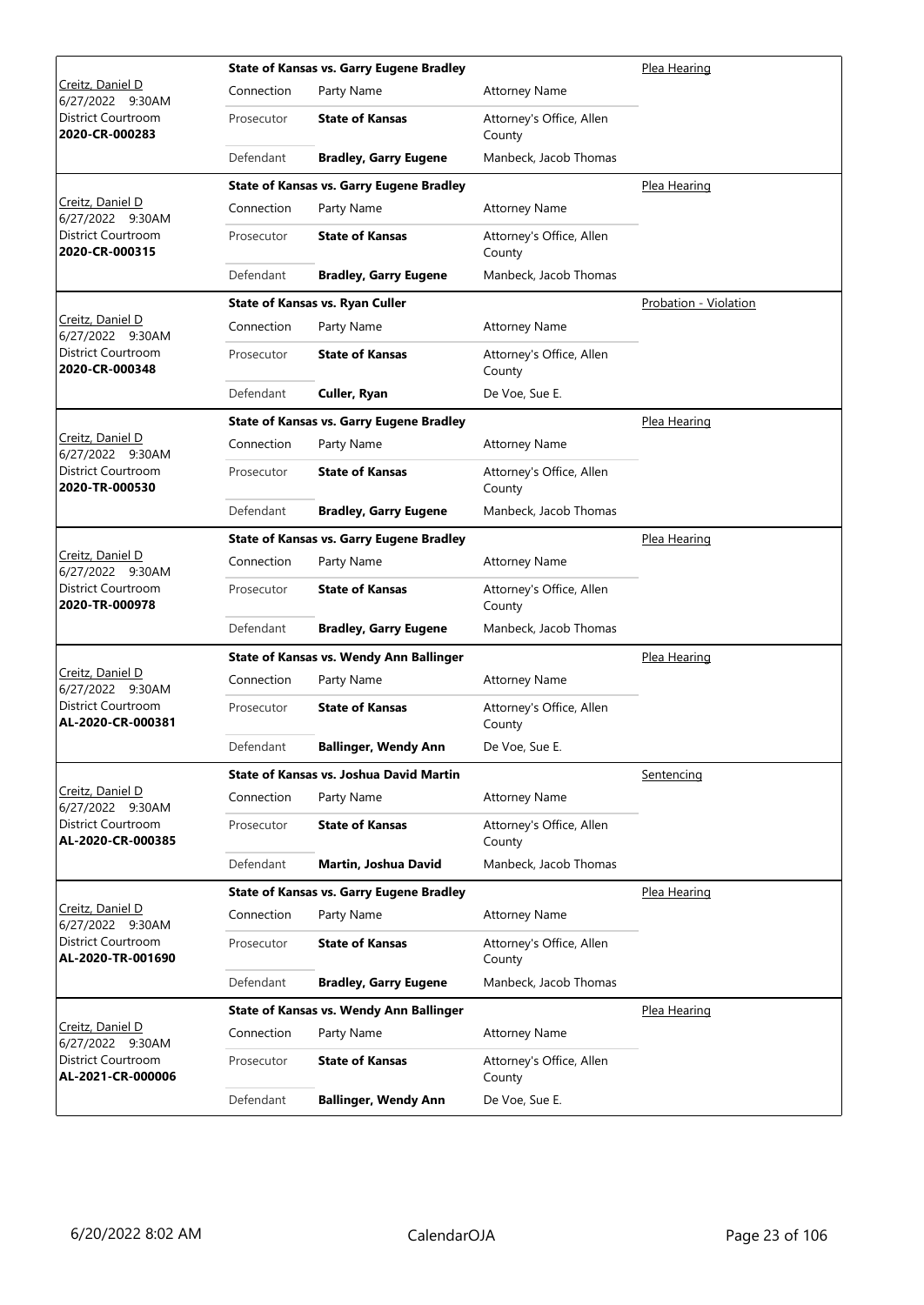| Judge / Date / Location / Case | Connection | Party Name | Attorney Name | Hearing Type |
|---|---|---|---|---|
| Creitz, Daniel D<br>6/27/2022 9:30AM<br>District Courtroom<br>**2020-CR-000283** | **State of Kansas vs. Garry Eugene Bradley** | | | Plea Hearing |
| | Prosecutor | **State of Kansas** | Attorney's Office, Allen County | |
| | Defendant | **Bradley, Garry Eugene** | Manbeck, Jacob Thomas | |
| Creitz, Daniel D<br>6/27/2022 9:30AM<br>District Courtroom<br>**2020-CR-000315** | **State of Kansas vs. Garry Eugene Bradley** | | | Plea Hearing |
| | Prosecutor | **State of Kansas** | Attorney's Office, Allen County | |
| | Defendant | **Bradley, Garry Eugene** | Manbeck, Jacob Thomas | |
| Creitz, Daniel D<br>6/27/2022 9:30AM<br>District Courtroom<br>**2020-CR-000348** | **State of Kansas vs. Ryan Culler** | | | Probation - Violation |
| | Prosecutor | **State of Kansas** | Attorney's Office, Allen County | |
| | Defendant | **Culler, Ryan** | De Voe, Sue E. | |
| Creitz, Daniel D<br>6/27/2022 9:30AM<br>District Courtroom<br>**2020-TR-000530** | **State of Kansas vs. Garry Eugene Bradley** | | | Plea Hearing |
| | Prosecutor | **State of Kansas** | Attorney's Office, Allen County | |
| | Defendant | **Bradley, Garry Eugene** | Manbeck, Jacob Thomas | |
| Creitz, Daniel D<br>6/27/2022 9:30AM<br>District Courtroom<br>**2020-TR-000978** | **State of Kansas vs. Garry Eugene Bradley** | | | Plea Hearing |
| | Prosecutor | **State of Kansas** | Attorney's Office, Allen County | |
| | Defendant | **Bradley, Garry Eugene** | Manbeck, Jacob Thomas | |
| Creitz, Daniel D<br>6/27/2022 9:30AM<br>District Courtroom<br>**AL-2020-CR-000381** | **State of Kansas vs. Wendy Ann Ballinger** | | | Plea Hearing |
| | Prosecutor | **State of Kansas** | Attorney's Office, Allen County | |
| | Defendant | **Ballinger, Wendy Ann** | De Voe, Sue E. | |
| Creitz, Daniel D<br>6/27/2022 9:30AM<br>District Courtroom<br>**AL-2020-CR-000385** | **State of Kansas vs. Joshua David Martin** | | | Sentencing |
| | Prosecutor | **State of Kansas** | Attorney's Office, Allen County | |
| | Defendant | **Martin, Joshua David** | Manbeck, Jacob Thomas | |
| Creitz, Daniel D<br>6/27/2022 9:30AM<br>District Courtroom<br>**AL-2020-TR-001690** | **State of Kansas vs. Garry Eugene Bradley** | | | Plea Hearing |
| | Prosecutor | **State of Kansas** | Attorney's Office, Allen County | |
| | Defendant | **Bradley, Garry Eugene** | Manbeck, Jacob Thomas | |
| Creitz, Daniel D<br>6/27/2022 9:30AM<br>District Courtroom<br>**AL-2021-CR-000006** | **State of Kansas vs. Wendy Ann Ballinger** | | | Plea Hearing |
| | Prosecutor | **State of Kansas** | Attorney's Office, Allen County | |
| | Defendant | **Ballinger, Wendy Ann** | De Voe, Sue E. | |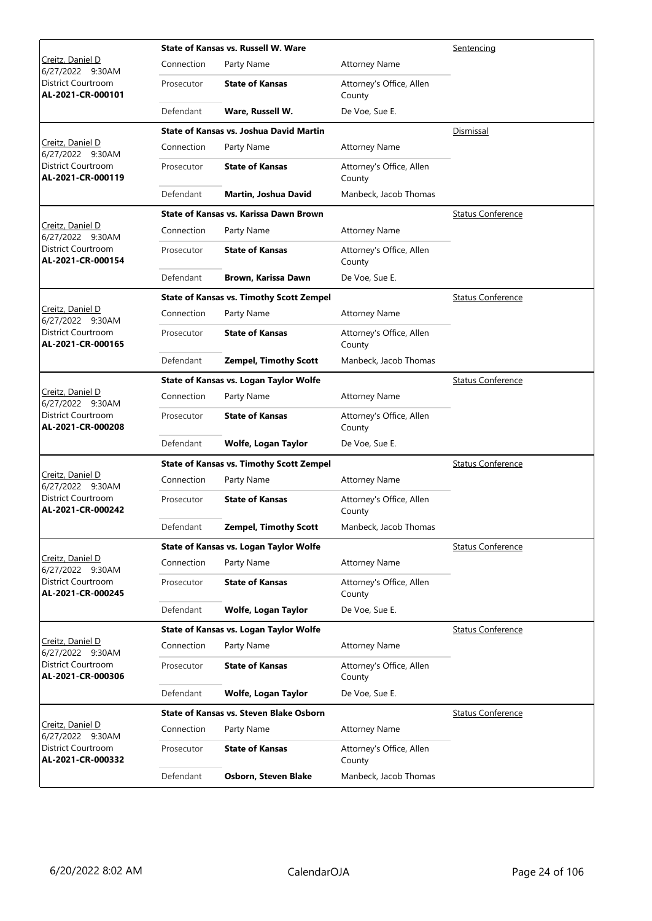| Judge / Date / Location / Case | Case Title | Connection | Party Name | Attorney Name | Hearing Type |
|---|---|---|---|---|---|
| Creitz, Daniel D<br>6/27/2022 9:30AM<br>District Courtroom<br>**AL-2021-CR-000101** | **State of Kansas vs. Russell W. Ware** | Prosecutor | **State of Kansas** | Attorney's Office, Allen County | Sentencing |
| | | Defendant | **Ware, Russell W.** | De Voe, Sue E. | |
| Creitz, Daniel D<br>6/27/2022 9:30AM<br>District Courtroom<br>**AL-2021-CR-000119** | **State of Kansas vs. Joshua David Martin** | Prosecutor | **State of Kansas** | Attorney's Office, Allen County | Dismissal |
| | | Defendant | **Martin, Joshua David** | Manbeck, Jacob Thomas | |
| Creitz, Daniel D<br>6/27/2022 9:30AM<br>District Courtroom<br>**AL-2021-CR-000154** | **State of Kansas vs. Karissa Dawn Brown** | Prosecutor | **State of Kansas** | Attorney's Office, Allen County | Status Conference |
| | | Defendant | **Brown, Karissa Dawn** | De Voe, Sue E. | |
| Creitz, Daniel D<br>6/27/2022 9:30AM<br>District Courtroom<br>**AL-2021-CR-000165** | **State of Kansas vs. Timothy Scott Zempel** | Prosecutor | **State of Kansas** | Attorney's Office, Allen County | Status Conference |
| | | Defendant | **Zempel, Timothy Scott** | Manbeck, Jacob Thomas | |
| Creitz, Daniel D<br>6/27/2022 9:30AM<br>District Courtroom<br>**AL-2021-CR-000208** | **State of Kansas vs. Logan Taylor Wolfe** | Prosecutor | **State of Kansas** | Attorney's Office, Allen County | Status Conference |
| | | Defendant | **Wolfe, Logan Taylor** | De Voe, Sue E. | |
| Creitz, Daniel D<br>6/27/2022 9:30AM<br>District Courtroom<br>**AL-2021-CR-000242** | **State of Kansas vs. Timothy Scott Zempel** | Prosecutor | **State of Kansas** | Attorney's Office, Allen County | Status Conference |
| | | Defendant | **Zempel, Timothy Scott** | Manbeck, Jacob Thomas | |
| Creitz, Daniel D<br>6/27/2022 9:30AM<br>District Courtroom<br>**AL-2021-CR-000245** | **State of Kansas vs. Logan Taylor Wolfe** | Prosecutor | **State of Kansas** | Attorney's Office, Allen County | Status Conference |
| | | Defendant | **Wolfe, Logan Taylor** | De Voe, Sue E. | |
| Creitz, Daniel D<br>6/27/2022 9:30AM<br>District Courtroom<br>**AL-2021-CR-000306** | **State of Kansas vs. Logan Taylor Wolfe** | Prosecutor | **State of Kansas** | Attorney's Office, Allen County | Status Conference |
| | | Defendant | **Wolfe, Logan Taylor** | De Voe, Sue E. | |
| Creitz, Daniel D<br>6/27/2022 9:30AM<br>District Courtroom<br>**AL-2021-CR-000332** | **State of Kansas vs. Steven Blake Osborn** | Prosecutor | **State of Kansas** | Attorney's Office, Allen County | Status Conference |
| | | Defendant | **Osborn, Steven Blake** | Manbeck, Jacob Thomas | |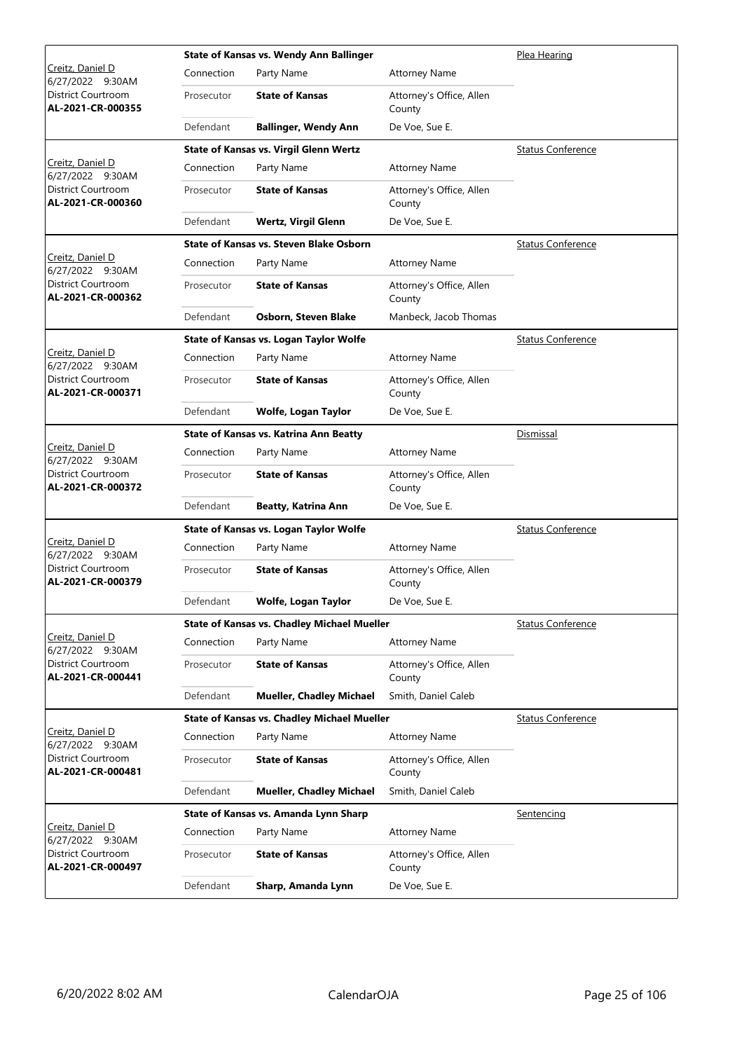| | State of Kansas vs. Wendy Ann Ballinger | | | Plea Hearing |
|---|---|---|---|---|
| Creitz, Daniel D<br>6/27/2022 9:30AM<br>District Courtroom<br>**AL-2021-CR-000355** | Connection | Party Name | Attorney Name | |
| | Prosecutor | **State of Kansas** | Attorney's Office, Allen County | |
| | Defendant | **Ballinger, Wendy Ann** | De Voe, Sue E. | |

| | State of Kansas vs. Virgil Glenn Wertz | | | Status Conference |
|---|---|---|---|---|
| Creitz, Daniel D<br>6/27/2022 9:30AM<br>District Courtroom<br>**AL-2021-CR-000360** | Connection | Party Name | Attorney Name | |
| | Prosecutor | **State of Kansas** | Attorney's Office, Allen County | |
| | Defendant | **Wertz, Virgil Glenn** | De Voe, Sue E. | |

| | State of Kansas vs. Steven Blake Osborn | | | Status Conference |
|---|---|---|---|---|
| Creitz, Daniel D<br>6/27/2022 9:30AM<br>District Courtroom<br>**AL-2021-CR-000362** | Connection | Party Name | Attorney Name | |
| | Prosecutor | **State of Kansas** | Attorney's Office, Allen County | |
| | Defendant | **Osborn, Steven Blake** | Manbeck, Jacob Thomas | |

| | State of Kansas vs. Logan Taylor Wolfe | | | Status Conference |
|---|---|---|---|---|
| Creitz, Daniel D<br>6/27/2022 9:30AM<br>District Courtroom<br>**AL-2021-CR-000371** | Connection | Party Name | Attorney Name | |
| | Prosecutor | **State of Kansas** | Attorney's Office, Allen County | |
| | Defendant | **Wolfe, Logan Taylor** | De Voe, Sue E. | |

| | State of Kansas vs. Katrina Ann Beatty | | | Dismissal |
|---|---|---|---|---|
| Creitz, Daniel D<br>6/27/2022 9:30AM<br>District Courtroom<br>**AL-2021-CR-000372** | Connection | Party Name | Attorney Name | |
| | Prosecutor | **State of Kansas** | Attorney's Office, Allen County | |
| | Defendant | **Beatty, Katrina Ann** | De Voe, Sue E. | |

| | State of Kansas vs. Logan Taylor Wolfe | | | Status Conference |
|---|---|---|---|---|
| Creitz, Daniel D<br>6/27/2022 9:30AM<br>District Courtroom<br>**AL-2021-CR-000379** | Connection | Party Name | Attorney Name | |
| | Prosecutor | **State of Kansas** | Attorney's Office, Allen County | |
| | Defendant | **Wolfe, Logan Taylor** | De Voe, Sue E. | |

| | State of Kansas vs. Chadley Michael Mueller | | | Status Conference |
|---|---|---|---|---|
| Creitz, Daniel D<br>6/27/2022 9:30AM<br>District Courtroom<br>**AL-2021-CR-000441** | Connection | Party Name | Attorney Name | |
| | Prosecutor | **State of Kansas** | Attorney's Office, Allen County | |
| | Defendant | **Mueller, Chadley Michael** | Smith, Daniel Caleb | |

| | State of Kansas vs. Chadley Michael Mueller | | | Status Conference |
|---|---|---|---|---|
| Creitz, Daniel D<br>6/27/2022 9:30AM<br>District Courtroom<br>**AL-2021-CR-000481** | Connection | Party Name | Attorney Name | |
| | Prosecutor | **State of Kansas** | Attorney's Office, Allen County | |
| | Defendant | **Mueller, Chadley Michael** | Smith, Daniel Caleb | |

| | State of Kansas vs. Amanda Lynn Sharp | | | Sentencing |
|---|---|---|---|---|
| Creitz, Daniel D<br>6/27/2022 9:30AM<br>District Courtroom<br>**AL-2021-CR-000497** | Connection | Party Name | Attorney Name | |
| | Prosecutor | **State of Kansas** | Attorney's Office, Allen County | |
| | Defendant | **Sharp, Amanda Lynn** | De Voe, Sue E. | |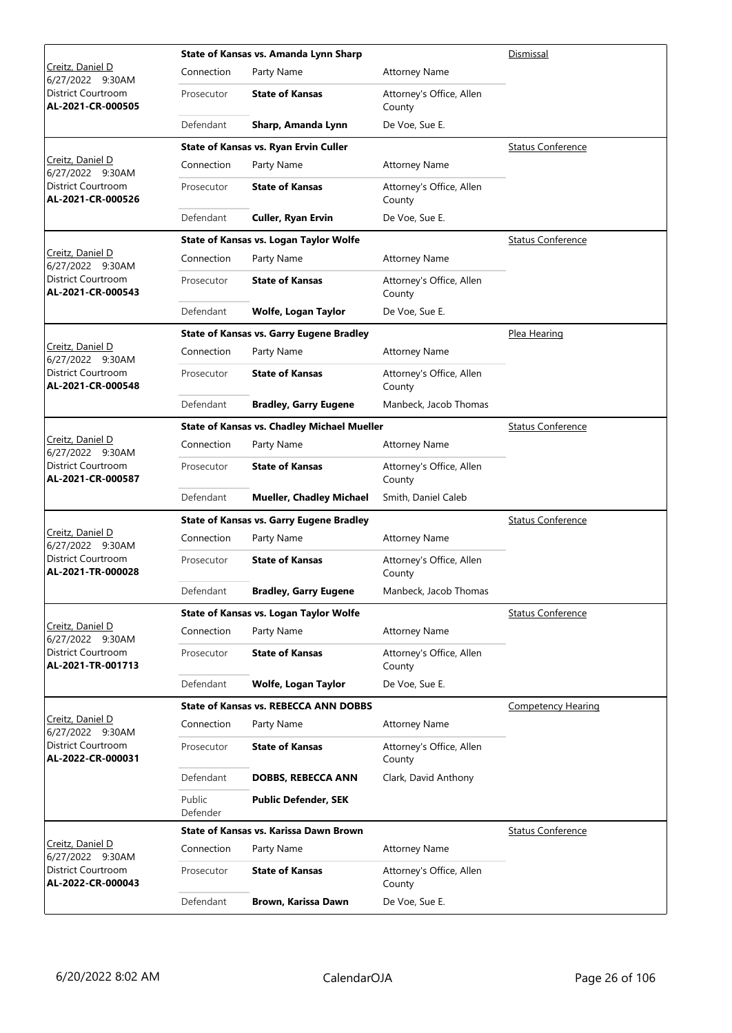| Judge / Date / Location / Case | Connection | Party Name | Attorney Name | Hearing Type |
|---|---|---|---|---|
| Creitz, Daniel D<br>6/27/2022 9:30AM<br>District Courtroom<br>**AL-2021-CR-000505** | **State of Kansas vs. Amanda Lynn Sharp** | | | Dismissal |
| | Prosecutor | **State of Kansas** | Attorney's Office, Allen County | |
| | Defendant | **Sharp, Amanda Lynn** | De Voe, Sue E. | |
| Creitz, Daniel D<br>6/27/2022 9:30AM<br>District Courtroom<br>**AL-2021-CR-000526** | **State of Kansas vs. Ryan Ervin Culler** | | | Status Conference |
| | Prosecutor | **State of Kansas** | Attorney's Office, Allen County | |
| | Defendant | **Culler, Ryan Ervin** | De Voe, Sue E. | |
| Creitz, Daniel D<br>6/27/2022 9:30AM<br>District Courtroom<br>**AL-2021-CR-000543** | **State of Kansas vs. Logan Taylor Wolfe** | | | Status Conference |
| | Prosecutor | **State of Kansas** | Attorney's Office, Allen County | |
| | Defendant | **Wolfe, Logan Taylor** | De Voe, Sue E. | |
| Creitz, Daniel D<br>6/27/2022 9:30AM<br>District Courtroom<br>**AL-2021-CR-000548** | **State of Kansas vs. Garry Eugene Bradley** | | | Plea Hearing |
| | Prosecutor | **State of Kansas** | Attorney's Office, Allen County | |
| | Defendant | **Bradley, Garry Eugene** | Manbeck, Jacob Thomas | |
| Creitz, Daniel D<br>6/27/2022 9:30AM<br>District Courtroom<br>**AL-2021-CR-000587** | **State of Kansas vs. Chadley Michael Mueller** | | | Status Conference |
| | Prosecutor | **State of Kansas** | Attorney's Office, Allen County | |
| | Defendant | **Mueller, Chadley Michael** | Smith, Daniel Caleb | |
| Creitz, Daniel D<br>6/27/2022 9:30AM<br>District Courtroom<br>**AL-2021-TR-000028** | **State of Kansas vs. Garry Eugene Bradley** | | | Status Conference |
| | Prosecutor | **State of Kansas** | Attorney's Office, Allen County | |
| | Defendant | **Bradley, Garry Eugene** | Manbeck, Jacob Thomas | |
| Creitz, Daniel D<br>6/27/2022 9:30AM<br>District Courtroom<br>**AL-2021-TR-001713** | **State of Kansas vs. Logan Taylor Wolfe** | | | Status Conference |
| | Prosecutor | **State of Kansas** | Attorney's Office, Allen County | |
| | Defendant | **Wolfe, Logan Taylor** | De Voe, Sue E. | |
| Creitz, Daniel D<br>6/27/2022 9:30AM<br>District Courtroom<br>**AL-2022-CR-000031** | **State of Kansas vs. REBECCA ANN DOBBS** | | | Competency Hearing |
| | Prosecutor | **State of Kansas** | Attorney's Office, Allen County | |
| | Defendant | **DOBBS, REBECCA ANN** | Clark, David Anthony | |
| | Public Defender | **Public Defender, SEK** | | |
| Creitz, Daniel D<br>6/27/2022 9:30AM<br>District Courtroom<br>**AL-2022-CR-000043** | **State of Kansas vs. Karissa Dawn Brown** | | | Status Conference |
| | Prosecutor | **State of Kansas** | Attorney's Office, Allen County | |
| | Defendant | **Brown, Karissa Dawn** | De Voe, Sue E. | |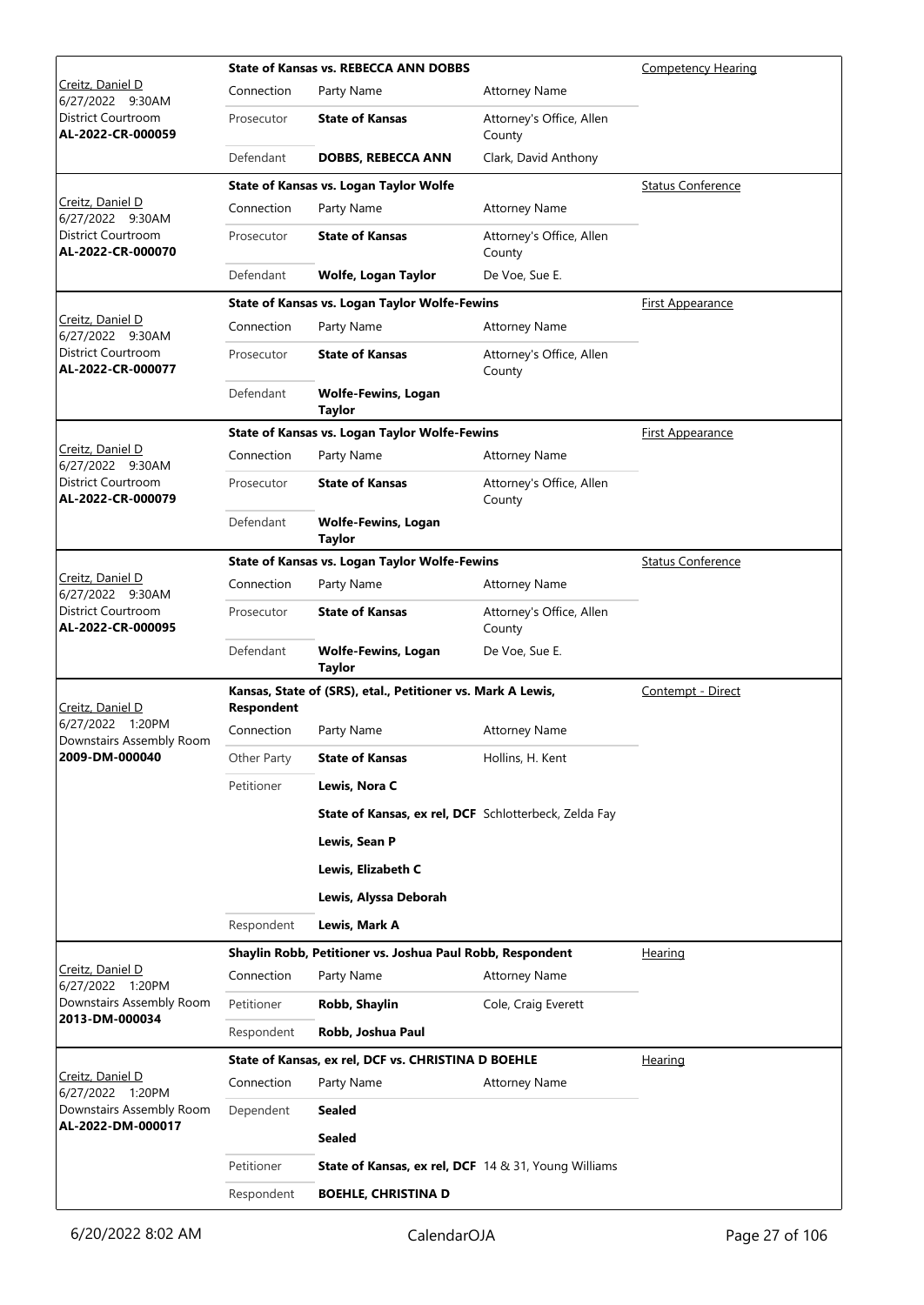| Judge / Date / Location / Case | Case Title | | | Hearing Type |
|---|---|---|---|---|
| Creitz, Daniel D<br>6/27/2022 9:30AM<br>District Courtroom<br>**AL-2022-CR-000059** | **State of Kansas vs. REBECCA ANN DOBBS** | | | Competency Hearing |
| | Connection | Party Name | Attorney Name | |
| | Prosecutor | **State of Kansas** | Attorney's Office, Allen County | |
| | Defendant | **DOBBS, REBECCA ANN** | Clark, David Anthony | |
| Creitz, Daniel D<br>6/27/2022 9:30AM<br>District Courtroom<br>**AL-2022-CR-000070** | **State of Kansas vs. Logan Taylor Wolfe** | | | Status Conference |
| | Connection | Party Name | Attorney Name | |
| | Prosecutor | **State of Kansas** | Attorney's Office, Allen County | |
| | Defendant | **Wolfe, Logan Taylor** | De Voe, Sue E. | |
| Creitz, Daniel D<br>6/27/2022 9:30AM<br>District Courtroom<br>**AL-2022-CR-000077** | **State of Kansas vs. Logan Taylor Wolfe-Fewins** | | | First Appearance |
| | Connection | Party Name | Attorney Name | |
| | Prosecutor | **State of Kansas** | Attorney's Office, Allen County | |
| | Defendant | **Wolfe-Fewins, Logan Taylor** | | |
| Creitz, Daniel D<br>6/27/2022 9:30AM<br>District Courtroom<br>**AL-2022-CR-000079** | **State of Kansas vs. Logan Taylor Wolfe-Fewins** | | | First Appearance |
| | Connection | Party Name | Attorney Name | |
| | Prosecutor | **State of Kansas** | Attorney's Office, Allen County | |
| | Defendant | **Wolfe-Fewins, Logan Taylor** | | |
| Creitz, Daniel D<br>6/27/2022 9:30AM<br>District Courtroom<br>**AL-2022-CR-000095** | **State of Kansas vs. Logan Taylor Wolfe-Fewins** | | | Status Conference |
| | Connection | Party Name | Attorney Name | |
| | Prosecutor | **State of Kansas** | Attorney's Office, Allen County | |
| | Defendant | **Wolfe-Fewins, Logan Taylor** | De Voe, Sue E. | |
| Creitz, Daniel D<br>6/27/2022 1:20PM<br>Downstairs Assembly Room<br>**2009-DM-000040** | **Kansas, State of (SRS), etal., Petitioner vs. Mark A Lewis, Respondent** | | | Contempt - Direct |
| | Connection | Party Name | Attorney Name | |
| | Other Party | **State of Kansas** | Hollins, H. Kent | |
| | Petitioner | **Lewis, Nora C** | | |
| | | **State of Kansas, ex rel, DCF** | Schlotterbeck, Zelda Fay | |
| | | **Lewis, Sean P** | | |
| | | **Lewis, Elizabeth C** | | |
| | | **Lewis, Alyssa Deborah** | | |
| | Respondent | **Lewis, Mark A** | | |
| Creitz, Daniel D<br>6/27/2022 1:20PM<br>Downstairs Assembly Room<br>**2013-DM-000034** | **Shaylin Robb, Petitioner vs. Joshua Paul Robb, Respondent** | | | Hearing |
| | Connection | Party Name | Attorney Name | |
| | Petitioner | **Robb, Shaylin** | Cole, Craig Everett | |
| | Respondent | **Robb, Joshua Paul** | | |
| Creitz, Daniel D<br>6/27/2022 1:20PM<br>Downstairs Assembly Room<br>**AL-2022-DM-000017** | **State of Kansas, ex rel, DCF vs. CHRISTINA D BOEHLE** | | | Hearing |
| | Connection | Party Name | Attorney Name | |
| | Dependent | **Sealed** | | |
| | | **Sealed** | | |
| | Petitioner | **State of Kansas, ex rel, DCF** | 14 & 31, Young Williams | |
| | Respondent | **BOEHLE, CHRISTINA D** | | |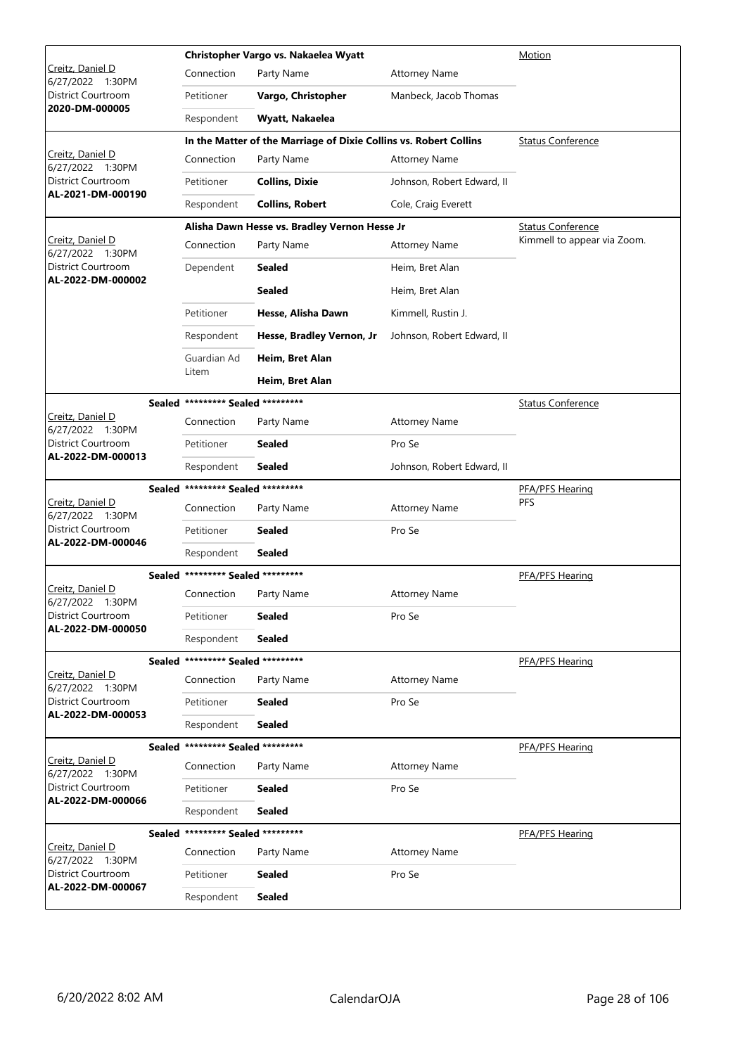| Judge / Date / Location / Case | Connection | Party Name | Attorney Name | Hearing Type |
|---|---|---|---|---|
| Creitz, Daniel D<br>6/27/2022 1:30PM<br>District Courtroom<br>**2020-DM-000005** | **Christopher Vargo vs. Nakaelea Wyatt** | | | Motion |
| | Petitioner | **Vargo, Christopher** | Manbeck, Jacob Thomas | |
| | Respondent | **Wyatt, Nakaelea** | | |
| Creitz, Daniel D<br>6/27/2022 1:30PM<br>District Courtroom<br>**AL-2021-DM-000190** | **In the Matter of the Marriage of Dixie Collins vs. Robert Collins** | | | Status Conference |
| | Petitioner | **Collins, Dixie** | Johnson, Robert Edward, II | |
| | Respondent | **Collins, Robert** | Cole, Craig Everett | |
| Creitz, Daniel D<br>6/27/2022 1:30PM<br>District Courtroom<br>**AL-2022-DM-000002** | **Alisha Dawn Hesse vs. Bradley Vernon Hesse Jr** | | | Status Conference<br>Kimmell to appear via Zoom. |
| | Dependent | **Sealed** | Heim, Bret Alan | |
| | | **Sealed** | Heim, Bret Alan | |
| | Petitioner | **Hesse, Alisha Dawn** | Kimmell, Rustin J. | |
| | Respondent | **Hesse, Bradley Vernon, Jr** | Johnson, Robert Edward, II | |
| | Guardian Ad Litem | **Heim, Bret Alan** | | |
| | | **Heim, Bret Alan** | | |
| Creitz, Daniel D<br>6/27/2022 1:30PM<br>District Courtroom<br>**AL-2022-DM-000013** | **Sealed** ********* Sealed ********* | | | Status Conference |
| | Petitioner | **Sealed** | Pro Se | |
| | Respondent | **Sealed** | Johnson, Robert Edward, II | |
| Creitz, Daniel D<br>6/27/2022 1:30PM<br>District Courtroom<br>**AL-2022-DM-000046** | **Sealed** ********* Sealed ********* | | | PFA/PFS Hearing<br>PFS |
| | Petitioner | **Sealed** | Pro Se | |
| | Respondent | **Sealed** | | |
| Creitz, Daniel D<br>6/27/2022 1:30PM<br>District Courtroom<br>**AL-2022-DM-000050** | **Sealed** ********* Sealed ********* | | | PFA/PFS Hearing |
| | Petitioner | **Sealed** | Pro Se | |
| | Respondent | **Sealed** | | |
| Creitz, Daniel D<br>6/27/2022 1:30PM<br>District Courtroom<br>**AL-2022-DM-000053** | **Sealed** ********* Sealed ********* | | | PFA/PFS Hearing |
| | Petitioner | **Sealed** | Pro Se | |
| | Respondent | **Sealed** | | |
| Creitz, Daniel D<br>6/27/2022 1:30PM<br>District Courtroom<br>**AL-2022-DM-000066** | **Sealed** ********* Sealed ********* | | | PFA/PFS Hearing |
| | Petitioner | **Sealed** | Pro Se | |
| | Respondent | **Sealed** | | |
| Creitz, Daniel D<br>6/27/2022 1:30PM<br>District Courtroom<br>**AL-2022-DM-000067** | **Sealed** ********* Sealed ********* | | | PFA/PFS Hearing |
| | Petitioner | **Sealed** | Pro Se | |
| | Respondent | **Sealed** | | |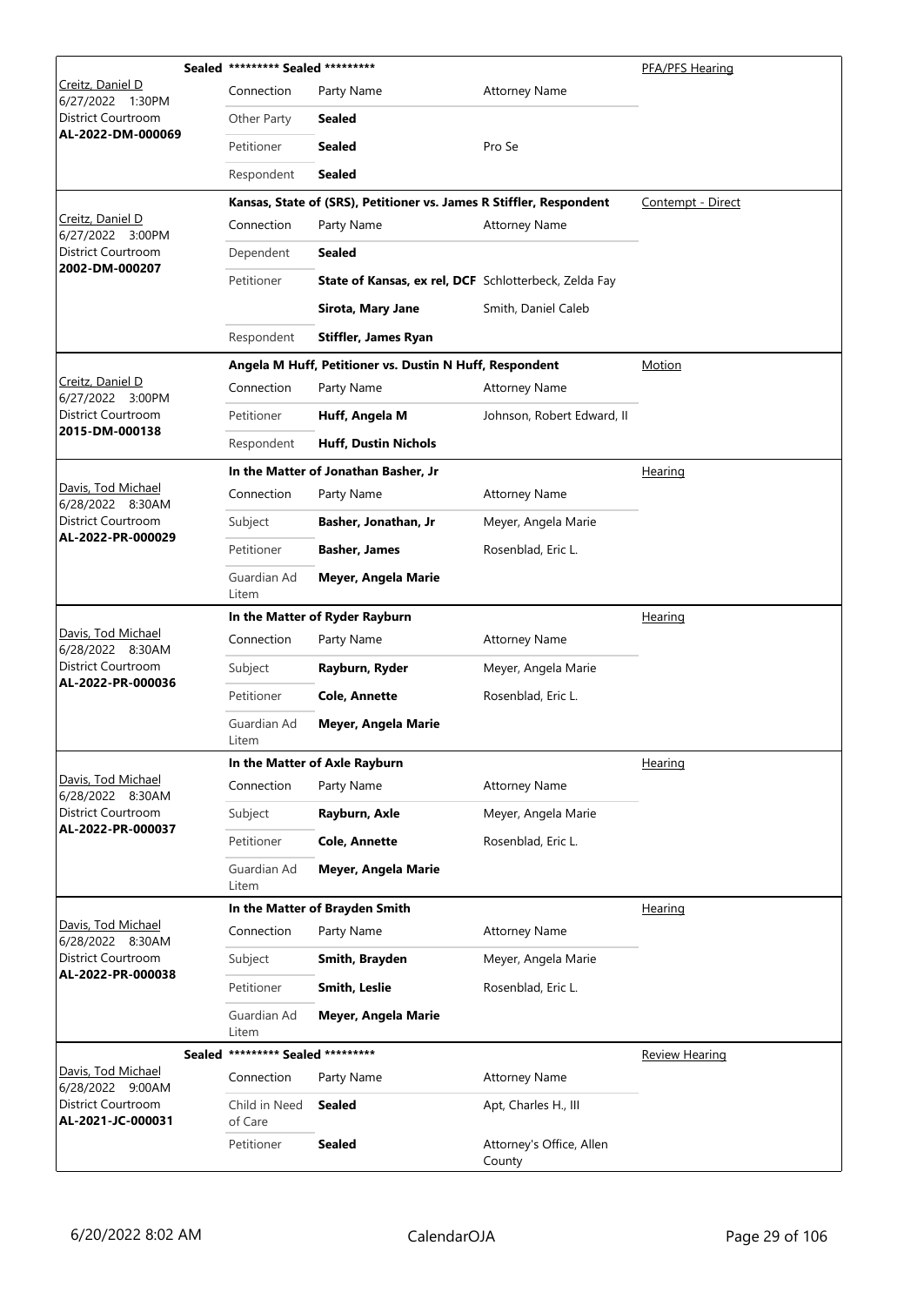| Judge / Date / Location / Case | Case Title | | | Hearing Type |
|---|---|---|---|---|
| Creitz, Daniel D<br>6/27/2022 1:30PM<br>District Courtroom<br>**AL-2022-DM-000069** | **Sealed \*\*\*\*\*\*\*\*\* Sealed \*\*\*\*\*\*\*\*\*** | | | PFA/PFS Hearing |
| | Connection | Party Name | Attorney Name | |
| | Other Party | **Sealed** | | |
| | Petitioner | **Sealed** | Pro Se | |
| | Respondent | **Sealed** | | |
| Creitz, Daniel D<br>6/27/2022 3:00PM<br>District Courtroom<br>**2002-DM-000207** | **Kansas, State of (SRS), Petitioner vs. James R Stiffler, Respondent** | | | Contempt - Direct |
| | Connection | Party Name | Attorney Name | |
| | Dependent | **Sealed** | | |
| | Petitioner | **State of Kansas, ex rel, DCF** | Schlotterbeck, Zelda Fay | |
| | | **Sirota, Mary Jane** | Smith, Daniel Caleb | |
| | Respondent | **Stiffler, James Ryan** | | |
| Creitz, Daniel D<br>6/27/2022 3:00PM<br>District Courtroom<br>**2015-DM-000138** | **Angela M Huff, Petitioner vs. Dustin N Huff, Respondent** | | | Motion |
| | Connection | Party Name | Attorney Name | |
| | Petitioner | **Huff, Angela M** | Johnson, Robert Edward, II | |
| | Respondent | **Huff, Dustin Nichols** | | |
| Davis, Tod Michael<br>6/28/2022 8:30AM<br>District Courtroom<br>**AL-2022-PR-000029** | **In the Matter of Jonathan Basher, Jr** | | | Hearing |
| | Connection | Party Name | Attorney Name | |
| | Subject | **Basher, Jonathan, Jr** | Meyer, Angela Marie | |
| | Petitioner | **Basher, James** | Rosenblad, Eric L. | |
| | Guardian Ad Litem | **Meyer, Angela Marie** | | |
| Davis, Tod Michael<br>6/28/2022 8:30AM<br>District Courtroom<br>**AL-2022-PR-000036** | **In the Matter of Ryder Rayburn** | | | Hearing |
| | Connection | Party Name | Attorney Name | |
| | Subject | **Rayburn, Ryder** | Meyer, Angela Marie | |
| | Petitioner | **Cole, Annette** | Rosenblad, Eric L. | |
| | Guardian Ad Litem | **Meyer, Angela Marie** | | |
| Davis, Tod Michael<br>6/28/2022 8:30AM<br>District Courtroom<br>**AL-2022-PR-000037** | **In the Matter of Axle Rayburn** | | | Hearing |
| | Connection | Party Name | Attorney Name | |
| | Subject | **Rayburn, Axle** | Meyer, Angela Marie | |
| | Petitioner | **Cole, Annette** | Rosenblad, Eric L. | |
| | Guardian Ad Litem | **Meyer, Angela Marie** | | |
| Davis, Tod Michael<br>6/28/2022 8:30AM<br>District Courtroom<br>**AL-2022-PR-000038** | **In the Matter of Brayden Smith** | | | Hearing |
| | Connection | Party Name | Attorney Name | |
| | Subject | **Smith, Brayden** | Meyer, Angela Marie | |
| | Petitioner | **Smith, Leslie** | Rosenblad, Eric L. | |
| | Guardian Ad Litem | **Meyer, Angela Marie** | | |
| Davis, Tod Michael<br>6/28/2022 9:00AM<br>District Courtroom<br>**AL-2021-JC-000031** | **Sealed \*\*\*\*\*\*\*\*\* Sealed \*\*\*\*\*\*\*\*\*** | | | Review Hearing |
| | Connection | Party Name | Attorney Name | |
| | Child in Need of Care | **Sealed** | Apt, Charles H., III | |
| | Petitioner | **Sealed** | Attorney's Office, Allen County | |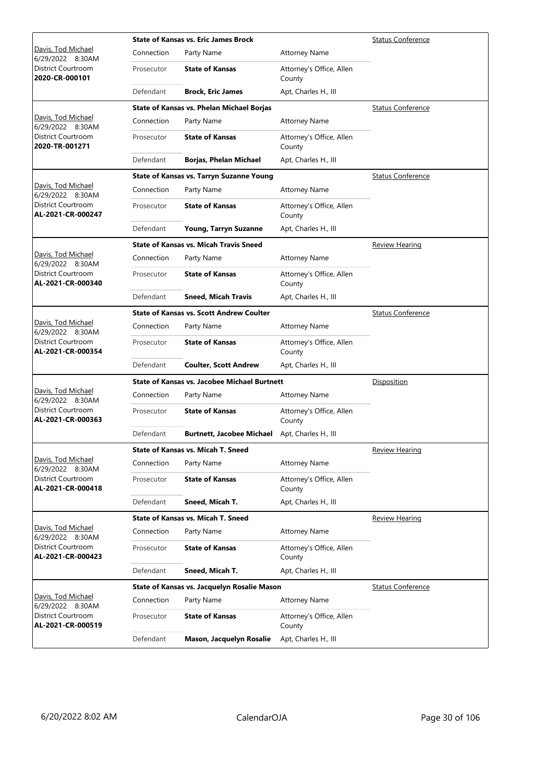| Judge / Date / Location / Case | Case Title | Connection | Party Name | Attorney Name | Hearing Type |
|---|---|---|---|---|---|
| Davis, Tod Michael<br>6/29/2022 8:30AM<br>District Courtroom<br>**2020-CR-000101** | **State of Kansas vs. Eric James Brock** | Prosecutor | **State of Kansas** | Attorney's Office, Allen County | Status Conference |
| | | Defendant | **Brock, Eric James** | Apt, Charles H., III | |
| Davis, Tod Michael<br>6/29/2022 8:30AM<br>District Courtroom<br>**2020-TR-001271** | **State of Kansas vs. Phelan Michael Borjas** | Prosecutor | **State of Kansas** | Attorney's Office, Allen County | Status Conference |
| | | Defendant | **Borjas, Phelan Michael** | Apt, Charles H., III | |
| Davis, Tod Michael<br>6/29/2022 8:30AM<br>District Courtroom<br>**AL-2021-CR-000247** | **State of Kansas vs. Tarryn Suzanne Young** | Prosecutor | **State of Kansas** | Attorney's Office, Allen County | Status Conference |
| | | Defendant | **Young, Tarryn Suzanne** | Apt, Charles H., III | |
| Davis, Tod Michael<br>6/29/2022 8:30AM<br>District Courtroom<br>**AL-2021-CR-000340** | **State of Kansas vs. Micah Travis Sneed** | Prosecutor | **State of Kansas** | Attorney's Office, Allen County | Review Hearing |
| | | Defendant | **Sneed, Micah Travis** | Apt, Charles H., III | |
| Davis, Tod Michael<br>6/29/2022 8:30AM<br>District Courtroom<br>**AL-2021-CR-000354** | **State of Kansas vs. Scott Andrew Coulter** | Prosecutor | **State of Kansas** | Attorney's Office, Allen County | Status Conference |
| | | Defendant | **Coulter, Scott Andrew** | Apt, Charles H., III | |
| Davis, Tod Michael<br>6/29/2022 8:30AM<br>District Courtroom<br>**AL-2021-CR-000363** | **State of Kansas vs. Jacobee Michael Burtnett** | Prosecutor | **State of Kansas** | Attorney's Office, Allen County | Disposition |
| | | Defendant | **Burtnett, Jacobee Michael** | Apt, Charles H., III | |
| Davis, Tod Michael<br>6/29/2022 8:30AM<br>District Courtroom<br>**AL-2021-CR-000418** | **State of Kansas vs. Micah T. Sneed** | Prosecutor | **State of Kansas** | Attorney's Office, Allen County | Review Hearing |
| | | Defendant | **Sneed, Micah T.** | Apt, Charles H., III | |
| Davis, Tod Michael<br>6/29/2022 8:30AM<br>District Courtroom<br>**AL-2021-CR-000423** | **State of Kansas vs. Micah T. Sneed** | Prosecutor | **State of Kansas** | Attorney's Office, Allen County | Review Hearing |
| | | Defendant | **Sneed, Micah T.** | Apt, Charles H., III | |
| Davis, Tod Michael<br>6/29/2022 8:30AM<br>District Courtroom<br>**AL-2021-CR-000519** | **State of Kansas vs. Jacquelyn Rosalie Mason** | Prosecutor | **State of Kansas** | Attorney's Office, Allen County | Status Conference |
| | | Defendant | **Mason, Jacquelyn Rosalie** | Apt, Charles H., III | |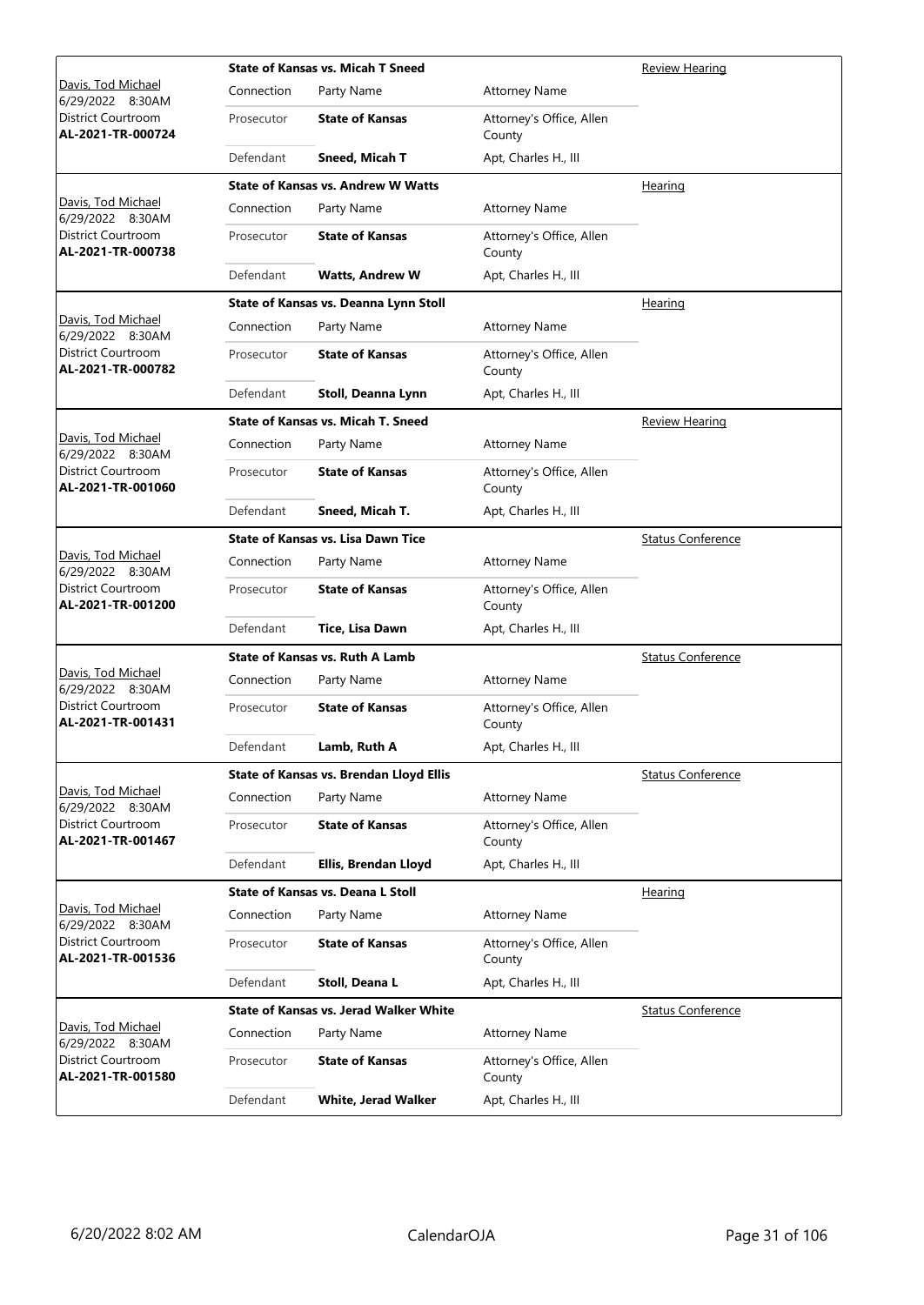| Judge / Date / Location / Case | Case Title | Connection | Party Name | Attorney Name | Hearing Type |
|---|---|---|---|---|---|
| Davis, Tod Michael<br>6/29/2022 8:30AM<br>District Courtroom<br>**AL-2021-TR-000724** | **State of Kansas vs. Micah T Sneed** | Prosecutor | **State of Kansas** | Attorney's Office, Allen County | Review Hearing |
| | | Defendant | **Sneed, Micah T** | Apt, Charles H., III | |
| Davis, Tod Michael<br>6/29/2022 8:30AM<br>District Courtroom<br>**AL-2021-TR-000738** | **State of Kansas vs. Andrew W Watts** | Prosecutor | **State of Kansas** | Attorney's Office, Allen County | Hearing |
| | | Defendant | **Watts, Andrew W** | Apt, Charles H., III | |
| Davis, Tod Michael<br>6/29/2022 8:30AM<br>District Courtroom<br>**AL-2021-TR-000782** | **State of Kansas vs. Deanna Lynn Stoll** | Prosecutor | **State of Kansas** | Attorney's Office, Allen County | Hearing |
| | | Defendant | **Stoll, Deanna Lynn** | Apt, Charles H., III | |
| Davis, Tod Michael<br>6/29/2022 8:30AM<br>District Courtroom<br>**AL-2021-TR-001060** | **State of Kansas vs. Micah T. Sneed** | Prosecutor | **State of Kansas** | Attorney's Office, Allen County | Review Hearing |
| | | Defendant | **Sneed, Micah T.** | Apt, Charles H., III | |
| Davis, Tod Michael<br>6/29/2022 8:30AM<br>District Courtroom<br>**AL-2021-TR-001200** | **State of Kansas vs. Lisa Dawn Tice** | Prosecutor | **State of Kansas** | Attorney's Office, Allen County | Status Conference |
| | | Defendant | **Tice, Lisa Dawn** | Apt, Charles H., III | |
| Davis, Tod Michael<br>6/29/2022 8:30AM<br>District Courtroom<br>**AL-2021-TR-001431** | **State of Kansas vs. Ruth A Lamb** | Prosecutor | **State of Kansas** | Attorney's Office, Allen County | Status Conference |
| | | Defendant | **Lamb, Ruth A** | Apt, Charles H., III | |
| Davis, Tod Michael<br>6/29/2022 8:30AM<br>District Courtroom<br>**AL-2021-TR-001467** | **State of Kansas vs. Brendan Lloyd Ellis** | Prosecutor | **State of Kansas** | Attorney's Office, Allen County | Status Conference |
| | | Defendant | **Ellis, Brendan Lloyd** | Apt, Charles H., III | |
| Davis, Tod Michael<br>6/29/2022 8:30AM<br>District Courtroom<br>**AL-2021-TR-001536** | **State of Kansas vs. Deana L Stoll** | Prosecutor | **State of Kansas** | Attorney's Office, Allen County | Hearing |
| | | Defendant | **Stoll, Deana L** | Apt, Charles H., III | |
| Davis, Tod Michael<br>6/29/2022 8:30AM<br>District Courtroom<br>**AL-2021-TR-001580** | **State of Kansas vs. Jerad Walker White** | Prosecutor | **State of Kansas** | Attorney's Office, Allen County | Status Conference |
| | | Defendant | **White, Jerad Walker** | Apt, Charles H., III | |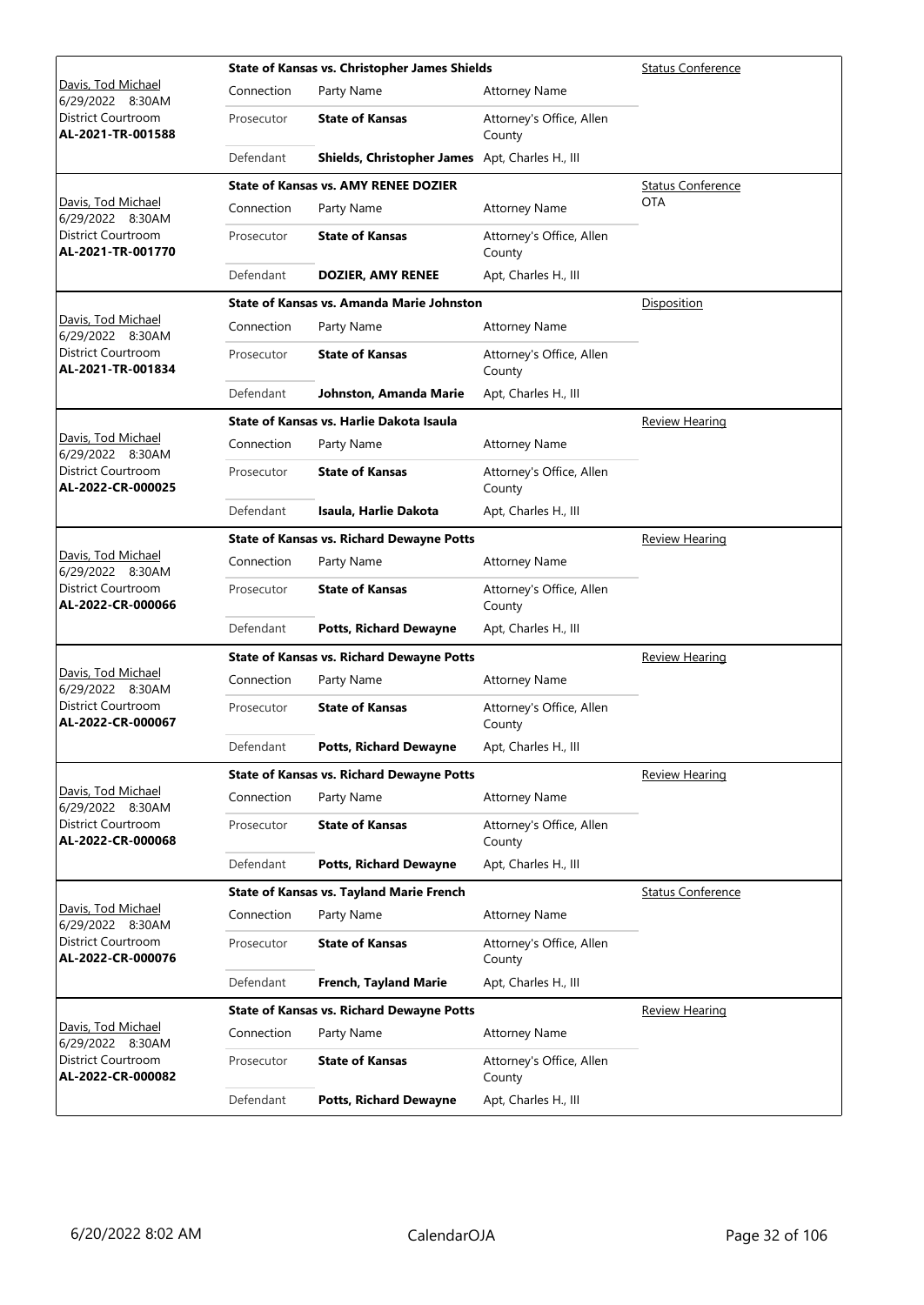| Judge / Date / Location / Case | | State of Kansas vs. Christopher James Shields | | Status Conference |
|---|---|---|---|---|
| Davis, Tod Michael<br>6/29/2022 8:30AM<br>District Courtroom<br>**AL-2021-TR-001588** | Connection | Party Name | Attorney Name | |
| | Prosecutor | **State of Kansas** | Attorney's Office, Allen County | |
| | Defendant | **Shields, Christopher James** | Apt, Charles H., III | |

| Judge / Date / Location / Case | | State of Kansas vs. AMY RENEE DOZIER | | Status Conference<br>OTA |
|---|---|---|---|---|
| Davis, Tod Michael<br>6/29/2022 8:30AM<br>District Courtroom<br>**AL-2021-TR-001770** | Connection | Party Name | Attorney Name | |
| | Prosecutor | **State of Kansas** | Attorney's Office, Allen County | |
| | Defendant | **DOZIER, AMY RENEE** | Apt, Charles H., III | |

| Judge / Date / Location / Case | | State of Kansas vs. Amanda Marie Johnston | | Disposition |
|---|---|---|---|---|
| Davis, Tod Michael<br>6/29/2022 8:30AM<br>District Courtroom<br>**AL-2021-TR-001834** | Connection | Party Name | Attorney Name | |
| | Prosecutor | **State of Kansas** | Attorney's Office, Allen County | |
| | Defendant | **Johnston, Amanda Marie** | Apt, Charles H., III | |

| Judge / Date / Location / Case | | State of Kansas vs. Harlie Dakota Isaula | | Review Hearing |
|---|---|---|---|---|
| Davis, Tod Michael<br>6/29/2022 8:30AM<br>District Courtroom<br>**AL-2022-CR-000025** | Connection | Party Name | Attorney Name | |
| | Prosecutor | **State of Kansas** | Attorney's Office, Allen County | |
| | Defendant | **Isaula, Harlie Dakota** | Apt, Charles H., III | |

| Judge / Date / Location / Case | | State of Kansas vs. Richard Dewayne Potts | | Review Hearing |
|---|---|---|---|---|
| Davis, Tod Michael<br>6/29/2022 8:30AM<br>District Courtroom<br>**AL-2022-CR-000066** | Connection | Party Name | Attorney Name | |
| | Prosecutor | **State of Kansas** | Attorney's Office, Allen County | |
| | Defendant | **Potts, Richard Dewayne** | Apt, Charles H., III | |

| Judge / Date / Location / Case | | State of Kansas vs. Richard Dewayne Potts | | Review Hearing |
|---|---|---|---|---|
| Davis, Tod Michael<br>6/29/2022 8:30AM<br>District Courtroom<br>**AL-2022-CR-000067** | Connection | Party Name | Attorney Name | |
| | Prosecutor | **State of Kansas** | Attorney's Office, Allen County | |
| | Defendant | **Potts, Richard Dewayne** | Apt, Charles H., III | |

| Judge / Date / Location / Case | | State of Kansas vs. Richard Dewayne Potts | | Review Hearing |
|---|---|---|---|---|
| Davis, Tod Michael<br>6/29/2022 8:30AM<br>District Courtroom<br>**AL-2022-CR-000068** | Connection | Party Name | Attorney Name | |
| | Prosecutor | **State of Kansas** | Attorney's Office, Allen County | |
| | Defendant | **Potts, Richard Dewayne** | Apt, Charles H., III | |

| Judge / Date / Location / Case | | State of Kansas vs. Tayland Marie French | | Status Conference |
|---|---|---|---|---|
| Davis, Tod Michael<br>6/29/2022 8:30AM<br>District Courtroom<br>**AL-2022-CR-000076** | Connection | Party Name | Attorney Name | |
| | Prosecutor | **State of Kansas** | Attorney's Office, Allen County | |
| | Defendant | **French, Tayland Marie** | Apt, Charles H., III | |

| Judge / Date / Location / Case | | State of Kansas vs. Richard Dewayne Potts | | Review Hearing |
|---|---|---|---|---|
| Davis, Tod Michael<br>6/29/2022 8:30AM<br>District Courtroom<br>**AL-2022-CR-000082** | Connection | Party Name | Attorney Name | |
| | Prosecutor | **State of Kansas** | Attorney's Office, Allen County | |
| | Defendant | **Potts, Richard Dewayne** | Apt, Charles H., III | |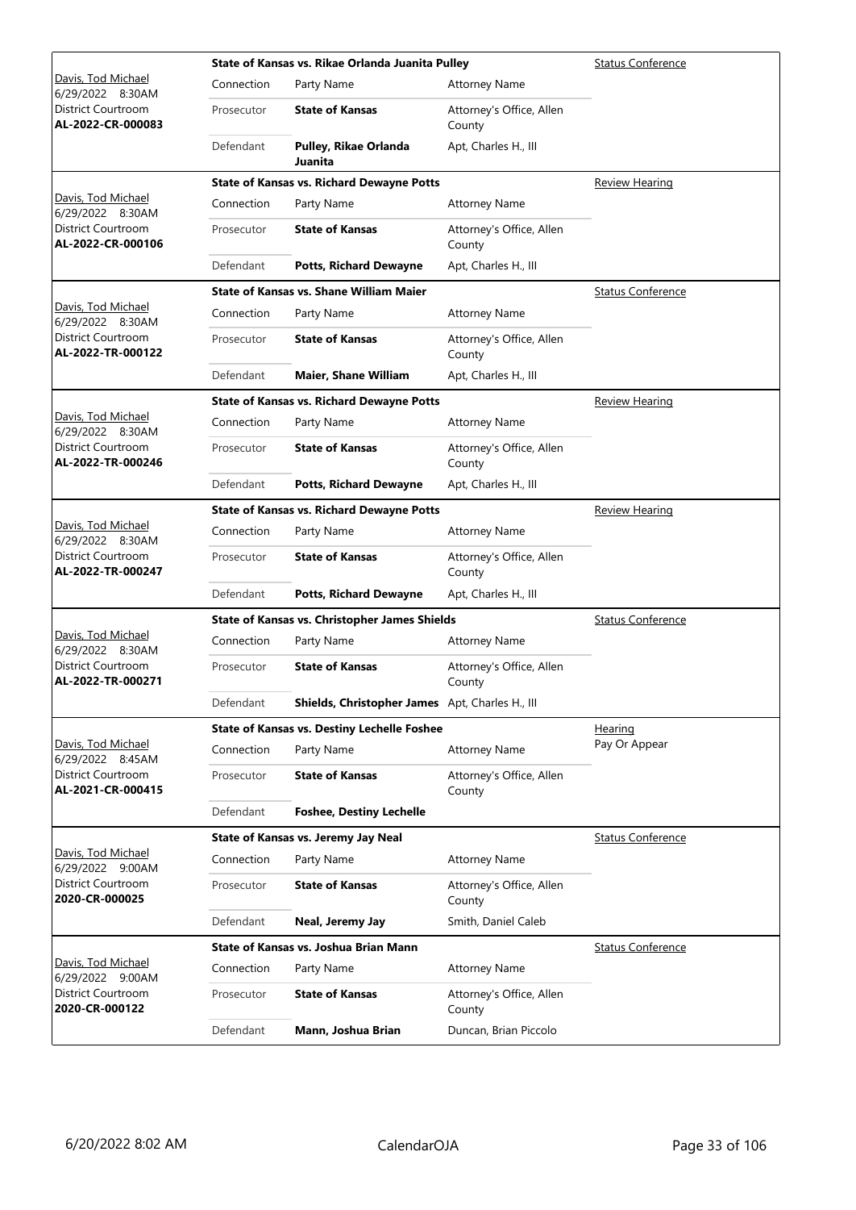| | State of Kansas vs. Rikae Orlanda Juanita Pulley | | | Status Conference |
|---|---|---|---|---|
| Davis, Tod Michael<br>6/29/2022 8:30AM<br>District Courtroom<br>**AL-2022-CR-000083** | Connection | Party Name | Attorney Name | |
| | Prosecutor | **State of Kansas** | Attorney's Office, Allen County | |
| | Defendant | **Pulley, Rikae Orlanda Juanita** | Apt, Charles H., III | |

| | State of Kansas vs. Richard Dewayne Potts | | | Review Hearing |
|---|---|---|---|---|
| Davis, Tod Michael<br>6/29/2022 8:30AM<br>District Courtroom<br>**AL-2022-CR-000106** | Connection | Party Name | Attorney Name | |
| | Prosecutor | **State of Kansas** | Attorney's Office, Allen County | |
| | Defendant | **Potts, Richard Dewayne** | Apt, Charles H., III | |

| | State of Kansas vs. Shane William Maier | | | Status Conference |
|---|---|---|---|---|
| Davis, Tod Michael<br>6/29/2022 8:30AM<br>District Courtroom<br>**AL-2022-TR-000122** | Connection | Party Name | Attorney Name | |
| | Prosecutor | **State of Kansas** | Attorney's Office, Allen County | |
| | Defendant | **Maier, Shane William** | Apt, Charles H., III | |

| | State of Kansas vs. Richard Dewayne Potts | | | Review Hearing |
|---|---|---|---|---|
| Davis, Tod Michael<br>6/29/2022 8:30AM<br>District Courtroom<br>**AL-2022-TR-000246** | Connection | Party Name | Attorney Name | |
| | Prosecutor | **State of Kansas** | Attorney's Office, Allen County | |
| | Defendant | **Potts, Richard Dewayne** | Apt, Charles H., III | |

| | State of Kansas vs. Richard Dewayne Potts | | | Review Hearing |
|---|---|---|---|---|
| Davis, Tod Michael<br>6/29/2022 8:30AM<br>District Courtroom<br>**AL-2022-TR-000247** | Connection | Party Name | Attorney Name | |
| | Prosecutor | **State of Kansas** | Attorney's Office, Allen County | |
| | Defendant | **Potts, Richard Dewayne** | Apt, Charles H., III | |

| | State of Kansas vs. Christopher James Shields | | | Status Conference |
|---|---|---|---|---|
| Davis, Tod Michael<br>6/29/2022 8:30AM<br>District Courtroom<br>**AL-2022-TR-000271** | Connection | Party Name | Attorney Name | |
| | Prosecutor | **State of Kansas** | Attorney's Office, Allen County | |
| | Defendant | **Shields, Christopher James** | Apt, Charles H., III | |

| | State of Kansas vs. Destiny Lechelle Foshee | | | Hearing<br>Pay Or Appear |
|---|---|---|---|---|
| Davis, Tod Michael<br>6/29/2022 8:45AM<br>District Courtroom<br>**AL-2021-CR-000415** | Connection | Party Name | Attorney Name | |
| | Prosecutor | **State of Kansas** | Attorney's Office, Allen County | |
| | Defendant | **Foshee, Destiny Lechelle** | | |

| | State of Kansas vs. Jeremy Jay Neal | | | Status Conference |
|---|---|---|---|---|
| Davis, Tod Michael<br>6/29/2022 9:00AM<br>District Courtroom<br>**2020-CR-000025** | Connection | Party Name | Attorney Name | |
| | Prosecutor | **State of Kansas** | Attorney's Office, Allen County | |
| | Defendant | **Neal, Jeremy Jay** | Smith, Daniel Caleb | |

| | State of Kansas vs. Joshua Brian Mann | | | Status Conference |
|---|---|---|---|---|
| Davis, Tod Michael<br>6/29/2022 9:00AM<br>District Courtroom<br>**2020-CR-000122** | Connection | Party Name | Attorney Name | |
| | Prosecutor | **State of Kansas** | Attorney's Office, Allen County | |
| | Defendant | **Mann, Joshua Brian** | Duncan, Brian Piccolo | |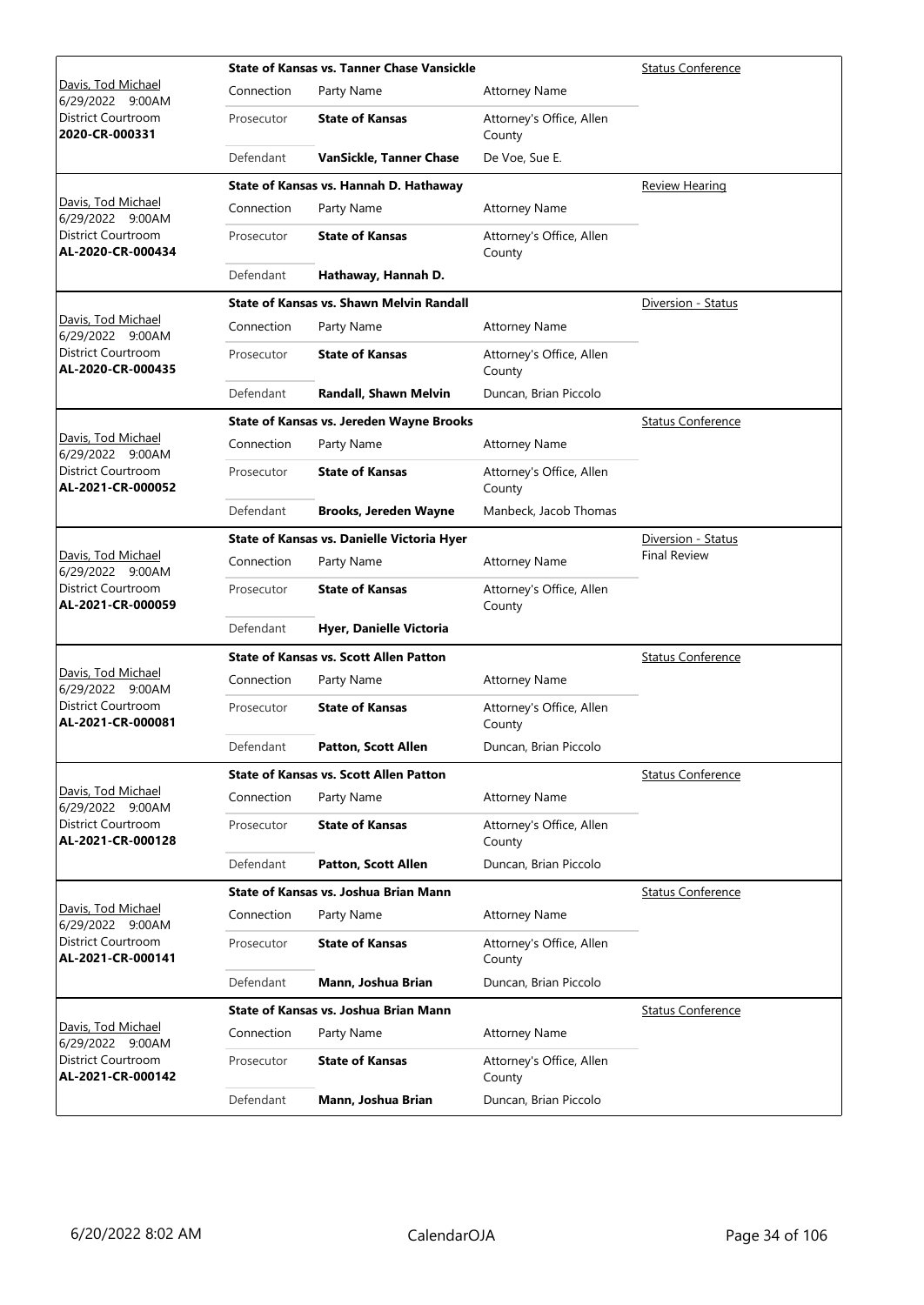| Judge / Date / Courtroom / Case | Connection | Party Name | Attorney Name | Hearing Type |
|---|---|---|---|---|
| | | **State of Kansas vs. Tanner Chase Vansickle** | | Status Conference |
| Davis, Tod Michael 6/29/2022 9:00AM District Courtroom **2020-CR-000331** | Connection | Party Name | Attorney Name | |
| | Prosecutor | **State of Kansas** | Attorney's Office, Allen County | |
| | Defendant | **VanSickle, Tanner Chase** | De Voe, Sue E. | |
| | | **State of Kansas vs. Hannah D. Hathaway** | | Review Hearing |
| Davis, Tod Michael 6/29/2022 9:00AM District Courtroom **AL-2020-CR-000434** | Connection | Party Name | Attorney Name | |
| | Prosecutor | **State of Kansas** | Attorney's Office, Allen County | |
| | Defendant | **Hathaway, Hannah D.** | | |
| | | **State of Kansas vs. Shawn Melvin Randall** | | Diversion - Status |
| Davis, Tod Michael 6/29/2022 9:00AM District Courtroom **AL-2020-CR-000435** | Connection | Party Name | Attorney Name | |
| | Prosecutor | **State of Kansas** | Attorney's Office, Allen County | |
| | Defendant | **Randall, Shawn Melvin** | Duncan, Brian Piccolo | |
| | | **State of Kansas vs. Jereden Wayne Brooks** | | Status Conference |
| Davis, Tod Michael 6/29/2022 9:00AM District Courtroom **AL-2021-CR-000052** | Connection | Party Name | Attorney Name | |
| | Prosecutor | **State of Kansas** | Attorney's Office, Allen County | |
| | Defendant | **Brooks, Jereden Wayne** | Manbeck, Jacob Thomas | |
| | | **State of Kansas vs. Danielle Victoria Hyer** | | Diversion - Status Final Review |
| Davis, Tod Michael 6/29/2022 9:00AM District Courtroom **AL-2021-CR-000059** | Connection | Party Name | Attorney Name | |
| | Prosecutor | **State of Kansas** | Attorney's Office, Allen County | |
| | Defendant | **Hyer, Danielle Victoria** | | |
| | | **State of Kansas vs. Scott Allen Patton** | | Status Conference |
| Davis, Tod Michael 6/29/2022 9:00AM District Courtroom **AL-2021-CR-000081** | Connection | Party Name | Attorney Name | |
| | Prosecutor | **State of Kansas** | Attorney's Office, Allen County | |
| | Defendant | **Patton, Scott Allen** | Duncan, Brian Piccolo | |
| | | **State of Kansas vs. Scott Allen Patton** | | Status Conference |
| Davis, Tod Michael 6/29/2022 9:00AM District Courtroom **AL-2021-CR-000128** | Connection | Party Name | Attorney Name | |
| | Prosecutor | **State of Kansas** | Attorney's Office, Allen County | |
| | Defendant | **Patton, Scott Allen** | Duncan, Brian Piccolo | |
| | | **State of Kansas vs. Joshua Brian Mann** | | Status Conference |
| Davis, Tod Michael 6/29/2022 9:00AM District Courtroom **AL-2021-CR-000141** | Connection | Party Name | Attorney Name | |
| | Prosecutor | **State of Kansas** | Attorney's Office, Allen County | |
| | Defendant | **Mann, Joshua Brian** | Duncan, Brian Piccolo | |
| | | **State of Kansas vs. Joshua Brian Mann** | | Status Conference |
| Davis, Tod Michael 6/29/2022 9:00AM District Courtroom **AL-2021-CR-000142** | Connection | Party Name | Attorney Name | |
| | Prosecutor | **State of Kansas** | Attorney's Office, Allen County | |
| | Defendant | **Mann, Joshua Brian** | Duncan, Brian Piccolo | |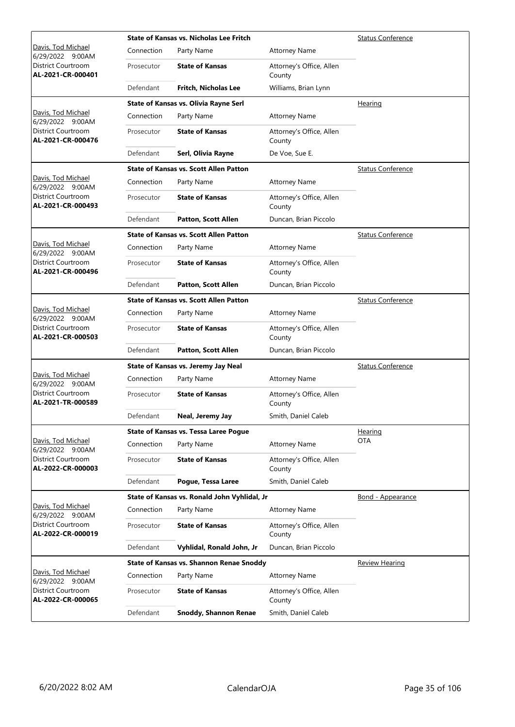| Judge / Date / Location / Case | Case Title | | | Event |
|---|---|---|---|---|
| Davis, Tod Michael 6/29/2022 9:00AM District Courtroom **AL-2021-CR-000401** | **State of Kansas vs. Nicholas Lee Fritch** | | | Status Conference |
| | Connection | Party Name | Attorney Name | |
| | Prosecutor | **State of Kansas** | Attorney's Office, Allen County | |
| | Defendant | **Fritch, Nicholas Lee** | Williams, Brian Lynn | |
| Davis, Tod Michael 6/29/2022 9:00AM District Courtroom **AL-2021-CR-000476** | **State of Kansas vs. Olivia Rayne Serl** | | | Hearing |
| | Connection | Party Name | Attorney Name | |
| | Prosecutor | **State of Kansas** | Attorney's Office, Allen County | |
| | Defendant | **Serl, Olivia Rayne** | De Voe, Sue E. | |
| Davis, Tod Michael 6/29/2022 9:00AM District Courtroom **AL-2021-CR-000493** | **State of Kansas vs. Scott Allen Patton** | | | Status Conference |
| | Connection | Party Name | Attorney Name | |
| | Prosecutor | **State of Kansas** | Attorney's Office, Allen County | |
| | Defendant | **Patton, Scott Allen** | Duncan, Brian Piccolo | |
| Davis, Tod Michael 6/29/2022 9:00AM District Courtroom **AL-2021-CR-000496** | **State of Kansas vs. Scott Allen Patton** | | | Status Conference |
| | Connection | Party Name | Attorney Name | |
| | Prosecutor | **State of Kansas** | Attorney's Office, Allen County | |
| | Defendant | **Patton, Scott Allen** | Duncan, Brian Piccolo | |
| Davis, Tod Michael 6/29/2022 9:00AM District Courtroom **AL-2021-CR-000503** | **State of Kansas vs. Scott Allen Patton** | | | Status Conference |
| | Connection | Party Name | Attorney Name | |
| | Prosecutor | **State of Kansas** | Attorney's Office, Allen County | |
| | Defendant | **Patton, Scott Allen** | Duncan, Brian Piccolo | |
| Davis, Tod Michael 6/29/2022 9:00AM District Courtroom **AL-2021-TR-000589** | **State of Kansas vs. Jeremy Jay Neal** | | | Status Conference |
| | Connection | Party Name | Attorney Name | |
| | Prosecutor | **State of Kansas** | Attorney's Office, Allen County | |
| | Defendant | **Neal, Jeremy Jay** | Smith, Daniel Caleb | |
| Davis, Tod Michael 6/29/2022 9:00AM District Courtroom **AL-2022-CR-000003** | **State of Kansas vs. Tessa Laree Pogue** | | | Hearing OTA |
| | Connection | Party Name | Attorney Name | |
| | Prosecutor | **State of Kansas** | Attorney's Office, Allen County | |
| | Defendant | **Pogue, Tessa Laree** | Smith, Daniel Caleb | |
| Davis, Tod Michael 6/29/2022 9:00AM District Courtroom **AL-2022-CR-000019** | **State of Kansas vs. Ronald John Vyhlidal, Jr** | | | Bond - Appearance |
| | Connection | Party Name | Attorney Name | |
| | Prosecutor | **State of Kansas** | Attorney's Office, Allen County | |
| | Defendant | **Vyhlidal, Ronald John, Jr** | Duncan, Brian Piccolo | |
| Davis, Tod Michael 6/29/2022 9:00AM District Courtroom **AL-2022-CR-000065** | **State of Kansas vs. Shannon Renae Snoddy** | | | Review Hearing |
| | Connection | Party Name | Attorney Name | |
| | Prosecutor | **State of Kansas** | Attorney's Office, Allen County | |
| | Defendant | **Snoddy, Shannon Renae** | Smith, Daniel Caleb | |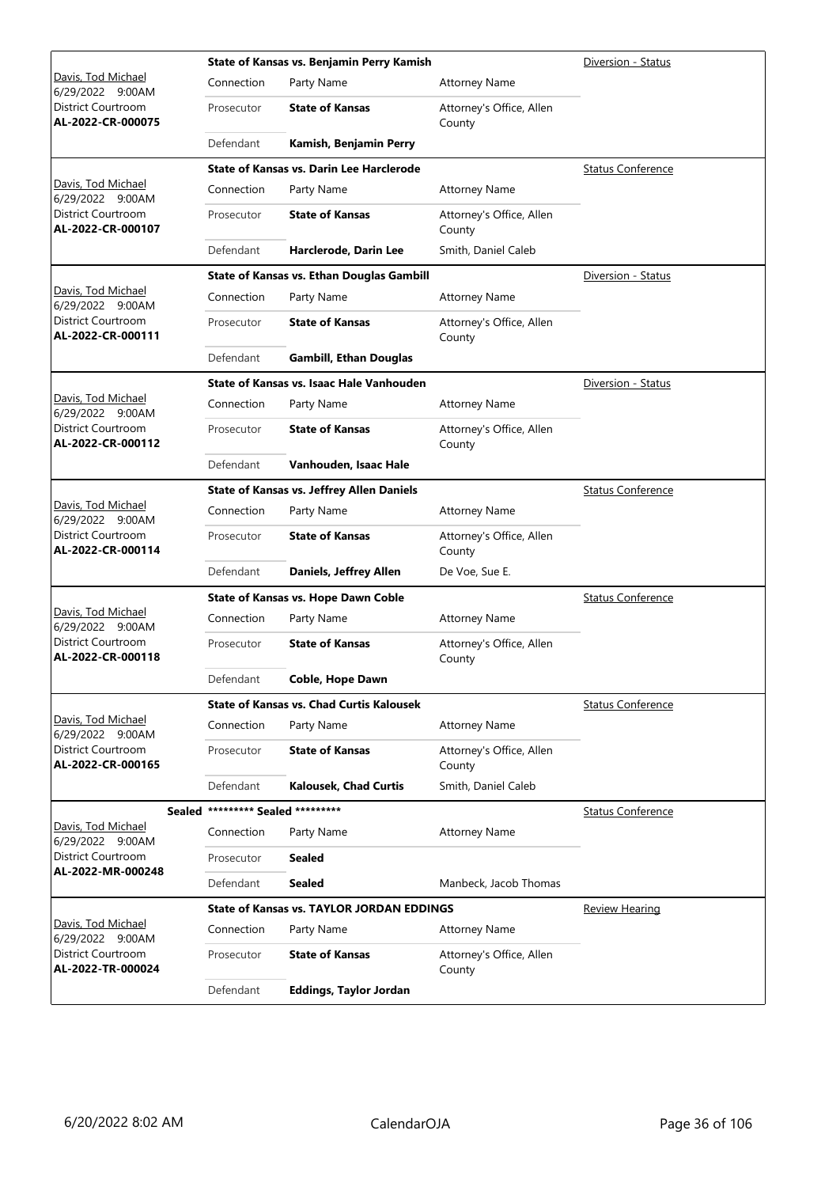| Case Info | Case Title / Connection | Party Name | Attorney Name | Hearing Type |
|---|---|---|---|---|
| Davis, Tod Michael<br>6/29/2022 9:00AM<br>District Courtroom<br>**AL-2022-CR-000075** | **State of Kansas vs. Benjamin Perry Kamish** | | | Diversion - Status |
| | Connection | Party Name | Attorney Name | |
| | Prosecutor | **State of Kansas** | Attorney's Office, Allen County | |
| | Defendant | **Kamish, Benjamin Perry** | | |
| Davis, Tod Michael<br>6/29/2022 9:00AM<br>District Courtroom<br>**AL-2022-CR-000107** | **State of Kansas vs. Darin Lee Harclerode** | | | Status Conference |
| | Connection | Party Name | Attorney Name | |
| | Prosecutor | **State of Kansas** | Attorney's Office, Allen County | |
| | Defendant | **Harclerode, Darin Lee** | Smith, Daniel Caleb | |
| Davis, Tod Michael<br>6/29/2022 9:00AM<br>District Courtroom<br>**AL-2022-CR-000111** | **State of Kansas vs. Ethan Douglas Gambill** | | | Diversion - Status |
| | Connection | Party Name | Attorney Name | |
| | Prosecutor | **State of Kansas** | Attorney's Office, Allen County | |
| | Defendant | **Gambill, Ethan Douglas** | | |
| Davis, Tod Michael<br>6/29/2022 9:00AM<br>District Courtroom<br>**AL-2022-CR-000112** | **State of Kansas vs. Isaac Hale Vanhouden** | | | Diversion - Status |
| | Connection | Party Name | Attorney Name | |
| | Prosecutor | **State of Kansas** | Attorney's Office, Allen County | |
| | Defendant | **Vanhouden, Isaac Hale** | | |
| Davis, Tod Michael<br>6/29/2022 9:00AM<br>District Courtroom<br>**AL-2022-CR-000114** | **State of Kansas vs. Jeffrey Allen Daniels** | | | Status Conference |
| | Connection | Party Name | Attorney Name | |
| | Prosecutor | **State of Kansas** | Attorney's Office, Allen County | |
| | Defendant | **Daniels, Jeffrey Allen** | De Voe, Sue E. | |
| Davis, Tod Michael<br>6/29/2022 9:00AM<br>District Courtroom<br>**AL-2022-CR-000118** | **State of Kansas vs. Hope Dawn Coble** | | | Status Conference |
| | Connection | Party Name | Attorney Name | |
| | Prosecutor | **State of Kansas** | Attorney's Office, Allen County | |
| | Defendant | **Coble, Hope Dawn** | | |
| Davis, Tod Michael<br>6/29/2022 9:00AM<br>District Courtroom<br>**AL-2022-CR-000165** | **State of Kansas vs. Chad Curtis Kalousek** | | | Status Conference |
| | Connection | Party Name | Attorney Name | |
| | Prosecutor | **State of Kansas** | Attorney's Office, Allen County | |
| | Defendant | **Kalousek, Chad Curtis** | Smith, Daniel Caleb | |
| Davis, Tod Michael<br>6/29/2022 9:00AM<br>District Courtroom<br>**AL-2022-MR-000248** | **Sealed \*\*\*\*\*\*\*\*\* Sealed \*\*\*\*\*\*\*\*\*** | | | Status Conference |
| | Connection | Party Name | Attorney Name | |
| | Prosecutor | **Sealed** | | |
| | Defendant | **Sealed** | Manbeck, Jacob Thomas | |
| Davis, Tod Michael<br>6/29/2022 9:00AM<br>District Courtroom<br>**AL-2022-TR-000024** | **State of Kansas vs. TAYLOR JORDAN EDDINGS** | | | Review Hearing |
| | Connection | Party Name | Attorney Name | |
| | Prosecutor | **State of Kansas** | Attorney's Office, Allen County | |
| | Defendant | **Eddings, Taylor Jordan** | | |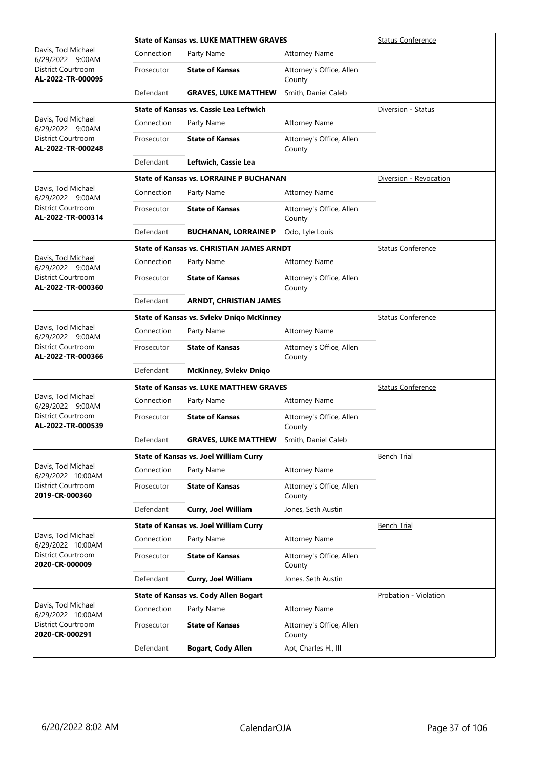| Judge / Date / Location / Case | Case Title | Connection | Party Name | Attorney Name | Hearing Type |
|---|---|---|---|---|---|
| Davis, Tod Michael<br>6/29/2022 9:00AM<br>District Courtroom<br>**AL-2022-TR-000095** | **State of Kansas vs. LUKE MATTHEW GRAVES** | Prosecutor | **State of Kansas** | Attorney's Office, Allen County | Status Conference |
| | | Defendant | **GRAVES, LUKE MATTHEW** | Smith, Daniel Caleb | |
| Davis, Tod Michael<br>6/29/2022 9:00AM<br>District Courtroom<br>**AL-2022-TR-000248** | **State of Kansas vs. Cassie Lea Leftwich** | Prosecutor | **State of Kansas** | Attorney's Office, Allen County | Diversion - Status |
| | | Defendant | **Leftwich, Cassie Lea** | | |
| Davis, Tod Michael<br>6/29/2022 9:00AM<br>District Courtroom<br>**AL-2022-TR-000314** | **State of Kansas vs. LORRAINE P BUCHANAN** | Prosecutor | **State of Kansas** | Attorney's Office, Allen County | Diversion - Revocation |
| | | Defendant | **BUCHANAN, LORRAINE P** | Odo, Lyle Louis | |
| Davis, Tod Michael<br>6/29/2022 9:00AM<br>District Courtroom<br>**AL-2022-TR-000360** | **State of Kansas vs. CHRISTIAN JAMES ARNDT** | Prosecutor | **State of Kansas** | Attorney's Office, Allen County | Status Conference |
| | | Defendant | **ARNDT, CHRISTIAN JAMES** | | |
| Davis, Tod Michael<br>6/29/2022 9:00AM<br>District Courtroom<br>**AL-2022-TR-000366** | **State of Kansas vs. Svlekv Dniqo McKinney** | Prosecutor | **State of Kansas** | Attorney's Office, Allen County | Status Conference |
| | | Defendant | **McKinney, Svlekv Dniqo** | | |
| Davis, Tod Michael<br>6/29/2022 9:00AM<br>District Courtroom<br>**AL-2022-TR-000539** | **State of Kansas vs. LUKE MATTHEW GRAVES** | Prosecutor | **State of Kansas** | Attorney's Office, Allen County | Status Conference |
| | | Defendant | **GRAVES, LUKE MATTHEW** | Smith, Daniel Caleb | |
| Davis, Tod Michael<br>6/29/2022 10:00AM<br>District Courtroom<br>**2019-CR-000360** | **State of Kansas vs. Joel William Curry** | Prosecutor | **State of Kansas** | Attorney's Office, Allen County | Bench Trial |
| | | Defendant | **Curry, Joel William** | Jones, Seth Austin | |
| Davis, Tod Michael<br>6/29/2022 10:00AM<br>District Courtroom<br>**2020-CR-000009** | **State of Kansas vs. Joel William Curry** | Prosecutor | **State of Kansas** | Attorney's Office, Allen County | Bench Trial |
| | | Defendant | **Curry, Joel William** | Jones, Seth Austin | |
| Davis, Tod Michael<br>6/29/2022 10:00AM<br>District Courtroom<br>**2020-CR-000291** | **State of Kansas vs. Cody Allen Bogart** | Prosecutor | **State of Kansas** | Attorney's Office, Allen County | Probation - Violation |
| | | Defendant | **Bogart, Cody Allen** | Apt, Charles H., III | |

6/20/2022 8:02 AM CalendarOJA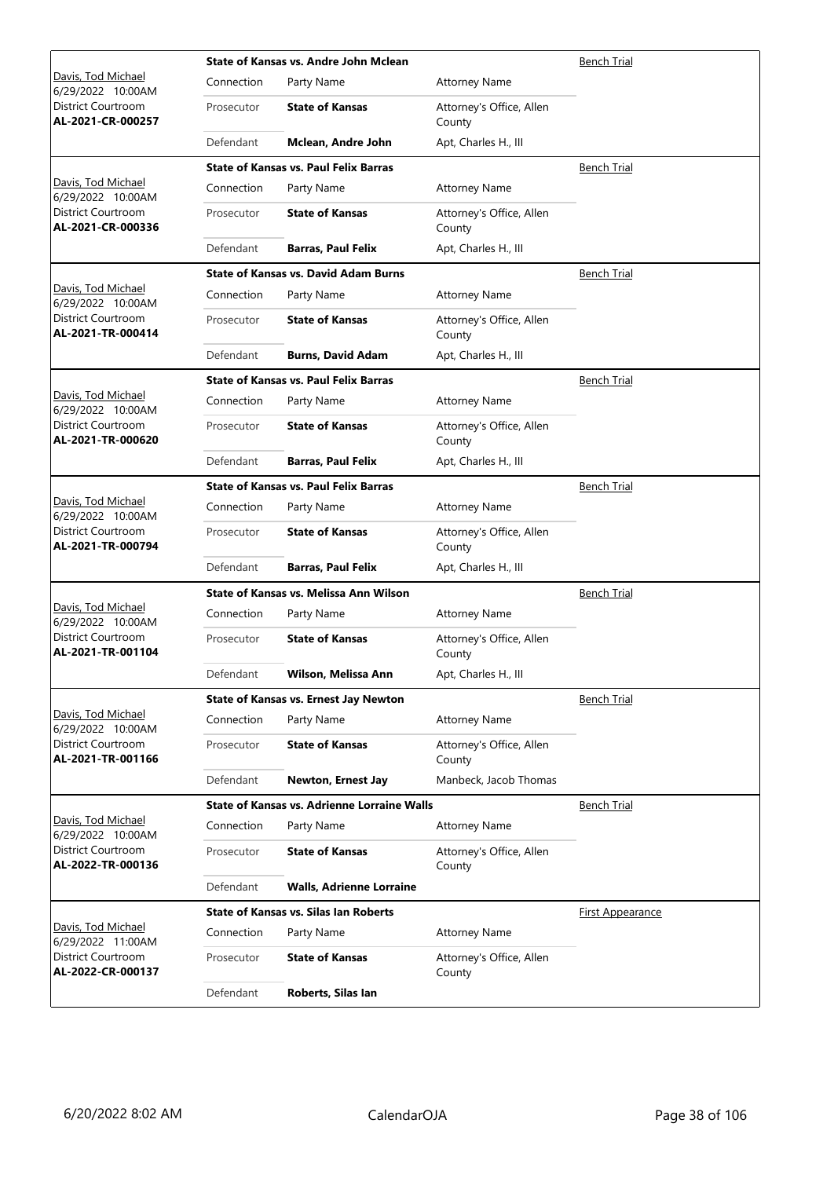| Judge / Date / Location / Case | Case Title | | | Hearing Type |
|---|---|---|---|---|
| Davis, Tod Michael<br>6/29/2022 10:00AM<br>District Courtroom<br>**AL-2021-CR-000257** | **State of Kansas vs. Andre John Mclean** | | | Bench Trial |
| | Connection | Party Name | Attorney Name | |
| | Prosecutor | **State of Kansas** | Attorney's Office, Allen County | |
| | Defendant | **Mclean, Andre John** | Apt, Charles H., III | |
| Davis, Tod Michael<br>6/29/2022 10:00AM<br>District Courtroom<br>**AL-2021-CR-000336** | **State of Kansas vs. Paul Felix Barras** | | | Bench Trial |
| | Connection | Party Name | Attorney Name | |
| | Prosecutor | **State of Kansas** | Attorney's Office, Allen County | |
| | Defendant | **Barras, Paul Felix** | Apt, Charles H., III | |
| Davis, Tod Michael<br>6/29/2022 10:00AM<br>District Courtroom<br>**AL-2021-TR-000414** | **State of Kansas vs. David Adam Burns** | | | Bench Trial |
| | Connection | Party Name | Attorney Name | |
| | Prosecutor | **State of Kansas** | Attorney's Office, Allen County | |
| | Defendant | **Burns, David Adam** | Apt, Charles H., III | |
| Davis, Tod Michael<br>6/29/2022 10:00AM<br>District Courtroom<br>**AL-2021-TR-000620** | **State of Kansas vs. Paul Felix Barras** | | | Bench Trial |
| | Connection | Party Name | Attorney Name | |
| | Prosecutor | **State of Kansas** | Attorney's Office, Allen County | |
| | Defendant | **Barras, Paul Felix** | Apt, Charles H., III | |
| Davis, Tod Michael<br>6/29/2022 10:00AM<br>District Courtroom<br>**AL-2021-TR-000794** | **State of Kansas vs. Paul Felix Barras** | | | Bench Trial |
| | Connection | Party Name | Attorney Name | |
| | Prosecutor | **State of Kansas** | Attorney's Office, Allen County | |
| | Defendant | **Barras, Paul Felix** | Apt, Charles H., III | |
| Davis, Tod Michael<br>6/29/2022 10:00AM<br>District Courtroom<br>**AL-2021-TR-001104** | **State of Kansas vs. Melissa Ann Wilson** | | | Bench Trial |
| | Connection | Party Name | Attorney Name | |
| | Prosecutor | **State of Kansas** | Attorney's Office, Allen County | |
| | Defendant | **Wilson, Melissa Ann** | Apt, Charles H., III | |
| Davis, Tod Michael<br>6/29/2022 10:00AM<br>District Courtroom<br>**AL-2021-TR-001166** | **State of Kansas vs. Ernest Jay Newton** | | | Bench Trial |
| | Connection | Party Name | Attorney Name | |
| | Prosecutor | **State of Kansas** | Attorney's Office, Allen County | |
| | Defendant | **Newton, Ernest Jay** | Manbeck, Jacob Thomas | |
| Davis, Tod Michael<br>6/29/2022 10:00AM<br>District Courtroom<br>**AL-2022-TR-000136** | **State of Kansas vs. Adrienne Lorraine Walls** | | | Bench Trial |
| | Connection | Party Name | Attorney Name | |
| | Prosecutor | **State of Kansas** | Attorney's Office, Allen County | |
| | Defendant | **Walls, Adrienne Lorraine** | | |
| Davis, Tod Michael<br>6/29/2022 11:00AM<br>District Courtroom<br>**AL-2022-CR-000137** | **State of Kansas vs. Silas Ian Roberts** | | | First Appearance |
| | Connection | Party Name | Attorney Name | |
| | Prosecutor | **State of Kansas** | Attorney's Office, Allen County | |
| | Defendant | **Roberts, Silas Ian** | | |

6/20/2022 8:02 AM CalendarOJA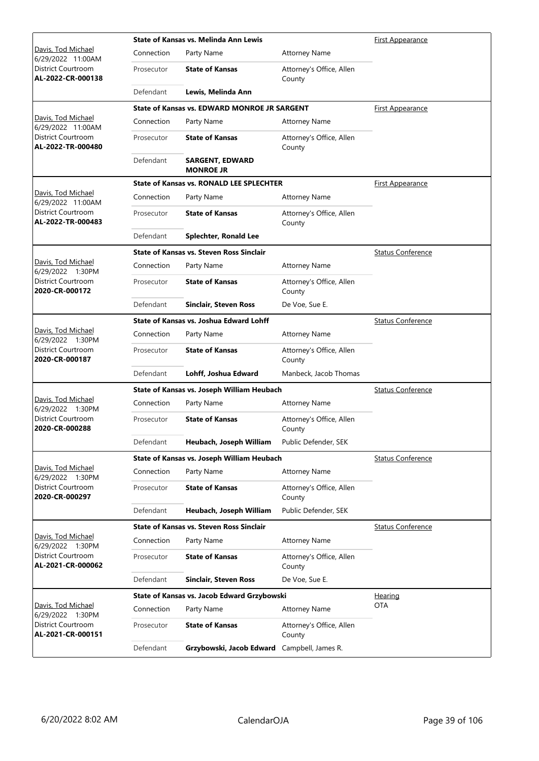| Judge / Date / Location / Case | Case Title | | | Hearing Type |
|---|---|---|---|---|
| Davis, Tod Michael<br>6/29/2022 11:00AM<br>District Courtroom<br>**AL-2022-CR-000138** | **State of Kansas vs. Melinda Ann Lewis** | | | First Appearance |
| | Connection | Party Name | Attorney Name | |
| | Prosecutor | **State of Kansas** | Attorney's Office, Allen County | |
| | Defendant | **Lewis, Melinda Ann** | | |
| Davis, Tod Michael<br>6/29/2022 11:00AM<br>District Courtroom<br>**AL-2022-TR-000480** | **State of Kansas vs. EDWARD MONROE JR SARGENT** | | | First Appearance |
| | Connection | Party Name | Attorney Name | |
| | Prosecutor | **State of Kansas** | Attorney's Office, Allen County | |
| | Defendant | **SARGENT, EDWARD MONROE JR** | | |
| Davis, Tod Michael<br>6/29/2022 11:00AM<br>District Courtroom<br>**AL-2022-TR-000483** | **State of Kansas vs. RONALD LEE SPLECHTER** | | | First Appearance |
| | Connection | Party Name | Attorney Name | |
| | Prosecutor | **State of Kansas** | Attorney's Office, Allen County | |
| | Defendant | **Splechter, Ronald Lee** | | |
| Davis, Tod Michael<br>6/29/2022 1:30PM<br>District Courtroom<br>**2020-CR-000172** | **State of Kansas vs. Steven Ross Sinclair** | | | Status Conference |
| | Connection | Party Name | Attorney Name | |
| | Prosecutor | **State of Kansas** | Attorney's Office, Allen County | |
| | Defendant | **Sinclair, Steven Ross** | De Voe, Sue E. | |
| Davis, Tod Michael<br>6/29/2022 1:30PM<br>District Courtroom<br>**2020-CR-000187** | **State of Kansas vs. Joshua Edward Lohff** | | | Status Conference |
| | Connection | Party Name | Attorney Name | |
| | Prosecutor | **State of Kansas** | Attorney's Office, Allen County | |
| | Defendant | **Lohff, Joshua Edward** | Manbeck, Jacob Thomas | |
| Davis, Tod Michael<br>6/29/2022 1:30PM<br>District Courtroom<br>**2020-CR-000288** | **State of Kansas vs. Joseph William Heubach** | | | Status Conference |
| | Connection | Party Name | Attorney Name | |
| | Prosecutor | **State of Kansas** | Attorney's Office, Allen County | |
| | Defendant | **Heubach, Joseph William** | Public Defender, SEK | |
| Davis, Tod Michael<br>6/29/2022 1:30PM<br>District Courtroom<br>**2020-CR-000297** | **State of Kansas vs. Joseph William Heubach** | | | Status Conference |
| | Connection | Party Name | Attorney Name | |
| | Prosecutor | **State of Kansas** | Attorney's Office, Allen County | |
| | Defendant | **Heubach, Joseph William** | Public Defender, SEK | |
| Davis, Tod Michael<br>6/29/2022 1:30PM<br>District Courtroom<br>**AL-2021-CR-000062** | **State of Kansas vs. Steven Ross Sinclair** | | | Status Conference |
| | Connection | Party Name | Attorney Name | |
| | Prosecutor | **State of Kansas** | Attorney's Office, Allen County | |
| | Defendant | **Sinclair, Steven Ross** | De Voe, Sue E. | |
| Davis, Tod Michael<br>6/29/2022 1:30PM<br>District Courtroom<br>**AL-2021-CR-000151** | **State of Kansas vs. Jacob Edward Grzybowski** | | | Hearing<br>OTA |
| | Connection | Party Name | Attorney Name | |
| | Prosecutor | **State of Kansas** | Attorney's Office, Allen County | |
| | Defendant | **Grzybowski, Jacob Edward** | Campbell, James R. | |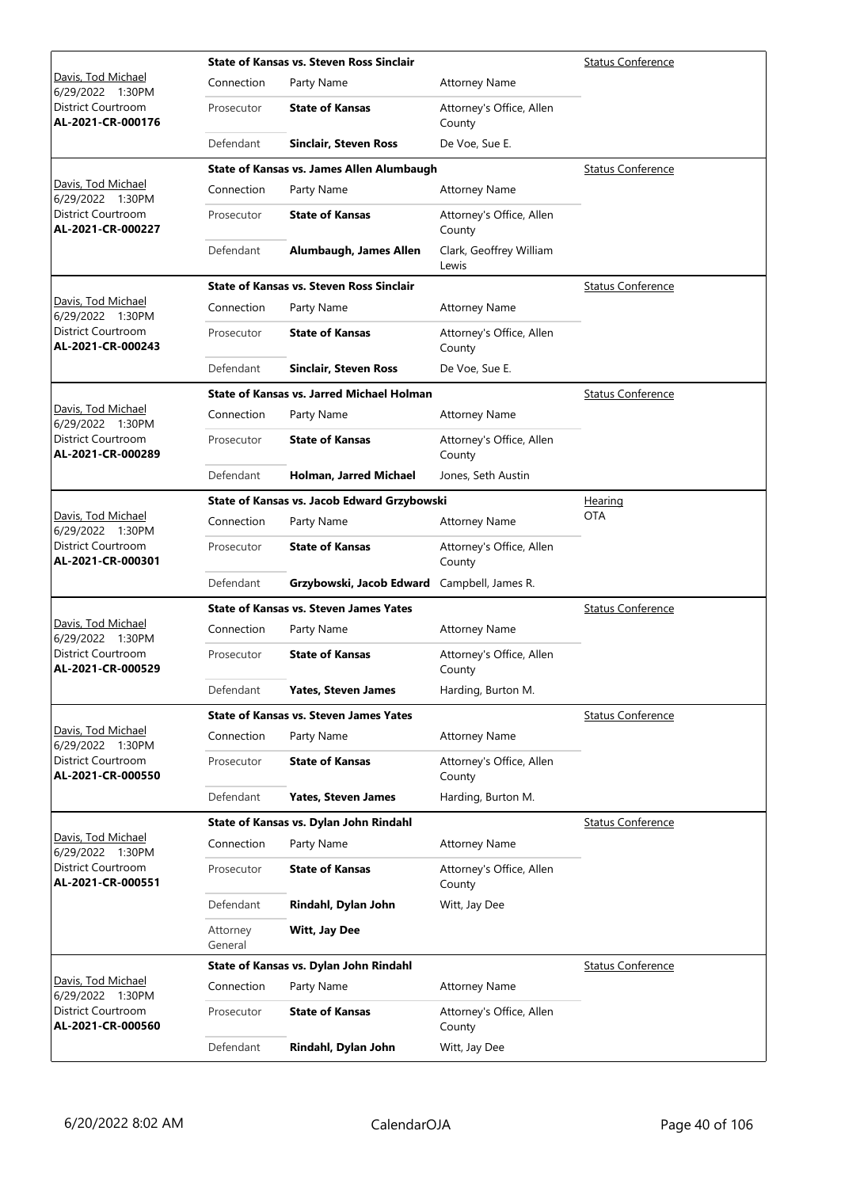| Judge / Date / Location / Case | Case Title | | | Type |
|---|---|---|---|---|
| Davis, Tod Michael<br>6/29/2022 1:30PM<br>District Courtroom<br>**AL-2021-CR-000176** | **State of Kansas vs. Steven Ross Sinclair** | | | Status Conference |
| | Connection | Party Name | Attorney Name | |
| | Prosecutor | **State of Kansas** | Attorney's Office, Allen County | |
| | Defendant | **Sinclair, Steven Ross** | De Voe, Sue E. | |
| Davis, Tod Michael<br>6/29/2022 1:30PM<br>District Courtroom<br>**AL-2021-CR-000227** | **State of Kansas vs. James Allen Alumbaugh** | | | Status Conference |
| | Connection | Party Name | Attorney Name | |
| | Prosecutor | **State of Kansas** | Attorney's Office, Allen County | |
| | Defendant | **Alumbaugh, James Allen** | Clark, Geoffrey William Lewis | |
| Davis, Tod Michael<br>6/29/2022 1:30PM<br>District Courtroom<br>**AL-2021-CR-000243** | **State of Kansas vs. Steven Ross Sinclair** | | | Status Conference |
| | Connection | Party Name | Attorney Name | |
| | Prosecutor | **State of Kansas** | Attorney's Office, Allen County | |
| | Defendant | **Sinclair, Steven Ross** | De Voe, Sue E. | |
| Davis, Tod Michael<br>6/29/2022 1:30PM<br>District Courtroom<br>**AL-2021-CR-000289** | **State of Kansas vs. Jarred Michael Holman** | | | Status Conference |
| | Connection | Party Name | Attorney Name | |
| | Prosecutor | **State of Kansas** | Attorney's Office, Allen County | |
| | Defendant | **Holman, Jarred Michael** | Jones, Seth Austin | |
| Davis, Tod Michael<br>6/29/2022 1:30PM<br>District Courtroom<br>**AL-2021-CR-000301** | **State of Kansas vs. Jacob Edward Grzybowski** | | | Hearing<br>OTA |
| | Connection | Party Name | Attorney Name | |
| | Prosecutor | **State of Kansas** | Attorney's Office, Allen County | |
| | Defendant | **Grzybowski, Jacob Edward** | Campbell, James R. | |
| Davis, Tod Michael<br>6/29/2022 1:30PM<br>District Courtroom<br>**AL-2021-CR-000529** | **State of Kansas vs. Steven James Yates** | | | Status Conference |
| | Connection | Party Name | Attorney Name | |
| | Prosecutor | **State of Kansas** | Attorney's Office, Allen County | |
| | Defendant | **Yates, Steven James** | Harding, Burton M. | |
| Davis, Tod Michael<br>6/29/2022 1:30PM<br>District Courtroom<br>**AL-2021-CR-000550** | **State of Kansas vs. Steven James Yates** | | | Status Conference |
| | Connection | Party Name | Attorney Name | |
| | Prosecutor | **State of Kansas** | Attorney's Office, Allen County | |
| | Defendant | **Yates, Steven James** | Harding, Burton M. | |
| Davis, Tod Michael<br>6/29/2022 1:30PM<br>District Courtroom<br>**AL-2021-CR-000551** | **State of Kansas vs. Dylan John Rindahl** | | | Status Conference |
| | Connection | Party Name | Attorney Name | |
| | Prosecutor | **State of Kansas** | Attorney's Office, Allen County | |
| | Defendant | **Rindahl, Dylan John** | Witt, Jay Dee | |
| | Attorney General | **Witt, Jay Dee** | | |
| Davis, Tod Michael<br>6/29/2022 1:30PM<br>District Courtroom<br>**AL-2021-CR-000560** | **State of Kansas vs. Dylan John Rindahl** | | | Status Conference |
| | Connection | Party Name | Attorney Name | |
| | Prosecutor | **State of Kansas** | Attorney's Office, Allen County | |
| | Defendant | **Rindahl, Dylan John** | Witt, Jay Dee | |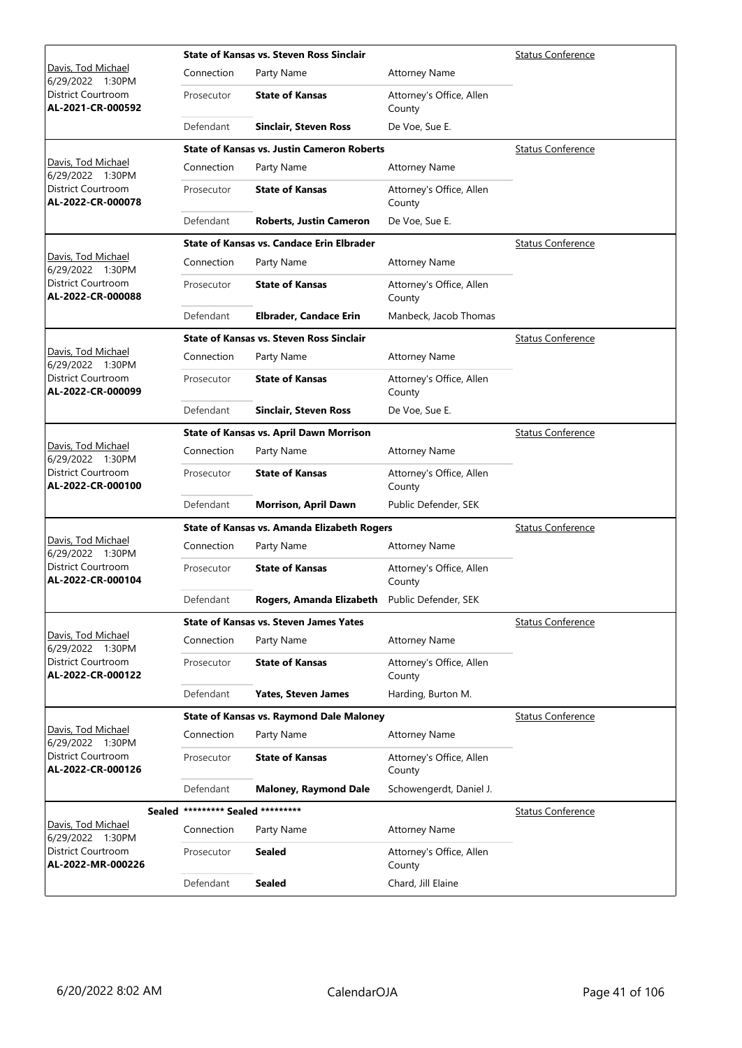| Judge / Date / Courtroom / Case | Connection | Party Name | Attorney Name | Hearing Type |
|---|---|---|---|---|
| **State of Kansas vs. Steven Ross Sinclair** | | | | Status Conference |
| Davis, Tod Michael 6/29/2022 1:30PM District Courtroom **AL-2021-CR-000592** | Connection | Party Name | Attorney Name | |
| | Prosecutor | **State of Kansas** | Attorney's Office, Allen County | |
| | Defendant | **Sinclair, Steven Ross** | De Voe, Sue E. | |
| **State of Kansas vs. Justin Cameron Roberts** | | | | Status Conference |
| Davis, Tod Michael 6/29/2022 1:30PM District Courtroom **AL-2022-CR-000078** | Connection | Party Name | Attorney Name | |
| | Prosecutor | **State of Kansas** | Attorney's Office, Allen County | |
| | Defendant | **Roberts, Justin Cameron** | De Voe, Sue E. | |
| **State of Kansas vs. Candace Erin Elbrader** | | | | Status Conference |
| Davis, Tod Michael 6/29/2022 1:30PM District Courtroom **AL-2022-CR-000088** | Connection | Party Name | Attorney Name | |
| | Prosecutor | **State of Kansas** | Attorney's Office, Allen County | |
| | Defendant | **Elbrader, Candace Erin** | Manbeck, Jacob Thomas | |
| **State of Kansas vs. Steven Ross Sinclair** | | | | Status Conference |
| Davis, Tod Michael 6/29/2022 1:30PM District Courtroom **AL-2022-CR-000099** | Connection | Party Name | Attorney Name | |
| | Prosecutor | **State of Kansas** | Attorney's Office, Allen County | |
| | Defendant | **Sinclair, Steven Ross** | De Voe, Sue E. | |
| **State of Kansas vs. April Dawn Morrison** | | | | Status Conference |
| Davis, Tod Michael 6/29/2022 1:30PM District Courtroom **AL-2022-CR-000100** | Connection | Party Name | Attorney Name | |
| | Prosecutor | **State of Kansas** | Attorney's Office, Allen County | |
| | Defendant | **Morrison, April Dawn** | Public Defender, SEK | |
| **State of Kansas vs. Amanda Elizabeth Rogers** | | | | Status Conference |
| Davis, Tod Michael 6/29/2022 1:30PM District Courtroom **AL-2022-CR-000104** | Connection | Party Name | Attorney Name | |
| | Prosecutor | **State of Kansas** | Attorney's Office, Allen County | |
| | Defendant | **Rogers, Amanda Elizabeth** | Public Defender, SEK | |
| **State of Kansas vs. Steven James Yates** | | | | Status Conference |
| Davis, Tod Michael 6/29/2022 1:30PM District Courtroom **AL-2022-CR-000122** | Connection | Party Name | Attorney Name | |
| | Prosecutor | **State of Kansas** | Attorney's Office, Allen County | |
| | Defendant | **Yates, Steven James** | Harding, Burton M. | |
| **State of Kansas vs. Raymond Dale Maloney** | | | | Status Conference |
| Davis, Tod Michael 6/29/2022 1:30PM District Courtroom **AL-2022-CR-000126** | Connection | Party Name | Attorney Name | |
| | Prosecutor | **State of Kansas** | Attorney's Office, Allen County | |
| | Defendant | **Maloney, Raymond Dale** | Schowengerdt, Daniel J. | |
| **Sealed** ********* **Sealed** ********* | | | | Status Conference |
| Davis, Tod Michael 6/29/2022 1:30PM District Courtroom **AL-2022-MR-000226** | Connection | Party Name | Attorney Name | |
| | Prosecutor | **Sealed** | Attorney's Office, Allen County | |
| | Defendant | **Sealed** | Chard, Jill Elaine | |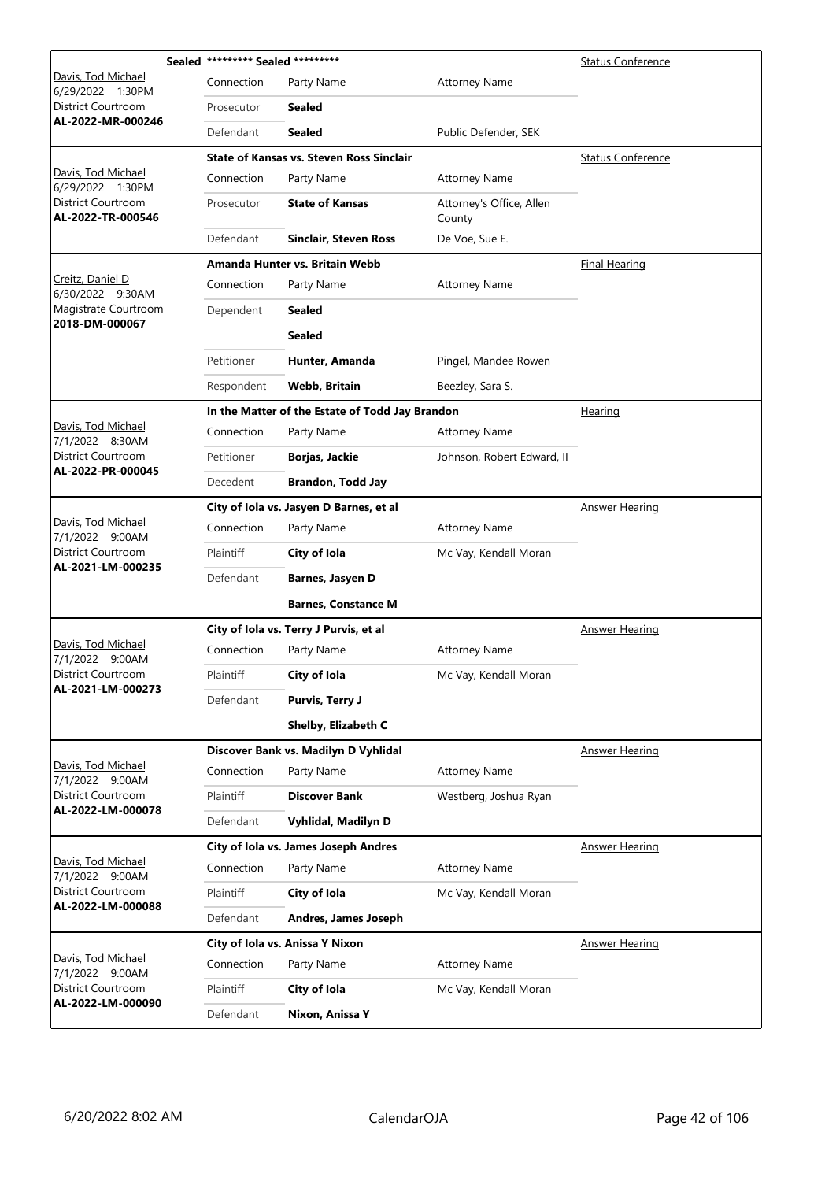| Judge / Date / Location / Case | Sealed ********* Sealed ********* | | | Status Conference |
|---|---|---|---|---|
| Davis, Tod Michael<br>6/29/2022 1:30PM<br>District Courtroom<br>**AL-2022-MR-000246** | Connection | Party Name | Attorney Name | |
| | Prosecutor | **Sealed** | | |
| | Defendant | **Sealed** | Public Defender, SEK | |

| Judge / Date / Location / Case | State of Kansas vs. Steven Ross Sinclair | | | Status Conference |
|---|---|---|---|---|
| Davis, Tod Michael<br>6/29/2022 1:30PM<br>District Courtroom<br>**AL-2022-TR-000546** | Connection | Party Name | Attorney Name | |
| | Prosecutor | **State of Kansas** | Attorney's Office, Allen County | |
| | Defendant | **Sinclair, Steven Ross** | De Voe, Sue E. | |

| Judge / Date / Location / Case | Amanda Hunter vs. Britain Webb | | | Final Hearing |
|---|---|---|---|---|
| Creitz, Daniel D<br>6/30/2022 9:30AM<br>Magistrate Courtroom<br>**2018-DM-000067** | Connection | Party Name | Attorney Name | |
| | Dependent | **Sealed** | | |
| | | **Sealed** | | |
| | Petitioner | **Hunter, Amanda** | Pingel, Mandee Rowen | |
| | Respondent | **Webb, Britain** | Beezley, Sara S. | |

| Judge / Date / Location / Case | In the Matter of the Estate of Todd Jay Brandon | | | Hearing |
|---|---|---|---|---|
| Davis, Tod Michael<br>7/1/2022 8:30AM<br>District Courtroom<br>**AL-2022-PR-000045** | Connection | Party Name | Attorney Name | |
| | Petitioner | **Borjas, Jackie** | Johnson, Robert Edward, II | |
| | Decedent | **Brandon, Todd Jay** | | |

| Judge / Date / Location / Case | City of Iola vs. Jasyen D Barnes, et al | | | Answer Hearing |
|---|---|---|---|---|
| Davis, Tod Michael<br>7/1/2022 9:00AM<br>District Courtroom<br>**AL-2021-LM-000235** | Connection | Party Name | Attorney Name | |
| | Plaintiff | **City of Iola** | Mc Vay, Kendall Moran | |
| | Defendant | **Barnes, Jasyen D** | | |
| | | **Barnes, Constance M** | | |

| Judge / Date / Location / Case | City of Iola vs. Terry J Purvis, et al | | | Answer Hearing |
|---|---|---|---|---|
| Davis, Tod Michael<br>7/1/2022 9:00AM<br>District Courtroom<br>**AL-2021-LM-000273** | Connection | Party Name | Attorney Name | |
| | Plaintiff | **City of Iola** | Mc Vay, Kendall Moran | |
| | Defendant | **Purvis, Terry J** | | |
| | | **Shelby, Elizabeth C** | | |

| Judge / Date / Location / Case | Discover Bank vs. Madilyn D Vyhlidal | | | Answer Hearing |
|---|---|---|---|---|
| Davis, Tod Michael<br>7/1/2022 9:00AM<br>District Courtroom<br>**AL-2022-LM-000078** | Connection | Party Name | Attorney Name | |
| | Plaintiff | **Discover Bank** | Westberg, Joshua Ryan | |
| | Defendant | **Vyhlidal, Madilyn D** | | |

| Judge / Date / Location / Case | City of Iola vs. James Joseph Andres | | | Answer Hearing |
|---|---|---|---|---|
| Davis, Tod Michael<br>7/1/2022 9:00AM<br>District Courtroom<br>**AL-2022-LM-000088** | Connection | Party Name | Attorney Name | |
| | Plaintiff | **City of Iola** | Mc Vay, Kendall Moran | |
| | Defendant | **Andres, James Joseph** | | |

| Judge / Date / Location / Case | City of Iola vs. Anissa Y Nixon | | | Answer Hearing |
|---|---|---|---|---|
| Davis, Tod Michael<br>7/1/2022 9:00AM<br>District Courtroom<br>**AL-2022-LM-000090** | Connection | Party Name | Attorney Name | |
| | Plaintiff | **City of Iola** | Mc Vay, Kendall Moran | |
| | Defendant | **Nixon, Anissa Y** | | |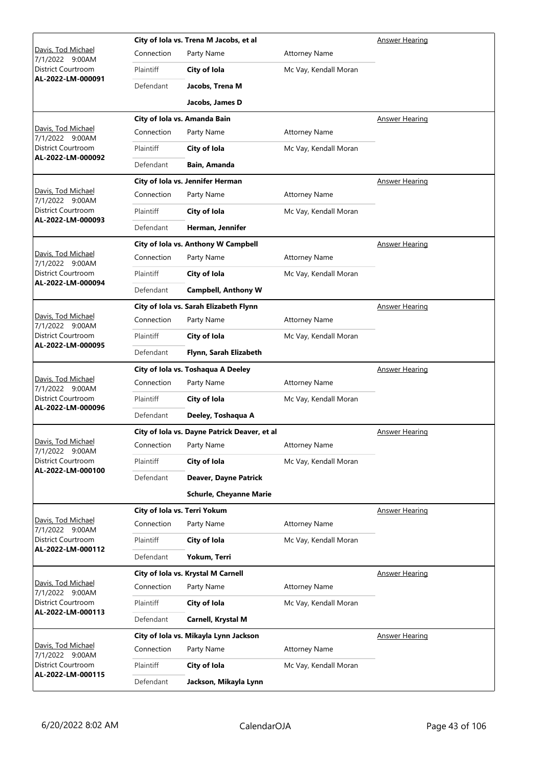| Case Info | Case | | | Hearing Type |
|---|---|---|---|---|
| Davis, Tod Michael<br>7/1/2022 9:00AM<br>District Courtroom<br>**AL-2022-LM-000091** | **City of Iola vs. Trena M Jacobs, et al** | | | Answer Hearing |
| | Connection | Party Name | Attorney Name | |
| | Plaintiff | **City of Iola** | Mc Vay, Kendall Moran | |
| | Defendant | **Jacobs, Trena M** | | |
| | | **Jacobs, James D** | | |
| Davis, Tod Michael<br>7/1/2022 9:00AM<br>District Courtroom<br>**AL-2022-LM-000092** | **City of Iola vs. Amanda Bain** | | | Answer Hearing |
| | Connection | Party Name | Attorney Name | |
| | Plaintiff | **City of Iola** | Mc Vay, Kendall Moran | |
| | Defendant | **Bain, Amanda** | | |
| Davis, Tod Michael<br>7/1/2022 9:00AM<br>District Courtroom<br>**AL-2022-LM-000093** | **City of Iola vs. Jennifer Herman** | | | Answer Hearing |
| | Connection | Party Name | Attorney Name | |
| | Plaintiff | **City of Iola** | Mc Vay, Kendall Moran | |
| | Defendant | **Herman, Jennifer** | | |
| Davis, Tod Michael<br>7/1/2022 9:00AM<br>District Courtroom<br>**AL-2022-LM-000094** | **City of Iola vs. Anthony W Campbell** | | | Answer Hearing |
| | Connection | Party Name | Attorney Name | |
| | Plaintiff | **City of Iola** | Mc Vay, Kendall Moran | |
| | Defendant | **Campbell, Anthony W** | | |
| Davis, Tod Michael<br>7/1/2022 9:00AM<br>District Courtroom<br>**AL-2022-LM-000095** | **City of Iola vs. Sarah Elizabeth Flynn** | | | Answer Hearing |
| | Connection | Party Name | Attorney Name | |
| | Plaintiff | **City of Iola** | Mc Vay, Kendall Moran | |
| | Defendant | **Flynn, Sarah Elizabeth** | | |
| Davis, Tod Michael<br>7/1/2022 9:00AM<br>District Courtroom<br>**AL-2022-LM-000096** | **City of Iola vs. Toshaqua A Deeley** | | | Answer Hearing |
| | Connection | Party Name | Attorney Name | |
| | Plaintiff | **City of Iola** | Mc Vay, Kendall Moran | |
| | Defendant | **Deeley, Toshaqua A** | | |
| Davis, Tod Michael<br>7/1/2022 9:00AM<br>District Courtroom<br>**AL-2022-LM-000100** | **City of Iola vs. Dayne Patrick Deaver, et al** | | | Answer Hearing |
| | Connection | Party Name | Attorney Name | |
| | Plaintiff | **City of Iola** | Mc Vay, Kendall Moran | |
| | Defendant | **Deaver, Dayne Patrick** | | |
| | | **Schurle, Cheyanne Marie** | | |
| Davis, Tod Michael<br>7/1/2022 9:00AM<br>District Courtroom<br>**AL-2022-LM-000112** | **City of Iola vs. Terri Yokum** | | | Answer Hearing |
| | Connection | Party Name | Attorney Name | |
| | Plaintiff | **City of Iola** | Mc Vay, Kendall Moran | |
| | Defendant | **Yokum, Terri** | | |
| Davis, Tod Michael<br>7/1/2022 9:00AM<br>District Courtroom<br>**AL-2022-LM-000113** | **City of Iola vs. Krystal M Carnell** | | | Answer Hearing |
| | Connection | Party Name | Attorney Name | |
| | Plaintiff | **City of Iola** | Mc Vay, Kendall Moran | |
| | Defendant | **Carnell, Krystal M** | | |
| Davis, Tod Michael<br>7/1/2022 9:00AM<br>District Courtroom<br>**AL-2022-LM-000115** | **City of Iola vs. Mikayla Lynn Jackson** | | | Answer Hearing |
| | Connection | Party Name | Attorney Name | |
| | Plaintiff | **City of Iola** | Mc Vay, Kendall Moran | |
| | Defendant | **Jackson, Mikayla Lynn** | | |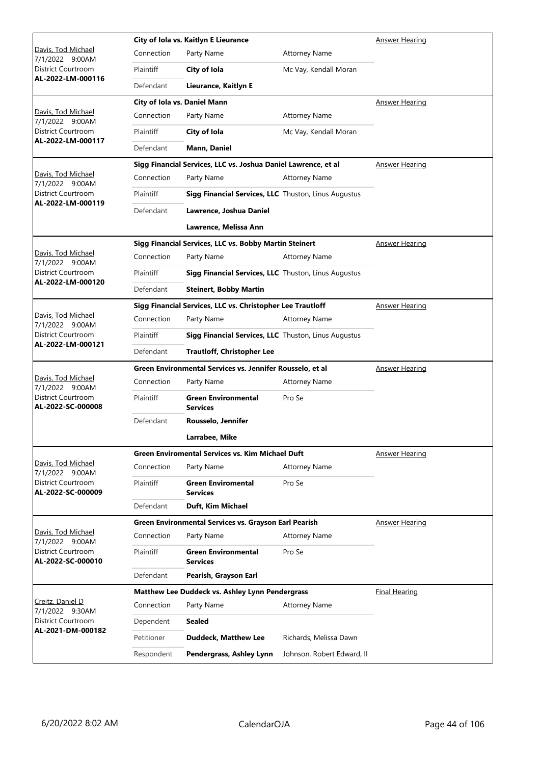| Judge / Date / Location / Case | Case Title | Connection | Party Name | Attorney Name | Hearing Type |
|---|---|---|---|---|---|
| Davis, Tod Michael<br>7/1/2022 9:00AM<br>District Courtroom<br>**AL-2022-LM-000116** | **City of Iola vs. Kaitlyn E Lieurance** | Plaintiff | **City of Iola** | Mc Vay, Kendall Moran | Answer Hearing |
| | | Defendant | **Lieurance, Kaitlyn E** | | |
| Davis, Tod Michael<br>7/1/2022 9:00AM<br>District Courtroom<br>**AL-2022-LM-000117** | **City of Iola vs. Daniel Mann** | Plaintiff | **City of Iola** | Mc Vay, Kendall Moran | Answer Hearing |
| | | Defendant | **Mann, Daniel** | | |
| Davis, Tod Michael<br>7/1/2022 9:00AM<br>District Courtroom<br>**AL-2022-LM-000119** | **Sigg Financial Services, LLC vs. Joshua Daniel Lawrence, et al** | Plaintiff | **Sigg Financial Services, LLC** | Thuston, Linus Augustus | Answer Hearing |
| | | Defendant | **Lawrence, Joshua Daniel** | | |
| | | | **Lawrence, Melissa Ann** | | |
| Davis, Tod Michael<br>7/1/2022 9:00AM<br>District Courtroom<br>**AL-2022-LM-000120** | **Sigg Financial Services, LLC vs. Bobby Martin Steinert** | Plaintiff | **Sigg Financial Services, LLC** | Thuston, Linus Augustus | Answer Hearing |
| | | Defendant | **Steinert, Bobby Martin** | | |
| Davis, Tod Michael<br>7/1/2022 9:00AM<br>District Courtroom<br>**AL-2022-LM-000121** | **Sigg Financial Services, LLC vs. Christopher Lee Trautloff** | Plaintiff | **Sigg Financial Services, LLC** | Thuston, Linus Augustus | Answer Hearing |
| | | Defendant | **Trautloff, Christopher Lee** | | |
| Davis, Tod Michael<br>7/1/2022 9:00AM<br>District Courtroom<br>**AL-2022-SC-000008** | **Green Environmental Services vs. Jennifer Rousselo, et al** | Plaintiff | **Green Environmental Services** | Pro Se | Answer Hearing |
| | | Defendant | **Rousselo, Jennifer** | | |
| | | | **Larrabee, Mike** | | |
| Davis, Tod Michael<br>7/1/2022 9:00AM<br>District Courtroom<br>**AL-2022-SC-000009** | **Green Enviromental Services vs. Kim Michael Duft** | Plaintiff | **Green Enviromental Services** | Pro Se | Answer Hearing |
| | | Defendant | **Duft, Kim Michael** | | |
| Davis, Tod Michael<br>7/1/2022 9:00AM<br>District Courtroom<br>**AL-2022-SC-000010** | **Green Environmental Services vs. Grayson Earl Pearish** | Plaintiff | **Green Environmental Services** | Pro Se | Answer Hearing |
| | | Defendant | **Pearish, Grayson Earl** | | |
| Creitz, Daniel D<br>7/1/2022 9:30AM<br>District Courtroom<br>**AL-2021-DM-000182** | **Matthew Lee Duddeck vs. Ashley Lynn Pendergrass** | Dependent | **Sealed** | | Final Hearing |
| | | Petitioner | **Duddeck, Matthew Lee** | Richards, Melissa Dawn | |
| | | Respondent | **Pendergrass, Ashley Lynn** | Johnson, Robert Edward, II | |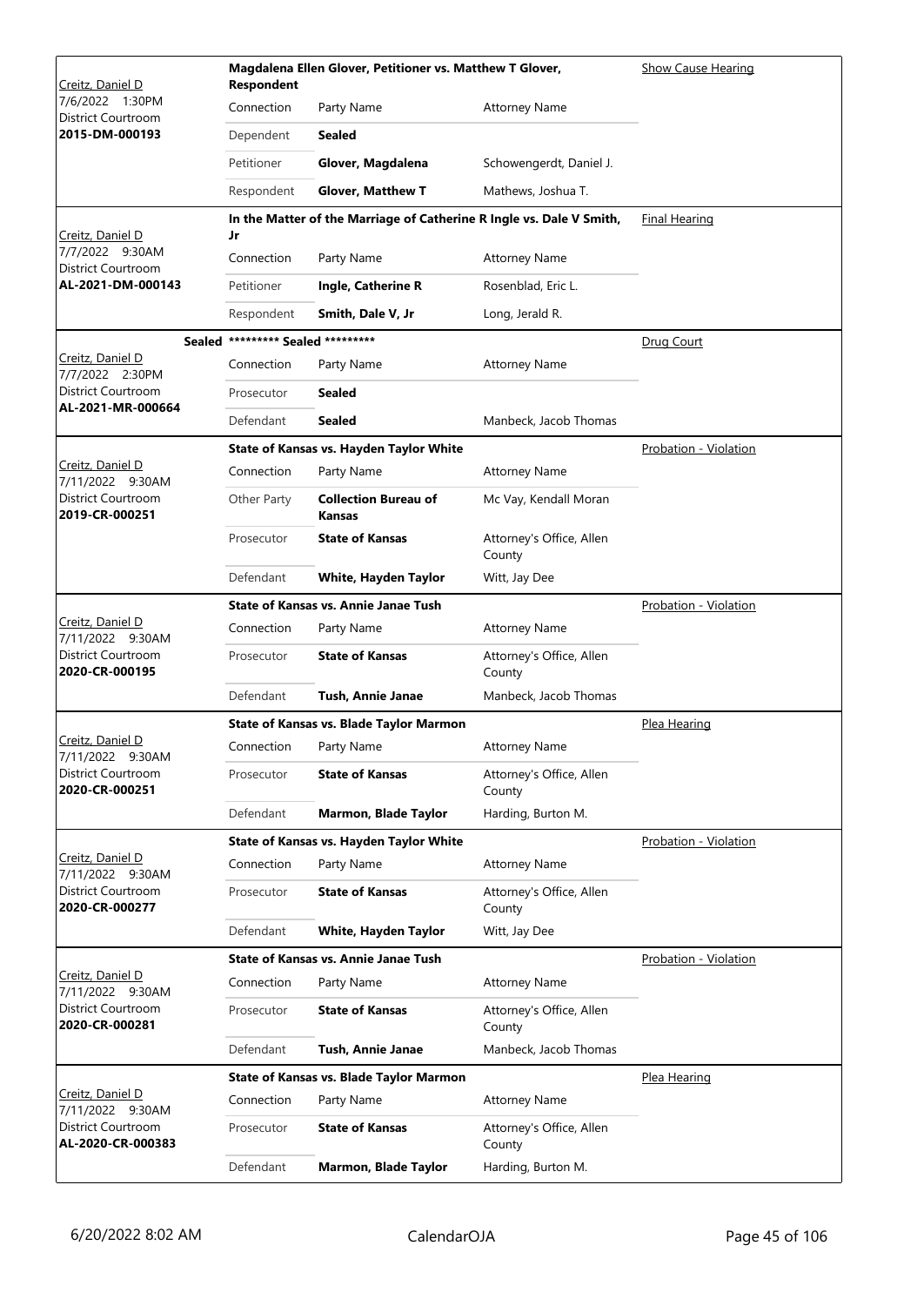| Judge / Date / Location / Case | Case Title | | | Hearing Type |
|---|---|---|---|---|
| Creitz, Daniel D<br>7/6/2022 1:30PM<br>District Courtroom<br>**2015-DM-000193** | **Magdalena Ellen Glover, Petitioner vs. Matthew T Glover, Respondent** | | | Show Cause Hearing |
| | Connection | Party Name | Attorney Name | |
| | Dependent | **Sealed** | | |
| | Petitioner | **Glover, Magdalena** | Schowengerdt, Daniel J. | |
| | Respondent | **Glover, Matthew T** | Mathews, Joshua T. | |
| Creitz, Daniel D<br>7/7/2022 9:30AM<br>District Courtroom<br>**AL-2021-DM-000143** | **In the Matter of the Marriage of Catherine R Ingle vs. Dale V Smith, Jr** | | | Final Hearing |
| | Connection | Party Name | Attorney Name | |
| | Petitioner | **Ingle, Catherine R** | Rosenblad, Eric L. | |
| | Respondent | **Smith, Dale V, Jr** | Long, Jerald R. | |
| **Sealed**<br>Creitz, Daniel D<br>7/7/2022 2:30PM<br>District Courtroom<br>**AL-2021-MR-000664** | **\*\*\*\*\*\*\*\*\* Sealed \*\*\*\*\*\*\*\*\*** | | | Drug Court |
| | Connection | Party Name | Attorney Name | |
| | Prosecutor | **Sealed** | | |
| | Defendant | **Sealed** | Manbeck, Jacob Thomas | |
| Creitz, Daniel D<br>7/11/2022 9:30AM<br>District Courtroom<br>**2019-CR-000251** | **State of Kansas vs. Hayden Taylor White** | | | Probation - Violation |
| | Connection | Party Name | Attorney Name | |
| | Other Party | **Collection Bureau of Kansas** | Mc Vay, Kendall Moran | |
| | Prosecutor | **State of Kansas** | Attorney's Office, Allen County | |
| | Defendant | **White, Hayden Taylor** | Witt, Jay Dee | |
| Creitz, Daniel D<br>7/11/2022 9:30AM<br>District Courtroom<br>**2020-CR-000195** | **State of Kansas vs. Annie Janae Tush** | | | Probation - Violation |
| | Connection | Party Name | Attorney Name | |
| | Prosecutor | **State of Kansas** | Attorney's Office, Allen County | |
| | Defendant | **Tush, Annie Janae** | Manbeck, Jacob Thomas | |
| Creitz, Daniel D<br>7/11/2022 9:30AM<br>District Courtroom<br>**2020-CR-000251** | **State of Kansas vs. Blade Taylor Marmon** | | | Plea Hearing |
| | Connection | Party Name | Attorney Name | |
| | Prosecutor | **State of Kansas** | Attorney's Office, Allen County | |
| | Defendant | **Marmon, Blade Taylor** | Harding, Burton M. | |
| Creitz, Daniel D<br>7/11/2022 9:30AM<br>District Courtroom<br>**2020-CR-000277** | **State of Kansas vs. Hayden Taylor White** | | | Probation - Violation |
| | Connection | Party Name | Attorney Name | |
| | Prosecutor | **State of Kansas** | Attorney's Office, Allen County | |
| | Defendant | **White, Hayden Taylor** | Witt, Jay Dee | |
| Creitz, Daniel D<br>7/11/2022 9:30AM<br>District Courtroom<br>**2020-CR-000281** | **State of Kansas vs. Annie Janae Tush** | | | Probation - Violation |
| | Connection | Party Name | Attorney Name | |
| | Prosecutor | **State of Kansas** | Attorney's Office, Allen County | |
| | Defendant | **Tush, Annie Janae** | Manbeck, Jacob Thomas | |
| Creitz, Daniel D<br>7/11/2022 9:30AM<br>District Courtroom<br>**AL-2020-CR-000383** | **State of Kansas vs. Blade Taylor Marmon** | | | Plea Hearing |
| | Connection | Party Name | Attorney Name | |
| | Prosecutor | **State of Kansas** | Attorney's Office, Allen County | |
| | Defendant | **Marmon, Blade Taylor** | Harding, Burton M. | |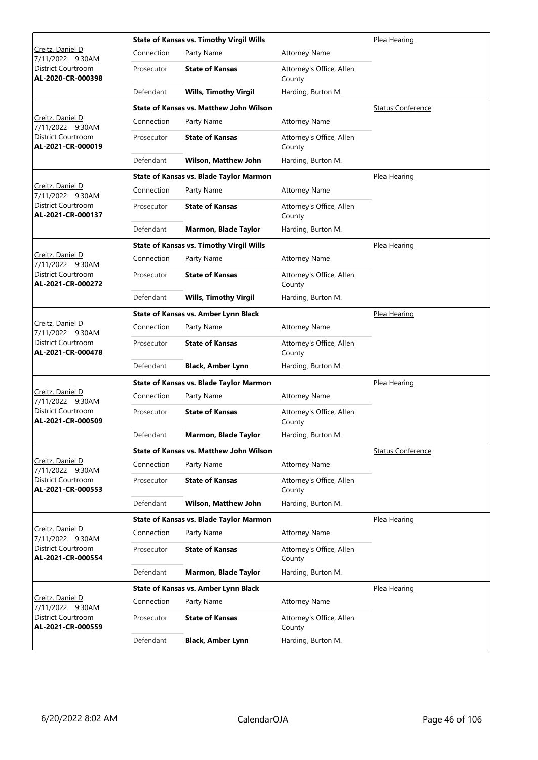| Judge / Date / Courtroom / Case | Case Title | Connection | Party Name | Attorney Name | Hearing Type |
|---|---|---|---|---|---|
| Creitz, Daniel D<br>7/11/2022 9:30AM<br>District Courtroom<br>**AL-2020-CR-000398** | **State of Kansas vs. Timothy Virgil Wills** | Prosecutor | **State of Kansas** | Attorney's Office, Allen County | Plea Hearing |
| | | Defendant | **Wills, Timothy Virgil** | Harding, Burton M. | |
| Creitz, Daniel D<br>7/11/2022 9:30AM<br>District Courtroom<br>**AL-2021-CR-000019** | **State of Kansas vs. Matthew John Wilson** | Prosecutor | **State of Kansas** | Attorney's Office, Allen County | Status Conference |
| | | Defendant | **Wilson, Matthew John** | Harding, Burton M. | |
| Creitz, Daniel D<br>7/11/2022 9:30AM<br>District Courtroom<br>**AL-2021-CR-000137** | **State of Kansas vs. Blade Taylor Marmon** | Prosecutor | **State of Kansas** | Attorney's Office, Allen County | Plea Hearing |
| | | Defendant | **Marmon, Blade Taylor** | Harding, Burton M. | |
| Creitz, Daniel D<br>7/11/2022 9:30AM<br>District Courtroom<br>**AL-2021-CR-000272** | **State of Kansas vs. Timothy Virgil Wills** | Prosecutor | **State of Kansas** | Attorney's Office, Allen County | Plea Hearing |
| | | Defendant | **Wills, Timothy Virgil** | Harding, Burton M. | |
| Creitz, Daniel D<br>7/11/2022 9:30AM<br>District Courtroom<br>**AL-2021-CR-000478** | **State of Kansas vs. Amber Lynn Black** | Prosecutor | **State of Kansas** | Attorney's Office, Allen County | Plea Hearing |
| | | Defendant | **Black, Amber Lynn** | Harding, Burton M. | |
| Creitz, Daniel D<br>7/11/2022 9:30AM<br>District Courtroom<br>**AL-2021-CR-000509** | **State of Kansas vs. Blade Taylor Marmon** | Prosecutor | **State of Kansas** | Attorney's Office, Allen County | Plea Hearing |
| | | Defendant | **Marmon, Blade Taylor** | Harding, Burton M. | |
| Creitz, Daniel D<br>7/11/2022 9:30AM<br>District Courtroom<br>**AL-2021-CR-000553** | **State of Kansas vs. Matthew John Wilson** | Prosecutor | **State of Kansas** | Attorney's Office, Allen County | Status Conference |
| | | Defendant | **Wilson, Matthew John** | Harding, Burton M. | |
| Creitz, Daniel D<br>7/11/2022 9:30AM<br>District Courtroom<br>**AL-2021-CR-000554** | **State of Kansas vs. Blade Taylor Marmon** | Prosecutor | **State of Kansas** | Attorney's Office, Allen County | Plea Hearing |
| | | Defendant | **Marmon, Blade Taylor** | Harding, Burton M. | |
| Creitz, Daniel D<br>7/11/2022 9:30AM<br>District Courtroom<br>**AL-2021-CR-000559** | **State of Kansas vs. Amber Lynn Black** | Prosecutor | **State of Kansas** | Attorney's Office, Allen County | Plea Hearing |
| | | Defendant | **Black, Amber Lynn** | Harding, Burton M. | |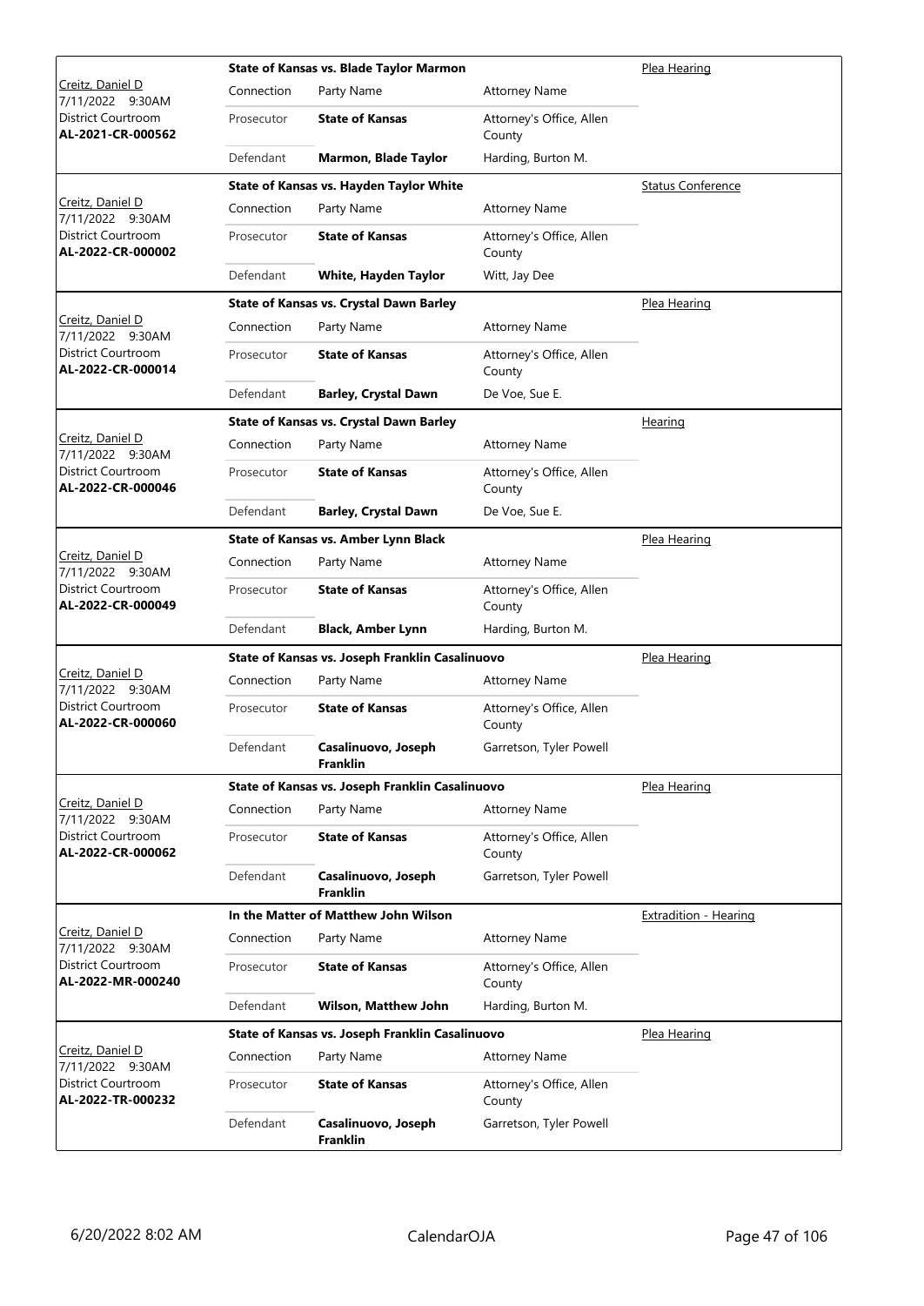| Judge / Date / Location / Case | Case Title | Party Type | Party Name | Attorney Name | Hearing Type |
|---|---|---|---|---|---|
| Creitz, Daniel D<br>7/11/2022 9:30AM<br>District Courtroom<br>**AL-2021-CR-000562** | **State of Kansas vs. Blade Taylor Marmon** | Connection | Party Name | Attorney Name | Plea Hearing |
| | | Prosecutor | **State of Kansas** | Attorney's Office, Allen County | |
| | | Defendant | **Marmon, Blade Taylor** | Harding, Burton M. | |
| Creitz, Daniel D<br>7/11/2022 9:30AM<br>District Courtroom<br>**AL-2022-CR-000002** | **State of Kansas vs. Hayden Taylor White** | Connection | Party Name | Attorney Name | Status Conference |
| | | Prosecutor | **State of Kansas** | Attorney's Office, Allen County | |
| | | Defendant | **White, Hayden Taylor** | Witt, Jay Dee | |
| Creitz, Daniel D<br>7/11/2022 9:30AM<br>District Courtroom<br>**AL-2022-CR-000014** | **State of Kansas vs. Crystal Dawn Barley** | Connection | Party Name | Attorney Name | Plea Hearing |
| | | Prosecutor | **State of Kansas** | Attorney's Office, Allen County | |
| | | Defendant | **Barley, Crystal Dawn** | De Voe, Sue E. | |
| Creitz, Daniel D<br>7/11/2022 9:30AM<br>District Courtroom<br>**AL-2022-CR-000046** | **State of Kansas vs. Crystal Dawn Barley** | Connection | Party Name | Attorney Name | Hearing |
| | | Prosecutor | **State of Kansas** | Attorney's Office, Allen County | |
| | | Defendant | **Barley, Crystal Dawn** | De Voe, Sue E. | |
| Creitz, Daniel D<br>7/11/2022 9:30AM<br>District Courtroom<br>**AL-2022-CR-000049** | **State of Kansas vs. Amber Lynn Black** | Connection | Party Name | Attorney Name | Plea Hearing |
| | | Prosecutor | **State of Kansas** | Attorney's Office, Allen County | |
| | | Defendant | **Black, Amber Lynn** | Harding, Burton M. | |
| Creitz, Daniel D<br>7/11/2022 9:30AM<br>District Courtroom<br>**AL-2022-CR-000060** | **State of Kansas vs. Joseph Franklin Casalinuovo** | Connection | Party Name | Attorney Name | Plea Hearing |
| | | Prosecutor | **State of Kansas** | Attorney's Office, Allen County | |
| | | Defendant | **Casalinuovo, Joseph Franklin** | Garretson, Tyler Powell | |
| Creitz, Daniel D<br>7/11/2022 9:30AM<br>District Courtroom<br>**AL-2022-CR-000062** | **State of Kansas vs. Joseph Franklin Casalinuovo** | Connection | Party Name | Attorney Name | Plea Hearing |
| | | Prosecutor | **State of Kansas** | Attorney's Office, Allen County | |
| | | Defendant | **Casalinuovo, Joseph Franklin** | Garretson, Tyler Powell | |
| Creitz, Daniel D<br>7/11/2022 9:30AM<br>District Courtroom<br>**AL-2022-MR-000240** | **In the Matter of Matthew John Wilson** | Connection | Party Name | Attorney Name | Extradition - Hearing |
| | | Prosecutor | **State of Kansas** | Attorney's Office, Allen County | |
| | | Defendant | **Wilson, Matthew John** | Harding, Burton M. | |
| Creitz, Daniel D<br>7/11/2022 9:30AM<br>District Courtroom<br>**AL-2022-TR-000232** | **State of Kansas vs. Joseph Franklin Casalinuovo** | Connection | Party Name | Attorney Name | Plea Hearing |
| | | Prosecutor | **State of Kansas** | Attorney's Office, Allen County | |
| | | Defendant | **Casalinuovo, Joseph Franklin** | Garretson, Tyler Powell | |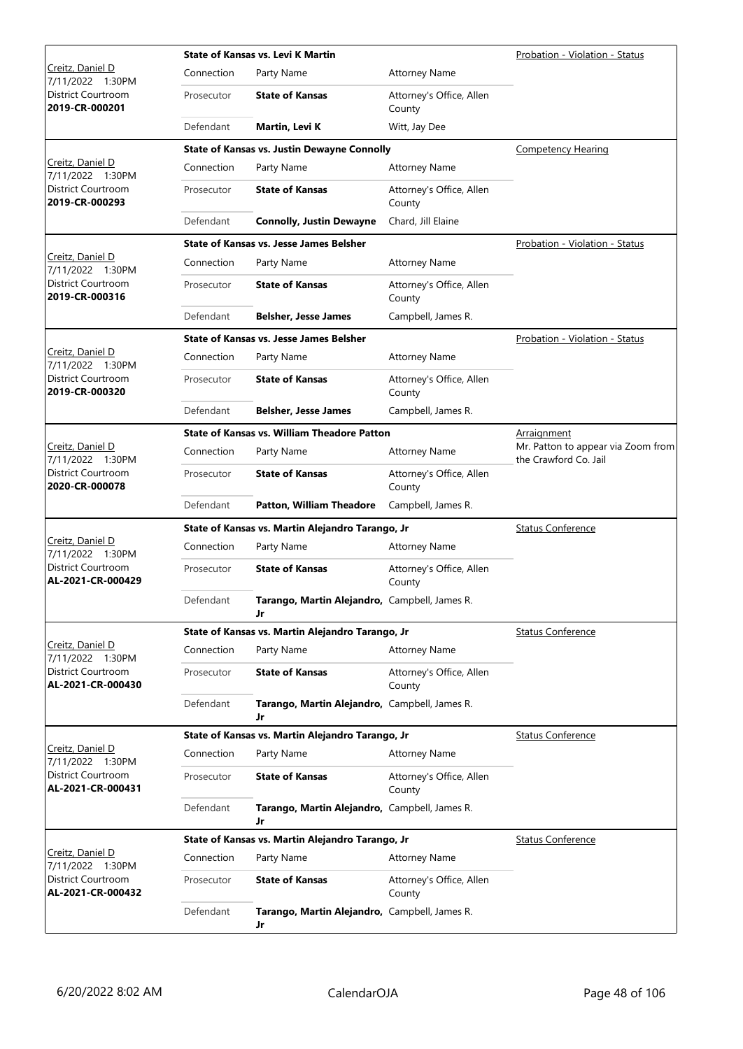| Judge / Date / Location / Case | Case Title | | | Hearing Type |
|---|---|---|---|---|
| Creitz, Daniel D<br>7/11/2022 1:30PM<br>District Courtroom<br>**2019-CR-000201** | **State of Kansas vs. Levi K Martin** | | | Probation - Violation - Status |
| | Connection | Party Name | Attorney Name | |
| | Prosecutor | **State of Kansas** | Attorney's Office, Allen County | |
| | Defendant | **Martin, Levi K** | Witt, Jay Dee | |
| Creitz, Daniel D<br>7/11/2022 1:30PM<br>District Courtroom<br>**2019-CR-000293** | **State of Kansas vs. Justin Dewayne Connolly** | | | Competency Hearing |
| | Connection | Party Name | Attorney Name | |
| | Prosecutor | **State of Kansas** | Attorney's Office, Allen County | |
| | Defendant | **Connolly, Justin Dewayne** | Chard, Jill Elaine | |
| Creitz, Daniel D<br>7/11/2022 1:30PM<br>District Courtroom<br>**2019-CR-000316** | **State of Kansas vs. Jesse James Belsher** | | | Probation - Violation - Status |
| | Connection | Party Name | Attorney Name | |
| | Prosecutor | **State of Kansas** | Attorney's Office, Allen County | |
| | Defendant | **Belsher, Jesse James** | Campbell, James R. | |
| Creitz, Daniel D<br>7/11/2022 1:30PM<br>District Courtroom<br>**2019-CR-000320** | **State of Kansas vs. Jesse James Belsher** | | | Probation - Violation - Status |
| | Connection | Party Name | Attorney Name | |
| | Prosecutor | **State of Kansas** | Attorney's Office, Allen County | |
| | Defendant | **Belsher, Jesse James** | Campbell, James R. | |
| Creitz, Daniel D<br>7/11/2022 1:30PM<br>District Courtroom<br>**2020-CR-000078** | **State of Kansas vs. William Theadore Patton** | | | Arraignment<br>Mr. Patton to appear via Zoom from the Crawford Co. Jail |
| | Connection | Party Name | Attorney Name | |
| | Prosecutor | **State of Kansas** | Attorney's Office, Allen County | |
| | Defendant | **Patton, William Theadore** | Campbell, James R. | |
| Creitz, Daniel D<br>7/11/2022 1:30PM<br>District Courtroom<br>**AL-2021-CR-000429** | **State of Kansas vs. Martin Alejandro Tarango, Jr** | | | Status Conference |
| | Connection | Party Name | Attorney Name | |
| | Prosecutor | **State of Kansas** | Attorney's Office, Allen County | |
| | Defendant | **Tarango, Martin Alejandro, Jr** | Campbell, James R. | |
| Creitz, Daniel D<br>7/11/2022 1:30PM<br>District Courtroom<br>**AL-2021-CR-000430** | **State of Kansas vs. Martin Alejandro Tarango, Jr** | | | Status Conference |
| | Connection | Party Name | Attorney Name | |
| | Prosecutor | **State of Kansas** | Attorney's Office, Allen County | |
| | Defendant | **Tarango, Martin Alejandro, Jr** | Campbell, James R. | |
| Creitz, Daniel D<br>7/11/2022 1:30PM<br>District Courtroom<br>**AL-2021-CR-000431** | **State of Kansas vs. Martin Alejandro Tarango, Jr** | | | Status Conference |
| | Connection | Party Name | Attorney Name | |
| | Prosecutor | **State of Kansas** | Attorney's Office, Allen County | |
| | Defendant | **Tarango, Martin Alejandro, Jr** | Campbell, James R. | |
| Creitz, Daniel D<br>7/11/2022 1:30PM<br>District Courtroom<br>**AL-2021-CR-000432** | **State of Kansas vs. Martin Alejandro Tarango, Jr** | | | Status Conference |
| | Connection | Party Name | Attorney Name | |
| | Prosecutor | **State of Kansas** | Attorney's Office, Allen County | |
| | Defendant | **Tarango, Martin Alejandro, Jr** | Campbell, James R. | |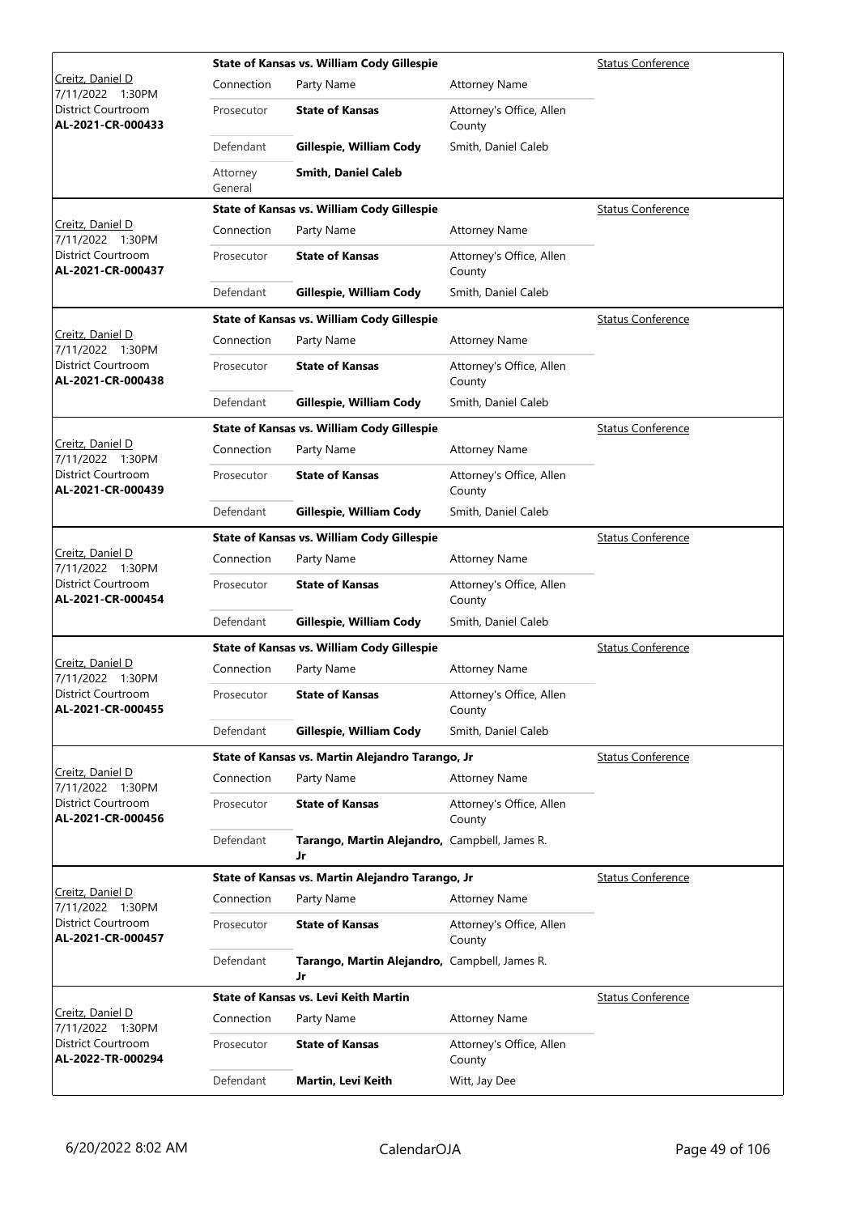| Judge / Date / Location / Case | | State of Kansas vs. William Cody Gillespie | | Status Conference |
|---|---|---|---|---|
| Creitz, Daniel D<br>7/11/2022 1:30PM<br>District Courtroom<br>**AL-2021-CR-000433** | Connection | Party Name | Attorney Name | |
| | Prosecutor | **State of Kansas** | Attorney's Office, Allen County | |
| | Defendant | **Gillespie, William Cody** | Smith, Daniel Caleb | |
| | Attorney General | **Smith, Daniel Caleb** | | |

| Judge / Date / Location / Case | | State of Kansas vs. William Cody Gillespie | | Status Conference |
|---|---|---|---|---|
| Creitz, Daniel D<br>7/11/2022 1:30PM<br>District Courtroom<br>**AL-2021-CR-000437** | Connection | Party Name | Attorney Name | |
| | Prosecutor | **State of Kansas** | Attorney's Office, Allen County | |
| | Defendant | **Gillespie, William Cody** | Smith, Daniel Caleb | |

| Judge / Date / Location / Case | | State of Kansas vs. William Cody Gillespie | | Status Conference |
|---|---|---|---|---|
| Creitz, Daniel D<br>7/11/2022 1:30PM<br>District Courtroom<br>**AL-2021-CR-000438** | Connection | Party Name | Attorney Name | |
| | Prosecutor | **State of Kansas** | Attorney's Office, Allen County | |
| | Defendant | **Gillespie, William Cody** | Smith, Daniel Caleb | |

| Judge / Date / Location / Case | | State of Kansas vs. William Cody Gillespie | | Status Conference |
|---|---|---|---|---|
| Creitz, Daniel D<br>7/11/2022 1:30PM<br>District Courtroom<br>**AL-2021-CR-000439** | Connection | Party Name | Attorney Name | |
| | Prosecutor | **State of Kansas** | Attorney's Office, Allen County | |
| | Defendant | **Gillespie, William Cody** | Smith, Daniel Caleb | |

| Judge / Date / Location / Case | | State of Kansas vs. William Cody Gillespie | | Status Conference |
|---|---|---|---|---|
| Creitz, Daniel D<br>7/11/2022 1:30PM<br>District Courtroom<br>**AL-2021-CR-000454** | Connection | Party Name | Attorney Name | |
| | Prosecutor | **State of Kansas** | Attorney's Office, Allen County | |
| | Defendant | **Gillespie, William Cody** | Smith, Daniel Caleb | |

| Judge / Date / Location / Case | | State of Kansas vs. William Cody Gillespie | | Status Conference |
|---|---|---|---|---|
| Creitz, Daniel D<br>7/11/2022 1:30PM<br>District Courtroom<br>**AL-2021-CR-000455** | Connection | Party Name | Attorney Name | |
| | Prosecutor | **State of Kansas** | Attorney's Office, Allen County | |
| | Defendant | **Gillespie, William Cody** | Smith, Daniel Caleb | |

| Judge / Date / Location / Case | | State of Kansas vs. Martin Alejandro Tarango, Jr | | Status Conference |
|---|---|---|---|---|
| Creitz, Daniel D<br>7/11/2022 1:30PM<br>District Courtroom<br>**AL-2021-CR-000456** | Connection | Party Name | Attorney Name | |
| | Prosecutor | **State of Kansas** | Attorney's Office, Allen County | |
| | Defendant | **Tarango, Martin Alejandro, Jr** | Campbell, James R. | |

| Judge / Date / Location / Case | | State of Kansas vs. Martin Alejandro Tarango, Jr | | Status Conference |
|---|---|---|---|---|
| Creitz, Daniel D<br>7/11/2022 1:30PM<br>District Courtroom<br>**AL-2021-CR-000457** | Connection | Party Name | Attorney Name | |
| | Prosecutor | **State of Kansas** | Attorney's Office, Allen County | |
| | Defendant | **Tarango, Martin Alejandro, Jr** | Campbell, James R. | |

| Judge / Date / Location / Case | | State of Kansas vs. Levi Keith Martin | | Status Conference |
|---|---|---|---|---|
| Creitz, Daniel D<br>7/11/2022 1:30PM<br>District Courtroom<br>**AL-2022-TR-000294** | Connection | Party Name | Attorney Name | |
| | Prosecutor | **State of Kansas** | Attorney's Office, Allen County | |
| | Defendant | **Martin, Levi Keith** | Witt, Jay Dee | |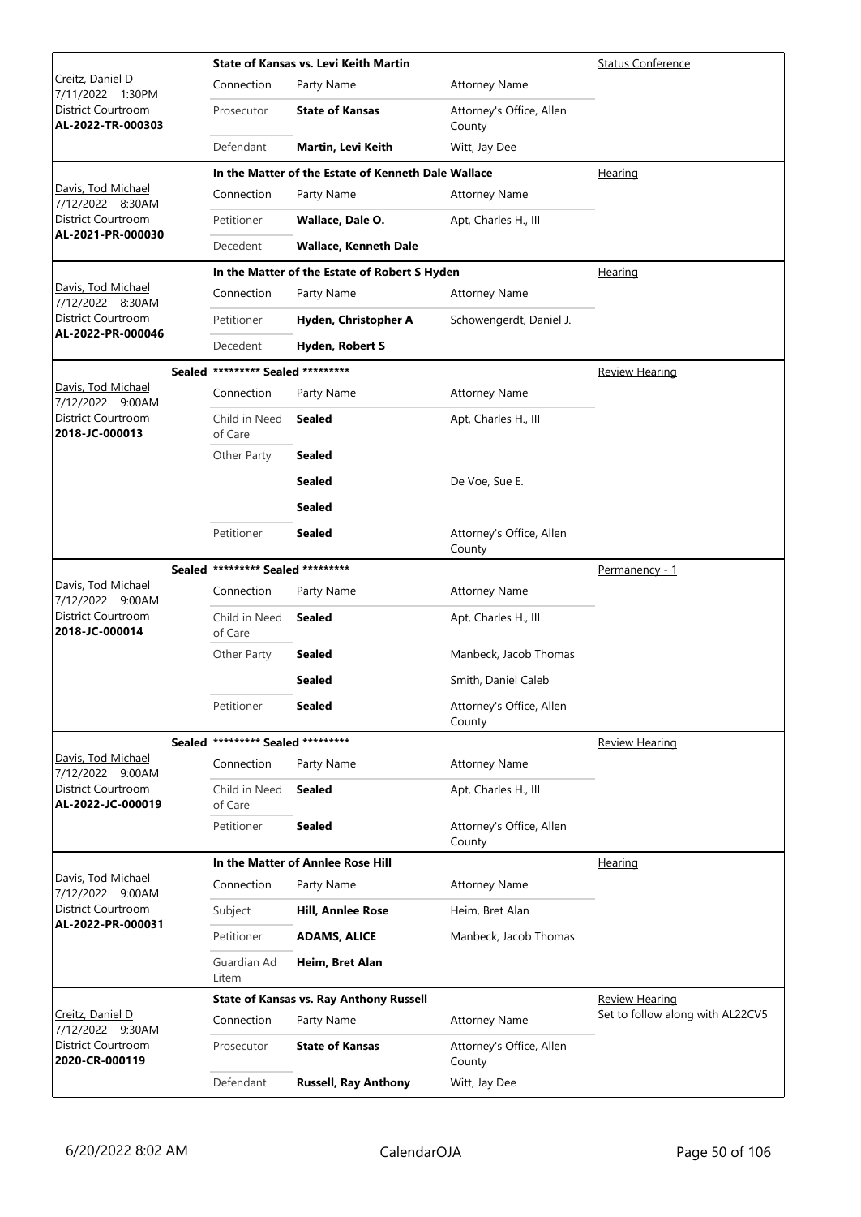| Judge / Date / Location / Case | Case Title / Connection | Party Name | Attorney Name | Hearing Type |
|---|---|---|---|---|
| Creitz, Daniel D | **State of Kansas vs. Levi Keith Martin** | | | Status Conference |
| 7/11/2022 1:30PM | Connection | Party Name | Attorney Name | |
| District Courtroom | Prosecutor | **State of Kansas** | Attorney's Office, Allen County | |
| **AL-2022-TR-000303** | Defendant | **Martin, Levi Keith** | Witt, Jay Dee | |
| Davis, Tod Michael | **In the Matter of the Estate of Kenneth Dale Wallace** | | | Hearing |
| 7/12/2022 8:30AM | Connection | Party Name | Attorney Name | |
| District Courtroom | Petitioner | **Wallace, Dale O.** | Apt, Charles H., III | |
| **AL-2021-PR-000030** | Decedent | **Wallace, Kenneth Dale** | | |
| Davis, Tod Michael | **In the Matter of the Estate of Robert S Hyden** | | | Hearing |
| 7/12/2022 8:30AM | Connection | Party Name | Attorney Name | |
| District Courtroom | Petitioner | **Hyden, Christopher A** | Schowengerdt, Daniel J. | |
| **AL-2022-PR-000046** | Decedent | **Hyden, Robert S** | | |
| Davis, Tod Michael | **Sealed \*\*\*\*\*\*\*\*\* Sealed \*\*\*\*\*\*\*\*\*** | | | Review Hearing |
| 7/12/2022 9:00AM | Connection | Party Name | Attorney Name | |
| District Courtroom | Child in Need of Care | **Sealed** | Apt, Charles H., III | |
| **2018-JC-000013** | Other Party | **Sealed** | | |
| | | **Sealed** | De Voe, Sue E. | |
| | | **Sealed** | | |
| | Petitioner | **Sealed** | Attorney's Office, Allen County | |
| Davis, Tod Michael | **Sealed \*\*\*\*\*\*\*\*\* Sealed \*\*\*\*\*\*\*\*\*** | | | Permanency - 1 |
| 7/12/2022 9:00AM | Connection | Party Name | Attorney Name | |
| District Courtroom | Child in Need of Care | **Sealed** | Apt, Charles H., III | |
| **2018-JC-000014** | Other Party | **Sealed** | Manbeck, Jacob Thomas | |
| | | **Sealed** | Smith, Daniel Caleb | |
| | Petitioner | **Sealed** | Attorney's Office, Allen County | |
| Davis, Tod Michael | **Sealed \*\*\*\*\*\*\*\*\* Sealed \*\*\*\*\*\*\*\*\*** | | | Review Hearing |
| 7/12/2022 9:00AM | Connection | Party Name | Attorney Name | |
| District Courtroom | Child in Need of Care | **Sealed** | Apt, Charles H., III | |
| **AL-2022-JC-000019** | Petitioner | **Sealed** | Attorney's Office, Allen County | |
| Davis, Tod Michael | **In the Matter of Annlee Rose Hill** | | | Hearing |
| 7/12/2022 9:00AM | Connection | Party Name | Attorney Name | |
| District Courtroom | Subject | **Hill, Annlee Rose** | Heim, Bret Alan | |
| **AL-2022-PR-000031** | Petitioner | **ADAMS, ALICE** | Manbeck, Jacob Thomas | |
| | Guardian Ad Litem | **Heim, Bret Alan** | | |
| Creitz, Daniel D | **State of Kansas vs. Ray Anthony Russell** | | | Review Hearing<br>Set to follow along with AL22CV5 |
| 7/12/2022 9:30AM | Connection | Party Name | Attorney Name | |
| District Courtroom | Prosecutor | **State of Kansas** | Attorney's Office, Allen County | |
| **2020-CR-000119** | Defendant | **Russell, Ray Anthony** | Witt, Jay Dee | |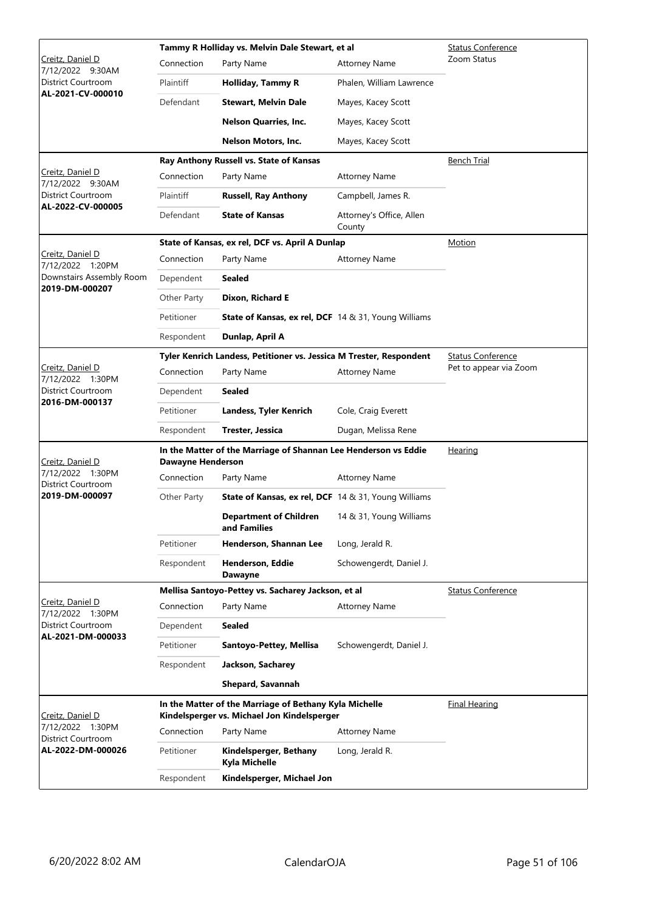| Judge / Date / Location / Case | Case Title | | | Hearing Type |
|---|---|---|---|---|
| Creitz, Daniel D<br>7/12/2022 9:30AM<br>District Courtroom<br>**AL-2021-CV-000010** | **Tammy R Holliday vs. Melvin Dale Stewart, et al** | | | Status Conference<br>Zoom Status |
| | Connection | Party Name | Attorney Name | |
| | Plaintiff | **Holliday, Tammy R** | Phalen, William Lawrence | |
| | Defendant | **Stewart, Melvin Dale** | Mayes, Kacey Scott | |
| | | **Nelson Quarries, Inc.** | Mayes, Kacey Scott | |
| | | **Nelson Motors, Inc.** | Mayes, Kacey Scott | |
| Creitz, Daniel D<br>7/12/2022 9:30AM<br>District Courtroom<br>**AL-2022-CV-000005** | **Ray Anthony Russell vs. State of Kansas** | | | Bench Trial |
| | Connection | Party Name | Attorney Name | |
| | Plaintiff | **Russell, Ray Anthony** | Campbell, James R. | |
| | Defendant | **State of Kansas** | Attorney's Office, Allen County | |
| Creitz, Daniel D<br>7/12/2022 1:20PM<br>Downstairs Assembly Room<br>**2019-DM-000207** | **State of Kansas, ex rel, DCF vs. April A Dunlap** | | | Motion |
| | Connection | Party Name | Attorney Name | |
| | Dependent | **Sealed** | | |
| | Other Party | **Dixon, Richard E** | | |
| | Petitioner | **State of Kansas, ex rel, DCF** | 14 & 31, Young Williams | |
| | Respondent | **Dunlap, April A** | | |
| Creitz, Daniel D<br>7/12/2022 1:30PM<br>District Courtroom<br>**2016-DM-000137** | **Tyler Kenrich Landess, Petitioner vs. Jessica M Trester, Respondent** | | | Status Conference<br>Pet to appear via Zoom |
| | Connection | Party Name | Attorney Name | |
| | Dependent | **Sealed** | | |
| | Petitioner | **Landess, Tyler Kenrich** | Cole, Craig Everett | |
| | Respondent | **Trester, Jessica** | Dugan, Melissa Rene | |
| Creitz, Daniel D<br>7/12/2022 1:30PM<br>District Courtroom<br>**2019-DM-000097** | **In the Matter of the Marriage of Shannan Lee Henderson vs Eddie Dawayne Henderson** | | | Hearing |
| | Connection | Party Name | Attorney Name | |
| | Other Party | **State of Kansas, ex rel, DCF** | 14 & 31, Young Williams | |
| | | **Department of Children and Families** | 14 & 31, Young Williams | |
| | Petitioner | **Henderson, Shannan Lee** | Long, Jerald R. | |
| | Respondent | **Henderson, Eddie Dawayne** | Schowengerdt, Daniel J. | |
| Creitz, Daniel D<br>7/12/2022 1:30PM<br>District Courtroom<br>**AL-2021-DM-000033** | **Mellisa Santoyo-Pettey vs. Sacharey Jackson, et al** | | | Status Conference |
| | Connection | Party Name | Attorney Name | |
| | Dependent | **Sealed** | | |
| | Petitioner | **Santoyo-Pettey, Mellisa** | Schowengerdt, Daniel J. | |
| | Respondent | **Jackson, Sacharey** | | |
| | | **Shepard, Savannah** | | |
| Creitz, Daniel D<br>7/12/2022 1:30PM<br>District Courtroom<br>**AL-2022-DM-000026** | **In the Matter of the Marriage of Bethany Kyla Michelle Kindelsperger vs. Michael Jon Kindelsperger** | | | Final Hearing |
| | Connection | Party Name | Attorney Name | |
| | Petitioner | **Kindelsperger, Bethany Kyla Michelle** | Long, Jerald R. | |
| | Respondent | **Kindelsperger, Michael Jon** | | |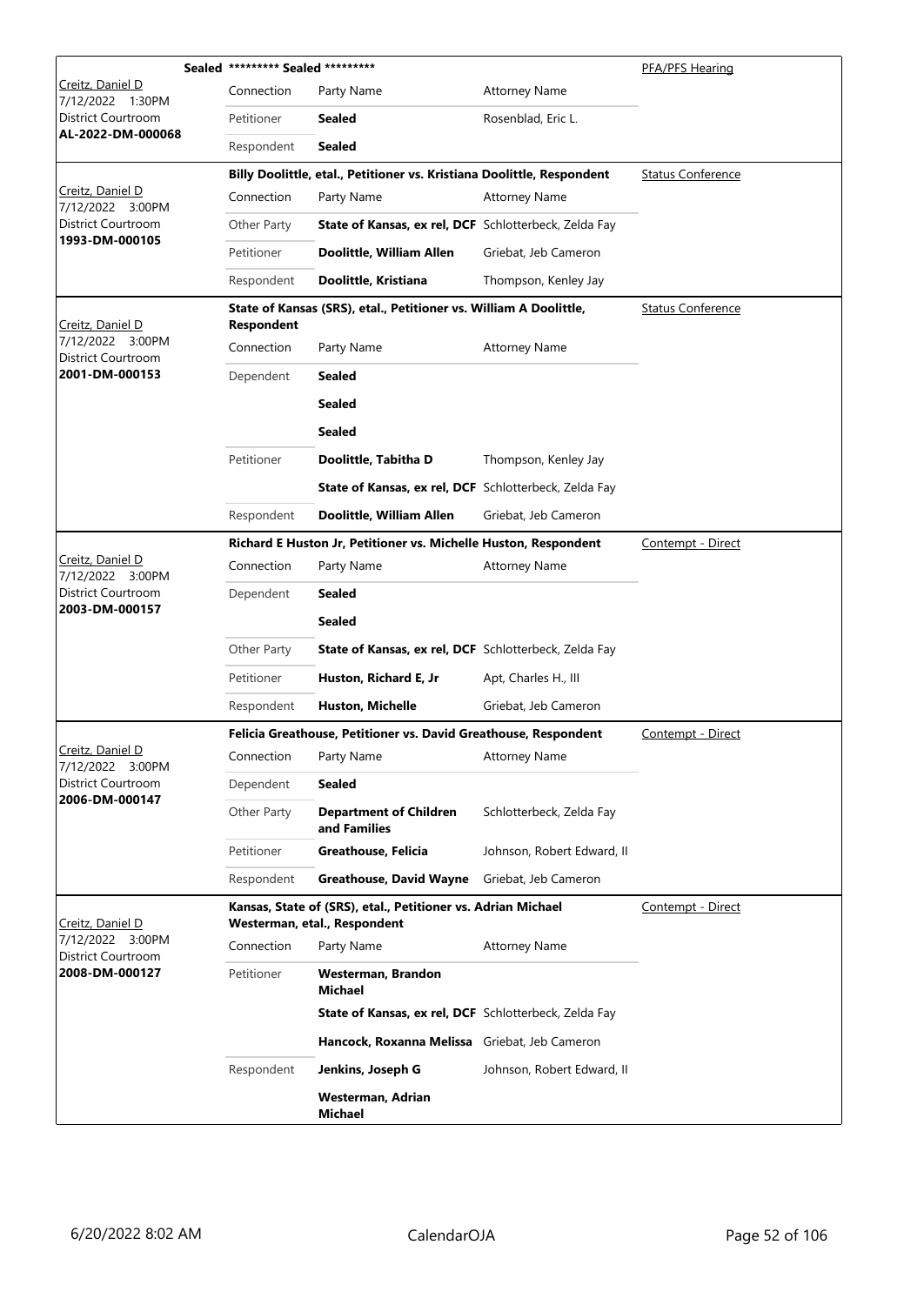| Judge / Date / Location / Case | Case Title | | | Hearing Type |
|---|---|---|---|---|
| | **Sealed ********* Sealed ********** | | | PFA/PFS Hearing |
| Creitz, Daniel D<br>7/12/2022 1:30PM<br>District Courtroom<br>**AL-2022-DM-000068** | Connection | Party Name | Attorney Name | |
| | Petitioner | **Sealed** | Rosenblad, Eric L. | |
| | Respondent | **Sealed** | | |
| | **Billy Doolittle, etal., Petitioner vs. Kristiana Doolittle, Respondent** | | | Status Conference |
| Creitz, Daniel D<br>7/12/2022 3:00PM<br>District Courtroom<br>**1993-DM-000105** | Connection | Party Name | Attorney Name | |
| | Other Party | **State of Kansas, ex rel, DCF** | Schlotterbeck, Zelda Fay | |
| | Petitioner | **Doolittle, William Allen** | Griebat, Jeb Cameron | |
| | Respondent | **Doolittle, Kristiana** | Thompson, Kenley Jay | |
| | **State of Kansas (SRS), etal., Petitioner vs. William A Doolittle, Respondent** | | | Status Conference |
| Creitz, Daniel D<br>7/12/2022 3:00PM<br>District Courtroom<br>**2001-DM-000153** | Connection | Party Name | Attorney Name | |
| | Dependent | **Sealed** | | |
| | | **Sealed** | | |
| | | **Sealed** | | |
| | Petitioner | **Doolittle, Tabitha D** | Thompson, Kenley Jay | |
| | | **State of Kansas, ex rel, DCF** | Schlotterbeck, Zelda Fay | |
| | Respondent | **Doolittle, William Allen** | Griebat, Jeb Cameron | |
| | **Richard E Huston Jr, Petitioner vs. Michelle Huston, Respondent** | | | Contempt - Direct |
| Creitz, Daniel D<br>7/12/2022 3:00PM<br>District Courtroom<br>**2003-DM-000157** | Connection | Party Name | Attorney Name | |
| | Dependent | **Sealed** | | |
| | | **Sealed** | | |
| | Other Party | **State of Kansas, ex rel, DCF** | Schlotterbeck, Zelda Fay | |
| | Petitioner | **Huston, Richard E, Jr** | Apt, Charles H., III | |
| | Respondent | **Huston, Michelle** | Griebat, Jeb Cameron | |
| | **Felicia Greathouse, Petitioner vs. David Greathouse, Respondent** | | | Contempt - Direct |
| Creitz, Daniel D<br>7/12/2022 3:00PM<br>District Courtroom<br>**2006-DM-000147** | Connection | Party Name | Attorney Name | |
| | Dependent | **Sealed** | | |
| | Other Party | **Department of Children and Families** | Schlotterbeck, Zelda Fay | |
| | Petitioner | **Greathouse, Felicia** | Johnson, Robert Edward, II | |
| | Respondent | **Greathouse, David Wayne** | Griebat, Jeb Cameron | |
| | **Kansas, State of (SRS), etal., Petitioner vs. Adrian Michael Westerman, etal., Respondent** | | | Contempt - Direct |
| Creitz, Daniel D<br>7/12/2022 3:00PM<br>District Courtroom<br>**2008-DM-000127** | Connection | Party Name | Attorney Name | |
| | Petitioner | **Westerman, Brandon Michael** | | |
| | | **State of Kansas, ex rel, DCF** | Schlotterbeck, Zelda Fay | |
| | | **Hancock, Roxanna Melissa** | Griebat, Jeb Cameron | |
| | Respondent | **Jenkins, Joseph G** | Johnson, Robert Edward, II | |
| | | **Westerman, Adrian Michael** | | |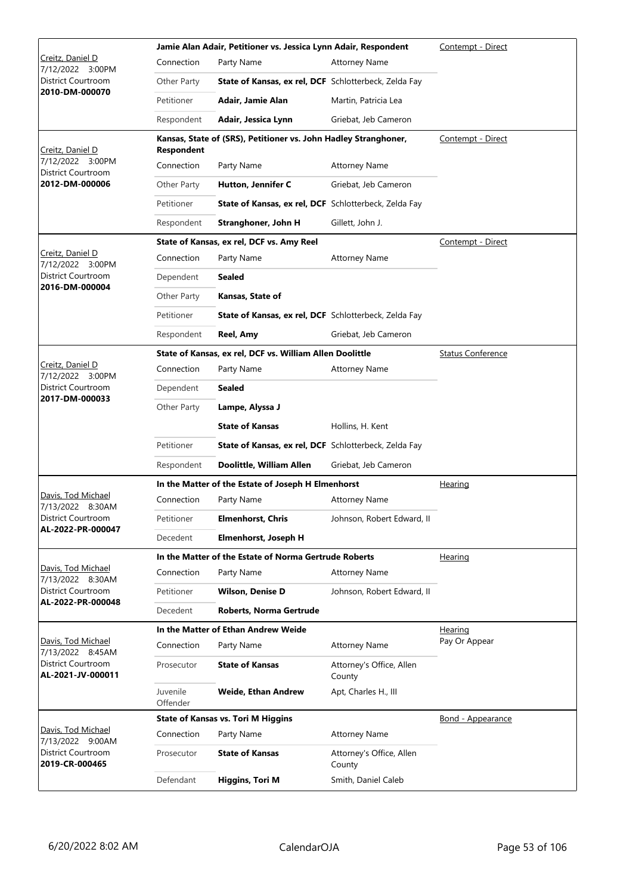| Judge / Date / Location / Case | Case Title / Connection | Party Name | Attorney Name | Hearing Type |
|---|---|---|---|---|
| Creitz, Daniel D<br>7/12/2022 3:00PM<br>District Courtroom<br>**2010-DM-000070** | **Jamie Alan Adair, Petitioner vs. Jessica Lynn Adair, Respondent** | | | Contempt - Direct |
| | Connection | Party Name | Attorney Name | |
| | Other Party | **State of Kansas, ex rel, DCF** | Schlotterbeck, Zelda Fay | |
| | Petitioner | **Adair, Jamie Alan** | Martin, Patricia Lea | |
| | Respondent | **Adair, Jessica Lynn** | Griebat, Jeb Cameron | |
| Creitz, Daniel D<br>7/12/2022 3:00PM<br>District Courtroom<br>**2012-DM-000006** | **Kansas, State of (SRS), Petitioner vs. John Hadley Stranghoner, Respondent** | | | Contempt - Direct |
| | Connection | Party Name | Attorney Name | |
| | Other Party | **Hutton, Jennifer C** | Griebat, Jeb Cameron | |
| | Petitioner | **State of Kansas, ex rel, DCF** | Schlotterbeck, Zelda Fay | |
| | Respondent | **Stranghoner, John H** | Gillett, John J. | |
| Creitz, Daniel D<br>7/12/2022 3:00PM<br>District Courtroom<br>**2016-DM-000004** | **State of Kansas, ex rel, DCF vs. Amy Reel** | | | Contempt - Direct |
| | Connection | Party Name | Attorney Name | |
| | Dependent | **Sealed** | | |
| | Other Party | **Kansas, State of** | | |
| | Petitioner | **State of Kansas, ex rel, DCF** | Schlotterbeck, Zelda Fay | |
| | Respondent | **Reel, Amy** | Griebat, Jeb Cameron | |
| Creitz, Daniel D<br>7/12/2022 3:00PM<br>District Courtroom<br>**2017-DM-000033** | **State of Kansas, ex rel, DCF vs. William Allen Doolittle** | | | Status Conference |
| | Connection | Party Name | Attorney Name | |
| | Dependent | **Sealed** | | |
| | Other Party | **Lampe, Alyssa J** | | |
| | | **State of Kansas** | Hollins, H. Kent | |
| | Petitioner | **State of Kansas, ex rel, DCF** | Schlotterbeck, Zelda Fay | |
| | Respondent | **Doolittle, William Allen** | Griebat, Jeb Cameron | |
| Davis, Tod Michael<br>7/13/2022 8:30AM<br>District Courtroom<br>**AL-2022-PR-000047** | **In the Matter of the Estate of Joseph H Elmenhorst** | | | Hearing |
| | Connection | Party Name | Attorney Name | |
| | Petitioner | **Elmenhorst, Chris** | Johnson, Robert Edward, II | |
| | Decedent | **Elmenhorst, Joseph H** | | |
| Davis, Tod Michael<br>7/13/2022 8:30AM<br>District Courtroom<br>**AL-2022-PR-000048** | **In the Matter of the Estate of Norma Gertrude Roberts** | | | Hearing |
| | Connection | Party Name | Attorney Name | |
| | Petitioner | **Wilson, Denise D** | Johnson, Robert Edward, II | |
| | Decedent | **Roberts, Norma Gertrude** | | |
| Davis, Tod Michael<br>7/13/2022 8:45AM<br>District Courtroom<br>**AL-2021-JV-000011** | **In the Matter of Ethan Andrew Weide** | | | Hearing<br>Pay Or Appear |
| | Connection | Party Name | Attorney Name | |
| | Prosecutor | **State of Kansas** | Attorney's Office, Allen County | |
| | Juvenile Offender | **Weide, Ethan Andrew** | Apt, Charles H., III | |
| Davis, Tod Michael<br>7/13/2022 9:00AM<br>District Courtroom<br>**2019-CR-000465** | **State of Kansas vs. Tori M Higgins** | | | Bond - Appearance |
| | Connection | Party Name | Attorney Name | |
| | Prosecutor | **State of Kansas** | Attorney's Office, Allen County | |
| | Defendant | **Higgins, Tori M** | Smith, Daniel Caleb | |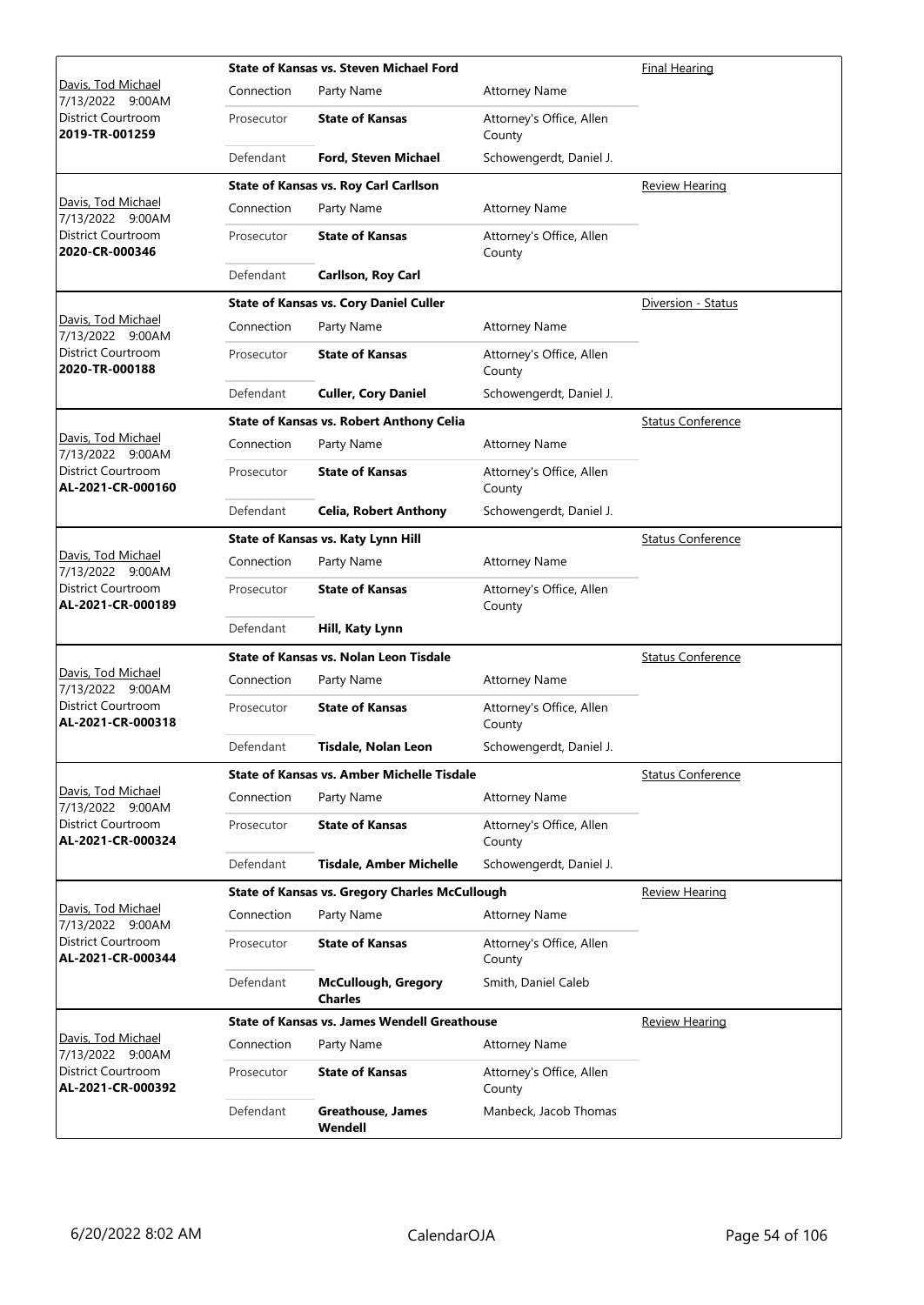| Judge / Date / Location / Case | Case Title | | | Hearing Type |
|---|---|---|---|---|
| Davis, Tod Michael<br>7/13/2022 9:00AM<br>District Courtroom<br>**2019-TR-001259** | **State of Kansas vs. Steven Michael Ford** | | | Final Hearing |
| | Connection | Party Name | Attorney Name | |
| | Prosecutor | **State of Kansas** | Attorney's Office, Allen County | |
| | Defendant | **Ford, Steven Michael** | Schowengerdt, Daniel J. | |
| Davis, Tod Michael<br>7/13/2022 9:00AM<br>District Courtroom<br>**2020-CR-000346** | **State of Kansas vs. Roy Carl Carllson** | | | Review Hearing |
| | Connection | Party Name | Attorney Name | |
| | Prosecutor | **State of Kansas** | Attorney's Office, Allen County | |
| | Defendant | **Carllson, Roy Carl** | | |
| Davis, Tod Michael<br>7/13/2022 9:00AM<br>District Courtroom<br>**2020-TR-000188** | **State of Kansas vs. Cory Daniel Culler** | | | Diversion - Status |
| | Connection | Party Name | Attorney Name | |
| | Prosecutor | **State of Kansas** | Attorney's Office, Allen County | |
| | Defendant | **Culler, Cory Daniel** | Schowengerdt, Daniel J. | |
| Davis, Tod Michael<br>7/13/2022 9:00AM<br>District Courtroom<br>**AL-2021-CR-000160** | **State of Kansas vs. Robert Anthony Celia** | | | Status Conference |
| | Connection | Party Name | Attorney Name | |
| | Prosecutor | **State of Kansas** | Attorney's Office, Allen County | |
| | Defendant | **Celia, Robert Anthony** | Schowengerdt, Daniel J. | |
| Davis, Tod Michael<br>7/13/2022 9:00AM<br>District Courtroom<br>**AL-2021-CR-000189** | **State of Kansas vs. Katy Lynn Hill** | | | Status Conference |
| | Connection | Party Name | Attorney Name | |
| | Prosecutor | **State of Kansas** | Attorney's Office, Allen County | |
| | Defendant | **Hill, Katy Lynn** | | |
| Davis, Tod Michael<br>7/13/2022 9:00AM<br>District Courtroom<br>**AL-2021-CR-000318** | **State of Kansas vs. Nolan Leon Tisdale** | | | Status Conference |
| | Connection | Party Name | Attorney Name | |
| | Prosecutor | **State of Kansas** | Attorney's Office, Allen County | |
| | Defendant | **Tisdale, Nolan Leon** | Schowengerdt, Daniel J. | |
| Davis, Tod Michael<br>7/13/2022 9:00AM<br>District Courtroom<br>**AL-2021-CR-000324** | **State of Kansas vs. Amber Michelle Tisdale** | | | Status Conference |
| | Connection | Party Name | Attorney Name | |
| | Prosecutor | **State of Kansas** | Attorney's Office, Allen County | |
| | Defendant | **Tisdale, Amber Michelle** | Schowengerdt, Daniel J. | |
| Davis, Tod Michael<br>7/13/2022 9:00AM<br>District Courtroom<br>**AL-2021-CR-000344** | **State of Kansas vs. Gregory Charles McCullough** | | | Review Hearing |
| | Connection | Party Name | Attorney Name | |
| | Prosecutor | **State of Kansas** | Attorney's Office, Allen County | |
| | Defendant | **McCullough, Gregory Charles** | Smith, Daniel Caleb | |
| Davis, Tod Michael<br>7/13/2022 9:00AM<br>District Courtroom<br>**AL-2021-CR-000392** | **State of Kansas vs. James Wendell Greathouse** | | | Review Hearing |
| | Connection | Party Name | Attorney Name | |
| | Prosecutor | **State of Kansas** | Attorney's Office, Allen County | |
| | Defendant | **Greathouse, James Wendell** | Manbeck, Jacob Thomas | |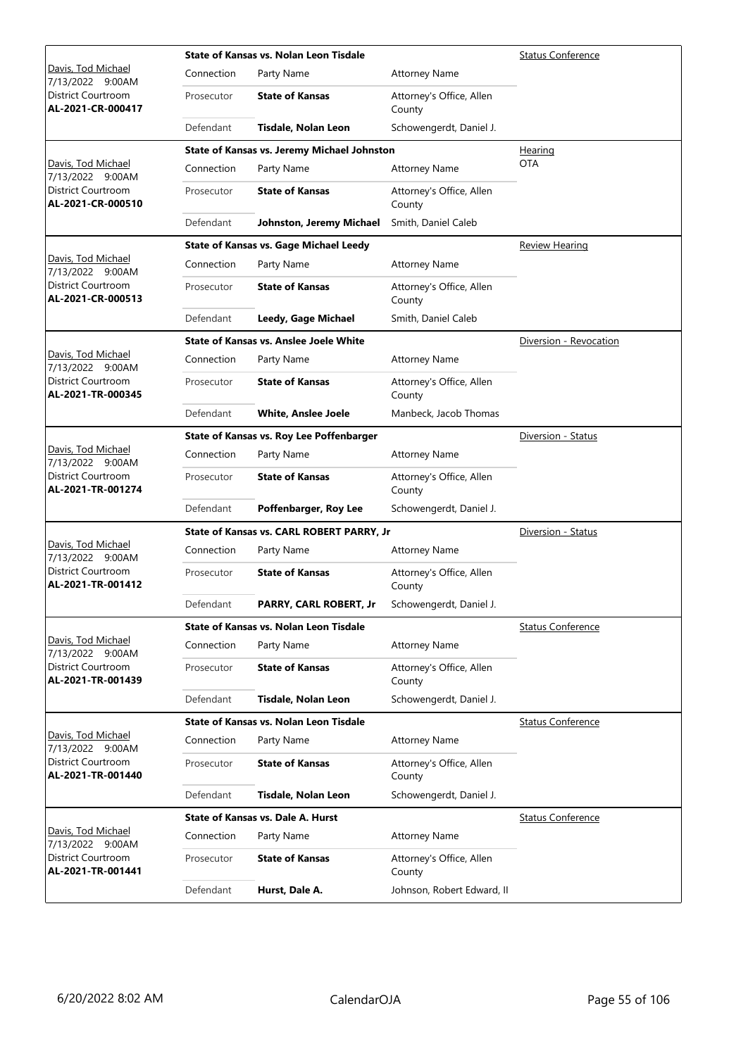| Judge / Date / Location / Case | Case Title | | | Hearing Type |
|---|---|---|---|---|
| Davis, Tod Michael<br>7/13/2022 9:00AM<br>District Courtroom<br>**AL-2021-CR-000417** | **State of Kansas vs. Nolan Leon Tisdale** | | | Status Conference |
| | Connection | Party Name | Attorney Name | |
| | Prosecutor | **State of Kansas** | Attorney's Office, Allen County | |
| | Defendant | **Tisdale, Nolan Leon** | Schowengerdt, Daniel J. | |
| Davis, Tod Michael<br>7/13/2022 9:00AM<br>District Courtroom<br>**AL-2021-CR-000510** | **State of Kansas vs. Jeremy Michael Johnston** | | | Hearing<br>OTA |
| | Connection | Party Name | Attorney Name | |
| | Prosecutor | **State of Kansas** | Attorney's Office, Allen County | |
| | Defendant | **Johnston, Jeremy Michael** | Smith, Daniel Caleb | |
| Davis, Tod Michael<br>7/13/2022 9:00AM<br>District Courtroom<br>**AL-2021-CR-000513** | **State of Kansas vs. Gage Michael Leedy** | | | Review Hearing |
| | Connection | Party Name | Attorney Name | |
| | Prosecutor | **State of Kansas** | Attorney's Office, Allen County | |
| | Defendant | **Leedy, Gage Michael** | Smith, Daniel Caleb | |
| Davis, Tod Michael<br>7/13/2022 9:00AM<br>District Courtroom<br>**AL-2021-TR-000345** | **State of Kansas vs. Anslee Joele White** | | | Diversion - Revocation |
| | Connection | Party Name | Attorney Name | |
| | Prosecutor | **State of Kansas** | Attorney's Office, Allen County | |
| | Defendant | **White, Anslee Joele** | Manbeck, Jacob Thomas | |
| Davis, Tod Michael<br>7/13/2022 9:00AM<br>District Courtroom<br>**AL-2021-TR-001274** | **State of Kansas vs. Roy Lee Poffenbarger** | | | Diversion - Status |
| | Connection | Party Name | Attorney Name | |
| | Prosecutor | **State of Kansas** | Attorney's Office, Allen County | |
| | Defendant | **Poffenbarger, Roy Lee** | Schowengerdt, Daniel J. | |
| Davis, Tod Michael<br>7/13/2022 9:00AM<br>District Courtroom<br>**AL-2021-TR-001412** | **State of Kansas vs. CARL ROBERT PARRY, Jr** | | | Diversion - Status |
| | Connection | Party Name | Attorney Name | |
| | Prosecutor | **State of Kansas** | Attorney's Office, Allen County | |
| | Defendant | **PARRY, CARL ROBERT, Jr** | Schowengerdt, Daniel J. | |
| Davis, Tod Michael<br>7/13/2022 9:00AM<br>District Courtroom<br>**AL-2021-TR-001439** | **State of Kansas vs. Nolan Leon Tisdale** | | | Status Conference |
| | Connection | Party Name | Attorney Name | |
| | Prosecutor | **State of Kansas** | Attorney's Office, Allen County | |
| | Defendant | **Tisdale, Nolan Leon** | Schowengerdt, Daniel J. | |
| Davis, Tod Michael<br>7/13/2022 9:00AM<br>District Courtroom<br>**AL-2021-TR-001440** | **State of Kansas vs. Nolan Leon Tisdale** | | | Status Conference |
| | Connection | Party Name | Attorney Name | |
| | Prosecutor | **State of Kansas** | Attorney's Office, Allen County | |
| | Defendant | **Tisdale, Nolan Leon** | Schowengerdt, Daniel J. | |
| Davis, Tod Michael<br>7/13/2022 9:00AM<br>District Courtroom<br>**AL-2021-TR-001441** | **State of Kansas vs. Dale A. Hurst** | | | Status Conference |
| | Connection | Party Name | Attorney Name | |
| | Prosecutor | **State of Kansas** | Attorney's Office, Allen County | |
| | Defendant | **Hurst, Dale A.** | Johnson, Robert Edward, II | |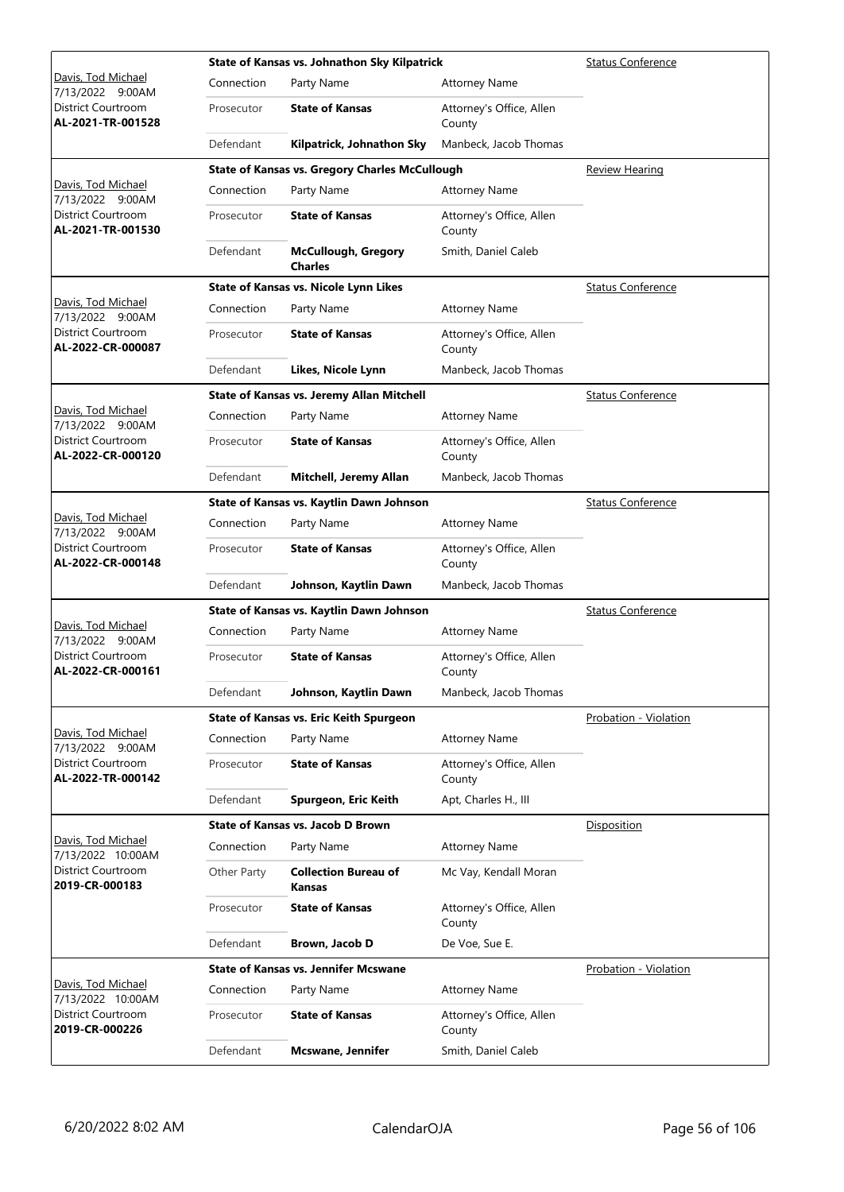| Judge / Date / Location / Case | Case Title | | | Hearing Type |
|---|---|---|---|---|
| Davis, Tod Michael<br>7/13/2022 9:00AM<br>District Courtroom<br>**AL-2021-TR-001528** | **State of Kansas vs. Johnathon Sky Kilpatrick** | | | Status Conference |
| | Connection | Party Name | Attorney Name | |
| | Prosecutor | **State of Kansas** | Attorney's Office, Allen County | |
| | Defendant | **Kilpatrick, Johnathon Sky** | Manbeck, Jacob Thomas | |
| Davis, Tod Michael<br>7/13/2022 9:00AM<br>District Courtroom<br>**AL-2021-TR-001530** | **State of Kansas vs. Gregory Charles McCullough** | | | Review Hearing |
| | Connection | Party Name | Attorney Name | |
| | Prosecutor | **State of Kansas** | Attorney's Office, Allen County | |
| | Defendant | **McCullough, Gregory Charles** | Smith, Daniel Caleb | |
| Davis, Tod Michael<br>7/13/2022 9:00AM<br>District Courtroom<br>**AL-2022-CR-000087** | **State of Kansas vs. Nicole Lynn Likes** | | | Status Conference |
| | Connection | Party Name | Attorney Name | |
| | Prosecutor | **State of Kansas** | Attorney's Office, Allen County | |
| | Defendant | **Likes, Nicole Lynn** | Manbeck, Jacob Thomas | |
| Davis, Tod Michael<br>7/13/2022 9:00AM<br>District Courtroom<br>**AL-2022-CR-000120** | **State of Kansas vs. Jeremy Allan Mitchell** | | | Status Conference |
| | Connection | Party Name | Attorney Name | |
| | Prosecutor | **State of Kansas** | Attorney's Office, Allen County | |
| | Defendant | **Mitchell, Jeremy Allan** | Manbeck, Jacob Thomas | |
| Davis, Tod Michael<br>7/13/2022 9:00AM<br>District Courtroom<br>**AL-2022-CR-000148** | **State of Kansas vs. Kaytlin Dawn Johnson** | | | Status Conference |
| | Connection | Party Name | Attorney Name | |
| | Prosecutor | **State of Kansas** | Attorney's Office, Allen County | |
| | Defendant | **Johnson, Kaytlin Dawn** | Manbeck, Jacob Thomas | |
| Davis, Tod Michael<br>7/13/2022 9:00AM<br>District Courtroom<br>**AL-2022-CR-000161** | **State of Kansas vs. Kaytlin Dawn Johnson** | | | Status Conference |
| | Connection | Party Name | Attorney Name | |
| | Prosecutor | **State of Kansas** | Attorney's Office, Allen County | |
| | Defendant | **Johnson, Kaytlin Dawn** | Manbeck, Jacob Thomas | |
| Davis, Tod Michael<br>7/13/2022 9:00AM<br>District Courtroom<br>**AL-2022-TR-000142** | **State of Kansas vs. Eric Keith Spurgeon** | | | Probation - Violation |
| | Connection | Party Name | Attorney Name | |
| | Prosecutor | **State of Kansas** | Attorney's Office, Allen County | |
| | Defendant | **Spurgeon, Eric Keith** | Apt, Charles H., III | |
| Davis, Tod Michael<br>7/13/2022 10:00AM<br>District Courtroom<br>**2019-CR-000183** | **State of Kansas vs. Jacob D Brown** | | | Disposition |
| | Connection | Party Name | Attorney Name | |
| | Other Party | **Collection Bureau of Kansas** | Mc Vay, Kendall Moran | |
| | Prosecutor | **State of Kansas** | Attorney's Office, Allen County | |
| | Defendant | **Brown, Jacob D** | De Voe, Sue E. | |
| Davis, Tod Michael<br>7/13/2022 10:00AM<br>District Courtroom<br>**2019-CR-000226** | **State of Kansas vs. Jennifer Mcswane** | | | Probation - Violation |
| | Connection | Party Name | Attorney Name | |
| | Prosecutor | **State of Kansas** | Attorney's Office, Allen County | |
| | Defendant | **Mcswane, Jennifer** | Smith, Daniel Caleb | |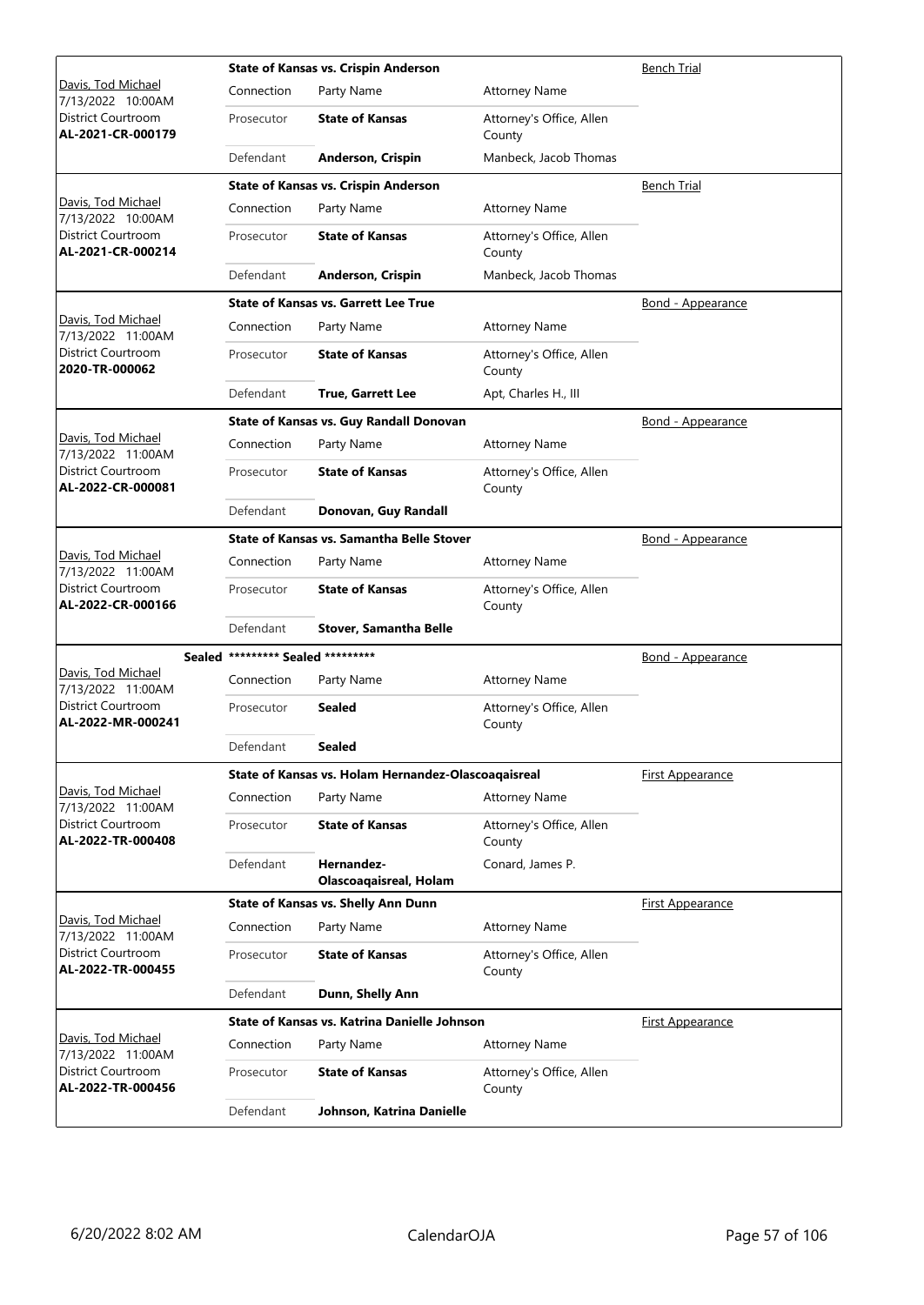| Judge / Date / Courtroom / Case No. | Case | | | Hearing Type |
|---|---|---|---|---|
| Davis, Tod Michael<br>7/13/2022 10:00AM<br>District Courtroom<br>**AL-2021-CR-000179** | **State of Kansas vs. Crispin Anderson** | | | Bench Trial |
| | Connection | Party Name | Attorney Name | |
| | Prosecutor | **State of Kansas** | Attorney's Office, Allen County | |
| | Defendant | **Anderson, Crispin** | Manbeck, Jacob Thomas | |
| Davis, Tod Michael<br>7/13/2022 10:00AM<br>District Courtroom<br>**AL-2021-CR-000214** | **State of Kansas vs. Crispin Anderson** | | | Bench Trial |
| | Connection | Party Name | Attorney Name | |
| | Prosecutor | **State of Kansas** | Attorney's Office, Allen County | |
| | Defendant | **Anderson, Crispin** | Manbeck, Jacob Thomas | |
| Davis, Tod Michael<br>7/13/2022 11:00AM<br>District Courtroom<br>**2020-TR-000062** | **State of Kansas vs. Garrett Lee True** | | | Bond - Appearance |
| | Connection | Party Name | Attorney Name | |
| | Prosecutor | **State of Kansas** | Attorney's Office, Allen County | |
| | Defendant | **True, Garrett Lee** | Apt, Charles H., III | |
| Davis, Tod Michael<br>7/13/2022 11:00AM<br>District Courtroom<br>**AL-2022-CR-000081** | **State of Kansas vs. Guy Randall Donovan** | | | Bond - Appearance |
| | Connection | Party Name | Attorney Name | |
| | Prosecutor | **State of Kansas** | Attorney's Office, Allen County | |
| | Defendant | **Donovan, Guy Randall** | | |
| Davis, Tod Michael<br>7/13/2022 11:00AM<br>District Courtroom<br>**AL-2022-CR-000166** | **State of Kansas vs. Samantha Belle Stover** | | | Bond - Appearance |
| | Connection | Party Name | Attorney Name | |
| | Prosecutor | **State of Kansas** | Attorney's Office, Allen County | |
| | Defendant | **Stover, Samantha Belle** | | |
| Davis, Tod Michael<br>7/13/2022 11:00AM<br>District Courtroom<br>**AL-2022-MR-000241** | **Sealed \*\*\*\*\*\*\*\*\* Sealed \*\*\*\*\*\*\*\*\*** | | | Bond - Appearance |
| | Connection | Party Name | Attorney Name | |
| | Prosecutor | **Sealed** | Attorney's Office, Allen County | |
| | Defendant | **Sealed** | | |
| Davis, Tod Michael<br>7/13/2022 11:00AM<br>District Courtroom<br>**AL-2022-TR-000408** | **State of Kansas vs. Holam Hernandez-Olascoaqaisreal** | | | First Appearance |
| | Connection | Party Name | Attorney Name | |
| | Prosecutor | **State of Kansas** | Attorney's Office, Allen County | |
| | Defendant | **Hernandez-Olascoaqaisreal, Holam** | Conard, James P. | |
| Davis, Tod Michael<br>7/13/2022 11:00AM<br>District Courtroom<br>**AL-2022-TR-000455** | **State of Kansas vs. Shelly Ann Dunn** | | | First Appearance |
| | Connection | Party Name | Attorney Name | |
| | Prosecutor | **State of Kansas** | Attorney's Office, Allen County | |
| | Defendant | **Dunn, Shelly Ann** | | |
| Davis, Tod Michael<br>7/13/2022 11:00AM<br>District Courtroom<br>**AL-2022-TR-000456** | **State of Kansas vs. Katrina Danielle Johnson** | | | First Appearance |
| | Connection | Party Name | Attorney Name | |
| | Prosecutor | **State of Kansas** | Attorney's Office, Allen County | |
| | Defendant | **Johnson, Katrina Danielle** | | |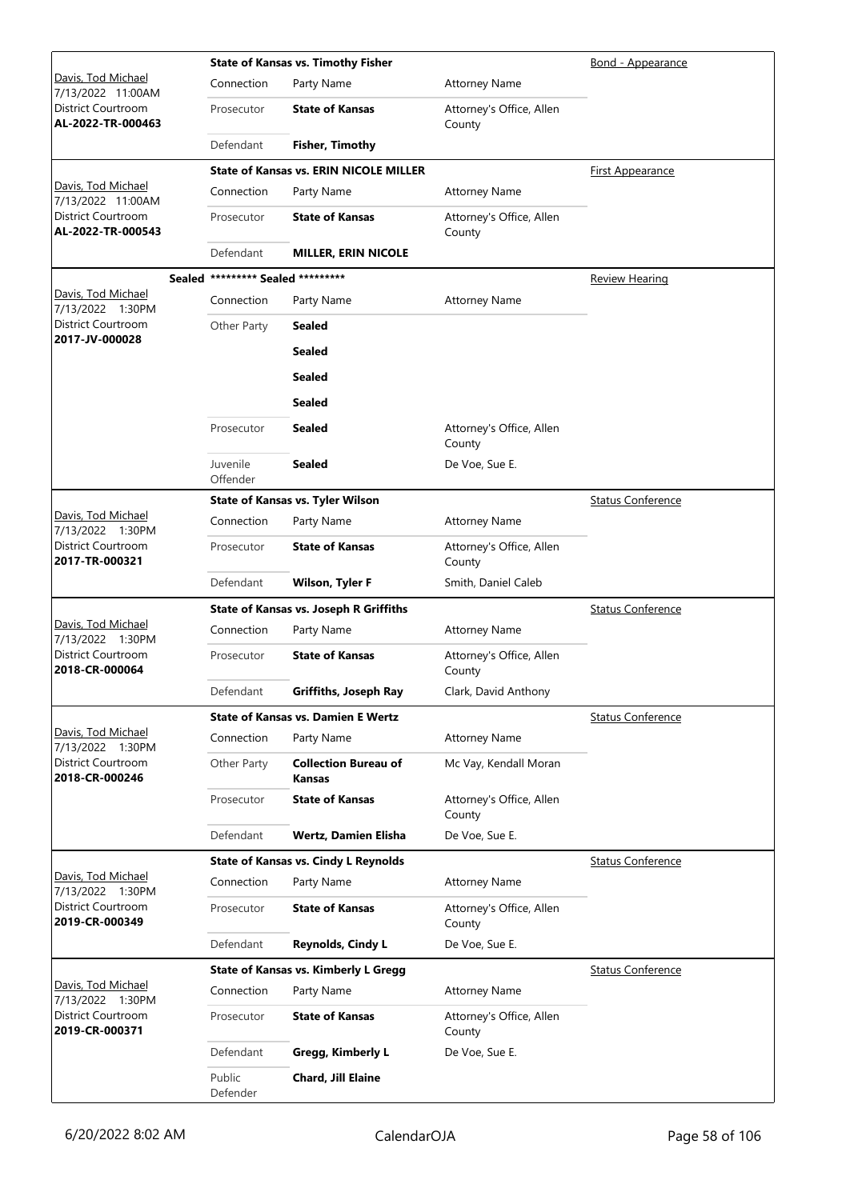| Judge / Date / Location / Case | Case Title | Connection | Party Name | Attorney Name | Hearing Type |
|---|---|---|---|---|---|
| Davis, Tod Michael<br>7/13/2022 11:00AM<br>District Courtroom<br>**AL-2022-TR-000463** | **State of Kansas vs. Timothy Fisher** | Connection | Party Name | Attorney Name | Bond - Appearance |
| | | Prosecutor | **State of Kansas** | Attorney's Office, Allen County | |
| | | Defendant | **Fisher, Timothy** | | |
| Davis, Tod Michael<br>7/13/2022 11:00AM<br>District Courtroom<br>**AL-2022-TR-000543** | **State of Kansas vs. ERIN NICOLE MILLER** | Connection | Party Name | Attorney Name | First Appearance |
| | | Prosecutor | **State of Kansas** | Attorney's Office, Allen County | |
| | | Defendant | **MILLER, ERIN NICOLE** | | |
| Davis, Tod Michael<br>7/13/2022 1:30PM<br>District Courtroom<br>**2017-JV-000028** | **Sealed \*\*\*\*\*\*\*\*\* Sealed \*\*\*\*\*\*\*\*\*** | Connection | Party Name | Attorney Name | Review Hearing |
| | | Other Party | **Sealed** | | |
| | | | **Sealed** | | |
| | | | **Sealed** | | |
| | | | **Sealed** | | |
| | | Prosecutor | **Sealed** | Attorney's Office, Allen County | |
| | | Juvenile Offender | **Sealed** | De Voe, Sue E. | |
| Davis, Tod Michael<br>7/13/2022 1:30PM<br>District Courtroom<br>**2017-TR-000321** | **State of Kansas vs. Tyler Wilson** | Connection | Party Name | Attorney Name | Status Conference |
| | | Prosecutor | **State of Kansas** | Attorney's Office, Allen County | |
| | | Defendant | **Wilson, Tyler F** | Smith, Daniel Caleb | |
| Davis, Tod Michael<br>7/13/2022 1:30PM<br>District Courtroom<br>**2018-CR-000064** | **State of Kansas vs. Joseph R Griffiths** | Connection | Party Name | Attorney Name | Status Conference |
| | | Prosecutor | **State of Kansas** | Attorney's Office, Allen County | |
| | | Defendant | **Griffiths, Joseph Ray** | Clark, David Anthony | |
| Davis, Tod Michael<br>7/13/2022 1:30PM<br>District Courtroom<br>**2018-CR-000246** | **State of Kansas vs. Damien E Wertz** | Connection | Party Name | Attorney Name | Status Conference |
| | | Other Party | **Collection Bureau of Kansas** | Mc Vay, Kendall Moran | |
| | | Prosecutor | **State of Kansas** | Attorney's Office, Allen County | |
| | | Defendant | **Wertz, Damien Elisha** | De Voe, Sue E. | |
| Davis, Tod Michael<br>7/13/2022 1:30PM<br>District Courtroom<br>**2019-CR-000349** | **State of Kansas vs. Cindy L Reynolds** | Connection | Party Name | Attorney Name | Status Conference |
| | | Prosecutor | **State of Kansas** | Attorney's Office, Allen County | |
| | | Defendant | **Reynolds, Cindy L** | De Voe, Sue E. | |
| Davis, Tod Michael<br>7/13/2022 1:30PM<br>District Courtroom<br>**2019-CR-000371** | **State of Kansas vs. Kimberly L Gregg** | Connection | Party Name | Attorney Name | Status Conference |
| | | Prosecutor | **State of Kansas** | Attorney's Office, Allen County | |
| | | Defendant | **Gregg, Kimberly L** | De Voe, Sue E. | |
| | | Public Defender | **Chard, Jill Elaine** | | |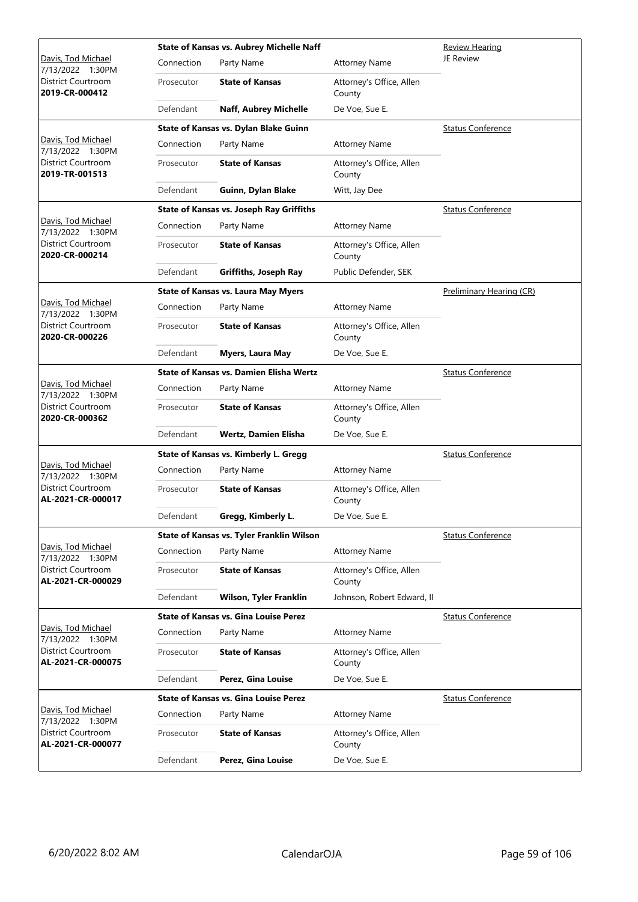| Judge / Date / Location / Case | Connection | Party Name | Attorney Name | Hearing Type |
|---|---|---|---|---|
| Davis, Tod Michael 7/13/2022 1:30PM District Courtroom **2019-CR-000412** | **State of Kansas vs. Aubrey Michelle Naff** | | | Review Hearing JE Review |
| | Connection | Party Name | Attorney Name | |
| | Prosecutor | **State of Kansas** | Attorney's Office, Allen County | |
| | Defendant | **Naff, Aubrey Michelle** | De Voe, Sue E. | |
| Davis, Tod Michael 7/13/2022 1:30PM District Courtroom **2019-TR-001513** | **State of Kansas vs. Dylan Blake Guinn** | | | Status Conference |
| | Connection | Party Name | Attorney Name | |
| | Prosecutor | **State of Kansas** | Attorney's Office, Allen County | |
| | Defendant | **Guinn, Dylan Blake** | Witt, Jay Dee | |
| Davis, Tod Michael 7/13/2022 1:30PM District Courtroom **2020-CR-000214** | **State of Kansas vs. Joseph Ray Griffiths** | | | Status Conference |
| | Connection | Party Name | Attorney Name | |
| | Prosecutor | **State of Kansas** | Attorney's Office, Allen County | |
| | Defendant | **Griffiths, Joseph Ray** | Public Defender, SEK | |
| Davis, Tod Michael 7/13/2022 1:30PM District Courtroom **2020-CR-000226** | **State of Kansas vs. Laura May Myers** | | | Preliminary Hearing (CR) |
| | Connection | Party Name | Attorney Name | |
| | Prosecutor | **State of Kansas** | Attorney's Office, Allen County | |
| | Defendant | **Myers, Laura May** | De Voe, Sue E. | |
| Davis, Tod Michael 7/13/2022 1:30PM District Courtroom **2020-CR-000362** | **State of Kansas vs. Damien Elisha Wertz** | | | Status Conference |
| | Connection | Party Name | Attorney Name | |
| | Prosecutor | **State of Kansas** | Attorney's Office, Allen County | |
| | Defendant | **Wertz, Damien Elisha** | De Voe, Sue E. | |
| Davis, Tod Michael 7/13/2022 1:30PM District Courtroom **AL-2021-CR-000017** | **State of Kansas vs. Kimberly L. Gregg** | | | Status Conference |
| | Connection | Party Name | Attorney Name | |
| | Prosecutor | **State of Kansas** | Attorney's Office, Allen County | |
| | Defendant | **Gregg, Kimberly L.** | De Voe, Sue E. | |
| Davis, Tod Michael 7/13/2022 1:30PM District Courtroom **AL-2021-CR-000029** | **State of Kansas vs. Tyler Franklin Wilson** | | | Status Conference |
| | Connection | Party Name | Attorney Name | |
| | Prosecutor | **State of Kansas** | Attorney's Office, Allen County | |
| | Defendant | **Wilson, Tyler Franklin** | Johnson, Robert Edward, II | |
| Davis, Tod Michael 7/13/2022 1:30PM District Courtroom **AL-2021-CR-000075** | **State of Kansas vs. Gina Louise Perez** | | | Status Conference |
| | Connection | Party Name | Attorney Name | |
| | Prosecutor | **State of Kansas** | Attorney's Office, Allen County | |
| | Defendant | **Perez, Gina Louise** | De Voe, Sue E. | |
| Davis, Tod Michael 7/13/2022 1:30PM District Courtroom **AL-2021-CR-000077** | **State of Kansas vs. Gina Louise Perez** | | | Status Conference |
| | Connection | Party Name | Attorney Name | |
| | Prosecutor | **State of Kansas** | Attorney's Office, Allen County | |
| | Defendant | **Perez, Gina Louise** | De Voe, Sue E. | |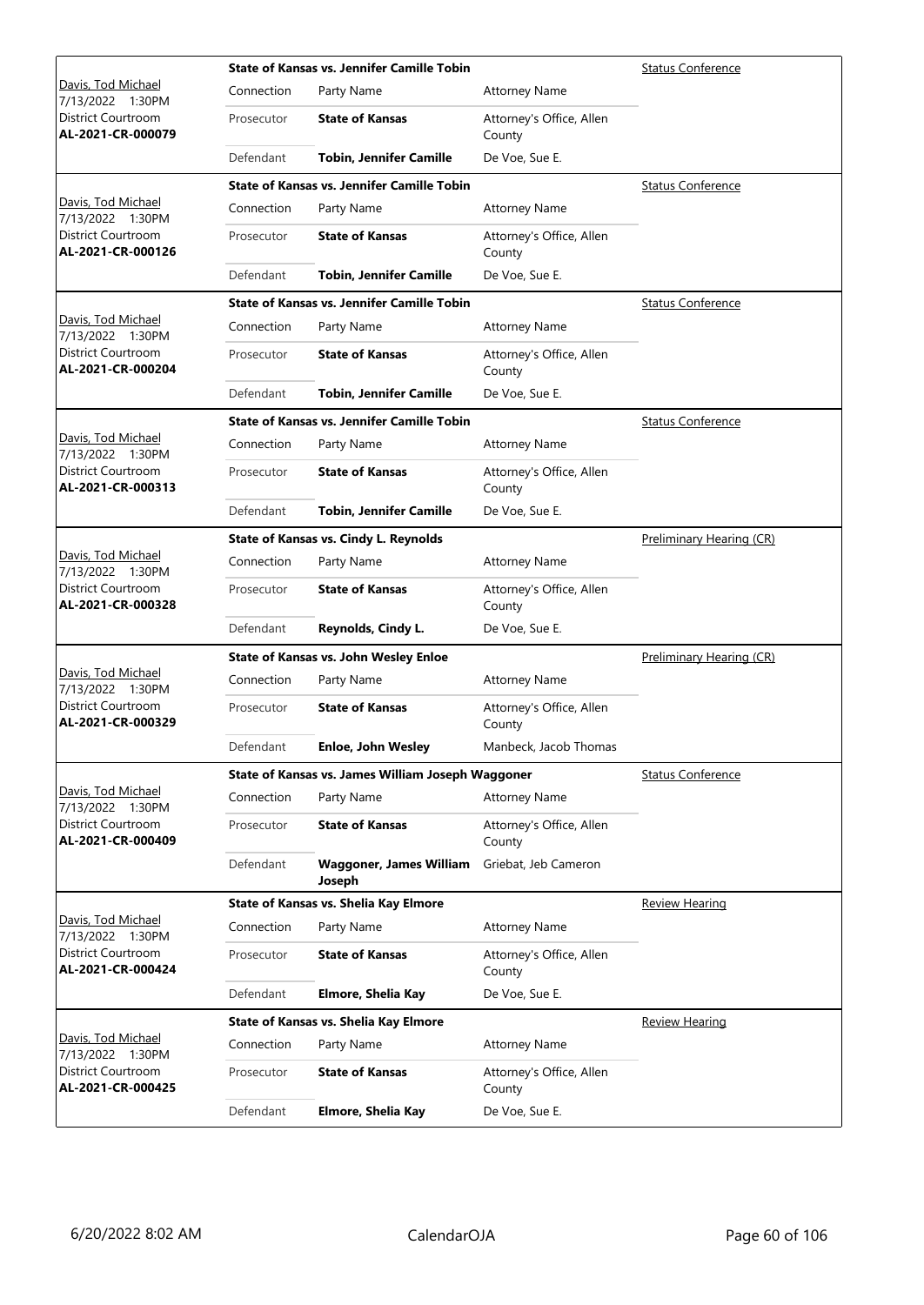| Judge / Date / Location / Case | Case Title | Connection | Party Name | Attorney Name | Hearing Type |
|---|---|---|---|---|---|
| Davis, Tod Michael 7/13/2022 1:30PM District Courtroom **AL-2021-CR-000079** | **State of Kansas vs. Jennifer Camille Tobin** | Prosecutor | **State of Kansas** | Attorney's Office, Allen County | Status Conference |
| | | Defendant | **Tobin, Jennifer Camille** | De Voe, Sue E. | |
| Davis, Tod Michael 7/13/2022 1:30PM District Courtroom **AL-2021-CR-000126** | **State of Kansas vs. Jennifer Camille Tobin** | Prosecutor | **State of Kansas** | Attorney's Office, Allen County | Status Conference |
| | | Defendant | **Tobin, Jennifer Camille** | De Voe, Sue E. | |
| Davis, Tod Michael 7/13/2022 1:30PM District Courtroom **AL-2021-CR-000204** | **State of Kansas vs. Jennifer Camille Tobin** | Prosecutor | **State of Kansas** | Attorney's Office, Allen County | Status Conference |
| | | Defendant | **Tobin, Jennifer Camille** | De Voe, Sue E. | |
| Davis, Tod Michael 7/13/2022 1:30PM District Courtroom **AL-2021-CR-000313** | **State of Kansas vs. Jennifer Camille Tobin** | Prosecutor | **State of Kansas** | Attorney's Office, Allen County | Status Conference |
| | | Defendant | **Tobin, Jennifer Camille** | De Voe, Sue E. | |
| Davis, Tod Michael 7/13/2022 1:30PM District Courtroom **AL-2021-CR-000328** | **State of Kansas vs. Cindy L. Reynolds** | Prosecutor | **State of Kansas** | Attorney's Office, Allen County | Preliminary Hearing (CR) |
| | | Defendant | **Reynolds, Cindy L.** | De Voe, Sue E. | |
| Davis, Tod Michael 7/13/2022 1:30PM District Courtroom **AL-2021-CR-000329** | **State of Kansas vs. John Wesley Enloe** | Prosecutor | **State of Kansas** | Attorney's Office, Allen County | Preliminary Hearing (CR) |
| | | Defendant | **Enloe, John Wesley** | Manbeck, Jacob Thomas | |
| Davis, Tod Michael 7/13/2022 1:30PM District Courtroom **AL-2021-CR-000409** | **State of Kansas vs. James William Joseph Waggoner** | Prosecutor | **State of Kansas** | Attorney's Office, Allen County | Status Conference |
| | | Defendant | **Waggoner, James William Joseph** | Griebat, Jeb Cameron | |
| Davis, Tod Michael 7/13/2022 1:30PM District Courtroom **AL-2021-CR-000424** | **State of Kansas vs. Shelia Kay Elmore** | Prosecutor | **State of Kansas** | Attorney's Office, Allen County | Review Hearing |
| | | Defendant | **Elmore, Shelia Kay** | De Voe, Sue E. | |
| Davis, Tod Michael 7/13/2022 1:30PM District Courtroom **AL-2021-CR-000425** | **State of Kansas vs. Shelia Kay Elmore** | Prosecutor | **State of Kansas** | Attorney's Office, Allen County | Review Hearing |
| | | Defendant | **Elmore, Shelia Kay** | De Voe, Sue E. | |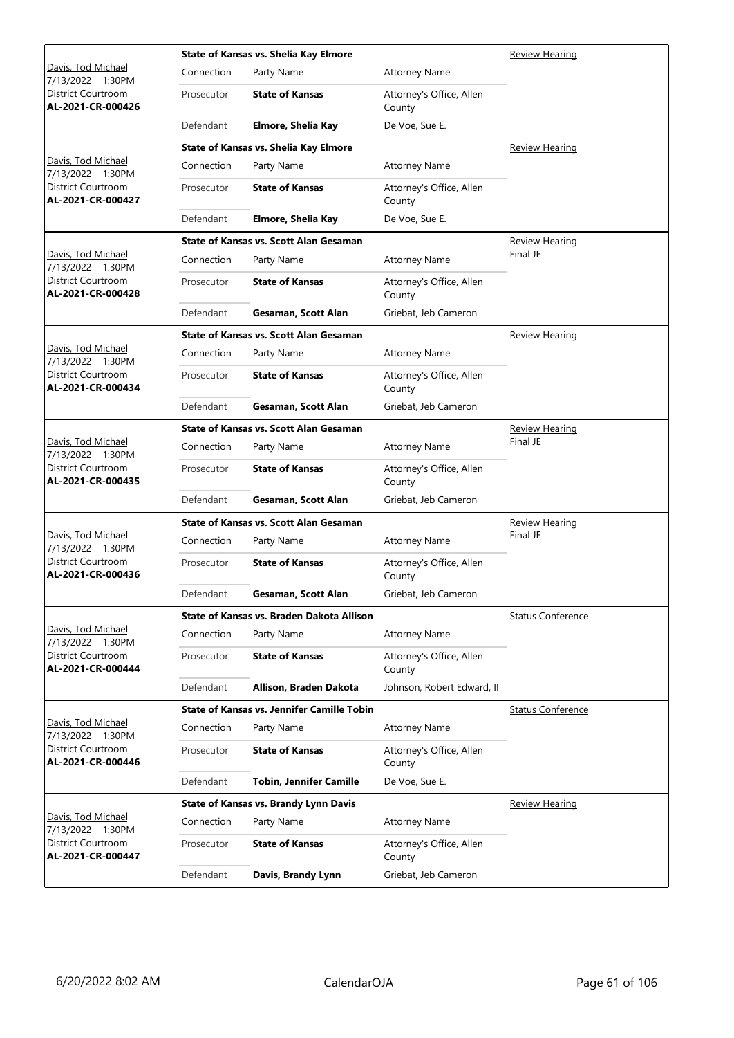| Judge / Date / Location / Case | Connection | Party Name | Attorney Name | Hearing Type |
|---|---|---|---|---|
| Davis, Tod Michael 7/13/2022 1:30PM District Courtroom **AL-2021-CR-000426** | **State of Kansas vs. Shelia Kay Elmore** | | | Review Hearing |
| | Prosecutor | **State of Kansas** | Attorney's Office, Allen County | |
| | Defendant | **Elmore, Shelia Kay** | De Voe, Sue E. | |
| Davis, Tod Michael 7/13/2022 1:30PM District Courtroom **AL-2021-CR-000427** | **State of Kansas vs. Shelia Kay Elmore** | | | Review Hearing |
| | Prosecutor | **State of Kansas** | Attorney's Office, Allen County | |
| | Defendant | **Elmore, Shelia Kay** | De Voe, Sue E. | |
| Davis, Tod Michael 7/13/2022 1:30PM District Courtroom **AL-2021-CR-000428** | **State of Kansas vs. Scott Alan Gesaman** | | | Review Hearing Final JE |
| | Prosecutor | **State of Kansas** | Attorney's Office, Allen County | |
| | Defendant | **Gesaman, Scott Alan** | Griebat, Jeb Cameron | |
| Davis, Tod Michael 7/13/2022 1:30PM District Courtroom **AL-2021-CR-000434** | **State of Kansas vs. Scott Alan Gesaman** | | | Review Hearing |
| | Prosecutor | **State of Kansas** | Attorney's Office, Allen County | |
| | Defendant | **Gesaman, Scott Alan** | Griebat, Jeb Cameron | |
| Davis, Tod Michael 7/13/2022 1:30PM District Courtroom **AL-2021-CR-000435** | **State of Kansas vs. Scott Alan Gesaman** | | | Review Hearing Final JE |
| | Prosecutor | **State of Kansas** | Attorney's Office, Allen County | |
| | Defendant | **Gesaman, Scott Alan** | Griebat, Jeb Cameron | |
| Davis, Tod Michael 7/13/2022 1:30PM District Courtroom **AL-2021-CR-000436** | **State of Kansas vs. Scott Alan Gesaman** | | | Review Hearing Final JE |
| | Prosecutor | **State of Kansas** | Attorney's Office, Allen County | |
| | Defendant | **Gesaman, Scott Alan** | Griebat, Jeb Cameron | |
| Davis, Tod Michael 7/13/2022 1:30PM District Courtroom **AL-2021-CR-000444** | **State of Kansas vs. Braden Dakota Allison** | | | Status Conference |
| | Prosecutor | **State of Kansas** | Attorney's Office, Allen County | |
| | Defendant | **Allison, Braden Dakota** | Johnson, Robert Edward, II | |
| Davis, Tod Michael 7/13/2022 1:30PM District Courtroom **AL-2021-CR-000446** | **State of Kansas vs. Jennifer Camille Tobin** | | | Status Conference |
| | Prosecutor | **State of Kansas** | Attorney's Office, Allen County | |
| | Defendant | **Tobin, Jennifer Camille** | De Voe, Sue E. | |
| Davis, Tod Michael 7/13/2022 1:30PM District Courtroom **AL-2021-CR-000447** | **State of Kansas vs. Brandy Lynn Davis** | | | Review Hearing |
| | Prosecutor | **State of Kansas** | Attorney's Office, Allen County | |
| | Defendant | **Davis, Brandy Lynn** | Griebat, Jeb Cameron | |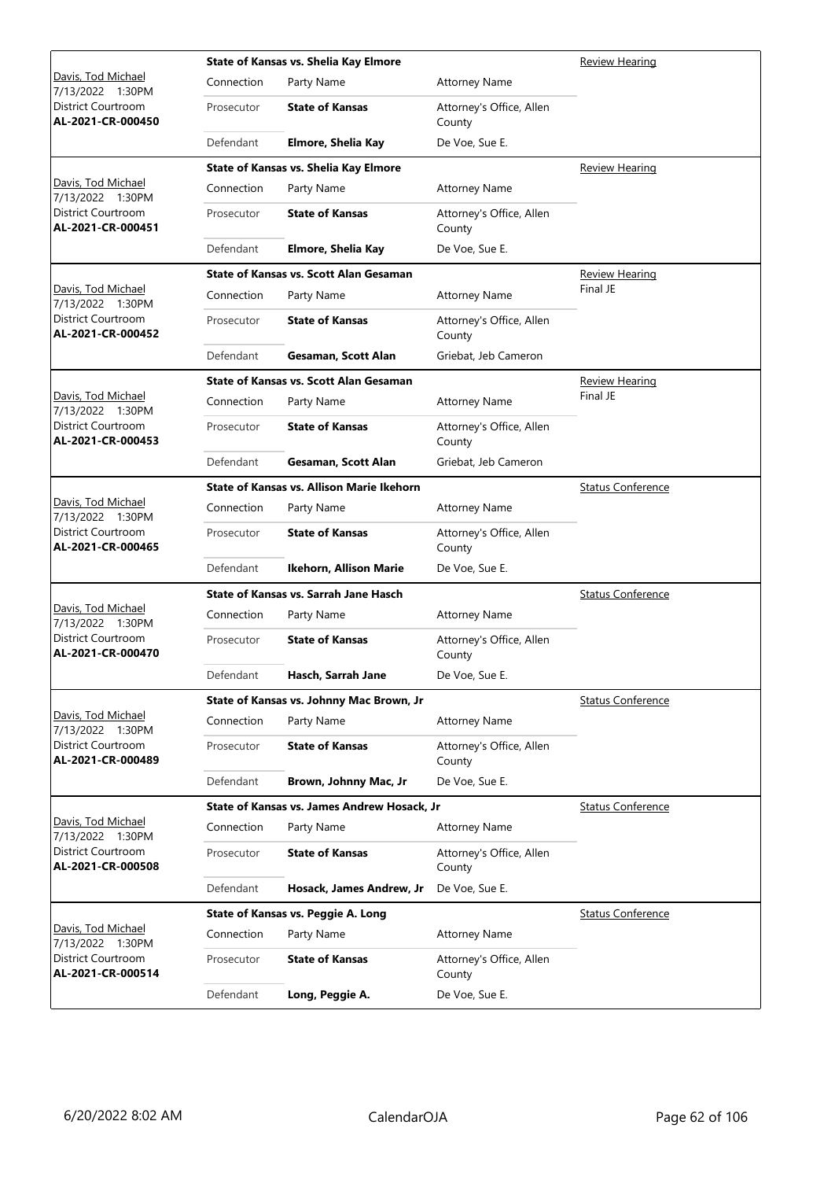| Judge / Date / Location / Case | Case Title | Connection | Party Name | Attorney Name | Hearing Type |
|---|---|---|---|---|---|
| Davis, Tod Michael<br>7/13/2022 1:30PM<br>District Courtroom<br>**AL-2021-CR-000450** | **State of Kansas vs. Shelia Kay Elmore** | Prosecutor | **State of Kansas** | Attorney's Office, Allen County | Review Hearing |
| | | Defendant | **Elmore, Shelia Kay** | De Voe, Sue E. | |
| Davis, Tod Michael<br>7/13/2022 1:30PM<br>District Courtroom<br>**AL-2021-CR-000451** | **State of Kansas vs. Shelia Kay Elmore** | Prosecutor | **State of Kansas** | Attorney's Office, Allen County | Review Hearing |
| | | Defendant | **Elmore, Shelia Kay** | De Voe, Sue E. | |
| Davis, Tod Michael<br>7/13/2022 1:30PM<br>District Courtroom<br>**AL-2021-CR-000452** | **State of Kansas vs. Scott Alan Gesaman** | Prosecutor | **State of Kansas** | Attorney's Office, Allen County | Review Hearing<br>Final JE |
| | | Defendant | **Gesaman, Scott Alan** | Griebat, Jeb Cameron | |
| Davis, Tod Michael<br>7/13/2022 1:30PM<br>District Courtroom<br>**AL-2021-CR-000453** | **State of Kansas vs. Scott Alan Gesaman** | Prosecutor | **State of Kansas** | Attorney's Office, Allen County | Review Hearing<br>Final JE |
| | | Defendant | **Gesaman, Scott Alan** | Griebat, Jeb Cameron | |
| Davis, Tod Michael<br>7/13/2022 1:30PM<br>District Courtroom<br>**AL-2021-CR-000465** | **State of Kansas vs. Allison Marie Ikehorn** | Prosecutor | **State of Kansas** | Attorney's Office, Allen County | Status Conference |
| | | Defendant | **Ikehorn, Allison Marie** | De Voe, Sue E. | |
| Davis, Tod Michael<br>7/13/2022 1:30PM<br>District Courtroom<br>**AL-2021-CR-000470** | **State of Kansas vs. Sarrah Jane Hasch** | Prosecutor | **State of Kansas** | Attorney's Office, Allen County | Status Conference |
| | | Defendant | **Hasch, Sarrah Jane** | De Voe, Sue E. | |
| Davis, Tod Michael<br>7/13/2022 1:30PM<br>District Courtroom<br>**AL-2021-CR-000489** | **State of Kansas vs. Johnny Mac Brown, Jr** | Prosecutor | **State of Kansas** | Attorney's Office, Allen County | Status Conference |
| | | Defendant | **Brown, Johnny Mac, Jr** | De Voe, Sue E. | |
| Davis, Tod Michael<br>7/13/2022 1:30PM<br>District Courtroom<br>**AL-2021-CR-000508** | **State of Kansas vs. James Andrew Hosack, Jr** | Prosecutor | **State of Kansas** | Attorney's Office, Allen County | Status Conference |
| | | Defendant | **Hosack, James Andrew, Jr** | De Voe, Sue E. | |
| Davis, Tod Michael<br>7/13/2022 1:30PM<br>District Courtroom<br>**AL-2021-CR-000514** | **State of Kansas vs. Peggie A. Long** | Prosecutor | **State of Kansas** | Attorney's Office, Allen County | Status Conference |
| | | Defendant | **Long, Peggie A.** | De Voe, Sue E. | |

6/20/2022 8:02 AM CalendarOJA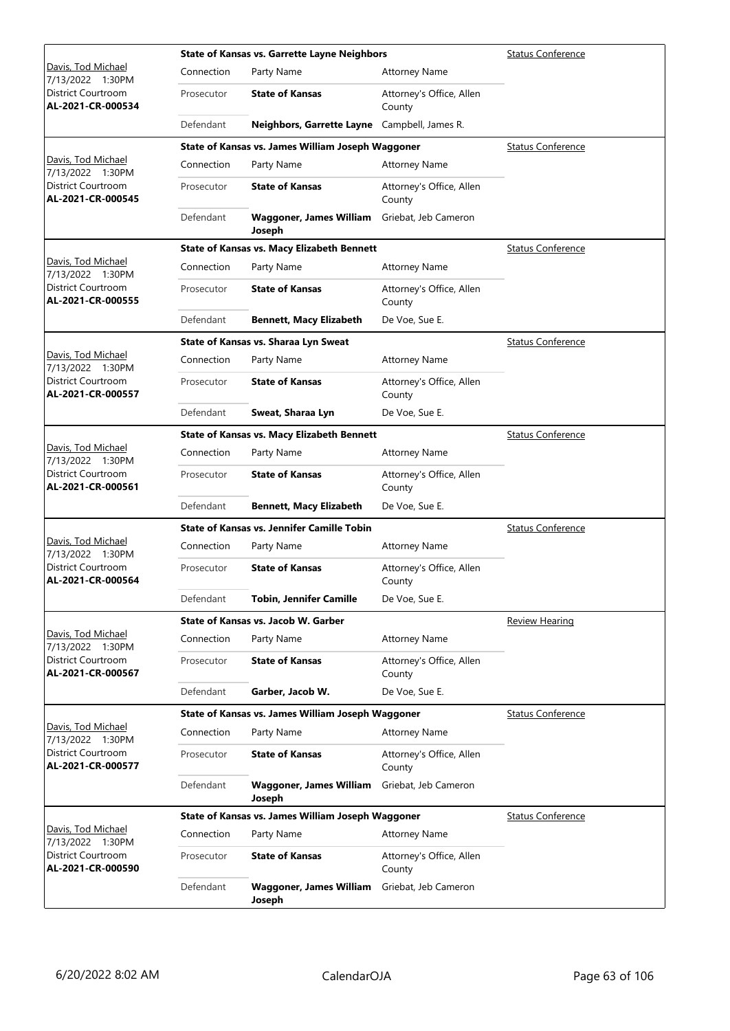| Judge / Date / Location / Case | Case Title | | | Hearing Type |
|---|---|---|---|---|
| Davis, Tod Michael<br>7/13/2022 1:30PM<br>District Courtroom<br>**AL-2021-CR-000534** | **State of Kansas vs. Garrette Layne Neighbors** | | | Status Conference |
| | Connection | Party Name | Attorney Name | |
| | Prosecutor | **State of Kansas** | Attorney's Office, Allen County | |
| | Defendant | **Neighbors, Garrette Layne** | Campbell, James R. | |
| Davis, Tod Michael<br>7/13/2022 1:30PM<br>District Courtroom<br>**AL-2021-CR-000545** | **State of Kansas vs. James William Joseph Waggoner** | | | Status Conference |
| | Connection | Party Name | Attorney Name | |
| | Prosecutor | **State of Kansas** | Attorney's Office, Allen County | |
| | Defendant | **Waggoner, James William Joseph** | Griebat, Jeb Cameron | |
| Davis, Tod Michael<br>7/13/2022 1:30PM<br>District Courtroom<br>**AL-2021-CR-000555** | **State of Kansas vs. Macy Elizabeth Bennett** | | | Status Conference |
| | Connection | Party Name | Attorney Name | |
| | Prosecutor | **State of Kansas** | Attorney's Office, Allen County | |
| | Defendant | **Bennett, Macy Elizabeth** | De Voe, Sue E. | |
| Davis, Tod Michael<br>7/13/2022 1:30PM<br>District Courtroom<br>**AL-2021-CR-000557** | **State of Kansas vs. Sharaa Lyn Sweat** | | | Status Conference |
| | Connection | Party Name | Attorney Name | |
| | Prosecutor | **State of Kansas** | Attorney's Office, Allen County | |
| | Defendant | **Sweat, Sharaa Lyn** | De Voe, Sue E. | |
| Davis, Tod Michael<br>7/13/2022 1:30PM<br>District Courtroom<br>**AL-2021-CR-000561** | **State of Kansas vs. Macy Elizabeth Bennett** | | | Status Conference |
| | Connection | Party Name | Attorney Name | |
| | Prosecutor | **State of Kansas** | Attorney's Office, Allen County | |
| | Defendant | **Bennett, Macy Elizabeth** | De Voe, Sue E. | |
| Davis, Tod Michael<br>7/13/2022 1:30PM<br>District Courtroom<br>**AL-2021-CR-000564** | **State of Kansas vs. Jennifer Camille Tobin** | | | Status Conference |
| | Connection | Party Name | Attorney Name | |
| | Prosecutor | **State of Kansas** | Attorney's Office, Allen County | |
| | Defendant | **Tobin, Jennifer Camille** | De Voe, Sue E. | |
| Davis, Tod Michael<br>7/13/2022 1:30PM<br>District Courtroom<br>**AL-2021-CR-000567** | **State of Kansas vs. Jacob W. Garber** | | | Review Hearing |
| | Connection | Party Name | Attorney Name | |
| | Prosecutor | **State of Kansas** | Attorney's Office, Allen County | |
| | Defendant | **Garber, Jacob W.** | De Voe, Sue E. | |
| Davis, Tod Michael<br>7/13/2022 1:30PM<br>District Courtroom<br>**AL-2021-CR-000577** | **State of Kansas vs. James William Joseph Waggoner** | | | Status Conference |
| | Connection | Party Name | Attorney Name | |
| | Prosecutor | **State of Kansas** | Attorney's Office, Allen County | |
| | Defendant | **Waggoner, James William Joseph** | Griebat, Jeb Cameron | |
| Davis, Tod Michael<br>7/13/2022 1:30PM<br>District Courtroom<br>**AL-2021-CR-000590** | **State of Kansas vs. James William Joseph Waggoner** | | | Status Conference |
| | Connection | Party Name | Attorney Name | |
| | Prosecutor | **State of Kansas** | Attorney's Office, Allen County | |
| | Defendant | **Waggoner, James William Joseph** | Griebat, Jeb Cameron | |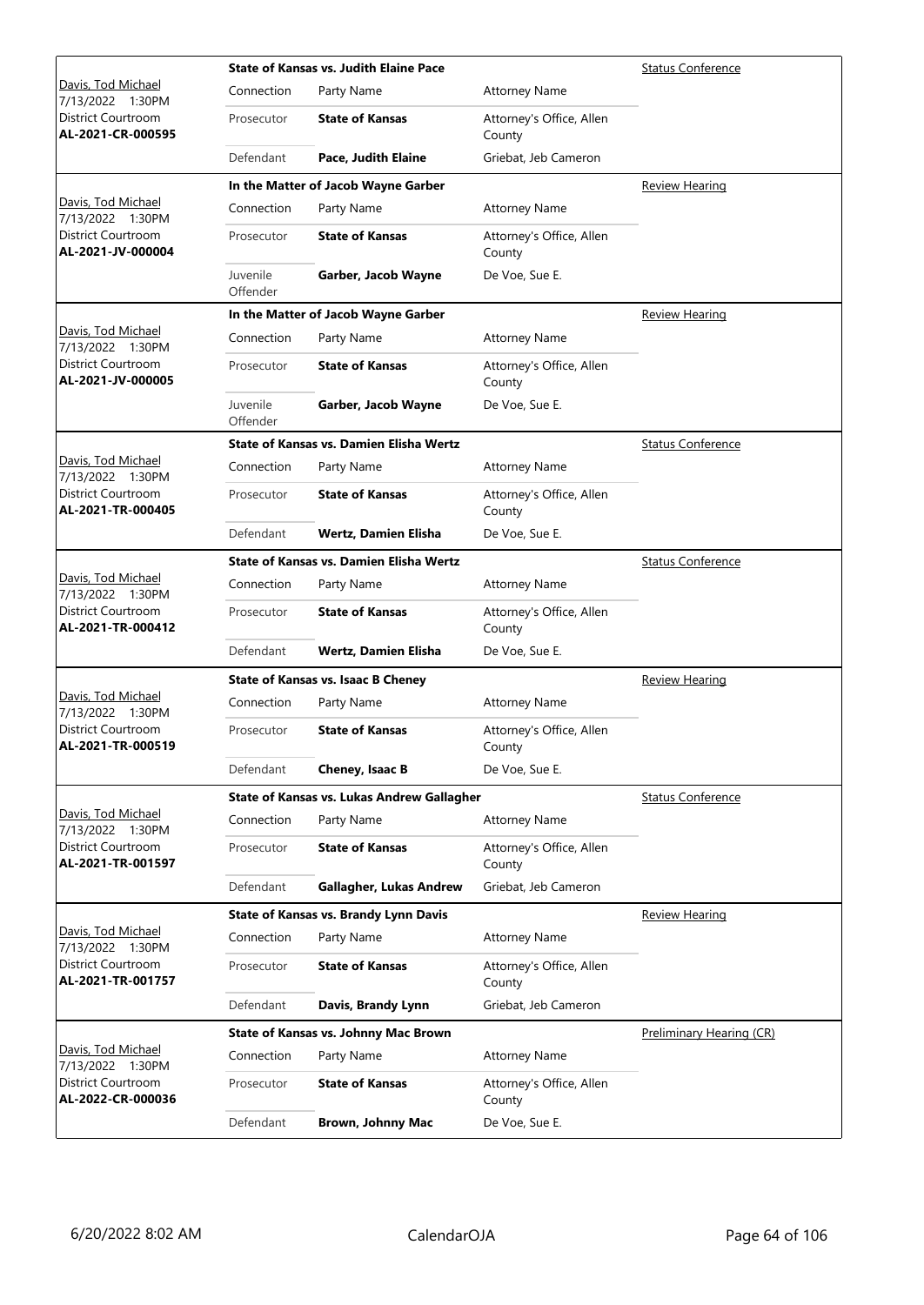| | State of Kansas vs. Judith Elaine Pace | | | Status Conference |
|---|---|---|---|---|
| Davis, Tod Michael<br>7/13/2022 1:30PM<br>District Courtroom<br>**AL-2021-CR-000595** | Connection | Party Name | Attorney Name | |
| | Prosecutor | **State of Kansas** | Attorney's Office, Allen County | |
| | Defendant | **Pace, Judith Elaine** | Griebat, Jeb Cameron | |

| | In the Matter of Jacob Wayne Garber | | | Review Hearing |
|---|---|---|---|---|
| Davis, Tod Michael<br>7/13/2022 1:30PM<br>District Courtroom<br>**AL-2021-JV-000004** | Connection | Party Name | Attorney Name | |
| | Prosecutor | **State of Kansas** | Attorney's Office, Allen County | |
| | Juvenile Offender | **Garber, Jacob Wayne** | De Voe, Sue E. | |

| | In the Matter of Jacob Wayne Garber | | | Review Hearing |
|---|---|---|---|---|
| Davis, Tod Michael<br>7/13/2022 1:30PM<br>District Courtroom<br>**AL-2021-JV-000005** | Connection | Party Name | Attorney Name | |
| | Prosecutor | **State of Kansas** | Attorney's Office, Allen County | |
| | Juvenile Offender | **Garber, Jacob Wayne** | De Voe, Sue E. | |

| | State of Kansas vs. Damien Elisha Wertz | | | Status Conference |
|---|---|---|---|---|
| Davis, Tod Michael<br>7/13/2022 1:30PM<br>District Courtroom<br>**AL-2021-TR-000405** | Connection | Party Name | Attorney Name | |
| | Prosecutor | **State of Kansas** | Attorney's Office, Allen County | |
| | Defendant | **Wertz, Damien Elisha** | De Voe, Sue E. | |

| | State of Kansas vs. Damien Elisha Wertz | | | Status Conference |
|---|---|---|---|---|
| Davis, Tod Michael<br>7/13/2022 1:30PM<br>District Courtroom<br>**AL-2021-TR-000412** | Connection | Party Name | Attorney Name | |
| | Prosecutor | **State of Kansas** | Attorney's Office, Allen County | |
| | Defendant | **Wertz, Damien Elisha** | De Voe, Sue E. | |

| | State of Kansas vs. Isaac B Cheney | | | Review Hearing |
|---|---|---|---|---|
| Davis, Tod Michael<br>7/13/2022 1:30PM<br>District Courtroom<br>**AL-2021-TR-000519** | Connection | Party Name | Attorney Name | |
| | Prosecutor | **State of Kansas** | Attorney's Office, Allen County | |
| | Defendant | **Cheney, Isaac B** | De Voe, Sue E. | |

| | State of Kansas vs. Lukas Andrew Gallagher | | | Status Conference |
|---|---|---|---|---|
| Davis, Tod Michael<br>7/13/2022 1:30PM<br>District Courtroom<br>**AL-2021-TR-001597** | Connection | Party Name | Attorney Name | |
| | Prosecutor | **State of Kansas** | Attorney's Office, Allen County | |
| | Defendant | **Gallagher, Lukas Andrew** | Griebat, Jeb Cameron | |

| | State of Kansas vs. Brandy Lynn Davis | | | Review Hearing |
|---|---|---|---|---|
| Davis, Tod Michael<br>7/13/2022 1:30PM<br>District Courtroom<br>**AL-2021-TR-001757** | Connection | Party Name | Attorney Name | |
| | Prosecutor | **State of Kansas** | Attorney's Office, Allen County | |
| | Defendant | **Davis, Brandy Lynn** | Griebat, Jeb Cameron | |

| | State of Kansas vs. Johnny Mac Brown | | | Preliminary Hearing (CR) |
|---|---|---|---|---|
| Davis, Tod Michael<br>7/13/2022 1:30PM<br>District Courtroom<br>**AL-2022-CR-000036** | Connection | Party Name | Attorney Name | |
| | Prosecutor | **State of Kansas** | Attorney's Office, Allen County | |
| | Defendant | **Brown, Johnny Mac** | De Voe, Sue E. | |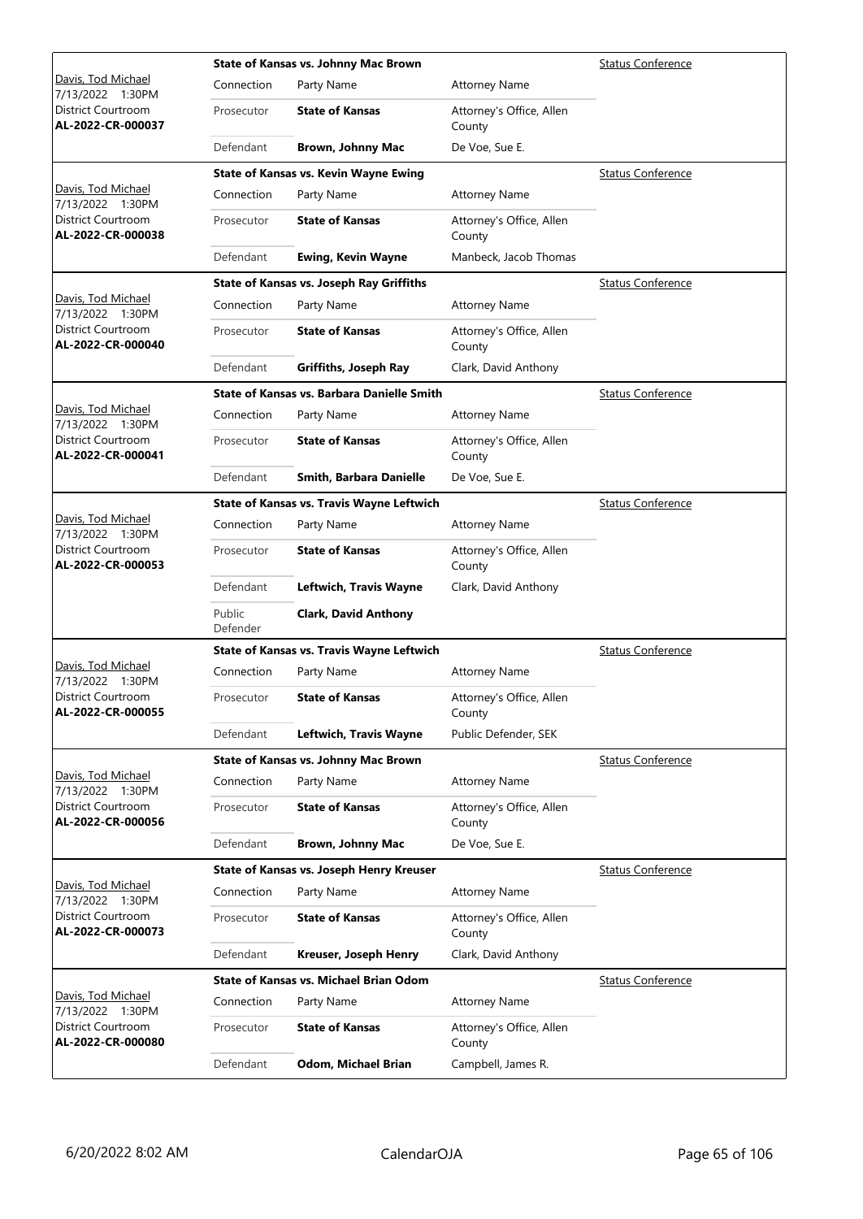| Judge / Date / Location / Case | Case Title | | | Hearing Type |
|---|---|---|---|---|
| Davis, Tod Michael<br>7/13/2022 1:30PM<br>District Courtroom<br>**AL-2022-CR-000037** | **State of Kansas vs. Johnny Mac Brown** | | | Status Conference |
| | Connection | Party Name | Attorney Name | |
| | Prosecutor | **State of Kansas** | Attorney's Office, Allen County | |
| | Defendant | **Brown, Johnny Mac** | De Voe, Sue E. | |
| Davis, Tod Michael<br>7/13/2022 1:30PM<br>District Courtroom<br>**AL-2022-CR-000038** | **State of Kansas vs. Kevin Wayne Ewing** | | | Status Conference |
| | Connection | Party Name | Attorney Name | |
| | Prosecutor | **State of Kansas** | Attorney's Office, Allen County | |
| | Defendant | **Ewing, Kevin Wayne** | Manbeck, Jacob Thomas | |
| Davis, Tod Michael<br>7/13/2022 1:30PM<br>District Courtroom<br>**AL-2022-CR-000040** | **State of Kansas vs. Joseph Ray Griffiths** | | | Status Conference |
| | Connection | Party Name | Attorney Name | |
| | Prosecutor | **State of Kansas** | Attorney's Office, Allen County | |
| | Defendant | **Griffiths, Joseph Ray** | Clark, David Anthony | |
| Davis, Tod Michael<br>7/13/2022 1:30PM<br>District Courtroom<br>**AL-2022-CR-000041** | **State of Kansas vs. Barbara Danielle Smith** | | | Status Conference |
| | Connection | Party Name | Attorney Name | |
| | Prosecutor | **State of Kansas** | Attorney's Office, Allen County | |
| | Defendant | **Smith, Barbara Danielle** | De Voe, Sue E. | |
| Davis, Tod Michael<br>7/13/2022 1:30PM<br>District Courtroom<br>**AL-2022-CR-000053** | **State of Kansas vs. Travis Wayne Leftwich** | | | Status Conference |
| | Connection | Party Name | Attorney Name | |
| | Prosecutor | **State of Kansas** | Attorney's Office, Allen County | |
| | Defendant | **Leftwich, Travis Wayne** | Clark, David Anthony | |
| | Public Defender | **Clark, David Anthony** | | |
| Davis, Tod Michael<br>7/13/2022 1:30PM<br>District Courtroom<br>**AL-2022-CR-000055** | **State of Kansas vs. Travis Wayne Leftwich** | | | Status Conference |
| | Connection | Party Name | Attorney Name | |
| | Prosecutor | **State of Kansas** | Attorney's Office, Allen County | |
| | Defendant | **Leftwich, Travis Wayne** | Public Defender, SEK | |
| Davis, Tod Michael<br>7/13/2022 1:30PM<br>District Courtroom<br>**AL-2022-CR-000056** | **State of Kansas vs. Johnny Mac Brown** | | | Status Conference |
| | Connection | Party Name | Attorney Name | |
| | Prosecutor | **State of Kansas** | Attorney's Office, Allen County | |
| | Defendant | **Brown, Johnny Mac** | De Voe, Sue E. | |
| Davis, Tod Michael<br>7/13/2022 1:30PM<br>District Courtroom<br>**AL-2022-CR-000073** | **State of Kansas vs. Joseph Henry Kreuser** | | | Status Conference |
| | Connection | Party Name | Attorney Name | |
| | Prosecutor | **State of Kansas** | Attorney's Office, Allen County | |
| | Defendant | **Kreuser, Joseph Henry** | Clark, David Anthony | |
| Davis, Tod Michael<br>7/13/2022 1:30PM<br>District Courtroom<br>**AL-2022-CR-000080** | **State of Kansas vs. Michael Brian Odom** | | | Status Conference |
| | Connection | Party Name | Attorney Name | |
| | Prosecutor | **State of Kansas** | Attorney's Office, Allen County | |
| | Defendant | **Odom, Michael Brian** | Campbell, James R. | |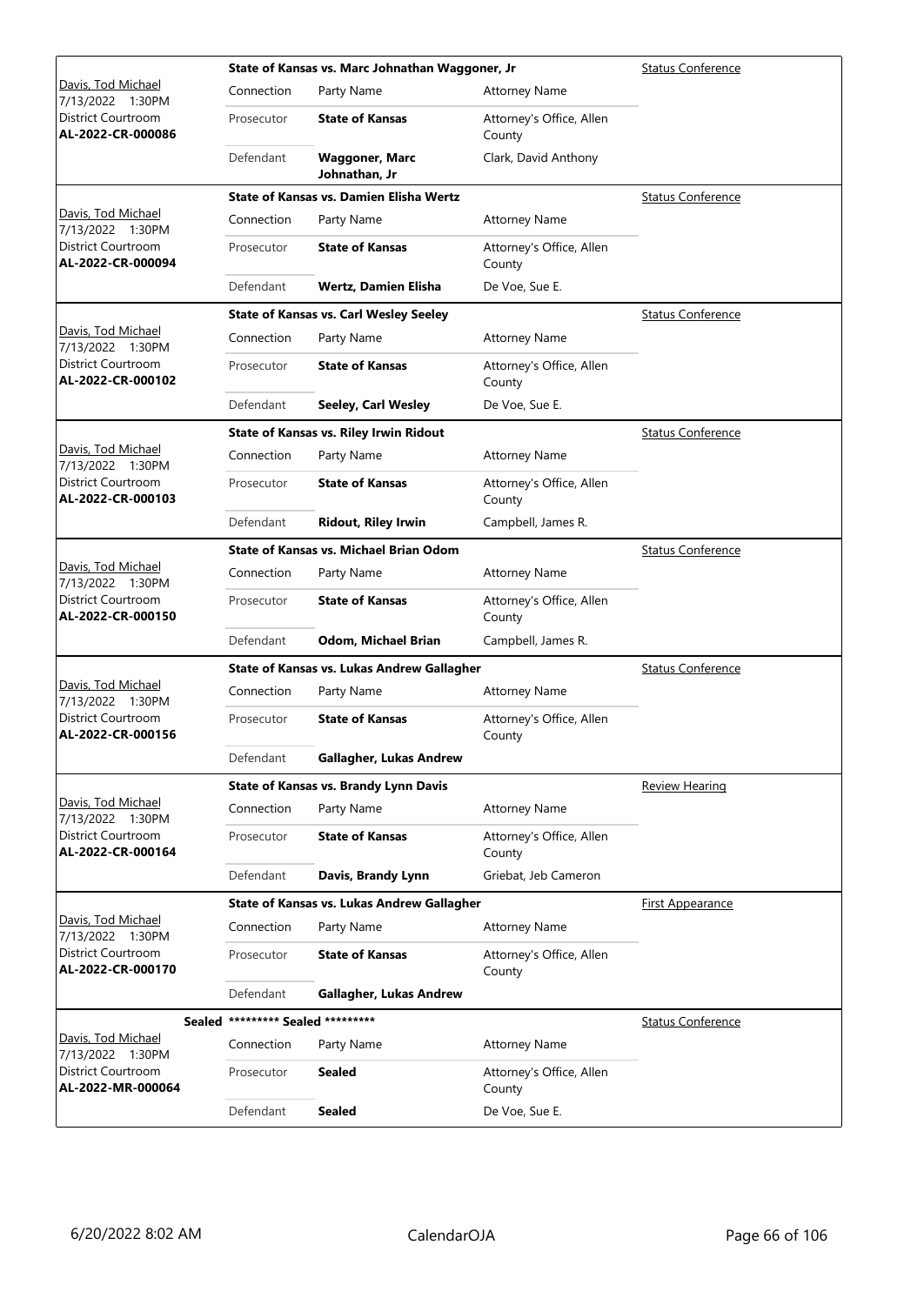| Judge / Date / Location / Case No. | Case | Connection | Party Name | Attorney Name | Hearing Type |
|---|---|---|---|---|---|
| Davis, Tod Michael 7/13/2022 1:30PM District Courtroom **AL-2022-CR-000086** | **State of Kansas vs. Marc Johnathan Waggoner, Jr** | Prosecutor | **State of Kansas** | Attorney's Office, Allen County | Status Conference |
| | | Defendant | **Waggoner, Marc Johnathan, Jr** | Clark, David Anthony | |
| Davis, Tod Michael 7/13/2022 1:30PM District Courtroom **AL-2022-CR-000094** | **State of Kansas vs. Damien Elisha Wertz** | Prosecutor | **State of Kansas** | Attorney's Office, Allen County | Status Conference |
| | | Defendant | **Wertz, Damien Elisha** | De Voe, Sue E. | |
| Davis, Tod Michael 7/13/2022 1:30PM District Courtroom **AL-2022-CR-000102** | **State of Kansas vs. Carl Wesley Seeley** | Prosecutor | **State of Kansas** | Attorney's Office, Allen County | Status Conference |
| | | Defendant | **Seeley, Carl Wesley** | De Voe, Sue E. | |
| Davis, Tod Michael 7/13/2022 1:30PM District Courtroom **AL-2022-CR-000103** | **State of Kansas vs. Riley Irwin Ridout** | Prosecutor | **State of Kansas** | Attorney's Office, Allen County | Status Conference |
| | | Defendant | **Ridout, Riley Irwin** | Campbell, James R. | |
| Davis, Tod Michael 7/13/2022 1:30PM District Courtroom **AL-2022-CR-000150** | **State of Kansas vs. Michael Brian Odom** | Prosecutor | **State of Kansas** | Attorney's Office, Allen County | Status Conference |
| | | Defendant | **Odom, Michael Brian** | Campbell, James R. | |
| Davis, Tod Michael 7/13/2022 1:30PM District Courtroom **AL-2022-CR-000156** | **State of Kansas vs. Lukas Andrew Gallagher** | Prosecutor | **State of Kansas** | Attorney's Office, Allen County | Status Conference |
| | | Defendant | **Gallagher, Lukas Andrew** | | |
| Davis, Tod Michael 7/13/2022 1:30PM District Courtroom **AL-2022-CR-000164** | **State of Kansas vs. Brandy Lynn Davis** | Prosecutor | **State of Kansas** | Attorney's Office, Allen County | Review Hearing |
| | | Defendant | **Davis, Brandy Lynn** | Griebat, Jeb Cameron | |
| Davis, Tod Michael 7/13/2022 1:30PM District Courtroom **AL-2022-CR-000170** | **State of Kansas vs. Lukas Andrew Gallagher** | Prosecutor | **State of Kansas** | Attorney's Office, Allen County | First Appearance |
| | | Defendant | **Gallagher, Lukas Andrew** | | |
| Davis, Tod Michael 7/13/2022 1:30PM District Courtroom **AL-2022-MR-000064** | **Sealed ********* Sealed ********\*** | Prosecutor | **Sealed** | Attorney's Office, Allen County | Status Conference |
| | | Defendant | **Sealed** | De Voe, Sue E. | |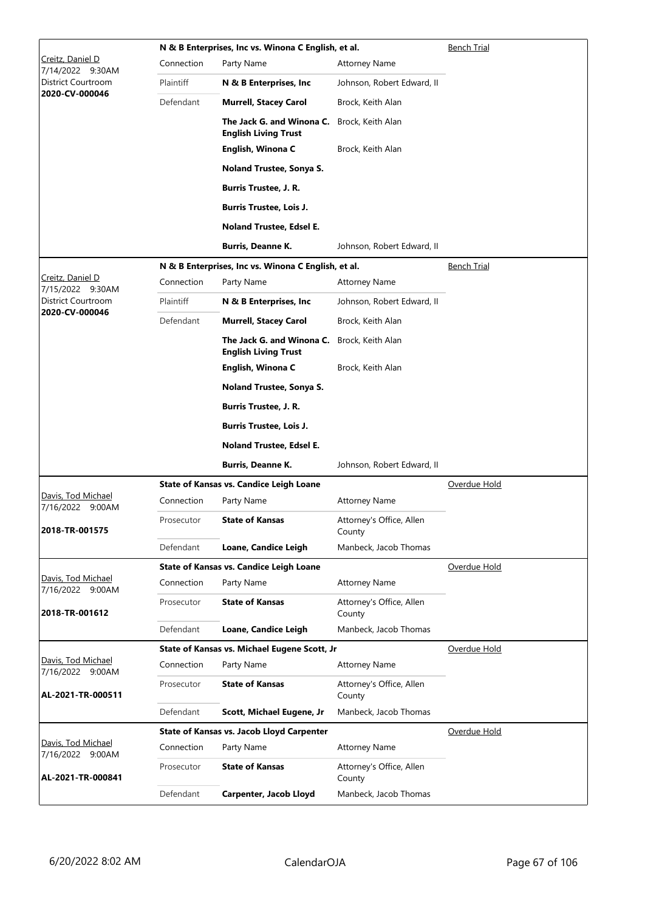| Judge / Date / Location / Case | Connection | Party Name | Attorney Name | Hearing Type |
|---|---|---|---|---|
| **N & B Enterprises, Inc vs. Winona C English, et al.** | | | | Bench Trial |
| Creitz, Daniel D 7/14/2022 9:30AM District Courtroom **2020-CV-000046** | Plaintiff | **N & B Enterprises, Inc** | Johnson, Robert Edward, II | |
| | Defendant | **Murrell, Stacey Carol** | Brock, Keith Alan | |
| | | **The Jack G. and Winona C. English Living Trust** | Brock, Keith Alan | |
| | | **English, Winona C** | Brock, Keith Alan | |
| | | **Noland Trustee, Sonya S.** | | |
| | | **Burris Trustee, J. R.** | | |
| | | **Burris Trustee, Lois J.** | | |
| | | **Noland Trustee, Edsel E.** | | |
| | | **Burris, Deanne K.** | Johnson, Robert Edward, II | |
| **N & B Enterprises, Inc vs. Winona C English, et al.** | | | | Bench Trial |
| Creitz, Daniel D 7/15/2022 9:30AM District Courtroom **2020-CV-000046** | Plaintiff | **N & B Enterprises, Inc** | Johnson, Robert Edward, II | |
| | Defendant | **Murrell, Stacey Carol** | Brock, Keith Alan | |
| | | **The Jack G. and Winona C. English Living Trust** | Brock, Keith Alan | |
| | | **English, Winona C** | Brock, Keith Alan | |
| | | **Noland Trustee, Sonya S.** | | |
| | | **Burris Trustee, J. R.** | | |
| | | **Burris Trustee, Lois J.** | | |
| | | **Noland Trustee, Edsel E.** | | |
| | | **Burris, Deanne K.** | Johnson, Robert Edward, II | |
| **State of Kansas vs. Candice Leigh Loane** | | | | Overdue Hold |
| Davis, Tod Michael 7/16/2022 9:00AM **2018-TR-001575** | Prosecutor | **State of Kansas** | Attorney's Office, Allen County | |
| | Defendant | **Loane, Candice Leigh** | Manbeck, Jacob Thomas | |
| **State of Kansas vs. Candice Leigh Loane** | | | | Overdue Hold |
| Davis, Tod Michael 7/16/2022 9:00AM **2018-TR-001612** | Prosecutor | **State of Kansas** | Attorney's Office, Allen County | |
| | Defendant | **Loane, Candice Leigh** | Manbeck, Jacob Thomas | |
| **State of Kansas vs. Michael Eugene Scott, Jr** | | | | Overdue Hold |
| Davis, Tod Michael 7/16/2022 9:00AM **AL-2021-TR-000511** | Prosecutor | **State of Kansas** | Attorney's Office, Allen County | |
| | Defendant | **Scott, Michael Eugene, Jr** | Manbeck, Jacob Thomas | |
| **State of Kansas vs. Jacob Lloyd Carpenter** | | | | Overdue Hold |
| Davis, Tod Michael 7/16/2022 9:00AM **AL-2021-TR-000841** | Prosecutor | **State of Kansas** | Attorney's Office, Allen County | |
| | Defendant | **Carpenter, Jacob Lloyd** | Manbeck, Jacob Thomas | |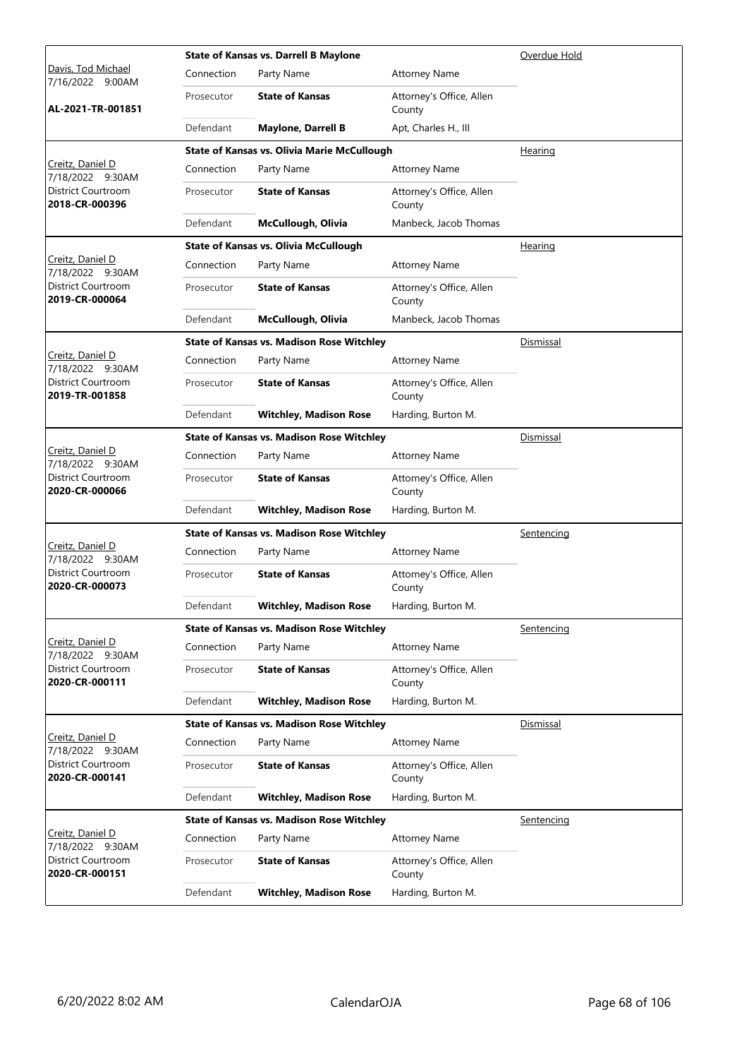| | State of Kansas vs. Darrell B Maylone | | | Overdue Hold |
|---|---|---|---|---|
| Davis, Tod Michael<br>7/16/2022 9:00AM<br><br>**AL-2021-TR-001851** | Connection | Party Name | Attorney Name | |
| | Prosecutor | **State of Kansas** | Attorney's Office, Allen County | |
| | Defendant | **Maylone, Darrell B** | Apt, Charles H., III | |

| | State of Kansas vs. Olivia Marie McCullough | | | Hearing |
|---|---|---|---|---|
| Creitz, Daniel D<br>7/18/2022 9:30AM<br>District Courtroom<br>**2018-CR-000396** | Connection | Party Name | Attorney Name | |
| | Prosecutor | **State of Kansas** | Attorney's Office, Allen County | |
| | Defendant | **McCullough, Olivia** | Manbeck, Jacob Thomas | |

| | State of Kansas vs. Olivia McCullough | | | Hearing |
|---|---|---|---|---|
| Creitz, Daniel D<br>7/18/2022 9:30AM<br>District Courtroom<br>**2019-CR-000064** | Connection | Party Name | Attorney Name | |
| | Prosecutor | **State of Kansas** | Attorney's Office, Allen County | |
| | Defendant | **McCullough, Olivia** | Manbeck, Jacob Thomas | |

| | State of Kansas vs. Madison Rose Witchley | | | Dismissal |
|---|---|---|---|---|
| Creitz, Daniel D<br>7/18/2022 9:30AM<br>District Courtroom<br>**2019-TR-001858** | Connection | Party Name | Attorney Name | |
| | Prosecutor | **State of Kansas** | Attorney's Office, Allen County | |
| | Defendant | **Witchley, Madison Rose** | Harding, Burton M. | |

| | State of Kansas vs. Madison Rose Witchley | | | Dismissal |
|---|---|---|---|---|
| Creitz, Daniel D<br>7/18/2022 9:30AM<br>District Courtroom<br>**2020-CR-000066** | Connection | Party Name | Attorney Name | |
| | Prosecutor | **State of Kansas** | Attorney's Office, Allen County | |
| | Defendant | **Witchley, Madison Rose** | Harding, Burton M. | |

| | State of Kansas vs. Madison Rose Witchley | | | Sentencing |
|---|---|---|---|---|
| Creitz, Daniel D<br>7/18/2022 9:30AM<br>District Courtroom<br>**2020-CR-000073** | Connection | Party Name | Attorney Name | |
| | Prosecutor | **State of Kansas** | Attorney's Office, Allen County | |
| | Defendant | **Witchley, Madison Rose** | Harding, Burton M. | |

| | State of Kansas vs. Madison Rose Witchley | | | Sentencing |
|---|---|---|---|---|
| Creitz, Daniel D<br>7/18/2022 9:30AM<br>District Courtroom<br>**2020-CR-000111** | Connection | Party Name | Attorney Name | |
| | Prosecutor | **State of Kansas** | Attorney's Office, Allen County | |
| | Defendant | **Witchley, Madison Rose** | Harding, Burton M. | |

| | State of Kansas vs. Madison Rose Witchley | | | Dismissal |
|---|---|---|---|---|
| Creitz, Daniel D<br>7/18/2022 9:30AM<br>District Courtroom<br>**2020-CR-000141** | Connection | Party Name | Attorney Name | |
| | Prosecutor | **State of Kansas** | Attorney's Office, Allen County | |
| | Defendant | **Witchley, Madison Rose** | Harding, Burton M. | |

| | State of Kansas vs. Madison Rose Witchley | | | Sentencing |
|---|---|---|---|---|
| Creitz, Daniel D<br>7/18/2022 9:30AM<br>District Courtroom<br>**2020-CR-000151** | Connection | Party Name | Attorney Name | |
| | Prosecutor | **State of Kansas** | Attorney's Office, Allen County | |
| | Defendant | **Witchley, Madison Rose** | Harding, Burton M. | |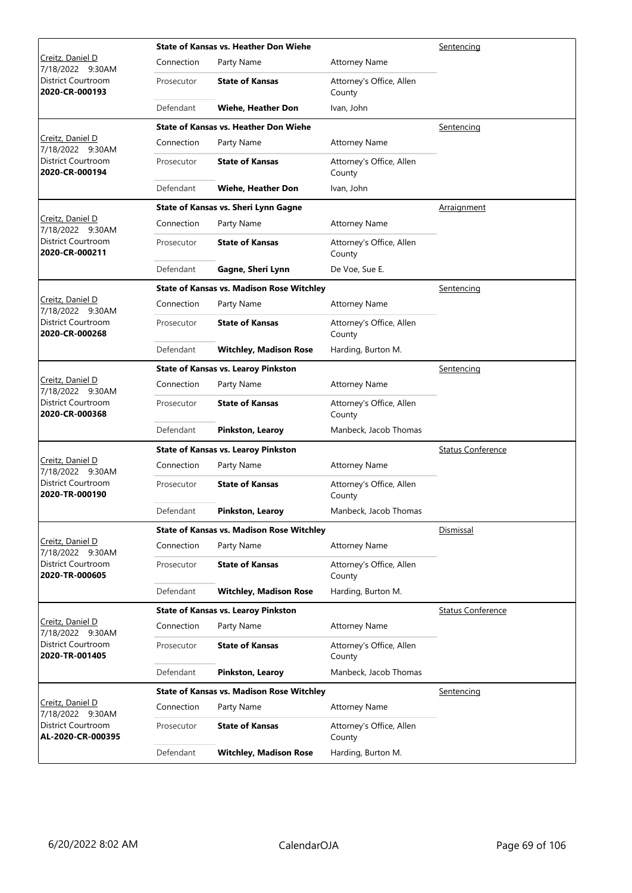| Judge / Date / Location / Case | Case Title | Connection | Party Name | Attorney Name | Hearing Type |
|---|---|---|---|---|---|
| Creitz, Daniel D 7/18/2022 9:30AM District Courtroom **2020-CR-000193** | **State of Kansas vs. Heather Don Wiehe** | Prosecutor | **State of Kansas** | Attorney's Office, Allen County | Sentencing |
| | | Defendant | **Wiehe, Heather Don** | Ivan, John | |
| Creitz, Daniel D 7/18/2022 9:30AM District Courtroom **2020-CR-000194** | **State of Kansas vs. Heather Don Wiehe** | Prosecutor | **State of Kansas** | Attorney's Office, Allen County | Sentencing |
| | | Defendant | **Wiehe, Heather Don** | Ivan, John | |
| Creitz, Daniel D 7/18/2022 9:30AM District Courtroom **2020-CR-000211** | **State of Kansas vs. Sheri Lynn Gagne** | Prosecutor | **State of Kansas** | Attorney's Office, Allen County | Arraignment |
| | | Defendant | **Gagne, Sheri Lynn** | De Voe, Sue E. | |
| Creitz, Daniel D 7/18/2022 9:30AM District Courtroom **2020-CR-000268** | **State of Kansas vs. Madison Rose Witchley** | Prosecutor | **State of Kansas** | Attorney's Office, Allen County | Sentencing |
| | | Defendant | **Witchley, Madison Rose** | Harding, Burton M. | |
| Creitz, Daniel D 7/18/2022 9:30AM District Courtroom **2020-CR-000368** | **State of Kansas vs. Learoy Pinkston** | Prosecutor | **State of Kansas** | Attorney's Office, Allen County | Sentencing |
| | | Defendant | **Pinkston, Learoy** | Manbeck, Jacob Thomas | |
| Creitz, Daniel D 7/18/2022 9:30AM District Courtroom **2020-TR-000190** | **State of Kansas vs. Learoy Pinkston** | Prosecutor | **State of Kansas** | Attorney's Office, Allen County | Status Conference |
| | | Defendant | **Pinkston, Learoy** | Manbeck, Jacob Thomas | |
| Creitz, Daniel D 7/18/2022 9:30AM District Courtroom **2020-TR-000605** | **State of Kansas vs. Madison Rose Witchley** | Prosecutor | **State of Kansas** | Attorney's Office, Allen County | Dismissal |
| | | Defendant | **Witchley, Madison Rose** | Harding, Burton M. | |
| Creitz, Daniel D 7/18/2022 9:30AM District Courtroom **2020-TR-001405** | **State of Kansas vs. Learoy Pinkston** | Prosecutor | **State of Kansas** | Attorney's Office, Allen County | Status Conference |
| | | Defendant | **Pinkston, Learoy** | Manbeck, Jacob Thomas | |
| Creitz, Daniel D 7/18/2022 9:30AM District Courtroom **AL-2020-CR-000395** | **State of Kansas vs. Madison Rose Witchley** | Prosecutor | **State of Kansas** | Attorney's Office, Allen County | Sentencing |
| | | Defendant | **Witchley, Madison Rose** | Harding, Burton M. | |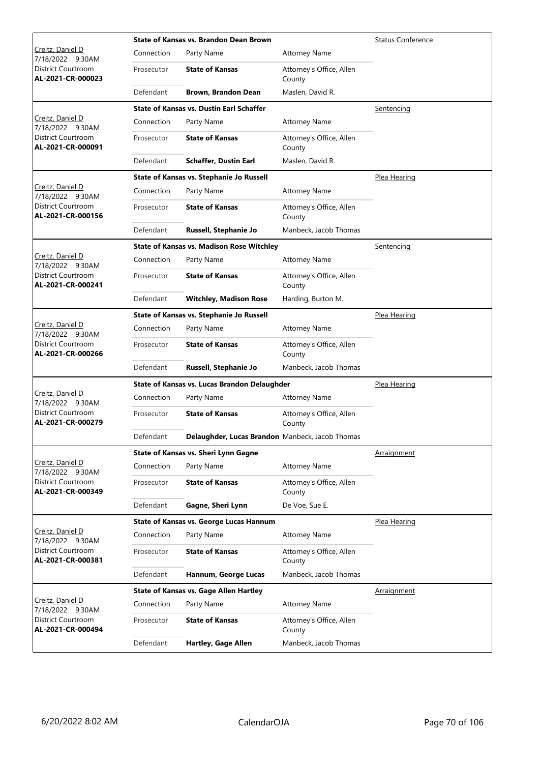| Judge / Date / Location / Case | Case Title | | | Hearing Type |
|---|---|---|---|---|
| Creitz, Daniel D<br>7/18/2022 9:30AM<br>District Courtroom<br>**AL-2021-CR-000023** | **State of Kansas vs. Brandon Dean Brown** | | | Status Conference |
| | Connection | Party Name | Attorney Name | |
| | Prosecutor | **State of Kansas** | Attorney's Office, Allen County | |
| | Defendant | **Brown, Brandon Dean** | Maslen, David R. | |
| Creitz, Daniel D<br>7/18/2022 9:30AM<br>District Courtroom<br>**AL-2021-CR-000091** | **State of Kansas vs. Dustin Earl Schaffer** | | | Sentencing |
| | Connection | Party Name | Attorney Name | |
| | Prosecutor | **State of Kansas** | Attorney's Office, Allen County | |
| | Defendant | **Schaffer, Dustin Earl** | Maslen, David R. | |
| Creitz, Daniel D<br>7/18/2022 9:30AM<br>District Courtroom<br>**AL-2021-CR-000156** | **State of Kansas vs. Stephanie Jo Russell** | | | Plea Hearing |
| | Connection | Party Name | Attorney Name | |
| | Prosecutor | **State of Kansas** | Attorney's Office, Allen County | |
| | Defendant | **Russell, Stephanie Jo** | Manbeck, Jacob Thomas | |
| Creitz, Daniel D<br>7/18/2022 9:30AM<br>District Courtroom<br>**AL-2021-CR-000241** | **State of Kansas vs. Madison Rose Witchley** | | | Sentencing |
| | Connection | Party Name | Attorney Name | |
| | Prosecutor | **State of Kansas** | Attorney's Office, Allen County | |
| | Defendant | **Witchley, Madison Rose** | Harding, Burton M. | |
| Creitz, Daniel D<br>7/18/2022 9:30AM<br>District Courtroom<br>**AL-2021-CR-000266** | **State of Kansas vs. Stephanie Jo Russell** | | | Plea Hearing |
| | Connection | Party Name | Attorney Name | |
| | Prosecutor | **State of Kansas** | Attorney's Office, Allen County | |
| | Defendant | **Russell, Stephanie Jo** | Manbeck, Jacob Thomas | |
| Creitz, Daniel D<br>7/18/2022 9:30AM<br>District Courtroom<br>**AL-2021-CR-000279** | **State of Kansas vs. Lucas Brandon Delaughder** | | | Plea Hearing |
| | Connection | Party Name | Attorney Name | |
| | Prosecutor | **State of Kansas** | Attorney's Office, Allen County | |
| | Defendant | **Delaughder, Lucas Brandon** | Manbeck, Jacob Thomas | |
| Creitz, Daniel D<br>7/18/2022 9:30AM<br>District Courtroom<br>**AL-2021-CR-000349** | **State of Kansas vs. Sheri Lynn Gagne** | | | Arraignment |
| | Connection | Party Name | Attorney Name | |
| | Prosecutor | **State of Kansas** | Attorney's Office, Allen County | |
| | Defendant | **Gagne, Sheri Lynn** | De Voe, Sue E. | |
| Creitz, Daniel D<br>7/18/2022 9:30AM<br>District Courtroom<br>**AL-2021-CR-000381** | **State of Kansas vs. George Lucas Hannum** | | | Plea Hearing |
| | Connection | Party Name | Attorney Name | |
| | Prosecutor | **State of Kansas** | Attorney's Office, Allen County | |
| | Defendant | **Hannum, George Lucas** | Manbeck, Jacob Thomas | |
| Creitz, Daniel D<br>7/18/2022 9:30AM<br>District Courtroom<br>**AL-2021-CR-000494** | **State of Kansas vs. Gage Allen Hartley** | | | Arraignment |
| | Connection | Party Name | Attorney Name | |
| | Prosecutor | **State of Kansas** | Attorney's Office, Allen County | |
| | Defendant | **Hartley, Gage Allen** | Manbeck, Jacob Thomas | |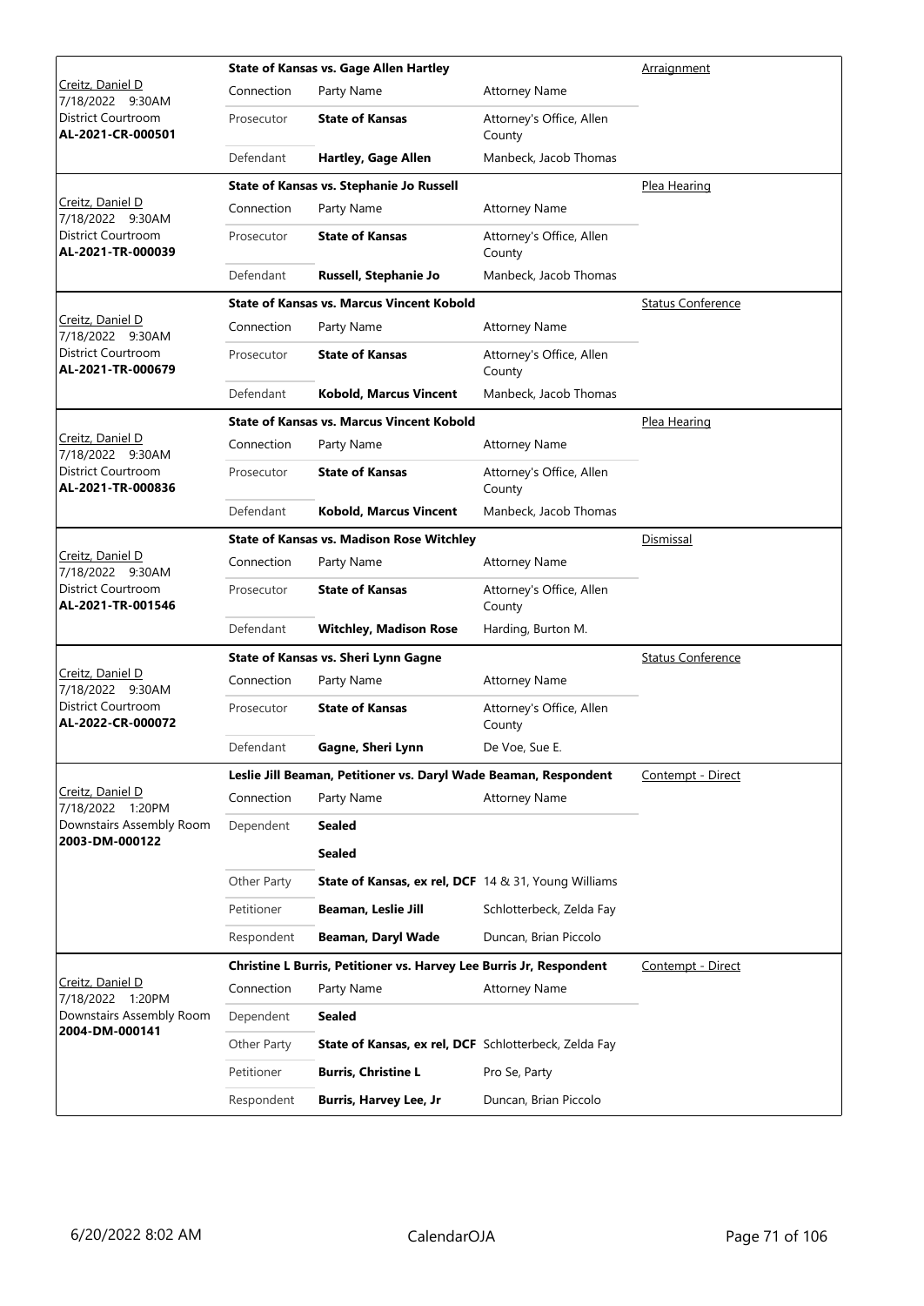| Judge / Date / Location / Case | Connection | Party Name | Attorney Name | Hearing Type |
|---|---|---|---|---|
| Creitz, Daniel D<br>7/18/2022 9:30AM<br>District Courtroom<br>**AL-2021-CR-000501** | | **State of Kansas vs. Gage Allen Hartley** | | Arraignment |
| | Connection | Party Name | Attorney Name | |
| | Prosecutor | **State of Kansas** | Attorney's Office, Allen County | |
| | Defendant | **Hartley, Gage Allen** | Manbeck, Jacob Thomas | |
| Creitz, Daniel D<br>7/18/2022 9:30AM<br>District Courtroom<br>**AL-2021-TR-000039** | | **State of Kansas vs. Stephanie Jo Russell** | | Plea Hearing |
| | Connection | Party Name | Attorney Name | |
| | Prosecutor | **State of Kansas** | Attorney's Office, Allen County | |
| | Defendant | **Russell, Stephanie Jo** | Manbeck, Jacob Thomas | |
| Creitz, Daniel D<br>7/18/2022 9:30AM<br>District Courtroom<br>**AL-2021-TR-000679** | | **State of Kansas vs. Marcus Vincent Kobold** | | Status Conference |
| | Connection | Party Name | Attorney Name | |
| | Prosecutor | **State of Kansas** | Attorney's Office, Allen County | |
| | Defendant | **Kobold, Marcus Vincent** | Manbeck, Jacob Thomas | |
| Creitz, Daniel D<br>7/18/2022 9:30AM<br>District Courtroom<br>**AL-2021-TR-000836** | | **State of Kansas vs. Marcus Vincent Kobold** | | Plea Hearing |
| | Connection | Party Name | Attorney Name | |
| | Prosecutor | **State of Kansas** | Attorney's Office, Allen County | |
| | Defendant | **Kobold, Marcus Vincent** | Manbeck, Jacob Thomas | |
| Creitz, Daniel D<br>7/18/2022 9:30AM<br>District Courtroom<br>**AL-2021-TR-001546** | | **State of Kansas vs. Madison Rose Witchley** | | Dismissal |
| | Connection | Party Name | Attorney Name | |
| | Prosecutor | **State of Kansas** | Attorney's Office, Allen County | |
| | Defendant | **Witchley, Madison Rose** | Harding, Burton M. | |
| Creitz, Daniel D<br>7/18/2022 9:30AM<br>District Courtroom<br>**AL-2022-CR-000072** | | **State of Kansas vs. Sheri Lynn Gagne** | | Status Conference |
| | Connection | Party Name | Attorney Name | |
| | Prosecutor | **State of Kansas** | Attorney's Office, Allen County | |
| | Defendant | **Gagne, Sheri Lynn** | De Voe, Sue E. | |
| Creitz, Daniel D<br>7/18/2022 1:20PM<br>Downstairs Assembly Room<br>**2003-DM-000122** | | **Leslie Jill Beaman, Petitioner vs. Daryl Wade Beaman, Respondent** | | Contempt - Direct |
| | Connection | Party Name | Attorney Name | |
| | Dependent | **Sealed** | | |
| | | **Sealed** | | |
| | Other Party | **State of Kansas, ex rel, DCF** | 14 & 31, Young Williams | |
| | Petitioner | **Beaman, Leslie Jill** | Schlotterbeck, Zelda Fay | |
| | Respondent | **Beaman, Daryl Wade** | Duncan, Brian Piccolo | |
| Creitz, Daniel D<br>7/18/2022 1:20PM<br>Downstairs Assembly Room<br>**2004-DM-000141** | | **Christine L Burris, Petitioner vs. Harvey Lee Burris Jr, Respondent** | | Contempt - Direct |
| | Connection | Party Name | Attorney Name | |
| | Dependent | **Sealed** | | |
| | Other Party | **State of Kansas, ex rel, DCF** | Schlotterbeck, Zelda Fay | |
| | Petitioner | **Burris, Christine L** | Pro Se, Party | |
| | Respondent | **Burris, Harvey Lee, Jr** | Duncan, Brian Piccolo | |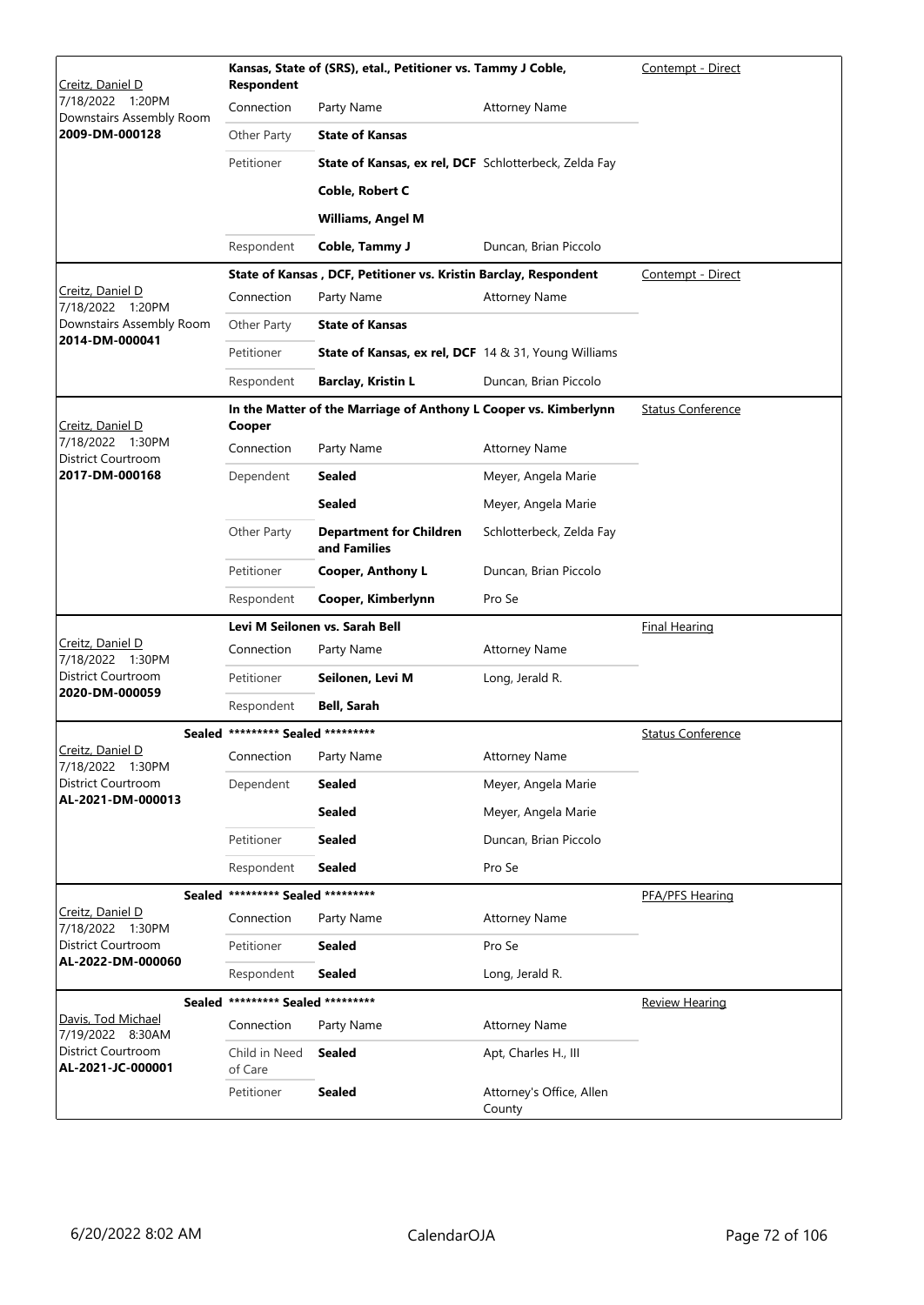| Judge / Date / Location / Case | Case Title | | | Hearing Type |
|---|---|---|---|---|
| Creitz, Daniel D<br>7/18/2022 1:20PM<br>Downstairs Assembly Room<br>**2009-DM-000128** | **Kansas, State of (SRS), etal., Petitioner vs. Tammy J Coble, Respondent** | | | Contempt - Direct |
| | Connection | Party Name | Attorney Name | |
| | Other Party | **State of Kansas** | | |
| | Petitioner | **State of Kansas, ex rel, DCF** | Schlotterbeck, Zelda Fay | |
| | | **Coble, Robert C** | | |
| | | **Williams, Angel M** | | |
| | Respondent | **Coble, Tammy J** | Duncan, Brian Piccolo | |
| Creitz, Daniel D<br>7/18/2022 1:20PM<br>Downstairs Assembly Room<br>**2014-DM-000041** | **State of Kansas , DCF, Petitioner vs. Kristin Barclay, Respondent** | | | Contempt - Direct |
| | Connection | Party Name | Attorney Name | |
| | Other Party | **State of Kansas** | | |
| | Petitioner | **State of Kansas, ex rel, DCF** | 14 & 31, Young Williams | |
| | Respondent | **Barclay, Kristin L** | Duncan, Brian Piccolo | |
| Creitz, Daniel D<br>7/18/2022 1:30PM<br>District Courtroom<br>**2017-DM-000168** | **In the Matter of the Marriage of Anthony L Cooper vs. Kimberlynn Cooper** | | | Status Conference |
| | Connection | Party Name | Attorney Name | |
| | Dependent | **Sealed** | Meyer, Angela Marie | |
| | | **Sealed** | Meyer, Angela Marie | |
| | Other Party | **Department for Children and Families** | Schlotterbeck, Zelda Fay | |
| | Petitioner | **Cooper, Anthony L** | Duncan, Brian Piccolo | |
| | Respondent | **Cooper, Kimberlynn** | Pro Se | |
| Creitz, Daniel D<br>7/18/2022 1:30PM<br>District Courtroom<br>**2020-DM-000059** | **Levi M Seilonen vs. Sarah Bell** | | | Final Hearing |
| | Connection | Party Name | Attorney Name | |
| | Petitioner | **Seilonen, Levi M** | Long, Jerald R. | |
| | Respondent | **Bell, Sarah** | | |
| Sealed<br>Creitz, Daniel D<br>7/18/2022 1:30PM<br>District Courtroom<br>**AL-2021-DM-000013** | **\*\*\*\*\*\*\*\*\* Sealed \*\*\*\*\*\*\*\*\*** | | | Status Conference |
| | Connection | Party Name | Attorney Name | |
| | Dependent | **Sealed** | Meyer, Angela Marie | |
| | | **Sealed** | Meyer, Angela Marie | |
| | Petitioner | **Sealed** | Duncan, Brian Piccolo | |
| | Respondent | **Sealed** | Pro Se | |
| Sealed<br>Creitz, Daniel D<br>7/18/2022 1:30PM<br>District Courtroom<br>**AL-2022-DM-000060** | **\*\*\*\*\*\*\*\*\* Sealed \*\*\*\*\*\*\*\*\*** | | | PFA/PFS Hearing |
| | Connection | Party Name | Attorney Name | |
| | Petitioner | **Sealed** | Pro Se | |
| | Respondent | **Sealed** | Long, Jerald R. | |
| Sealed<br>Davis, Tod Michael<br>7/19/2022 8:30AM<br>District Courtroom<br>**AL-2021-JC-000001** | **\*\*\*\*\*\*\*\*\* Sealed \*\*\*\*\*\*\*\*\*** | | | Review Hearing |
| | Connection | Party Name | Attorney Name | |
| | Child in Need of Care | **Sealed** | Apt, Charles H., III | |
| | Petitioner | **Sealed** | Attorney's Office, Allen County | |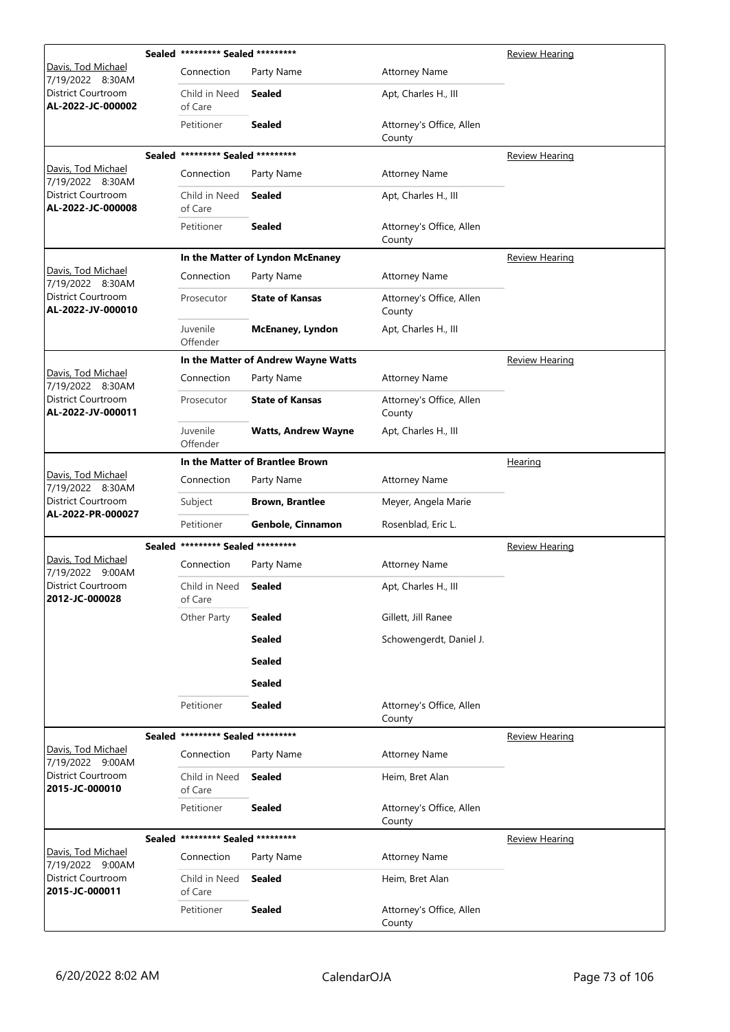| Judge / Date / Location / Case | Sealed | Case Title | | Hearing Type |
|---|---|---|---|---|
| Davis, Tod Michael<br>7/19/2022 8:30AM<br>District Courtroom<br>**AL-2022-JC-000002** | Sealed | ********* Sealed ********* | | Review Hearing |
| | Connection | Party Name | Attorney Name | |
| | Child in Need of Care | **Sealed** | Apt, Charles H., III | |
| | Petitioner | **Sealed** | Attorney's Office, Allen County | |
| Davis, Tod Michael<br>7/19/2022 8:30AM<br>District Courtroom<br>**AL-2022-JC-000008** | Sealed | ********* Sealed ********* | | Review Hearing |
| | Connection | Party Name | Attorney Name | |
| | Child in Need of Care | **Sealed** | Apt, Charles H., III | |
| | Petitioner | **Sealed** | Attorney's Office, Allen County | |
| Davis, Tod Michael<br>7/19/2022 8:30AM<br>District Courtroom<br>**AL-2022-JV-000010** | | **In the Matter of Lyndon McEnaney** | | Review Hearing |
| | Connection | Party Name | Attorney Name | |
| | Prosecutor | **State of Kansas** | Attorney's Office, Allen County | |
| | Juvenile Offender | **McEnaney, Lyndon** | Apt, Charles H., III | |
| Davis, Tod Michael<br>7/19/2022 8:30AM<br>District Courtroom<br>**AL-2022-JV-000011** | | **In the Matter of Andrew Wayne Watts** | | Review Hearing |
| | Connection | Party Name | Attorney Name | |
| | Prosecutor | **State of Kansas** | Attorney's Office, Allen County | |
| | Juvenile Offender | **Watts, Andrew Wayne** | Apt, Charles H., III | |
| Davis, Tod Michael<br>7/19/2022 8:30AM<br>District Courtroom<br>**AL-2022-PR-000027** | | **In the Matter of Brantlee Brown** | | Hearing |
| | Connection | Party Name | Attorney Name | |
| | Subject | **Brown, Brantlee** | Meyer, Angela Marie | |
| | Petitioner | **Genbole, Cinnamon** | Rosenblad, Eric L. | |
| Davis, Tod Michael<br>7/19/2022 9:00AM<br>District Courtroom<br>**2012-JC-000028** | Sealed | ********* Sealed ********* | | Review Hearing |
| | Connection | Party Name | Attorney Name | |
| | Child in Need of Care | **Sealed** | Apt, Charles H., III | |
| | Other Party | **Sealed** | Gillett, Jill Ranee | |
| | | **Sealed** | Schowengerdt, Daniel J. | |
| | | **Sealed** | | |
| | | **Sealed** | | |
| | Petitioner | **Sealed** | Attorney's Office, Allen County | |
| Davis, Tod Michael<br>7/19/2022 9:00AM<br>District Courtroom<br>**2015-JC-000010** | Sealed | ********* Sealed ********* | | Review Hearing |
| | Connection | Party Name | Attorney Name | |
| | Child in Need of Care | **Sealed** | Heim, Bret Alan | |
| | Petitioner | **Sealed** | Attorney's Office, Allen County | |
| Davis, Tod Michael<br>7/19/2022 9:00AM<br>District Courtroom<br>**2015-JC-000011** | Sealed | ********* Sealed ********* | | Review Hearing |
| | Connection | Party Name | Attorney Name | |
| | Child in Need of Care | **Sealed** | Heim, Bret Alan | |
| | Petitioner | **Sealed** | Attorney's Office, Allen County | |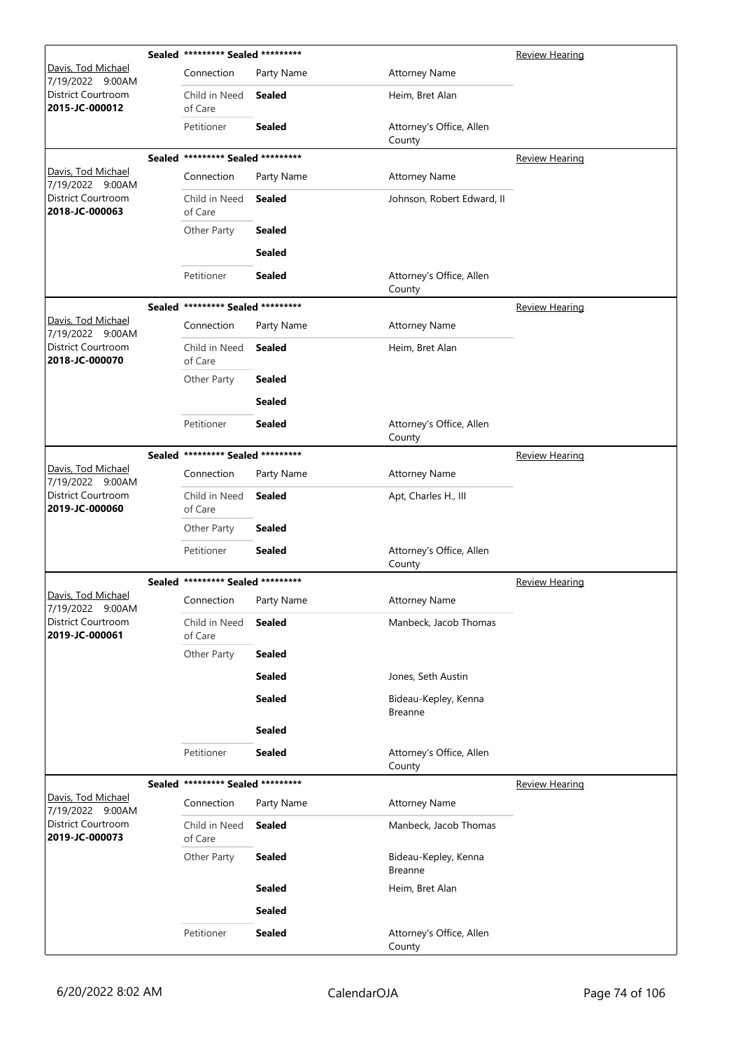| Case | | | | Hearing Type |
|---|---|---|---|---|
| | **Sealed** ********* **Sealed** ********* | | | Review Hearing |
| Davis, Tod Michael 7/19/2022 9:00AM District Courtroom **2015-JC-000012** | Connection | Party Name | Attorney Name | |
| | Child in Need of Care | **Sealed** | Heim, Bret Alan | |
| | Petitioner | **Sealed** | Attorney's Office, Allen County | |

| Case | | | | Hearing Type |
|---|---|---|---|---|
| | **Sealed** ********* **Sealed** ********* | | | Review Hearing |
| Davis, Tod Michael 7/19/2022 9:00AM District Courtroom **2018-JC-000063** | Connection | Party Name | Attorney Name | |
| | Child in Need of Care | **Sealed** | Johnson, Robert Edward, II | |
| | Other Party | **Sealed** | | |
| | | **Sealed** | | |
| | Petitioner | **Sealed** | Attorney's Office, Allen County | |

| Case | | | | Hearing Type |
|---|---|---|---|---|
| | **Sealed** ********* **Sealed** ********* | | | Review Hearing |
| Davis, Tod Michael 7/19/2022 9:00AM District Courtroom **2018-JC-000070** | Connection | Party Name | Attorney Name | |
| | Child in Need of Care | **Sealed** | Heim, Bret Alan | |
| | Other Party | **Sealed** | | |
| | | **Sealed** | | |
| | Petitioner | **Sealed** | Attorney's Office, Allen County | |

| Case | | | | Hearing Type |
|---|---|---|---|---|
| | **Sealed** ********* **Sealed** ********* | | | Review Hearing |
| Davis, Tod Michael 7/19/2022 9:00AM District Courtroom **2019-JC-000060** | Connection | Party Name | Attorney Name | |
| | Child in Need of Care | **Sealed** | Apt, Charles H., III | |
| | Other Party | **Sealed** | | |
| | Petitioner | **Sealed** | Attorney's Office, Allen County | |

| Case | | | | Hearing Type |
|---|---|---|---|---|
| | **Sealed** ********* **Sealed** ********* | | | Review Hearing |
| Davis, Tod Michael 7/19/2022 9:00AM District Courtroom **2019-JC-000061** | Connection | Party Name | Attorney Name | |
| | Child in Need of Care | **Sealed** | Manbeck, Jacob Thomas | |
| | Other Party | **Sealed** | | |
| | | **Sealed** | Jones, Seth Austin | |
| | | **Sealed** | Bideau-Kepley, Kenna Breanne | |
| | | **Sealed** | | |
| | Petitioner | **Sealed** | Attorney's Office, Allen County | |

| Case | | | | Hearing Type |
|---|---|---|---|---|
| | **Sealed** ********* **Sealed** ********* | | | Review Hearing |
| Davis, Tod Michael 7/19/2022 9:00AM District Courtroom **2019-JC-000073** | Connection | Party Name | Attorney Name | |
| | Child in Need of Care | **Sealed** | Manbeck, Jacob Thomas | |
| | Other Party | **Sealed** | Bideau-Kepley, Kenna Breanne | |
| | | **Sealed** | Heim, Bret Alan | |
| | | **Sealed** | | |
| | Petitioner | **Sealed** | Attorney's Office, Allen County | |

6/20/2022 8:02 AM CalendarOJA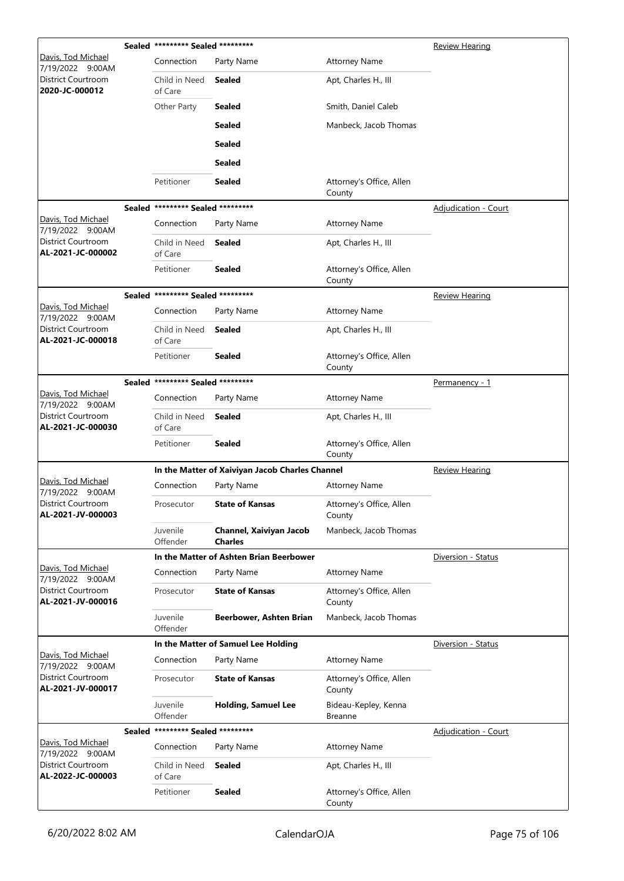| Judge / Date / Location / Case | Case Title | Connection | Party Name | Attorney Name | Hearing Type |
|---|---|---|---|---|---|
| Davis, Tod Michael<br>7/19/2022 9:00AM<br>District Courtroom<br>**2020-JC-000012** | **Sealed** ********* **Sealed** ********* | Child in Need of Care | **Sealed** | Apt, Charles H., III | Review Hearing |
| | | Other Party | **Sealed** | Smith, Daniel Caleb | |
| | | | **Sealed** | Manbeck, Jacob Thomas | |
| | | | **Sealed** | | |
| | | | **Sealed** | | |
| | | Petitioner | **Sealed** | Attorney's Office, Allen County | |
| Davis, Tod Michael<br>7/19/2022 9:00AM<br>District Courtroom<br>**AL-2021-JC-000002** | **Sealed** ********* **Sealed** ********* | Child in Need of Care | **Sealed** | Apt, Charles H., III | Adjudication - Court |
| | | Petitioner | **Sealed** | Attorney's Office, Allen County | |
| Davis, Tod Michael<br>7/19/2022 9:00AM<br>District Courtroom<br>**AL-2021-JC-000018** | **Sealed** ********* **Sealed** ********* | Child in Need of Care | **Sealed** | Apt, Charles H., III | Review Hearing |
| | | Petitioner | **Sealed** | Attorney's Office, Allen County | |
| Davis, Tod Michael<br>7/19/2022 9:00AM<br>District Courtroom<br>**AL-2021-JC-000030** | **Sealed** ********* **Sealed** ********* | Child in Need of Care | **Sealed** | Apt, Charles H., III | Permanency - 1 |
| | | Petitioner | **Sealed** | Attorney's Office, Allen County | |
| Davis, Tod Michael<br>7/19/2022 9:00AM<br>District Courtroom<br>**AL-2021-JV-000003** | **In the Matter of Xaiviyan Jacob Charles Channel** | Prosecutor | **State of Kansas** | Attorney's Office, Allen County | Review Hearing |
| | | Juvenile Offender | **Channel, Xaiviyan Jacob Charles** | Manbeck, Jacob Thomas | |
| Davis, Tod Michael<br>7/19/2022 9:00AM<br>District Courtroom<br>**AL-2021-JV-000016** | **In the Matter of Ashten Brian Beerbower** | Prosecutor | **State of Kansas** | Attorney's Office, Allen County | Diversion - Status |
| | | Juvenile Offender | **Beerbower, Ashten Brian** | Manbeck, Jacob Thomas | |
| Davis, Tod Michael<br>7/19/2022 9:00AM<br>District Courtroom<br>**AL-2021-JV-000017** | **In the Matter of Samuel Lee Holding** | Prosecutor | **State of Kansas** | Attorney's Office, Allen County | Diversion - Status |
| | | Juvenile Offender | **Holding, Samuel Lee** | Bideau-Kepley, Kenna Breanne | |
| Davis, Tod Michael<br>7/19/2022 9:00AM<br>District Courtroom<br>**AL-2022-JC-000003** | **Sealed** ********* **Sealed** ********* | Child in Need of Care | **Sealed** | Apt, Charles H., III | Adjudication - Court |
| | | Petitioner | **Sealed** | Attorney's Office, Allen County | |

6/20/2022 8:02 AM CalendarOJA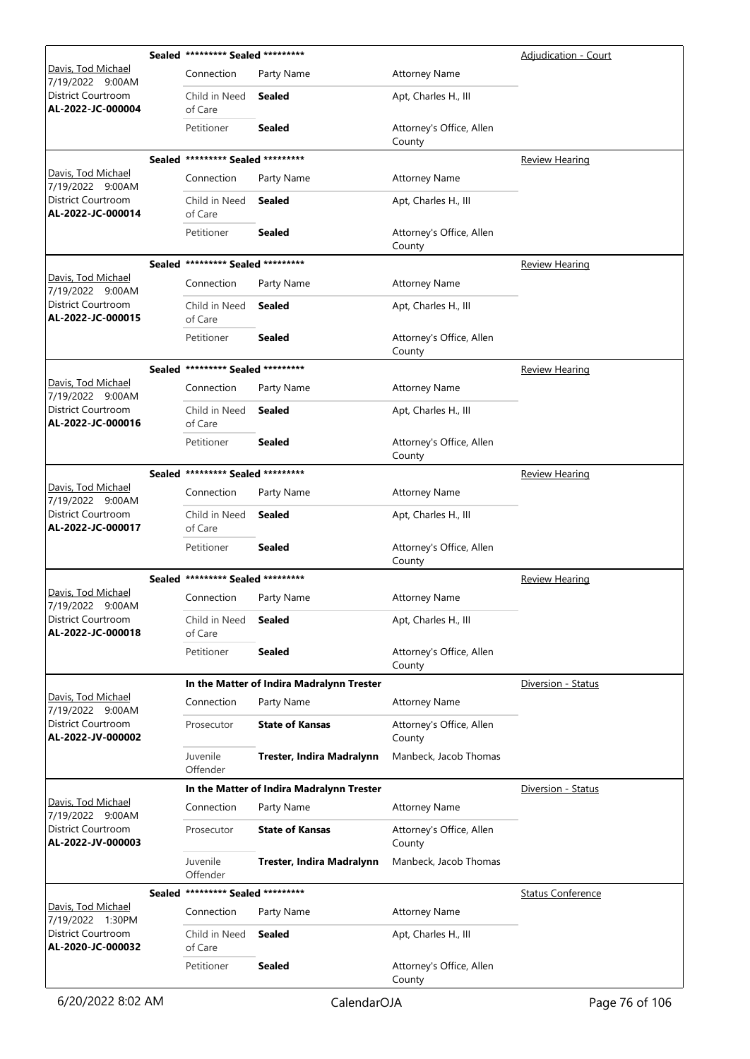| Judge / Date / Location / Case | Case Title | Connection | Party Name | Attorney Name | Hearing Type |
|---|---|---|---|---|---|
| Davis, Tod Michael<br>7/19/2022 9:00AM<br>District Courtroom<br>**AL-2022-JC-000004** | **Sealed \*\*\*\*\*\*\*\*\* Sealed \*\*\*\*\*\*\*\*\*** | Child in Need of Care | **Sealed** | Apt, Charles H., III | Adjudication - Court |
| | | Petitioner | **Sealed** | Attorney's Office, Allen County | |
| Davis, Tod Michael<br>7/19/2022 9:00AM<br>District Courtroom<br>**AL-2022-JC-000014** | **Sealed \*\*\*\*\*\*\*\*\* Sealed \*\*\*\*\*\*\*\*\*** | Child in Need of Care | **Sealed** | Apt, Charles H., III | Review Hearing |
| | | Petitioner | **Sealed** | Attorney's Office, Allen County | |
| Davis, Tod Michael<br>7/19/2022 9:00AM<br>District Courtroom<br>**AL-2022-JC-000015** | **Sealed \*\*\*\*\*\*\*\*\* Sealed \*\*\*\*\*\*\*\*\*** | Child in Need of Care | **Sealed** | Apt, Charles H., III | Review Hearing |
| | | Petitioner | **Sealed** | Attorney's Office, Allen County | |
| Davis, Tod Michael<br>7/19/2022 9:00AM<br>District Courtroom<br>**AL-2022-JC-000016** | **Sealed \*\*\*\*\*\*\*\*\* Sealed \*\*\*\*\*\*\*\*\*** | Child in Need of Care | **Sealed** | Apt, Charles H., III | Review Hearing |
| | | Petitioner | **Sealed** | Attorney's Office, Allen County | |
| Davis, Tod Michael<br>7/19/2022 9:00AM<br>District Courtroom<br>**AL-2022-JC-000017** | **Sealed \*\*\*\*\*\*\*\*\* Sealed \*\*\*\*\*\*\*\*\*** | Child in Need of Care | **Sealed** | Apt, Charles H., III | Review Hearing |
| | | Petitioner | **Sealed** | Attorney's Office, Allen County | |
| Davis, Tod Michael<br>7/19/2022 9:00AM<br>District Courtroom<br>**AL-2022-JC-000018** | **Sealed \*\*\*\*\*\*\*\*\* Sealed \*\*\*\*\*\*\*\*\*** | Child in Need of Care | **Sealed** | Apt, Charles H., III | Review Hearing |
| | | Petitioner | **Sealed** | Attorney's Office, Allen County | |
| Davis, Tod Michael<br>7/19/2022 9:00AM<br>District Courtroom<br>**AL-2022-JV-000002** | **In the Matter of Indira Madralynn Trester** | Prosecutor | **State of Kansas** | Attorney's Office, Allen County | Diversion - Status |
| | | Juvenile Offender | **Trester, Indira Madralynn** | Manbeck, Jacob Thomas | |
| Davis, Tod Michael<br>7/19/2022 9:00AM<br>District Courtroom<br>**AL-2022-JV-000003** | **In the Matter of Indira Madralynn Trester** | Prosecutor | **State of Kansas** | Attorney's Office, Allen County | Diversion - Status |
| | | Juvenile Offender | **Trester, Indira Madralynn** | Manbeck, Jacob Thomas | |
| Davis, Tod Michael<br>7/19/2022 1:30PM<br>District Courtroom<br>**AL-2020-JC-000032** | **Sealed \*\*\*\*\*\*\*\*\* Sealed \*\*\*\*\*\*\*\*\*** | Child in Need of Care | **Sealed** | Apt, Charles H., III | Status Conference |
| | | Petitioner | **Sealed** | Attorney's Office, Allen County | |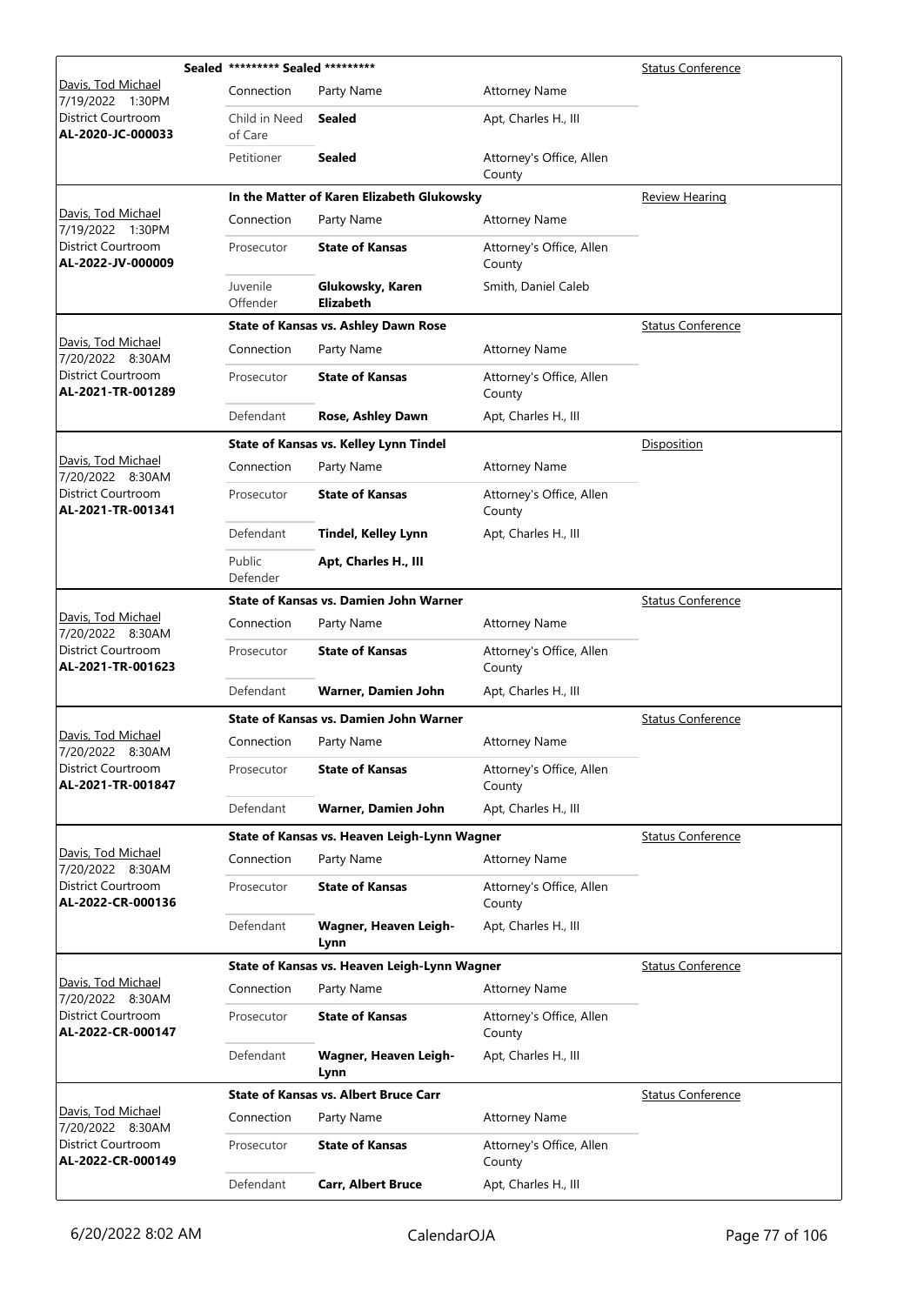| Judge / Date / Location / Case | Case Title | | | Hearing Type |
|---|---|---|---|---|
| Davis, Tod Michael<br>7/19/2022 1:30PM<br>District Courtroom<br>**AL-2020-JC-000033** | **Sealed ********* Sealed ********** | | | Status Conference |
| | Connection | Party Name | Attorney Name | |
| | Child in Need of Care | **Sealed** | Apt, Charles H., III | |
| | Petitioner | **Sealed** | Attorney's Office, Allen County | |
| Davis, Tod Michael<br>7/19/2022 1:30PM<br>District Courtroom<br>**AL-2022-JV-000009** | **In the Matter of Karen Elizabeth Glukowsky** | | | Review Hearing |
| | Connection | Party Name | Attorney Name | |
| | Prosecutor | **State of Kansas** | Attorney's Office, Allen County | |
| | Juvenile Offender | **Glukowsky, Karen Elizabeth** | Smith, Daniel Caleb | |
| Davis, Tod Michael<br>7/20/2022 8:30AM<br>District Courtroom<br>**AL-2021-TR-001289** | **State of Kansas vs. Ashley Dawn Rose** | | | Status Conference |
| | Connection | Party Name | Attorney Name | |
| | Prosecutor | **State of Kansas** | Attorney's Office, Allen County | |
| | Defendant | **Rose, Ashley Dawn** | Apt, Charles H., III | |
| Davis, Tod Michael<br>7/20/2022 8:30AM<br>District Courtroom<br>**AL-2021-TR-001341** | **State of Kansas vs. Kelley Lynn Tindel** | | | Disposition |
| | Connection | Party Name | Attorney Name | |
| | Prosecutor | **State of Kansas** | Attorney's Office, Allen County | |
| | Defendant | **Tindel, Kelley Lynn** | Apt, Charles H., III | |
| | Public Defender | **Apt, Charles H., III** | | |
| Davis, Tod Michael<br>7/20/2022 8:30AM<br>District Courtroom<br>**AL-2021-TR-001623** | **State of Kansas vs. Damien John Warner** | | | Status Conference |
| | Connection | Party Name | Attorney Name | |
| | Prosecutor | **State of Kansas** | Attorney's Office, Allen County | |
| | Defendant | **Warner, Damien John** | Apt, Charles H., III | |
| Davis, Tod Michael<br>7/20/2022 8:30AM<br>District Courtroom<br>**AL-2021-TR-001847** | **State of Kansas vs. Damien John Warner** | | | Status Conference |
| | Connection | Party Name | Attorney Name | |
| | Prosecutor | **State of Kansas** | Attorney's Office, Allen County | |
| | Defendant | **Warner, Damien John** | Apt, Charles H., III | |
| Davis, Tod Michael<br>7/20/2022 8:30AM<br>District Courtroom<br>**AL-2022-CR-000136** | **State of Kansas vs. Heaven Leigh-Lynn Wagner** | | | Status Conference |
| | Connection | Party Name | Attorney Name | |
| | Prosecutor | **State of Kansas** | Attorney's Office, Allen County | |
| | Defendant | **Wagner, Heaven Leigh-Lynn** | Apt, Charles H., III | |
| Davis, Tod Michael<br>7/20/2022 8:30AM<br>District Courtroom<br>**AL-2022-CR-000147** | **State of Kansas vs. Heaven Leigh-Lynn Wagner** | | | Status Conference |
| | Connection | Party Name | Attorney Name | |
| | Prosecutor | **State of Kansas** | Attorney's Office, Allen County | |
| | Defendant | **Wagner, Heaven Leigh-Lynn** | Apt, Charles H., III | |
| Davis, Tod Michael<br>7/20/2022 8:30AM<br>District Courtroom<br>**AL-2022-CR-000149** | **State of Kansas vs. Albert Bruce Carr** | | | Status Conference |
| | Connection | Party Name | Attorney Name | |
| | Prosecutor | **State of Kansas** | Attorney's Office, Allen County | |
| | Defendant | **Carr, Albert Bruce** | Apt, Charles H., III | |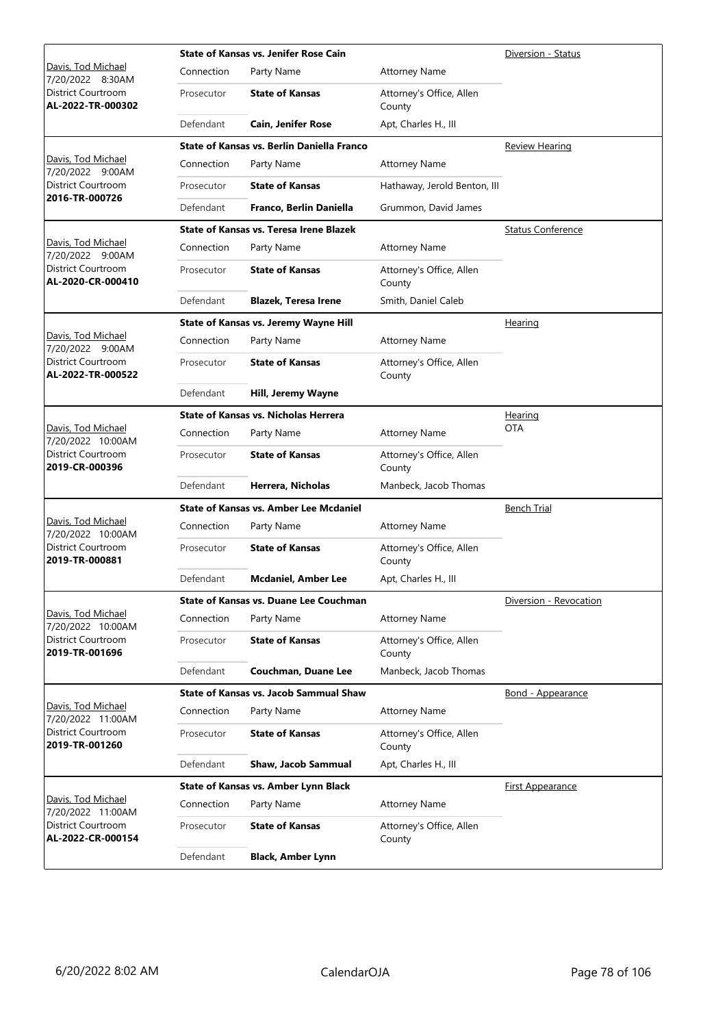| Judge / Date / Courtroom / Case | Case Title | Connection | Party Name | Attorney Name | Hearing Type |
|---|---|---|---|---|---|
| Davis, Tod Michael 7/20/2022 8:30AM District Courtroom **AL-2022-TR-000302** | **State of Kansas vs. Jenifer Rose Cain** | Prosecutor | **State of Kansas** | Attorney's Office, Allen County | Diversion - Status |
| | | Defendant | **Cain, Jenifer Rose** | Apt, Charles H., III | |
| Davis, Tod Michael 7/20/2022 9:00AM District Courtroom **2016-TR-000726** | **State of Kansas vs. Berlin Daniella Franco** | Prosecutor | **State of Kansas** | Hathaway, Jerold Benton, III | Review Hearing |
| | | Defendant | **Franco, Berlin Daniella** | Grummon, David James | |
| Davis, Tod Michael 7/20/2022 9:00AM District Courtroom **AL-2020-CR-000410** | **State of Kansas vs. Teresa Irene Blazek** | Prosecutor | **State of Kansas** | Attorney's Office, Allen County | Status Conference |
| | | Defendant | **Blazek, Teresa Irene** | Smith, Daniel Caleb | |
| Davis, Tod Michael 7/20/2022 9:00AM District Courtroom **AL-2022-TR-000522** | **State of Kansas vs. Jeremy Wayne Hill** | Prosecutor | **State of Kansas** | Attorney's Office, Allen County | Hearing |
| | | Defendant | **Hill, Jeremy Wayne** | | |
| Davis, Tod Michael 7/20/2022 10:00AM District Courtroom **2019-CR-000396** | **State of Kansas vs. Nicholas Herrera** | Prosecutor | **State of Kansas** | Attorney's Office, Allen County | Hearing OTA |
| | | Defendant | **Herrera, Nicholas** | Manbeck, Jacob Thomas | |
| Davis, Tod Michael 7/20/2022 10:00AM District Courtroom **2019-TR-000881** | **State of Kansas vs. Amber Lee Mcdaniel** | Prosecutor | **State of Kansas** | Attorney's Office, Allen County | Bench Trial |
| | | Defendant | **Mcdaniel, Amber Lee** | Apt, Charles H., III | |
| Davis, Tod Michael 7/20/2022 10:00AM District Courtroom **2019-TR-001696** | **State of Kansas vs. Duane Lee Couchman** | Prosecutor | **State of Kansas** | Attorney's Office, Allen County | Diversion - Revocation |
| | | Defendant | **Couchman, Duane Lee** | Manbeck, Jacob Thomas | |
| Davis, Tod Michael 7/20/2022 11:00AM District Courtroom **2019-TR-001260** | **State of Kansas vs. Jacob Sammual Shaw** | Prosecutor | **State of Kansas** | Attorney's Office, Allen County | Bond - Appearance |
| | | Defendant | **Shaw, Jacob Sammual** | Apt, Charles H., III | |
| Davis, Tod Michael 7/20/2022 11:00AM District Courtroom **AL-2022-CR-000154** | **State of Kansas vs. Amber Lynn Black** | Prosecutor | **State of Kansas** | Attorney's Office, Allen County | First Appearance |
| | | Defendant | **Black, Amber Lynn** | | |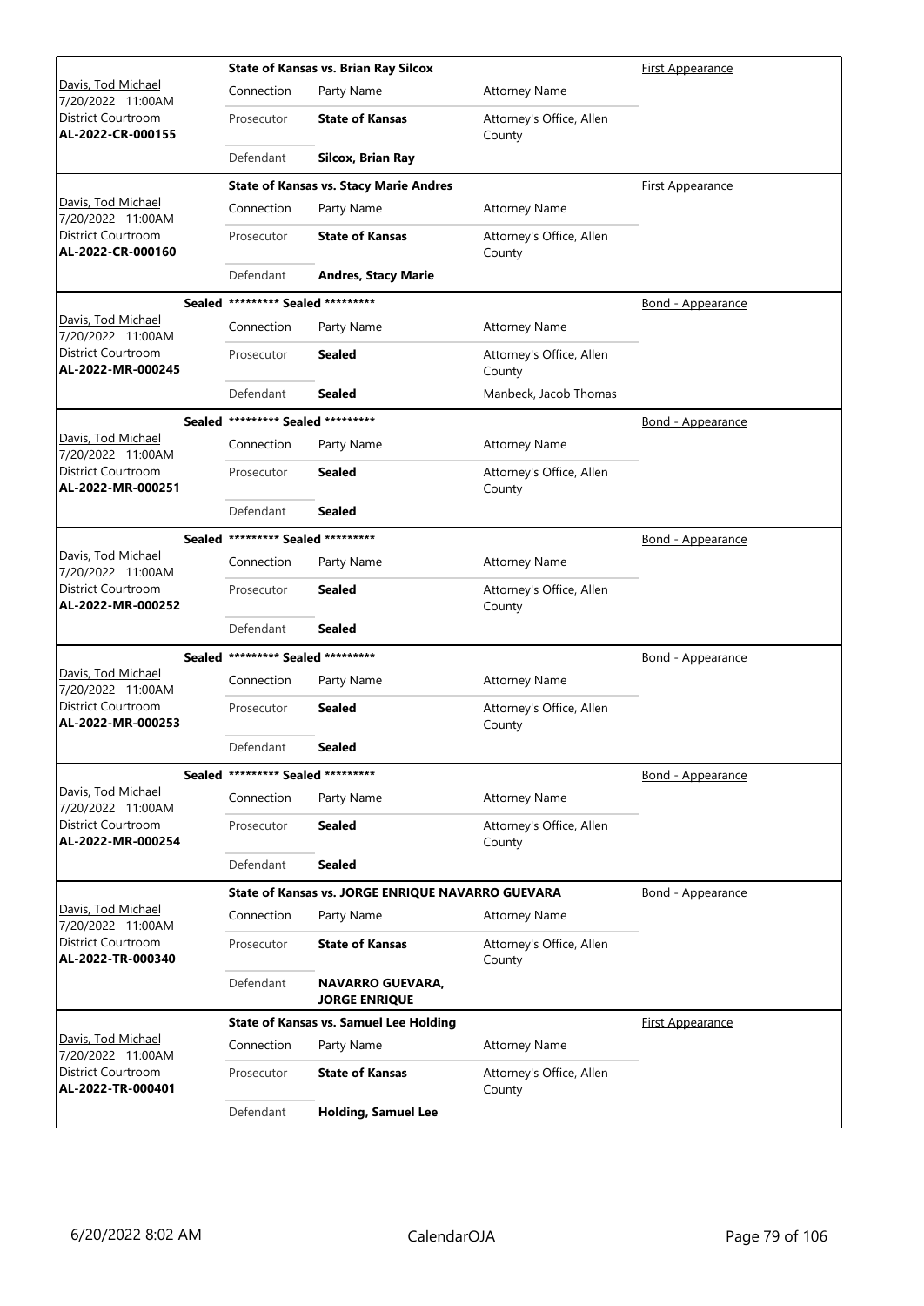| Judge / Date / Location / Case | | Case Title | | Hearing Type |
|---|---|---|---|---|
| Davis, Tod Michael<br>7/20/2022 11:00AM<br>District Courtroom<br>**AL-2022-CR-000155** | | **State of Kansas vs. Brian Ray Silcox** | | First Appearance |
| | Connection | Party Name | Attorney Name | |
| | Prosecutor | **State of Kansas** | Attorney's Office, Allen County | |
| | Defendant | **Silcox, Brian Ray** | | |
| Davis, Tod Michael<br>7/20/2022 11:00AM<br>District Courtroom<br>**AL-2022-CR-000160** | | **State of Kansas vs. Stacy Marie Andres** | | First Appearance |
| | Connection | Party Name | Attorney Name | |
| | Prosecutor | **State of Kansas** | Attorney's Office, Allen County | |
| | Defendant | **Andres, Stacy Marie** | | |
| Davis, Tod Michael<br>7/20/2022 11:00AM<br>District Courtroom<br>**AL-2022-MR-000245** | **Sealed** | **\*\*\*\*\*\*\*\*\* Sealed \*\*\*\*\*\*\*\*\*** | | Bond - Appearance |
| | Connection | Party Name | Attorney Name | |
| | Prosecutor | **Sealed** | Attorney's Office, Allen County | |
| | Defendant | **Sealed** | Manbeck, Jacob Thomas | |
| Davis, Tod Michael<br>7/20/2022 11:00AM<br>District Courtroom<br>**AL-2022-MR-000251** | **Sealed** | **\*\*\*\*\*\*\*\*\* Sealed \*\*\*\*\*\*\*\*\*** | | Bond - Appearance |
| | Connection | Party Name | Attorney Name | |
| | Prosecutor | **Sealed** | Attorney's Office, Allen County | |
| | Defendant | **Sealed** | | |
| Davis, Tod Michael<br>7/20/2022 11:00AM<br>District Courtroom<br>**AL-2022-MR-000252** | **Sealed** | **\*\*\*\*\*\*\*\*\* Sealed \*\*\*\*\*\*\*\*\*** | | Bond - Appearance |
| | Connection | Party Name | Attorney Name | |
| | Prosecutor | **Sealed** | Attorney's Office, Allen County | |
| | Defendant | **Sealed** | | |
| Davis, Tod Michael<br>7/20/2022 11:00AM<br>District Courtroom<br>**AL-2022-MR-000253** | **Sealed** | **\*\*\*\*\*\*\*\*\* Sealed \*\*\*\*\*\*\*\*\*** | | Bond - Appearance |
| | Connection | Party Name | Attorney Name | |
| | Prosecutor | **Sealed** | Attorney's Office, Allen County | |
| | Defendant | **Sealed** | | |
| Davis, Tod Michael<br>7/20/2022 11:00AM<br>District Courtroom<br>**AL-2022-MR-000254** | **Sealed** | **\*\*\*\*\*\*\*\*\* Sealed \*\*\*\*\*\*\*\*\*** | | Bond - Appearance |
| | Connection | Party Name | Attorney Name | |
| | Prosecutor | **Sealed** | Attorney's Office, Allen County | |
| | Defendant | **Sealed** | | |
| Davis, Tod Michael<br>7/20/2022 11:00AM<br>District Courtroom<br>**AL-2022-TR-000340** | | **State of Kansas vs. JORGE ENRIQUE NAVARRO GUEVARA** | | Bond - Appearance |
| | Connection | Party Name | Attorney Name | |
| | Prosecutor | **State of Kansas** | Attorney's Office, Allen County | |
| | Defendant | **NAVARRO GUEVARA, JORGE ENRIQUE** | | |
| Davis, Tod Michael<br>7/20/2022 11:00AM<br>District Courtroom<br>**AL-2022-TR-000401** | | **State of Kansas vs. Samuel Lee Holding** | | First Appearance |
| | Connection | Party Name | Attorney Name | |
| | Prosecutor | **State of Kansas** | Attorney's Office, Allen County | |
| | Defendant | **Holding, Samuel Lee** | | |

6/20/2022 8:02 AM CalendarOJA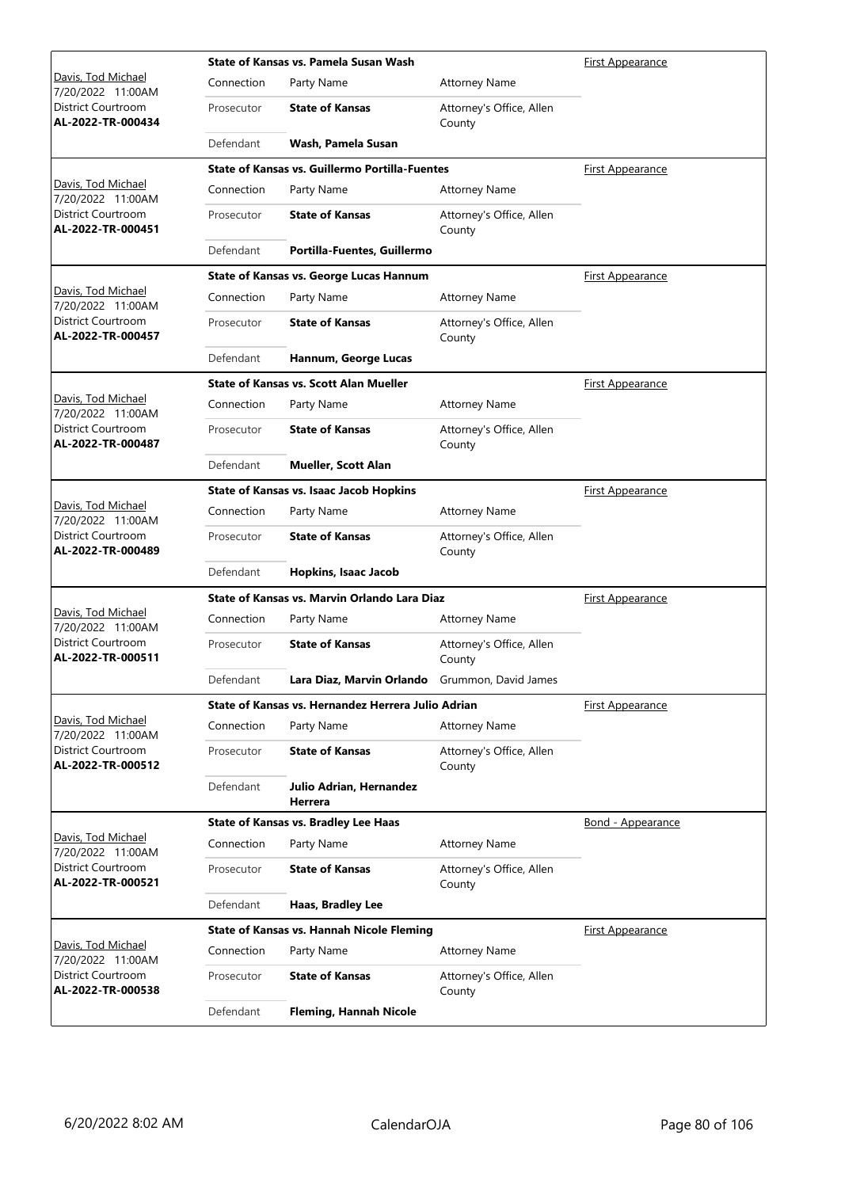| | State of Kansas vs. Pamela Susan Wash | | | First Appearance |
|---|---|---|---|---|
| Davis, Tod Michael<br>7/20/2022 11:00AM<br>District Courtroom<br>**AL-2022-TR-000434** | Connection | Party Name | Attorney Name | |
| | Prosecutor | **State of Kansas** | Attorney's Office, Allen County | |
| | Defendant | **Wash, Pamela Susan** | | |

| | State of Kansas vs. Guillermo Portilla-Fuentes | | | First Appearance |
|---|---|---|---|---|
| Davis, Tod Michael<br>7/20/2022 11:00AM<br>District Courtroom<br>**AL-2022-TR-000451** | Connection | Party Name | Attorney Name | |
| | Prosecutor | **State of Kansas** | Attorney's Office, Allen County | |
| | Defendant | **Portilla-Fuentes, Guillermo** | | |

| | State of Kansas vs. George Lucas Hannum | | | First Appearance |
|---|---|---|---|---|
| Davis, Tod Michael<br>7/20/2022 11:00AM<br>District Courtroom<br>**AL-2022-TR-000457** | Connection | Party Name | Attorney Name | |
| | Prosecutor | **State of Kansas** | Attorney's Office, Allen County | |
| | Defendant | **Hannum, George Lucas** | | |

| | State of Kansas vs. Scott Alan Mueller | | | First Appearance |
|---|---|---|---|---|
| Davis, Tod Michael<br>7/20/2022 11:00AM<br>District Courtroom<br>**AL-2022-TR-000487** | Connection | Party Name | Attorney Name | |
| | Prosecutor | **State of Kansas** | Attorney's Office, Allen County | |
| | Defendant | **Mueller, Scott Alan** | | |

| | State of Kansas vs. Isaac Jacob Hopkins | | | First Appearance |
|---|---|---|---|---|
| Davis, Tod Michael<br>7/20/2022 11:00AM<br>District Courtroom<br>**AL-2022-TR-000489** | Connection | Party Name | Attorney Name | |
| | Prosecutor | **State of Kansas** | Attorney's Office, Allen County | |
| | Defendant | **Hopkins, Isaac Jacob** | | |

| | State of Kansas vs. Marvin Orlando Lara Diaz | | | First Appearance |
|---|---|---|---|---|
| Davis, Tod Michael<br>7/20/2022 11:00AM<br>District Courtroom<br>**AL-2022-TR-000511** | Connection | Party Name | Attorney Name | |
| | Prosecutor | **State of Kansas** | Attorney's Office, Allen County | |
| | Defendant | **Lara Diaz, Marvin Orlando** | Grummon, David James | |

| | State of Kansas vs. Hernandez Herrera Julio Adrian | | | First Appearance |
|---|---|---|---|---|
| Davis, Tod Michael<br>7/20/2022 11:00AM<br>District Courtroom<br>**AL-2022-TR-000512** | Connection | Party Name | Attorney Name | |
| | Prosecutor | **State of Kansas** | Attorney's Office, Allen County | |
| | Defendant | **Julio Adrian, Hernandez Herrera** | | |

| | State of Kansas vs. Bradley Lee Haas | | | Bond - Appearance |
|---|---|---|---|---|
| Davis, Tod Michael<br>7/20/2022 11:00AM<br>District Courtroom<br>**AL-2022-TR-000521** | Connection | Party Name | Attorney Name | |
| | Prosecutor | **State of Kansas** | Attorney's Office, Allen County | |
| | Defendant | **Haas, Bradley Lee** | | |

| | State of Kansas vs. Hannah Nicole Fleming | | | First Appearance |
|---|---|---|---|---|
| Davis, Tod Michael<br>7/20/2022 11:00AM<br>District Courtroom<br>**AL-2022-TR-000538** | Connection | Party Name | Attorney Name | |
| | Prosecutor | **State of Kansas** | Attorney's Office, Allen County | |
| | Defendant | **Fleming, Hannah Nicole** | | |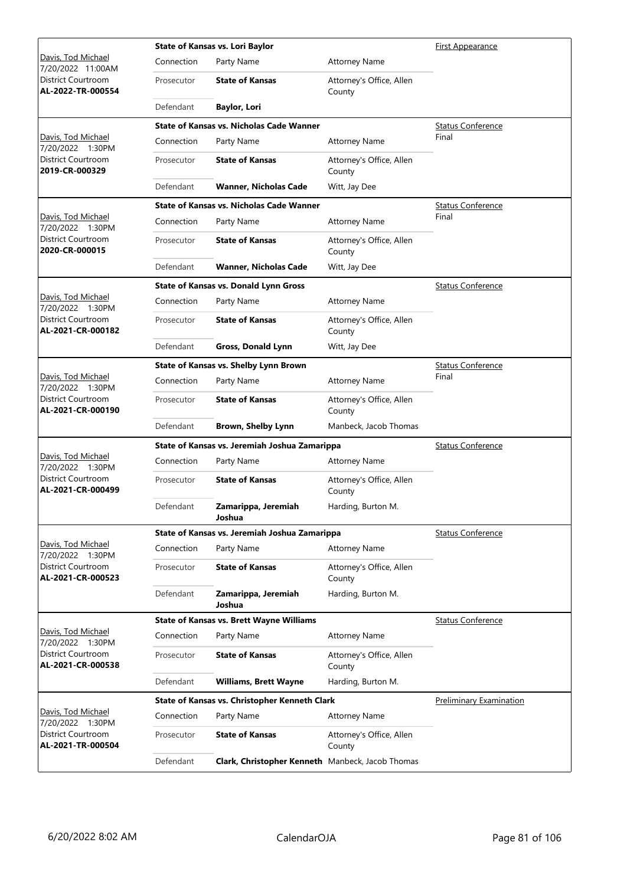| Judge / Date / Location / Case | Case Title / Connection | Party Name | Attorney Name | Hearing Type |
|---|---|---|---|---|
| Davis, Tod Michael<br>7/20/2022 11:00AM<br>District Courtroom<br>**AL-2022-TR-000554** | **State of Kansas vs. Lori Baylor** | | | First Appearance |
| | Connection | Party Name | Attorney Name | |
| | Prosecutor | **State of Kansas** | Attorney's Office, Allen County | |
| | Defendant | **Baylor, Lori** | | |
| Davis, Tod Michael<br>7/20/2022 1:30PM<br>District Courtroom<br>**2019-CR-000329** | **State of Kansas vs. Nicholas Cade Wanner** | | | Status Conference<br>Final |
| | Connection | Party Name | Attorney Name | |
| | Prosecutor | **State of Kansas** | Attorney's Office, Allen County | |
| | Defendant | **Wanner, Nicholas Cade** | Witt, Jay Dee | |
| Davis, Tod Michael<br>7/20/2022 1:30PM<br>District Courtroom<br>**2020-CR-000015** | **State of Kansas vs. Nicholas Cade Wanner** | | | Status Conference<br>Final |
| | Connection | Party Name | Attorney Name | |
| | Prosecutor | **State of Kansas** | Attorney's Office, Allen County | |
| | Defendant | **Wanner, Nicholas Cade** | Witt, Jay Dee | |
| Davis, Tod Michael<br>7/20/2022 1:30PM<br>District Courtroom<br>**AL-2021-CR-000182** | **State of Kansas vs. Donald Lynn Gross** | | | Status Conference |
| | Connection | Party Name | Attorney Name | |
| | Prosecutor | **State of Kansas** | Attorney's Office, Allen County | |
| | Defendant | **Gross, Donald Lynn** | Witt, Jay Dee | |
| Davis, Tod Michael<br>7/20/2022 1:30PM<br>District Courtroom<br>**AL-2021-CR-000190** | **State of Kansas vs. Shelby Lynn Brown** | | | Status Conference<br>Final |
| | Connection | Party Name | Attorney Name | |
| | Prosecutor | **State of Kansas** | Attorney's Office, Allen County | |
| | Defendant | **Brown, Shelby Lynn** | Manbeck, Jacob Thomas | |
| Davis, Tod Michael<br>7/20/2022 1:30PM<br>District Courtroom<br>**AL-2021-CR-000499** | **State of Kansas vs. Jeremiah Joshua Zamarippa** | | | Status Conference |
| | Connection | Party Name | Attorney Name | |
| | Prosecutor | **State of Kansas** | Attorney's Office, Allen County | |
| | Defendant | **Zamarippa, Jeremiah Joshua** | Harding, Burton M. | |
| Davis, Tod Michael<br>7/20/2022 1:30PM<br>District Courtroom<br>**AL-2021-CR-000523** | **State of Kansas vs. Jeremiah Joshua Zamarippa** | | | Status Conference |
| | Connection | Party Name | Attorney Name | |
| | Prosecutor | **State of Kansas** | Attorney's Office, Allen County | |
| | Defendant | **Zamarippa, Jeremiah Joshua** | Harding, Burton M. | |
| Davis, Tod Michael<br>7/20/2022 1:30PM<br>District Courtroom<br>**AL-2021-CR-000538** | **State of Kansas vs. Brett Wayne Williams** | | | Status Conference |
| | Connection | Party Name | Attorney Name | |
| | Prosecutor | **State of Kansas** | Attorney's Office, Allen County | |
| | Defendant | **Williams, Brett Wayne** | Harding, Burton M. | |
| Davis, Tod Michael<br>7/20/2022 1:30PM<br>District Courtroom<br>**AL-2021-TR-000504** | **State of Kansas vs. Christopher Kenneth Clark** | | | Preliminary Examination |
| | Connection | Party Name | Attorney Name | |
| | Prosecutor | **State of Kansas** | Attorney's Office, Allen County | |
| | Defendant | **Clark, Christopher Kenneth** | Manbeck, Jacob Thomas | |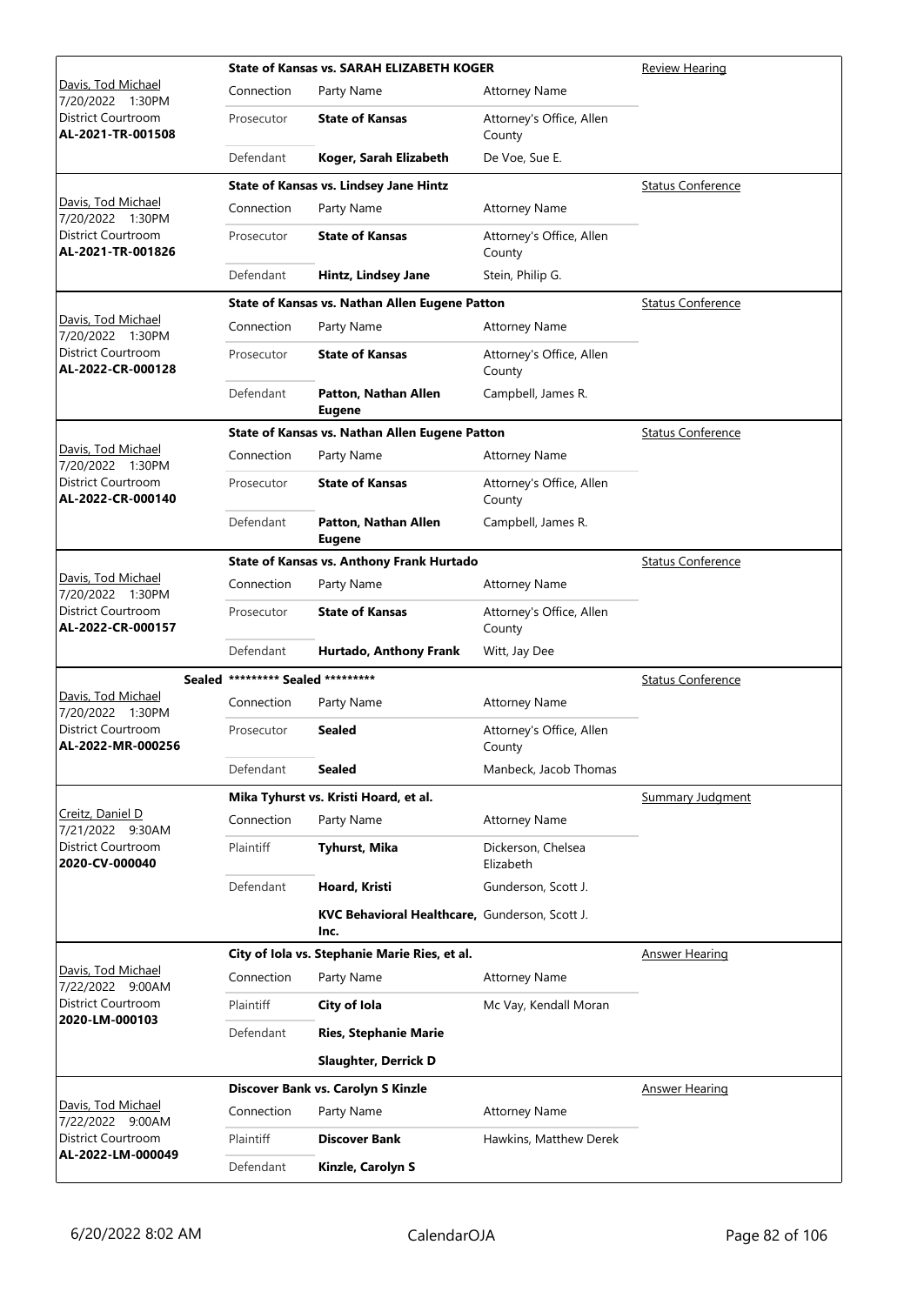| Judge / Date / Location / Case | Connection | Party Name | Attorney Name | Hearing Type |
|---|---|---|---|---|
| | | **State of Kansas vs. SARAH ELIZABETH KOGER** | | Review Hearing |
| Davis, Tod Michael<br>7/20/2022 1:30PM<br>District Courtroom<br>**AL-2021-TR-001508** | Connection | Party Name | Attorney Name | |
| | Prosecutor | **State of Kansas** | Attorney's Office, Allen County | |
| | Defendant | **Koger, Sarah Elizabeth** | De Voe, Sue E. | |
| | | **State of Kansas vs. Lindsey Jane Hintz** | | Status Conference |
| Davis, Tod Michael<br>7/20/2022 1:30PM<br>District Courtroom<br>**AL-2021-TR-001826** | Connection | Party Name | Attorney Name | |
| | Prosecutor | **State of Kansas** | Attorney's Office, Allen County | |
| | Defendant | **Hintz, Lindsey Jane** | Stein, Philip G. | |
| | | **State of Kansas vs. Nathan Allen Eugene Patton** | | Status Conference |
| Davis, Tod Michael<br>7/20/2022 1:30PM<br>District Courtroom<br>**AL-2022-CR-000128** | Connection | Party Name | Attorney Name | |
| | Prosecutor | **State of Kansas** | Attorney's Office, Allen County | |
| | Defendant | **Patton, Nathan Allen Eugene** | Campbell, James R. | |
| | | **State of Kansas vs. Nathan Allen Eugene Patton** | | Status Conference |
| Davis, Tod Michael<br>7/20/2022 1:30PM<br>District Courtroom<br>**AL-2022-CR-000140** | Connection | Party Name | Attorney Name | |
| | Prosecutor | **State of Kansas** | Attorney's Office, Allen County | |
| | Defendant | **Patton, Nathan Allen Eugene** | Campbell, James R. | |
| | | **State of Kansas vs. Anthony Frank Hurtado** | | Status Conference |
| Davis, Tod Michael<br>7/20/2022 1:30PM<br>District Courtroom<br>**AL-2022-CR-000157** | Connection | Party Name | Attorney Name | |
| | Prosecutor | **State of Kansas** | Attorney's Office, Allen County | |
| | Defendant | **Hurtado, Anthony Frank** | Witt, Jay Dee | |
| **Sealed** | | **********\* Sealed **********\* | | Status Conference |
| Davis, Tod Michael<br>7/20/2022 1:30PM<br>District Courtroom<br>**AL-2022-MR-000256** | Connection | Party Name | Attorney Name | |
| | Prosecutor | **Sealed** | Attorney's Office, Allen County | |
| | Defendant | **Sealed** | Manbeck, Jacob Thomas | |
| | | **Mika Tyhurst vs. Kristi Hoard, et al.** | | Summary Judgment |
| Creitz, Daniel D<br>7/21/2022 9:30AM<br>District Courtroom<br>**2020-CV-000040** | Connection | Party Name | Attorney Name | |
| | Plaintiff | **Tyhurst, Mika** | Dickerson, Chelsea Elizabeth | |
| | Defendant | **Hoard, Kristi** | Gunderson, Scott J. | |
| | | **KVC Behavioral Healthcare, Inc.** | Gunderson, Scott J. | |
| | | **City of Iola vs. Stephanie Marie Ries, et al.** | | Answer Hearing |
| Davis, Tod Michael<br>7/22/2022 9:00AM<br>District Courtroom<br>**2020-LM-000103** | Connection | Party Name | Attorney Name | |
| | Plaintiff | **City of Iola** | Mc Vay, Kendall Moran | |
| | Defendant | **Ries, Stephanie Marie** | | |
| | | **Slaughter, Derrick D** | | |
| | | **Discover Bank vs. Carolyn S Kinzle** | | Answer Hearing |
| Davis, Tod Michael<br>7/22/2022 9:00AM<br>District Courtroom<br>**AL-2022-LM-000049** | Connection | Party Name | Attorney Name | |
| | Plaintiff | **Discover Bank** | Hawkins, Matthew Derek | |
| | Defendant | **Kinzle, Carolyn S** | | |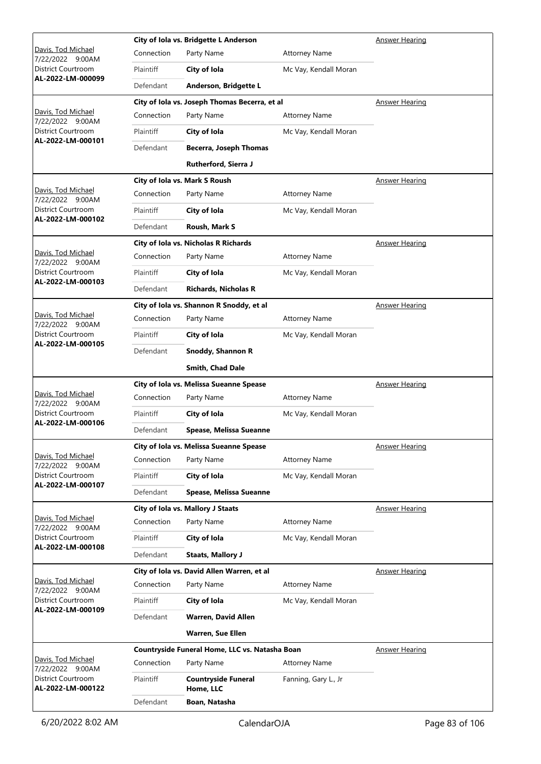| Judge / Date / Location / Case No. | Case | | | Hearing Type |
|---|---|---|---|---|
| Davis, Tod Michael<br>7/22/2022 9:00AM<br>District Courtroom<br>**AL-2022-LM-000099** | **City of Iola vs. Bridgette L Anderson** | | | Answer Hearing |
| | Connection | Party Name | Attorney Name | |
| | Plaintiff | **City of Iola** | Mc Vay, Kendall Moran | |
| | Defendant | **Anderson, Bridgette L** | | |
| Davis, Tod Michael<br>7/22/2022 9:00AM<br>District Courtroom<br>**AL-2022-LM-000101** | **City of Iola vs. Joseph Thomas Becerra, et al** | | | Answer Hearing |
| | Connection | Party Name | Attorney Name | |
| | Plaintiff | **City of Iola** | Mc Vay, Kendall Moran | |
| | Defendant | **Becerra, Joseph Thomas** | | |
| | | **Rutherford, Sierra J** | | |
| Davis, Tod Michael<br>7/22/2022 9:00AM<br>District Courtroom<br>**AL-2022-LM-000102** | **City of Iola vs. Mark S Roush** | | | Answer Hearing |
| | Connection | Party Name | Attorney Name | |
| | Plaintiff | **City of Iola** | Mc Vay, Kendall Moran | |
| | Defendant | **Roush, Mark S** | | |
| Davis, Tod Michael<br>7/22/2022 9:00AM<br>District Courtroom<br>**AL-2022-LM-000103** | **City of Iola vs. Nicholas R Richards** | | | Answer Hearing |
| | Connection | Party Name | Attorney Name | |
| | Plaintiff | **City of Iola** | Mc Vay, Kendall Moran | |
| | Defendant | **Richards, Nicholas R** | | |
| Davis, Tod Michael<br>7/22/2022 9:00AM<br>District Courtroom<br>**AL-2022-LM-000105** | **City of Iola vs. Shannon R Snoddy, et al** | | | Answer Hearing |
| | Connection | Party Name | Attorney Name | |
| | Plaintiff | **City of Iola** | Mc Vay, Kendall Moran | |
| | Defendant | **Snoddy, Shannon R** | | |
| | | **Smith, Chad Dale** | | |
| Davis, Tod Michael<br>7/22/2022 9:00AM<br>District Courtroom<br>**AL-2022-LM-000106** | **City of Iola vs. Melissa Sueanne Spease** | | | Answer Hearing |
| | Connection | Party Name | Attorney Name | |
| | Plaintiff | **City of Iola** | Mc Vay, Kendall Moran | |
| | Defendant | **Spease, Melissa Sueanne** | | |
| Davis, Tod Michael<br>7/22/2022 9:00AM<br>District Courtroom<br>**AL-2022-LM-000107** | **City of Iola vs. Melissa Sueanne Spease** | | | Answer Hearing |
| | Connection | Party Name | Attorney Name | |
| | Plaintiff | **City of Iola** | Mc Vay, Kendall Moran | |
| | Defendant | **Spease, Melissa Sueanne** | | |
| Davis, Tod Michael<br>7/22/2022 9:00AM<br>District Courtroom<br>**AL-2022-LM-000108** | **City of Iola vs. Mallory J Staats** | | | Answer Hearing |
| | Connection | Party Name | Attorney Name | |
| | Plaintiff | **City of Iola** | Mc Vay, Kendall Moran | |
| | Defendant | **Staats, Mallory J** | | |
| Davis, Tod Michael<br>7/22/2022 9:00AM<br>District Courtroom<br>**AL-2022-LM-000109** | **City of Iola vs. David Allen Warren, et al** | | | Answer Hearing |
| | Connection | Party Name | Attorney Name | |
| | Plaintiff | **City of Iola** | Mc Vay, Kendall Moran | |
| | Defendant | **Warren, David Allen** | | |
| | | **Warren, Sue Ellen** | | |
| Davis, Tod Michael<br>7/22/2022 9:00AM<br>District Courtroom<br>**AL-2022-LM-000122** | **Countryside Funeral Home, LLC vs. Natasha Boan** | | | Answer Hearing |
| | Connection | Party Name | Attorney Name | |
| | Plaintiff | **Countryside Funeral Home, LLC** | Fanning, Gary L., Jr | |
| | Defendant | **Boan, Natasha** | | |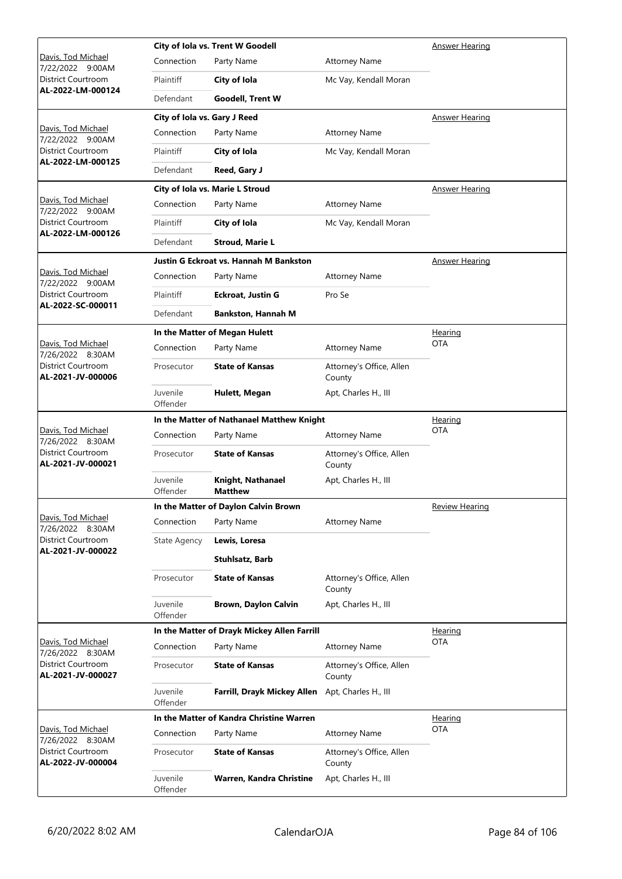| Judge / Date / Location / Case No. | Case | | | Hearing Type |
|---|---|---|---|---|
| Davis, Tod Michael<br>7/22/2022 9:00AM<br>District Courtroom<br>**AL-2022-LM-000124** | **City of Iola vs. Trent W Goodell** | | | Answer Hearing |
| | Connection | Party Name | Attorney Name | |
| | Plaintiff | **City of Iola** | Mc Vay, Kendall Moran | |
| | Defendant | **Goodell, Trent W** | | |
| Davis, Tod Michael<br>7/22/2022 9:00AM<br>District Courtroom<br>**AL-2022-LM-000125** | **City of Iola vs. Gary J Reed** | | | Answer Hearing |
| | Connection | Party Name | Attorney Name | |
| | Plaintiff | **City of Iola** | Mc Vay, Kendall Moran | |
| | Defendant | **Reed, Gary J** | | |
| Davis, Tod Michael<br>7/22/2022 9:00AM<br>District Courtroom<br>**AL-2022-LM-000126** | **City of Iola vs. Marie L Stroud** | | | Answer Hearing |
| | Connection | Party Name | Attorney Name | |
| | Plaintiff | **City of Iola** | Mc Vay, Kendall Moran | |
| | Defendant | **Stroud, Marie L** | | |
| Davis, Tod Michael<br>7/22/2022 9:00AM<br>District Courtroom<br>**AL-2022-SC-000011** | **Justin G Eckroat vs. Hannah M Bankston** | | | Answer Hearing |
| | Connection | Party Name | Attorney Name | |
| | Plaintiff | **Eckroat, Justin G** | Pro Se | |
| | Defendant | **Bankston, Hannah M** | | |
| Davis, Tod Michael<br>7/26/2022 8:30AM<br>District Courtroom<br>**AL-2021-JV-000006** | **In the Matter of Megan Hulett** | | | Hearing<br>OTA |
| | Connection | Party Name | Attorney Name | |
| | Prosecutor | **State of Kansas** | Attorney's Office, Allen County | |
| | Juvenile Offender | **Hulett, Megan** | Apt, Charles H., III | |
| Davis, Tod Michael<br>7/26/2022 8:30AM<br>District Courtroom<br>**AL-2021-JV-000021** | **In the Matter of Nathanael Matthew Knight** | | | Hearing<br>OTA |
| | Connection | Party Name | Attorney Name | |
| | Prosecutor | **State of Kansas** | Attorney's Office, Allen County | |
| | Juvenile Offender | **Knight, Nathanael Matthew** | Apt, Charles H., III | |
| Davis, Tod Michael<br>7/26/2022 8:30AM<br>District Courtroom<br>**AL-2021-JV-000022** | **In the Matter of Daylon Calvin Brown** | | | Review Hearing |
| | Connection | Party Name | Attorney Name | |
| | State Agency | **Lewis, Loresa** | | |
| | | **Stuhlsatz, Barb** | | |
| | Prosecutor | **State of Kansas** | Attorney's Office, Allen County | |
| | Juvenile Offender | **Brown, Daylon Calvin** | Apt, Charles H., III | |
| Davis, Tod Michael<br>7/26/2022 8:30AM<br>District Courtroom<br>**AL-2021-JV-000027** | **In the Matter of Drayk Mickey Allen Farrill** | | | Hearing<br>OTA |
| | Connection | Party Name | Attorney Name | |
| | Prosecutor | **State of Kansas** | Attorney's Office, Allen County | |
| | Juvenile Offender | **Farrill, Drayk Mickey Allen** | Apt, Charles H., III | |
| Davis, Tod Michael<br>7/26/2022 8:30AM<br>District Courtroom<br>**AL-2022-JV-000004** | **In the Matter of Kandra Christine Warren** | | | Hearing<br>OTA |
| | Connection | Party Name | Attorney Name | |
| | Prosecutor | **State of Kansas** | Attorney's Office, Allen County | |
| | Juvenile Offender | **Warren, Kandra Christine** | Apt, Charles H., III | |

6/20/2022 8:02 AM CalendarOJA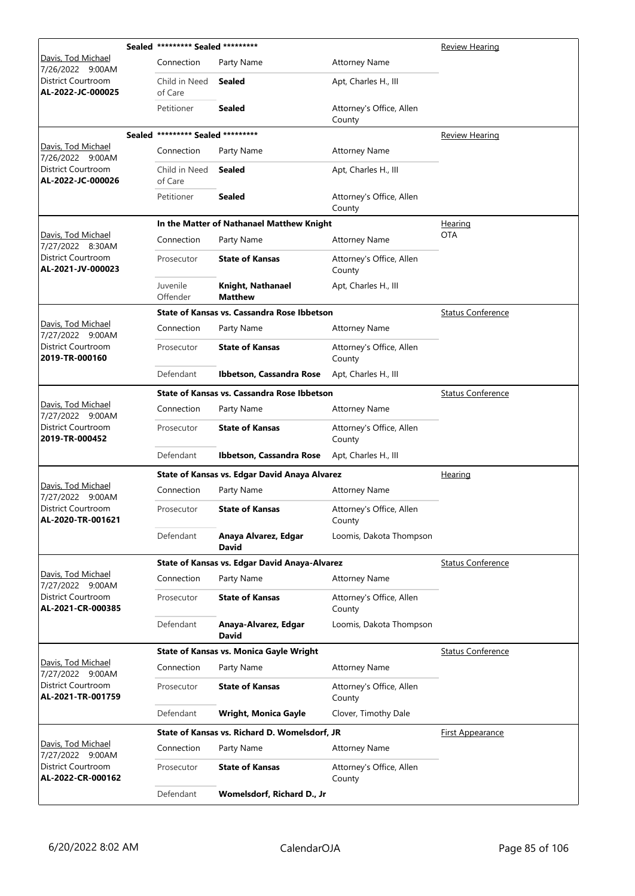| Judge / Date / Location / Case | Connection | Party Name | Attorney Name | Hearing Type |
|---|---|---|---|---|
| **Sealed** | ********* Sealed ********* | | | Review Hearing |
| Davis, Tod Michael 7/26/2022 9:00AM District Courtroom **AL-2022-JC-000025** | Child in Need of Care | **Sealed** | Apt, Charles H., III | |
| | Petitioner | **Sealed** | Attorney's Office, Allen County | |
| **Sealed** | ********* Sealed ********* | | | Review Hearing |
| Davis, Tod Michael 7/26/2022 9:00AM District Courtroom **AL-2022-JC-000026** | Child in Need of Care | **Sealed** | Apt, Charles H., III | |
| | Petitioner | **Sealed** | Attorney's Office, Allen County | |
| | **In the Matter of Nathanael Matthew Knight** | | | Hearing OTA |
| Davis, Tod Michael 7/27/2022 8:30AM District Courtroom **AL-2021-JV-000023** | Prosecutor | **State of Kansas** | Attorney's Office, Allen County | |
| | Juvenile Offender | **Knight, Nathanael Matthew** | Apt, Charles H., III | |
| | **State of Kansas vs. Cassandra Rose Ibbetson** | | | Status Conference |
| Davis, Tod Michael 7/27/2022 9:00AM District Courtroom **2019-TR-000160** | Prosecutor | **State of Kansas** | Attorney's Office, Allen County | |
| | Defendant | **Ibbetson, Cassandra Rose** | Apt, Charles H., III | |
| | **State of Kansas vs. Cassandra Rose Ibbetson** | | | Status Conference |
| Davis, Tod Michael 7/27/2022 9:00AM District Courtroom **2019-TR-000452** | Prosecutor | **State of Kansas** | Attorney's Office, Allen County | |
| | Defendant | **Ibbetson, Cassandra Rose** | Apt, Charles H., III | |
| | **State of Kansas vs. Edgar David Anaya Alvarez** | | | Hearing |
| Davis, Tod Michael 7/27/2022 9:00AM District Courtroom **AL-2020-TR-001621** | Prosecutor | **State of Kansas** | Attorney's Office, Allen County | |
| | Defendant | **Anaya Alvarez, Edgar David** | Loomis, Dakota Thompson | |
| | **State of Kansas vs. Edgar David Anaya-Alvarez** | | | Status Conference |
| Davis, Tod Michael 7/27/2022 9:00AM District Courtroom **AL-2021-CR-000385** | Prosecutor | **State of Kansas** | Attorney's Office, Allen County | |
| | Defendant | **Anaya-Alvarez, Edgar David** | Loomis, Dakota Thompson | |
| | **State of Kansas vs. Monica Gayle Wright** | | | Status Conference |
| Davis, Tod Michael 7/27/2022 9:00AM District Courtroom **AL-2021-TR-001759** | Prosecutor | **State of Kansas** | Attorney's Office, Allen County | |
| | Defendant | **Wright, Monica Gayle** | Clover, Timothy Dale | |
| | **State of Kansas vs. Richard D. Womelsdorf, JR** | | | First Appearance |
| Davis, Tod Michael 7/27/2022 9:00AM District Courtroom **AL-2022-CR-000162** | Prosecutor | **State of Kansas** | Attorney's Office, Allen County | |
| | Defendant | **Womelsdorf, Richard D., Jr** | | |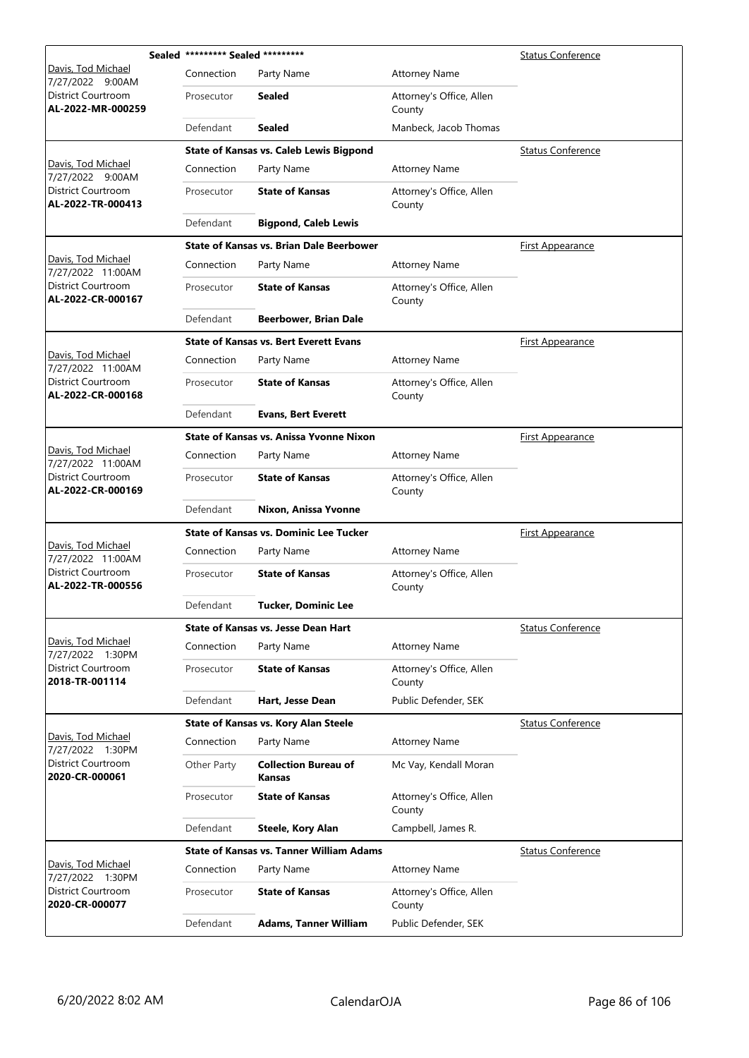| Judge / Date / Location / Case | Connection | Party Name | Attorney Name | Hearing Type |
|---|---|---|---|---|
| **Sealed** | | ********* Sealed ********* | | Status Conference |
| Davis, Tod Michael 7/27/2022 9:00AM District Courtroom **AL-2022-MR-000259** | Connection | Party Name | Attorney Name | |
| | Prosecutor | **Sealed** | Attorney's Office, Allen County | |
| | Defendant | **Sealed** | Manbeck, Jacob Thomas | |
| | | **State of Kansas vs. Caleb Lewis Bigpond** | | Status Conference |
| Davis, Tod Michael 7/27/2022 9:00AM District Courtroom **AL-2022-TR-000413** | Connection | Party Name | Attorney Name | |
| | Prosecutor | **State of Kansas** | Attorney's Office, Allen County | |
| | Defendant | **Bigpond, Caleb Lewis** | | |
| | | **State of Kansas vs. Brian Dale Beerbower** | | First Appearance |
| Davis, Tod Michael 7/27/2022 11:00AM District Courtroom **AL-2022-CR-000167** | Connection | Party Name | Attorney Name | |
| | Prosecutor | **State of Kansas** | Attorney's Office, Allen County | |
| | Defendant | **Beerbower, Brian Dale** | | |
| | | **State of Kansas vs. Bert Everett Evans** | | First Appearance |
| Davis, Tod Michael 7/27/2022 11:00AM District Courtroom **AL-2022-CR-000168** | Connection | Party Name | Attorney Name | |
| | Prosecutor | **State of Kansas** | Attorney's Office, Allen County | |
| | Defendant | **Evans, Bert Everett** | | |
| | | **State of Kansas vs. Anissa Yvonne Nixon** | | First Appearance |
| Davis, Tod Michael 7/27/2022 11:00AM District Courtroom **AL-2022-CR-000169** | Connection | Party Name | Attorney Name | |
| | Prosecutor | **State of Kansas** | Attorney's Office, Allen County | |
| | Defendant | **Nixon, Anissa Yvonne** | | |
| | | **State of Kansas vs. Dominic Lee Tucker** | | First Appearance |
| Davis, Tod Michael 7/27/2022 11:00AM District Courtroom **AL-2022-TR-000556** | Connection | Party Name | Attorney Name | |
| | Prosecutor | **State of Kansas** | Attorney's Office, Allen County | |
| | Defendant | **Tucker, Dominic Lee** | | |
| | | **State of Kansas vs. Jesse Dean Hart** | | Status Conference |
| Davis, Tod Michael 7/27/2022 1:30PM District Courtroom **2018-TR-001114** | Connection | Party Name | Attorney Name | |
| | Prosecutor | **State of Kansas** | Attorney's Office, Allen County | |
| | Defendant | **Hart, Jesse Dean** | Public Defender, SEK | |
| | | **State of Kansas vs. Kory Alan Steele** | | Status Conference |
| Davis, Tod Michael 7/27/2022 1:30PM District Courtroom **2020-CR-000061** | Connection | Party Name | Attorney Name | |
| | Other Party | **Collection Bureau of Kansas** | Mc Vay, Kendall Moran | |
| | Prosecutor | **State of Kansas** | Attorney's Office, Allen County | |
| | Defendant | **Steele, Kory Alan** | Campbell, James R. | |
| | | **State of Kansas vs. Tanner William Adams** | | Status Conference |
| Davis, Tod Michael 7/27/2022 1:30PM District Courtroom **2020-CR-000077** | Connection | Party Name | Attorney Name | |
| | Prosecutor | **State of Kansas** | Attorney's Office, Allen County | |
| | Defendant | **Adams, Tanner William** | Public Defender, SEK | |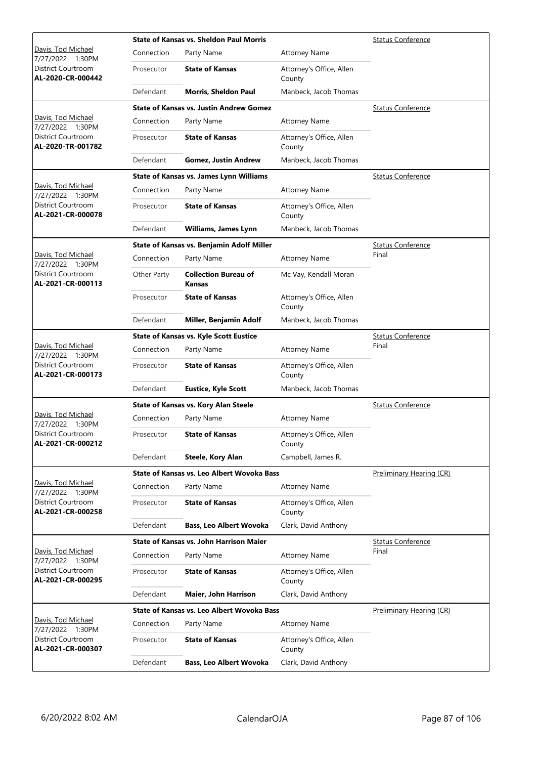| Judge / Date / Location / Case | Case Title | Connection | Party Name | Attorney Name | Hearing Type |
|---|---|---|---|---|---|
| Davis, Tod Michael<br>7/27/2022 1:30PM<br>District Courtroom<br>**AL-2020-CR-000442** | **State of Kansas vs. Sheldon Paul Morris** | Prosecutor | **State of Kansas** | Attorney's Office, Allen County | Status Conference |
| | | Defendant | **Morris, Sheldon Paul** | Manbeck, Jacob Thomas | |
| Davis, Tod Michael<br>7/27/2022 1:30PM<br>District Courtroom<br>**AL-2020-TR-001782** | **State of Kansas vs. Justin Andrew Gomez** | Prosecutor | **State of Kansas** | Attorney's Office, Allen County | Status Conference |
| | | Defendant | **Gomez, Justin Andrew** | Manbeck, Jacob Thomas | |
| Davis, Tod Michael<br>7/27/2022 1:30PM<br>District Courtroom<br>**AL-2021-CR-000078** | **State of Kansas vs. James Lynn Williams** | Prosecutor | **State of Kansas** | Attorney's Office, Allen County | Status Conference |
| | | Defendant | **Williams, James Lynn** | Manbeck, Jacob Thomas | |
| Davis, Tod Michael<br>7/27/2022 1:30PM<br>District Courtroom<br>**AL-2021-CR-000113** | **State of Kansas vs. Benjamin Adolf Miller** | Other Party | **Collection Bureau of Kansas** | Mc Vay, Kendall Moran | Status Conference<br>Final |
| | | Prosecutor | **State of Kansas** | Attorney's Office, Allen County | |
| | | Defendant | **Miller, Benjamin Adolf** | Manbeck, Jacob Thomas | |
| Davis, Tod Michael<br>7/27/2022 1:30PM<br>District Courtroom<br>**AL-2021-CR-000173** | **State of Kansas vs. Kyle Scott Eustice** | Prosecutor | **State of Kansas** | Attorney's Office, Allen County | Status Conference<br>Final |
| | | Defendant | **Eustice, Kyle Scott** | Manbeck, Jacob Thomas | |
| Davis, Tod Michael<br>7/27/2022 1:30PM<br>District Courtroom<br>**AL-2021-CR-000212** | **State of Kansas vs. Kory Alan Steele** | Prosecutor | **State of Kansas** | Attorney's Office, Allen County | Status Conference |
| | | Defendant | **Steele, Kory Alan** | Campbell, James R. | |
| Davis, Tod Michael<br>7/27/2022 1:30PM<br>District Courtroom<br>**AL-2021-CR-000258** | **State of Kansas vs. Leo Albert Wovoka Bass** | Prosecutor | **State of Kansas** | Attorney's Office, Allen County | Preliminary Hearing (CR) |
| | | Defendant | **Bass, Leo Albert Wovoka** | Clark, David Anthony | |
| Davis, Tod Michael<br>7/27/2022 1:30PM<br>District Courtroom<br>**AL-2021-CR-000295** | **State of Kansas vs. John Harrison Maier** | Prosecutor | **State of Kansas** | Attorney's Office, Allen County | Status Conference<br>Final |
| | | Defendant | **Maier, John Harrison** | Clark, David Anthony | |
| Davis, Tod Michael<br>7/27/2022 1:30PM<br>District Courtroom<br>**AL-2021-CR-000307** | **State of Kansas vs. Leo Albert Wovoka Bass** | Prosecutor | **State of Kansas** | Attorney's Office, Allen County | Preliminary Hearing (CR) |
| | | Defendant | **Bass, Leo Albert Wovoka** | Clark, David Anthony | |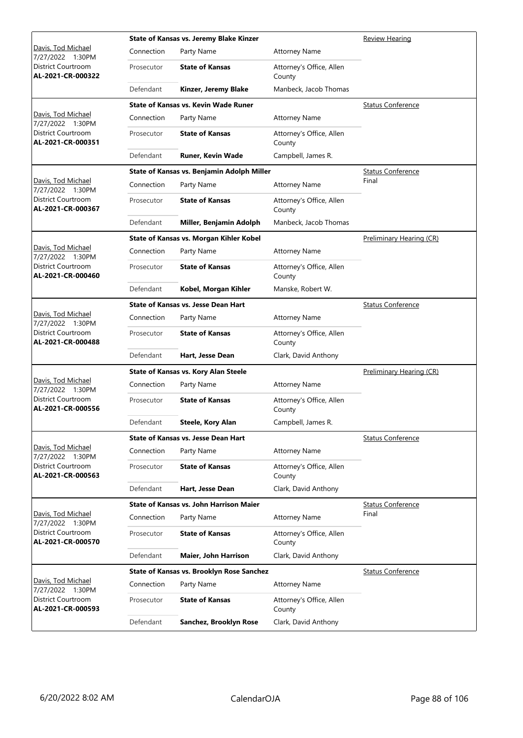| Judge / Date / Location / Case | Case Title | Connection | Party Name | Attorney Name | Hearing Type |
|---|---|---|---|---|---|
| Davis, Tod Michael 7/27/2022 1:30PM District Courtroom **AL-2021-CR-000322** | **State of Kansas vs. Jeremy Blake Kinzer** | Prosecutor | **State of Kansas** | Attorney's Office, Allen County | Review Hearing |
| | | Defendant | **Kinzer, Jeremy Blake** | Manbeck, Jacob Thomas | |
| Davis, Tod Michael 7/27/2022 1:30PM District Courtroom **AL-2021-CR-000351** | **State of Kansas vs. Kevin Wade Runer** | Prosecutor | **State of Kansas** | Attorney's Office, Allen County | Status Conference |
| | | Defendant | **Runer, Kevin Wade** | Campbell, James R. | |
| Davis, Tod Michael 7/27/2022 1:30PM District Courtroom **AL-2021-CR-000367** | **State of Kansas vs. Benjamin Adolph Miller** | Prosecutor | **State of Kansas** | Attorney's Office, Allen County | Status Conference Final |
| | | Defendant | **Miller, Benjamin Adolph** | Manbeck, Jacob Thomas | |
| Davis, Tod Michael 7/27/2022 1:30PM District Courtroom **AL-2021-CR-000460** | **State of Kansas vs. Morgan Kihler Kobel** | Prosecutor | **State of Kansas** | Attorney's Office, Allen County | Preliminary Hearing (CR) |
| | | Defendant | **Kobel, Morgan Kihler** | Manske, Robert W. | |
| Davis, Tod Michael 7/27/2022 1:30PM District Courtroom **AL-2021-CR-000488** | **State of Kansas vs. Jesse Dean Hart** | Prosecutor | **State of Kansas** | Attorney's Office, Allen County | Status Conference |
| | | Defendant | **Hart, Jesse Dean** | Clark, David Anthony | |
| Davis, Tod Michael 7/27/2022 1:30PM District Courtroom **AL-2021-CR-000556** | **State of Kansas vs. Kory Alan Steele** | Prosecutor | **State of Kansas** | Attorney's Office, Allen County | Preliminary Hearing (CR) |
| | | Defendant | **Steele, Kory Alan** | Campbell, James R. | |
| Davis, Tod Michael 7/27/2022 1:30PM District Courtroom **AL-2021-CR-000563** | **State of Kansas vs. Jesse Dean Hart** | Prosecutor | **State of Kansas** | Attorney's Office, Allen County | Status Conference |
| | | Defendant | **Hart, Jesse Dean** | Clark, David Anthony | |
| Davis, Tod Michael 7/27/2022 1:30PM District Courtroom **AL-2021-CR-000570** | **State of Kansas vs. John Harrison Maier** | Prosecutor | **State of Kansas** | Attorney's Office, Allen County | Status Conference Final |
| | | Defendant | **Maier, John Harrison** | Clark, David Anthony | |
| Davis, Tod Michael 7/27/2022 1:30PM District Courtroom **AL-2021-CR-000593** | **State of Kansas vs. Brooklyn Rose Sanchez** | Prosecutor | **State of Kansas** | Attorney's Office, Allen County | Status Conference |
| | | Defendant | **Sanchez, Brooklyn Rose** | Clark, David Anthony | |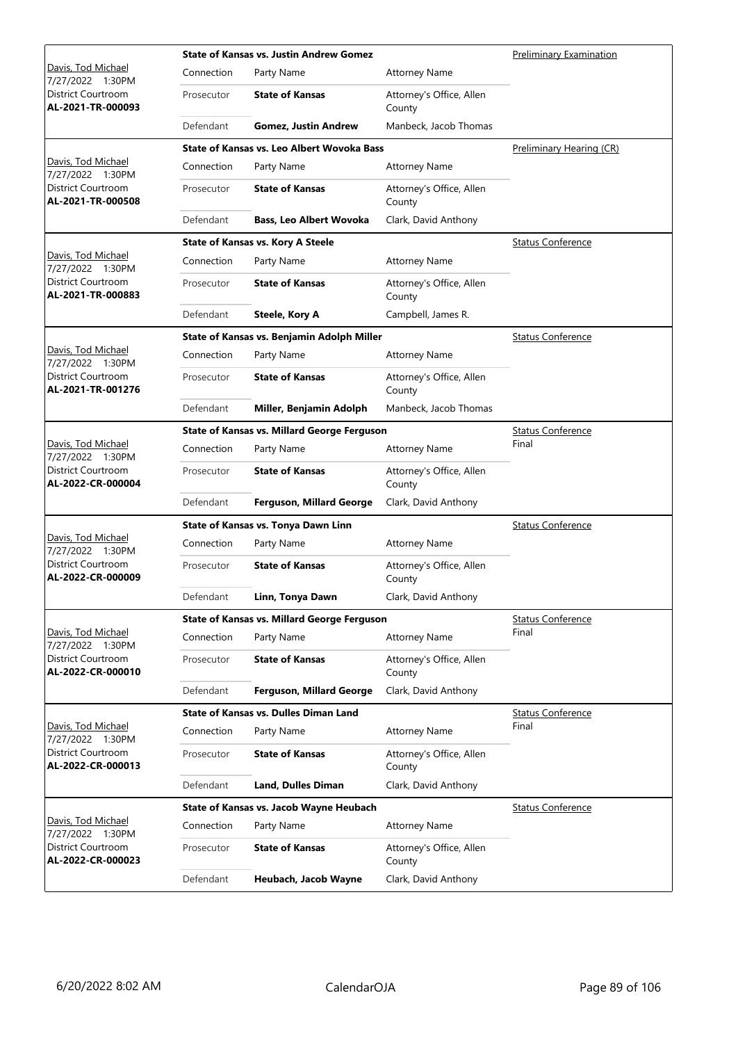| Judge / Date / Location / Case | Case Title | Connection | Party Name | Attorney Name | Hearing Type |
|---|---|---|---|---|---|
| Davis, Tod Michael<br>7/27/2022 1:30PM<br>District Courtroom<br>**AL-2021-TR-000093** | **State of Kansas vs. Justin Andrew Gomez** | Connection | Party Name | Attorney Name | Preliminary Examination |
| | | Prosecutor | **State of Kansas** | Attorney's Office, Allen County | |
| | | Defendant | **Gomez, Justin Andrew** | Manbeck, Jacob Thomas | |
| Davis, Tod Michael<br>7/27/2022 1:30PM<br>District Courtroom<br>**AL-2021-TR-000508** | **State of Kansas vs. Leo Albert Wovoka Bass** | Connection | Party Name | Attorney Name | Preliminary Hearing (CR) |
| | | Prosecutor | **State of Kansas** | Attorney's Office, Allen County | |
| | | Defendant | **Bass, Leo Albert Wovoka** | Clark, David Anthony | |
| Davis, Tod Michael<br>7/27/2022 1:30PM<br>District Courtroom<br>**AL-2021-TR-000883** | **State of Kansas vs. Kory A Steele** | Connection | Party Name | Attorney Name | Status Conference |
| | | Prosecutor | **State of Kansas** | Attorney's Office, Allen County | |
| | | Defendant | **Steele, Kory A** | Campbell, James R. | |
| Davis, Tod Michael<br>7/27/2022 1:30PM<br>District Courtroom<br>**AL-2021-TR-001276** | **State of Kansas vs. Benjamin Adolph Miller** | Connection | Party Name | Attorney Name | Status Conference |
| | | Prosecutor | **State of Kansas** | Attorney's Office, Allen County | |
| | | Defendant | **Miller, Benjamin Adolph** | Manbeck, Jacob Thomas | |
| Davis, Tod Michael<br>7/27/2022 1:30PM<br>District Courtroom<br>**AL-2022-CR-000004** | **State of Kansas vs. Millard George Ferguson** | Connection | Party Name | Attorney Name | Status Conference<br>Final |
| | | Prosecutor | **State of Kansas** | Attorney's Office, Allen County | |
| | | Defendant | **Ferguson, Millard George** | Clark, David Anthony | |
| Davis, Tod Michael<br>7/27/2022 1:30PM<br>District Courtroom<br>**AL-2022-CR-000009** | **State of Kansas vs. Tonya Dawn Linn** | Connection | Party Name | Attorney Name | Status Conference |
| | | Prosecutor | **State of Kansas** | Attorney's Office, Allen County | |
| | | Defendant | **Linn, Tonya Dawn** | Clark, David Anthony | |
| Davis, Tod Michael<br>7/27/2022 1:30PM<br>District Courtroom<br>**AL-2022-CR-000010** | **State of Kansas vs. Millard George Ferguson** | Connection | Party Name | Attorney Name | Status Conference<br>Final |
| | | Prosecutor | **State of Kansas** | Attorney's Office, Allen County | |
| | | Defendant | **Ferguson, Millard George** | Clark, David Anthony | |
| Davis, Tod Michael<br>7/27/2022 1:30PM<br>District Courtroom<br>**AL-2022-CR-000013** | **State of Kansas vs. Dulles Diman Land** | Connection | Party Name | Attorney Name | Status Conference<br>Final |
| | | Prosecutor | **State of Kansas** | Attorney's Office, Allen County | |
| | | Defendant | **Land, Dulles Diman** | Clark, David Anthony | |
| Davis, Tod Michael<br>7/27/2022 1:30PM<br>District Courtroom<br>**AL-2022-CR-000023** | **State of Kansas vs. Jacob Wayne Heubach** | Connection | Party Name | Attorney Name | Status Conference |
| | | Prosecutor | **State of Kansas** | Attorney's Office, Allen County | |
| | | Defendant | **Heubach, Jacob Wayne** | Clark, David Anthony | |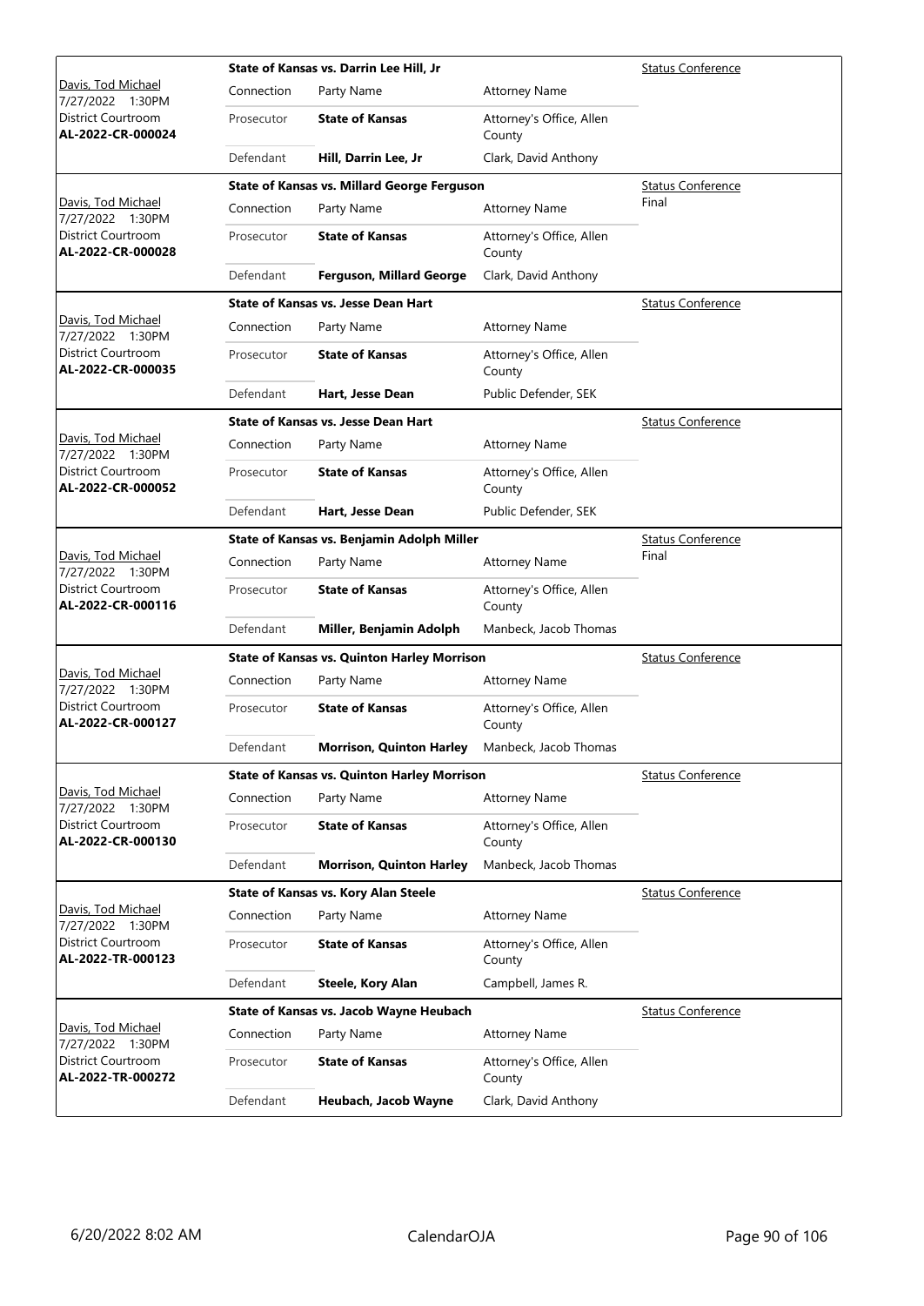| Judge / Date / Location / Case | Case Title | | | Hearing Type |
|---|---|---|---|---|
| Davis, Tod Michael<br>7/27/2022 1:30PM<br>District Courtroom<br>**AL-2022-CR-000024** | **State of Kansas vs. Darrin Lee Hill, Jr** | | | Status Conference |
| | Connection | Party Name | Attorney Name | |
| | Prosecutor | **State of Kansas** | Attorney's Office, Allen County | |
| | Defendant | **Hill, Darrin Lee, Jr** | Clark, David Anthony | |
| Davis, Tod Michael<br>7/27/2022 1:30PM<br>District Courtroom<br>**AL-2022-CR-000028** | **State of Kansas vs. Millard George Ferguson** | | | Status Conference<br>Final |
| | Connection | Party Name | Attorney Name | |
| | Prosecutor | **State of Kansas** | Attorney's Office, Allen County | |
| | Defendant | **Ferguson, Millard George** | Clark, David Anthony | |
| Davis, Tod Michael<br>7/27/2022 1:30PM<br>District Courtroom<br>**AL-2022-CR-000035** | **State of Kansas vs. Jesse Dean Hart** | | | Status Conference |
| | Connection | Party Name | Attorney Name | |
| | Prosecutor | **State of Kansas** | Attorney's Office, Allen County | |
| | Defendant | **Hart, Jesse Dean** | Public Defender, SEK | |
| Davis, Tod Michael<br>7/27/2022 1:30PM<br>District Courtroom<br>**AL-2022-CR-000052** | **State of Kansas vs. Jesse Dean Hart** | | | Status Conference |
| | Connection | Party Name | Attorney Name | |
| | Prosecutor | **State of Kansas** | Attorney's Office, Allen County | |
| | Defendant | **Hart, Jesse Dean** | Public Defender, SEK | |
| Davis, Tod Michael<br>7/27/2022 1:30PM<br>District Courtroom<br>**AL-2022-CR-000116** | **State of Kansas vs. Benjamin Adolph Miller** | | | Status Conference<br>Final |
| | Connection | Party Name | Attorney Name | |
| | Prosecutor | **State of Kansas** | Attorney's Office, Allen County | |
| | Defendant | **Miller, Benjamin Adolph** | Manbeck, Jacob Thomas | |
| Davis, Tod Michael<br>7/27/2022 1:30PM<br>District Courtroom<br>**AL-2022-CR-000127** | **State of Kansas vs. Quinton Harley Morrison** | | | Status Conference |
| | Connection | Party Name | Attorney Name | |
| | Prosecutor | **State of Kansas** | Attorney's Office, Allen County | |
| | Defendant | **Morrison, Quinton Harley** | Manbeck, Jacob Thomas | |
| Davis, Tod Michael<br>7/27/2022 1:30PM<br>District Courtroom<br>**AL-2022-CR-000130** | **State of Kansas vs. Quinton Harley Morrison** | | | Status Conference |
| | Connection | Party Name | Attorney Name | |
| | Prosecutor | **State of Kansas** | Attorney's Office, Allen County | |
| | Defendant | **Morrison, Quinton Harley** | Manbeck, Jacob Thomas | |
| Davis, Tod Michael<br>7/27/2022 1:30PM<br>District Courtroom<br>**AL-2022-TR-000123** | **State of Kansas vs. Kory Alan Steele** | | | Status Conference |
| | Connection | Party Name | Attorney Name | |
| | Prosecutor | **State of Kansas** | Attorney's Office, Allen County | |
| | Defendant | **Steele, Kory Alan** | Campbell, James R. | |
| Davis, Tod Michael<br>7/27/2022 1:30PM<br>District Courtroom<br>**AL-2022-TR-000272** | **State of Kansas vs. Jacob Wayne Heubach** | | | Status Conference |
| | Connection | Party Name | Attorney Name | |
| | Prosecutor | **State of Kansas** | Attorney's Office, Allen County | |
| | Defendant | **Heubach, Jacob Wayne** | Clark, David Anthony | |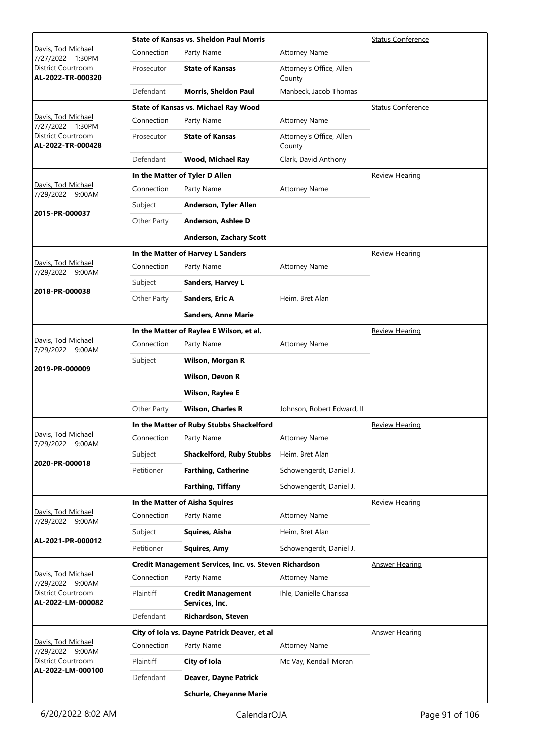| Judge / Date / Location / Case | Case Title | | | Hearing Type |
|---|---|---|---|---|
| Davis, Tod Michael<br>7/27/2022 1:30PM<br>District Courtroom<br>**AL-2022-TR-000320** | **State of Kansas vs. Sheldon Paul Morris** | | | Status Conference |
| | Connection | Party Name | Attorney Name | |
| | Prosecutor | **State of Kansas** | Attorney's Office, Allen County | |
| | Defendant | **Morris, Sheldon Paul** | Manbeck, Jacob Thomas | |
| Davis, Tod Michael<br>7/27/2022 1:30PM<br>District Courtroom<br>**AL-2022-TR-000428** | **State of Kansas vs. Michael Ray Wood** | | | Status Conference |
| | Connection | Party Name | Attorney Name | |
| | Prosecutor | **State of Kansas** | Attorney's Office, Allen County | |
| | Defendant | **Wood, Michael Ray** | Clark, David Anthony | |
| Davis, Tod Michael<br>7/29/2022 9:00AM<br>**2015-PR-000037** | **In the Matter of Tyler D Allen** | | | Review Hearing |
| | Connection | Party Name | Attorney Name | |
| | Subject | **Anderson, Tyler Allen** | | |
| | Other Party | **Anderson, Ashlee D** | | |
| | | **Anderson, Zachary Scott** | | |
| Davis, Tod Michael<br>7/29/2022 9:00AM<br>**2018-PR-000038** | **In the Matter of Harvey L Sanders** | | | Review Hearing |
| | Connection | Party Name | Attorney Name | |
| | Subject | **Sanders, Harvey L** | | |
| | Other Party | **Sanders, Eric A** | Heim, Bret Alan | |
| | | **Sanders, Anne Marie** | | |
| Davis, Tod Michael<br>7/29/2022 9:00AM<br>**2019-PR-000009** | **In the Matter of Raylea E Wilson, et al.** | | | Review Hearing |
| | Connection | Party Name | Attorney Name | |
| | Subject | **Wilson, Morgan R** | | |
| | | **Wilson, Devon R** | | |
| | | **Wilson, Raylea E** | | |
| | Other Party | **Wilson, Charles R** | Johnson, Robert Edward, II | |
| Davis, Tod Michael<br>7/29/2022 9:00AM<br>**2020-PR-000018** | **In the Matter of Ruby Stubbs Shackelford** | | | Review Hearing |
| | Connection | Party Name | Attorney Name | |
| | Subject | **Shackelford, Ruby Stubbs** | Heim, Bret Alan | |
| | Petitioner | **Farthing, Catherine** | Schowengerdt, Daniel J. | |
| | | **Farthing, Tiffany** | Schowengerdt, Daniel J. | |
| Davis, Tod Michael<br>7/29/2022 9:00AM<br>**AL-2021-PR-000012** | **In the Matter of Aisha Squires** | | | Review Hearing |
| | Connection | Party Name | Attorney Name | |
| | Subject | **Squires, Aisha** | Heim, Bret Alan | |
| | Petitioner | **Squires, Amy** | Schowengerdt, Daniel J. | |
| Davis, Tod Michael<br>7/29/2022 9:00AM<br>District Courtroom<br>**AL-2022-LM-000082** | **Credit Management Services, Inc. vs. Steven Richardson** | | | Answer Hearing |
| | Connection | Party Name | Attorney Name | |
| | Plaintiff | **Credit Management Services, Inc.** | Ihle, Danielle Charissa | |
| | Defendant | **Richardson, Steven** | | |
| Davis, Tod Michael<br>7/29/2022 9:00AM<br>District Courtroom<br>**AL-2022-LM-000100** | **City of Iola vs. Dayne Patrick Deaver, et al** | | | Answer Hearing |
| | Connection | Party Name | Attorney Name | |
| | Plaintiff | **City of Iola** | Mc Vay, Kendall Moran | |
| | Defendant | **Deaver, Dayne Patrick** | | |
| | | **Schurle, Cheyanne Marie** | | |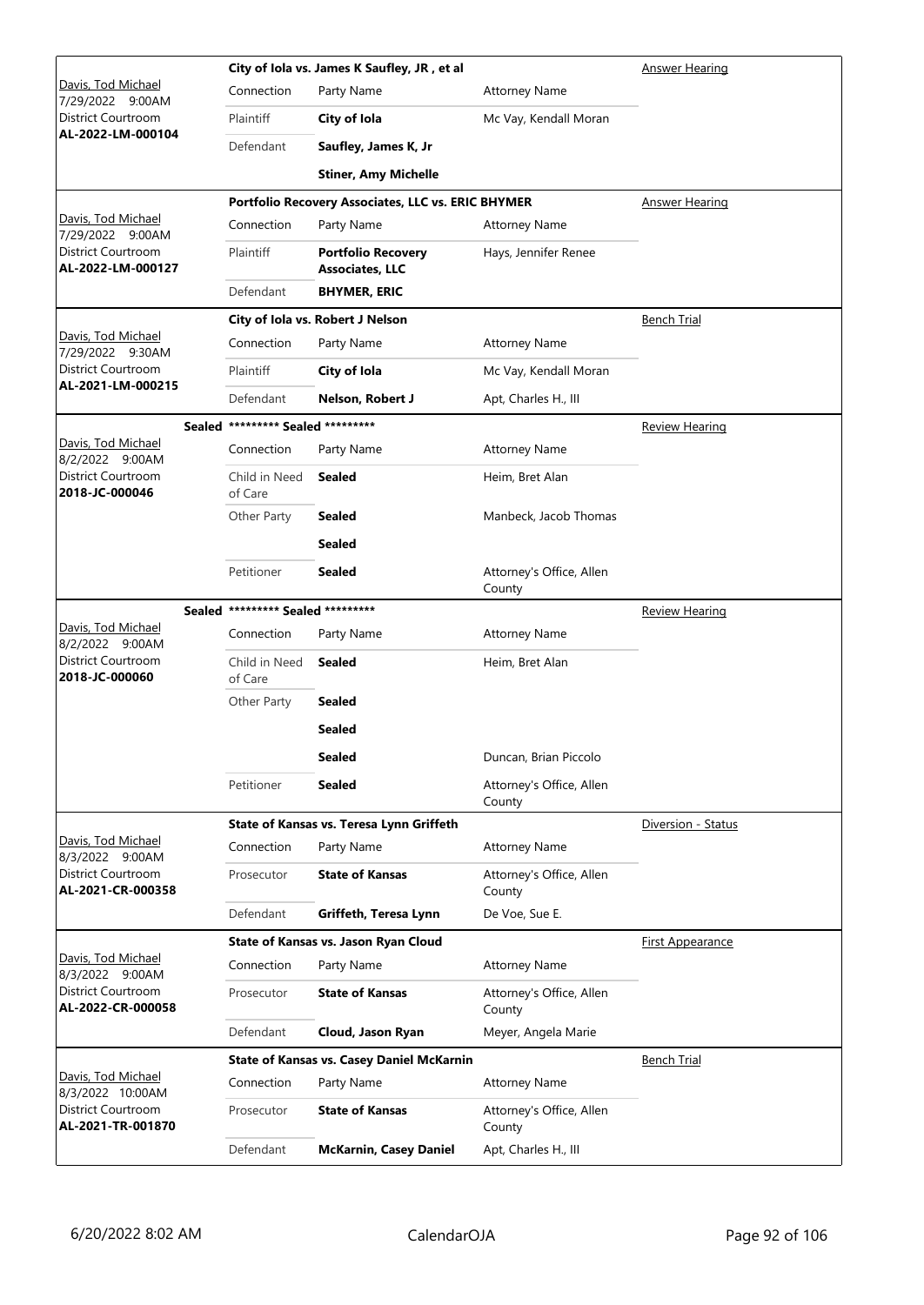| Judge / Date / Location / Case | Case Title | | | Hearing Type |
|---|---|---|---|---|
| Davis, Tod Michael<br>7/29/2022 9:00AM<br>District Courtroom<br>**AL-2022-LM-000104** | **City of Iola vs. James K Saufley, JR , et al** | | | Answer Hearing |
| | Connection | Party Name | Attorney Name | |
| | Plaintiff | **City of Iola** | Mc Vay, Kendall Moran | |
| | Defendant | **Saufley, James K, Jr** | | |
| | | **Stiner, Amy Michelle** | | |
| Davis, Tod Michael<br>7/29/2022 9:00AM<br>District Courtroom<br>**AL-2022-LM-000127** | **Portfolio Recovery Associates, LLC vs. ERIC BHYMER** | | | Answer Hearing |
| | Connection | Party Name | Attorney Name | |
| | Plaintiff | **Portfolio Recovery Associates, LLC** | Hays, Jennifer Renee | |
| | Defendant | **BHYMER, ERIC** | | |
| Davis, Tod Michael<br>7/29/2022 9:30AM<br>District Courtroom<br>**AL-2021-LM-000215** | **City of Iola vs. Robert J Nelson** | | | Bench Trial |
| | Connection | Party Name | Attorney Name | |
| | Plaintiff | **City of Iola** | Mc Vay, Kendall Moran | |
| | Defendant | **Nelson, Robert J** | Apt, Charles H., III | |
| Davis, Tod Michael<br>8/2/2022 9:00AM<br>District Courtroom<br>**2018-JC-000046** | **Sealed ********* Sealed ********* | | | Review Hearing |
| | Connection | Party Name | Attorney Name | |
| | Child in Need of Care | **Sealed** | Heim, Bret Alan | |
| | Other Party | **Sealed** | Manbeck, Jacob Thomas | |
| | | **Sealed** | | |
| | Petitioner | **Sealed** | Attorney's Office, Allen County | |
| Davis, Tod Michael<br>8/2/2022 9:00AM<br>District Courtroom<br>**2018-JC-000060** | **Sealed ********* Sealed ********* | | | Review Hearing |
| | Connection | Party Name | Attorney Name | |
| | Child in Need of Care | **Sealed** | Heim, Bret Alan | |
| | Other Party | **Sealed** | | |
| | | **Sealed** | | |
| | | **Sealed** | Duncan, Brian Piccolo | |
| | Petitioner | **Sealed** | Attorney's Office, Allen County | |
| Davis, Tod Michael<br>8/3/2022 9:00AM<br>District Courtroom<br>**AL-2021-CR-000358** | **State of Kansas vs. Teresa Lynn Griffeth** | | | Diversion - Status |
| | Connection | Party Name | Attorney Name | |
| | Prosecutor | **State of Kansas** | Attorney's Office, Allen County | |
| | Defendant | **Griffeth, Teresa Lynn** | De Voe, Sue E. | |
| Davis, Tod Michael<br>8/3/2022 9:00AM<br>District Courtroom<br>**AL-2022-CR-000058** | **State of Kansas vs. Jason Ryan Cloud** | | | First Appearance |
| | Connection | Party Name | Attorney Name | |
| | Prosecutor | **State of Kansas** | Attorney's Office, Allen County | |
| | Defendant | **Cloud, Jason Ryan** | Meyer, Angela Marie | |
| Davis, Tod Michael<br>8/3/2022 10:00AM<br>District Courtroom<br>**AL-2021-TR-001870** | **State of Kansas vs. Casey Daniel McKarnin** | | | Bench Trial |
| | Connection | Party Name | Attorney Name | |
| | Prosecutor | **State of Kansas** | Attorney's Office, Allen County | |
| | Defendant | **McKarnin, Casey Daniel** | Apt, Charles H., III | |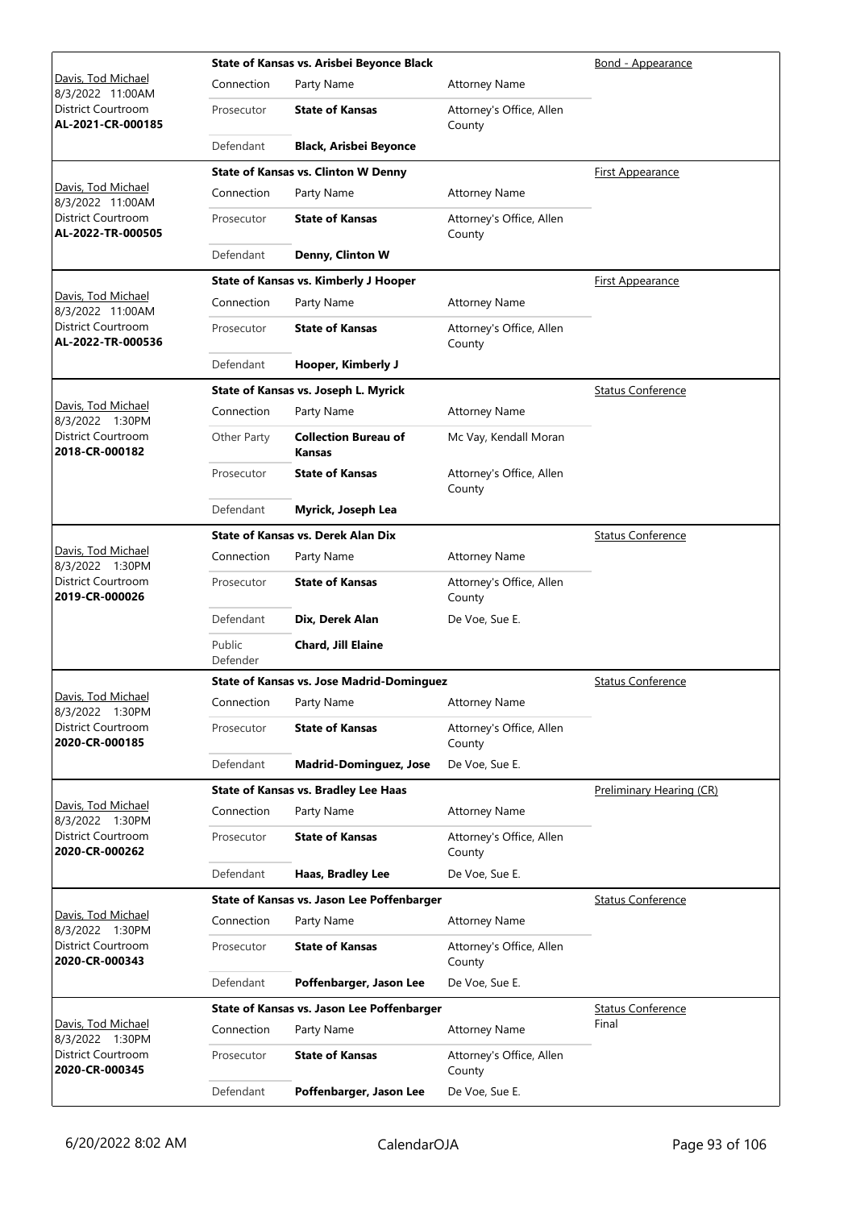| Judge / Date / Location / Case | Connection | Party Name | Attorney Name | Hearing Type |
|---|---|---|---|---|
| Davis, Tod Michael 8/3/2022 11:00AM District Courtroom **AL-2021-CR-000185** | **State of Kansas vs. Arisbei Beyonce Black** | | | Bond - Appearance |
| | Connection | Party Name | Attorney Name | |
| | Prosecutor | **State of Kansas** | Attorney's Office, Allen County | |
| | Defendant | **Black, Arisbei Beyonce** | | |
| Davis, Tod Michael 8/3/2022 11:00AM District Courtroom **AL-2022-TR-000505** | **State of Kansas vs. Clinton W Denny** | | | First Appearance |
| | Connection | Party Name | Attorney Name | |
| | Prosecutor | **State of Kansas** | Attorney's Office, Allen County | |
| | Defendant | **Denny, Clinton W** | | |
| Davis, Tod Michael 8/3/2022 11:00AM District Courtroom **AL-2022-TR-000536** | **State of Kansas vs. Kimberly J Hooper** | | | First Appearance |
| | Connection | Party Name | Attorney Name | |
| | Prosecutor | **State of Kansas** | Attorney's Office, Allen County | |
| | Defendant | **Hooper, Kimberly J** | | |
| Davis, Tod Michael 8/3/2022 1:30PM District Courtroom **2018-CR-000182** | **State of Kansas vs. Joseph L. Myrick** | | | Status Conference |
| | Connection | Party Name | Attorney Name | |
| | Other Party | **Collection Bureau of Kansas** | Mc Vay, Kendall Moran | |
| | Prosecutor | **State of Kansas** | Attorney's Office, Allen County | |
| | Defendant | **Myrick, Joseph Lea** | | |
| Davis, Tod Michael 8/3/2022 1:30PM District Courtroom **2019-CR-000026** | **State of Kansas vs. Derek Alan Dix** | | | Status Conference |
| | Connection | Party Name | Attorney Name | |
| | Prosecutor | **State of Kansas** | Attorney's Office, Allen County | |
| | Defendant | **Dix, Derek Alan** | De Voe, Sue E. | |
| | Public Defender | **Chard, Jill Elaine** | | |
| Davis, Tod Michael 8/3/2022 1:30PM District Courtroom **2020-CR-000185** | **State of Kansas vs. Jose Madrid-Dominguez** | | | Status Conference |
| | Connection | Party Name | Attorney Name | |
| | Prosecutor | **State of Kansas** | Attorney's Office, Allen County | |
| | Defendant | **Madrid-Dominguez, Jose** | De Voe, Sue E. | |
| Davis, Tod Michael 8/3/2022 1:30PM District Courtroom **2020-CR-000262** | **State of Kansas vs. Bradley Lee Haas** | | | Preliminary Hearing (CR) |
| | Connection | Party Name | Attorney Name | |
| | Prosecutor | **State of Kansas** | Attorney's Office, Allen County | |
| | Defendant | **Haas, Bradley Lee** | De Voe, Sue E. | |
| Davis, Tod Michael 8/3/2022 1:30PM District Courtroom **2020-CR-000343** | **State of Kansas vs. Jason Lee Poffenbarger** | | | Status Conference |
| | Connection | Party Name | Attorney Name | |
| | Prosecutor | **State of Kansas** | Attorney's Office, Allen County | |
| | Defendant | **Poffenbarger, Jason Lee** | De Voe, Sue E. | |
| Davis, Tod Michael 8/3/2022 1:30PM District Courtroom **2020-CR-000345** | **State of Kansas vs. Jason Lee Poffenbarger** | | | Status Conference Final |
| | Connection | Party Name | Attorney Name | |
| | Prosecutor | **State of Kansas** | Attorney's Office, Allen County | |
| | Defendant | **Poffenbarger, Jason Lee** | De Voe, Sue E. | |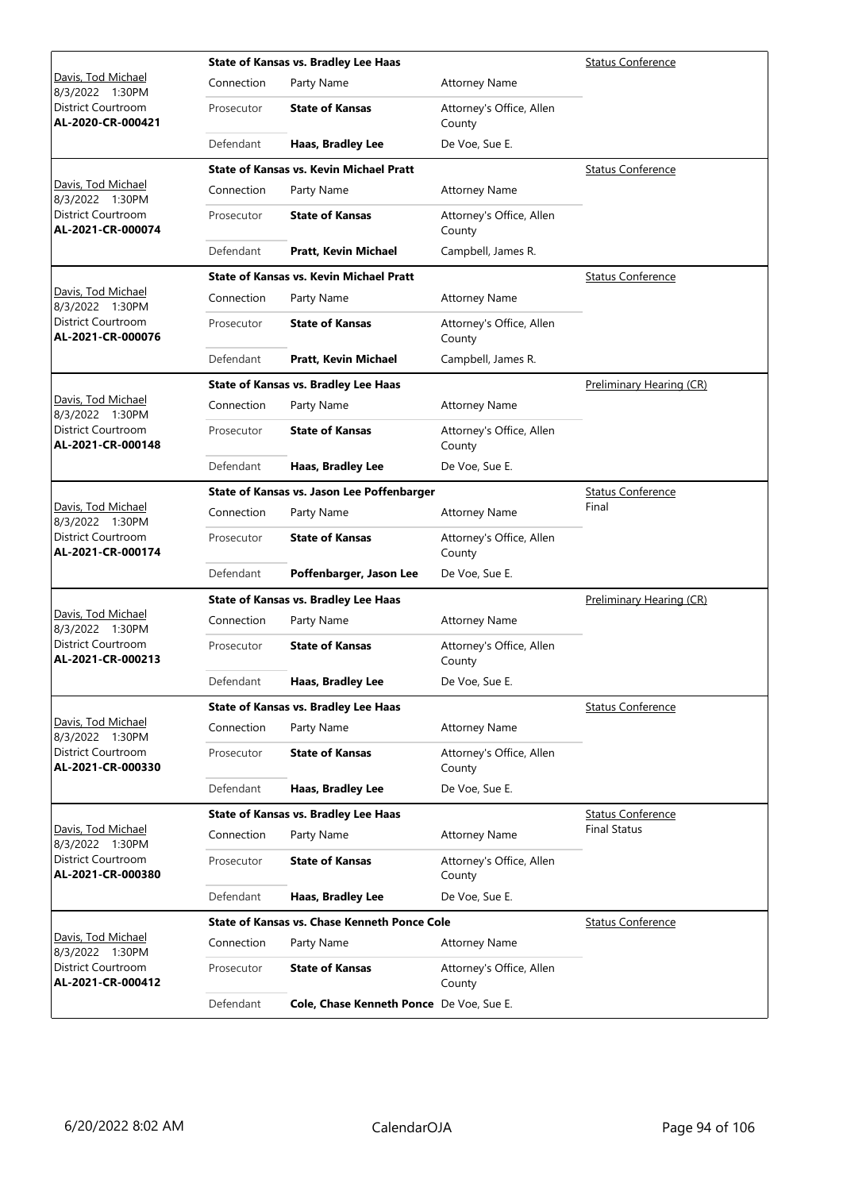| Judge / Date / Location / Case | Case Title | Connection | Party Name | Attorney Name | Hearing Type |
|---|---|---|---|---|---|
| Davis, Tod Michael 8/3/2022 1:30PM District Courtroom **AL-2020-CR-000421** | **State of Kansas vs. Bradley Lee Haas** | Prosecutor | **State of Kansas** | Attorney's Office, Allen County | Status Conference |
| | | Defendant | **Haas, Bradley Lee** | De Voe, Sue E. | |
| Davis, Tod Michael 8/3/2022 1:30PM District Courtroom **AL-2021-CR-000074** | **State of Kansas vs. Kevin Michael Pratt** | Prosecutor | **State of Kansas** | Attorney's Office, Allen County | Status Conference |
| | | Defendant | **Pratt, Kevin Michael** | Campbell, James R. | |
| Davis, Tod Michael 8/3/2022 1:30PM District Courtroom **AL-2021-CR-000076** | **State of Kansas vs. Kevin Michael Pratt** | Prosecutor | **State of Kansas** | Attorney's Office, Allen County | Status Conference |
| | | Defendant | **Pratt, Kevin Michael** | Campbell, James R. | |
| Davis, Tod Michael 8/3/2022 1:30PM District Courtroom **AL-2021-CR-000148** | **State of Kansas vs. Bradley Lee Haas** | Prosecutor | **State of Kansas** | Attorney's Office, Allen County | Preliminary Hearing (CR) |
| | | Defendant | **Haas, Bradley Lee** | De Voe, Sue E. | |
| Davis, Tod Michael 8/3/2022 1:30PM District Courtroom **AL-2021-CR-000174** | **State of Kansas vs. Jason Lee Poffenbarger** | Prosecutor | **State of Kansas** | Attorney's Office, Allen County | Status Conference Final |
| | | Defendant | **Poffenbarger, Jason Lee** | De Voe, Sue E. | |
| Davis, Tod Michael 8/3/2022 1:30PM District Courtroom **AL-2021-CR-000213** | **State of Kansas vs. Bradley Lee Haas** | Prosecutor | **State of Kansas** | Attorney's Office, Allen County | Preliminary Hearing (CR) |
| | | Defendant | **Haas, Bradley Lee** | De Voe, Sue E. | |
| Davis, Tod Michael 8/3/2022 1:30PM District Courtroom **AL-2021-CR-000330** | **State of Kansas vs. Bradley Lee Haas** | Prosecutor | **State of Kansas** | Attorney's Office, Allen County | Status Conference |
| | | Defendant | **Haas, Bradley Lee** | De Voe, Sue E. | |
| Davis, Tod Michael 8/3/2022 1:30PM District Courtroom **AL-2021-CR-000380** | **State of Kansas vs. Bradley Lee Haas** | Prosecutor | **State of Kansas** | Attorney's Office, Allen County | Status Conference Final Status |
| | | Defendant | **Haas, Bradley Lee** | De Voe, Sue E. | |
| Davis, Tod Michael 8/3/2022 1:30PM District Courtroom **AL-2021-CR-000412** | **State of Kansas vs. Chase Kenneth Ponce Cole** | Prosecutor | **State of Kansas** | Attorney's Office, Allen County | Status Conference |
| | | Defendant | **Cole, Chase Kenneth Ponce** | De Voe, Sue E. | |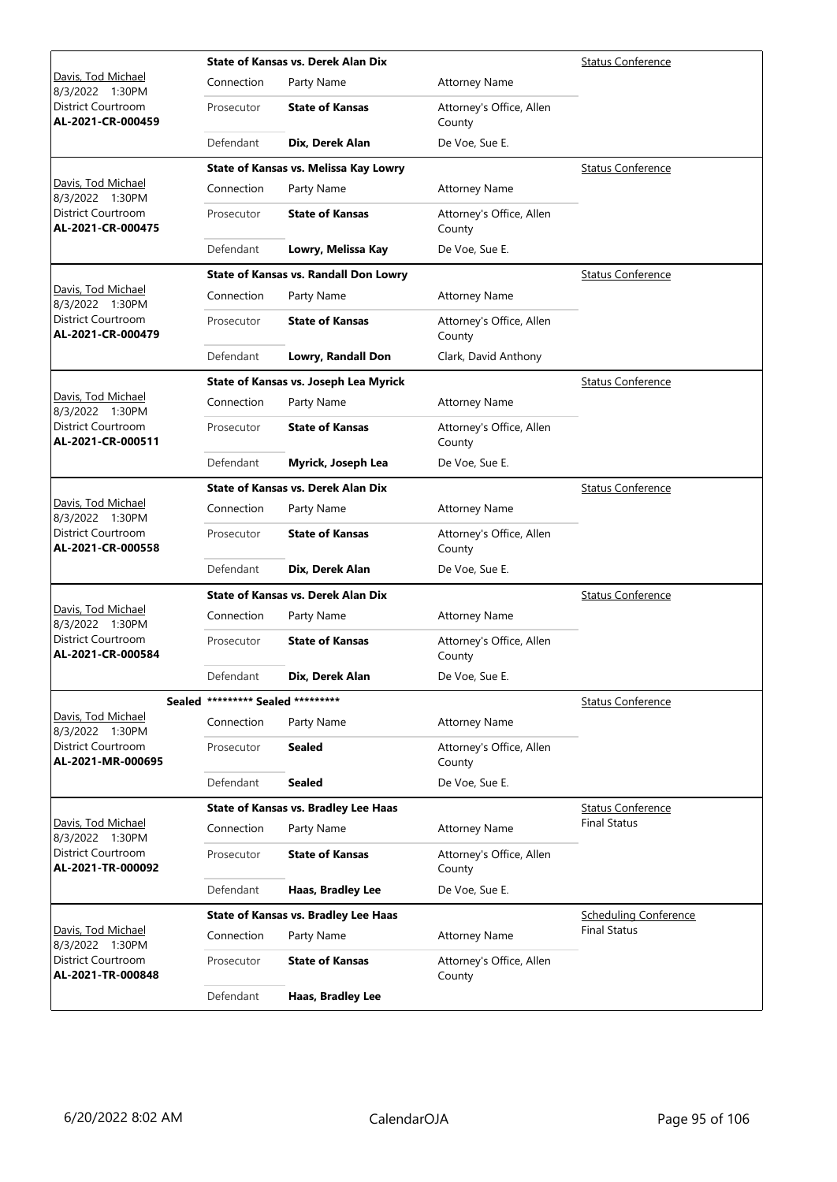| Judge / Date / Location / Case | Case Title / Connection | Party Name | Attorney Name | Hearing Type |
|---|---|---|---|---|
| Davis, Tod Michael<br>8/3/2022 1:30PM<br>District Courtroom<br>**AL-2021-CR-000459** | **State of Kansas vs. Derek Alan Dix** | | | Status Conference |
| | Connection | Party Name | Attorney Name | |
| | Prosecutor | **State of Kansas** | Attorney's Office, Allen County | |
| | Defendant | **Dix, Derek Alan** | De Voe, Sue E. | |
| Davis, Tod Michael<br>8/3/2022 1:30PM<br>District Courtroom<br>**AL-2021-CR-000475** | **State of Kansas vs. Melissa Kay Lowry** | | | Status Conference |
| | Connection | Party Name | Attorney Name | |
| | Prosecutor | **State of Kansas** | Attorney's Office, Allen County | |
| | Defendant | **Lowry, Melissa Kay** | De Voe, Sue E. | |
| Davis, Tod Michael<br>8/3/2022 1:30PM<br>District Courtroom<br>**AL-2021-CR-000479** | **State of Kansas vs. Randall Don Lowry** | | | Status Conference |
| | Connection | Party Name | Attorney Name | |
| | Prosecutor | **State of Kansas** | Attorney's Office, Allen County | |
| | Defendant | **Lowry, Randall Don** | Clark, David Anthony | |
| Davis, Tod Michael<br>8/3/2022 1:30PM<br>District Courtroom<br>**AL-2021-CR-000511** | **State of Kansas vs. Joseph Lea Myrick** | | | Status Conference |
| | Connection | Party Name | Attorney Name | |
| | Prosecutor | **State of Kansas** | Attorney's Office, Allen County | |
| | Defendant | **Myrick, Joseph Lea** | De Voe, Sue E. | |
| Davis, Tod Michael<br>8/3/2022 1:30PM<br>District Courtroom<br>**AL-2021-CR-000558** | **State of Kansas vs. Derek Alan Dix** | | | Status Conference |
| | Connection | Party Name | Attorney Name | |
| | Prosecutor | **State of Kansas** | Attorney's Office, Allen County | |
| | Defendant | **Dix, Derek Alan** | De Voe, Sue E. | |
| Davis, Tod Michael<br>8/3/2022 1:30PM<br>District Courtroom<br>**AL-2021-CR-000584** | **State of Kansas vs. Derek Alan Dix** | | | Status Conference |
| | Connection | Party Name | Attorney Name | |
| | Prosecutor | **State of Kansas** | Attorney's Office, Allen County | |
| | Defendant | **Dix, Derek Alan** | De Voe, Sue E. | |
| Davis, Tod Michael<br>8/3/2022 1:30PM<br>District Courtroom<br>**AL-2021-MR-000695** | **Sealed** ********* **Sealed** ********* | | | Status Conference |
| | Connection | Party Name | Attorney Name | |
| | Prosecutor | **Sealed** | Attorney's Office, Allen County | |
| | Defendant | **Sealed** | De Voe, Sue E. | |
| Davis, Tod Michael<br>8/3/2022 1:30PM<br>District Courtroom<br>**AL-2021-TR-000092** | **State of Kansas vs. Bradley Lee Haas** | | | Status Conference<br>Final Status |
| | Connection | Party Name | Attorney Name | |
| | Prosecutor | **State of Kansas** | Attorney's Office, Allen County | |
| | Defendant | **Haas, Bradley Lee** | De Voe, Sue E. | |
| Davis, Tod Michael<br>8/3/2022 1:30PM<br>District Courtroom<br>**AL-2021-TR-000848** | **State of Kansas vs. Bradley Lee Haas** | | | Scheduling Conference<br>Final Status |
| | Connection | Party Name | Attorney Name | |
| | Prosecutor | **State of Kansas** | Attorney's Office, Allen County | |
| | Defendant | **Haas, Bradley Lee** | | |

6/20/2022 8:02 AM CalendarOJA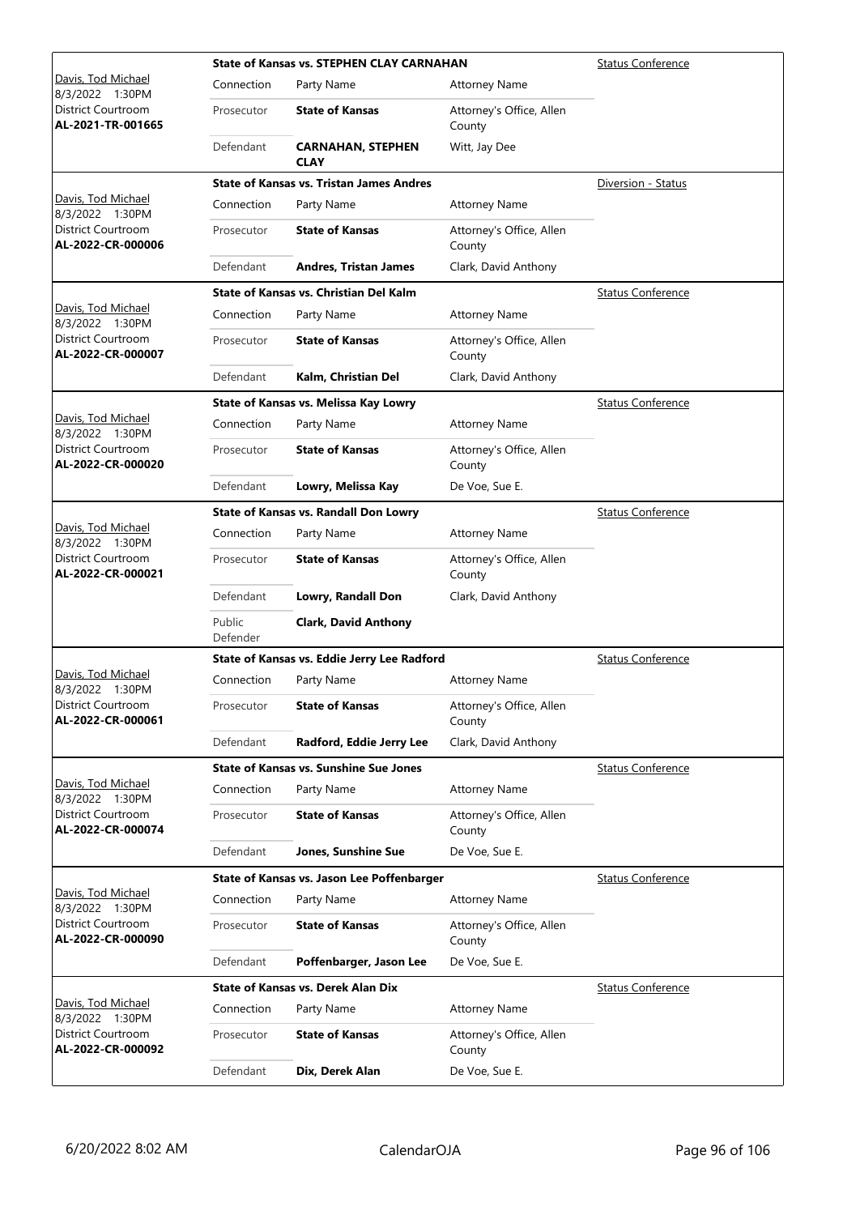| Judge / Date / Location / Case | Case | | | Hearing Type |
|---|---|---|---|---|
| | **State of Kansas vs. STEPHEN CLAY CARNAHAN** | | | Status Conference |
| Davis, Tod Michael<br>8/3/2022 1:30PM<br>District Courtroom<br>**AL-2021-TR-001665** | Connection | Party Name | Attorney Name | |
| | Prosecutor | **State of Kansas** | Attorney's Office, Allen County | |
| | Defendant | **CARNAHAN, STEPHEN CLAY** | Witt, Jay Dee | |
| | **State of Kansas vs. Tristan James Andres** | | | Diversion - Status |
| Davis, Tod Michael<br>8/3/2022 1:30PM<br>District Courtroom<br>**AL-2022-CR-000006** | Connection | Party Name | Attorney Name | |
| | Prosecutor | **State of Kansas** | Attorney's Office, Allen County | |
| | Defendant | **Andres, Tristan James** | Clark, David Anthony | |
| | **State of Kansas vs. Christian Del Kalm** | | | Status Conference |
| Davis, Tod Michael<br>8/3/2022 1:30PM<br>District Courtroom<br>**AL-2022-CR-000007** | Connection | Party Name | Attorney Name | |
| | Prosecutor | **State of Kansas** | Attorney's Office, Allen County | |
| | Defendant | **Kalm, Christian Del** | Clark, David Anthony | |
| | **State of Kansas vs. Melissa Kay Lowry** | | | Status Conference |
| Davis, Tod Michael<br>8/3/2022 1:30PM<br>District Courtroom<br>**AL-2022-CR-000020** | Connection | Party Name | Attorney Name | |
| | Prosecutor | **State of Kansas** | Attorney's Office, Allen County | |
| | Defendant | **Lowry, Melissa Kay** | De Voe, Sue E. | |
| | **State of Kansas vs. Randall Don Lowry** | | | Status Conference |
| Davis, Tod Michael<br>8/3/2022 1:30PM<br>District Courtroom<br>**AL-2022-CR-000021** | Connection | Party Name | Attorney Name | |
| | Prosecutor | **State of Kansas** | Attorney's Office, Allen County | |
| | Defendant | **Lowry, Randall Don** | Clark, David Anthony | |
| | Public Defender | **Clark, David Anthony** | | |
| | **State of Kansas vs. Eddie Jerry Lee Radford** | | | Status Conference |
| Davis, Tod Michael<br>8/3/2022 1:30PM<br>District Courtroom<br>**AL-2022-CR-000061** | Connection | Party Name | Attorney Name | |
| | Prosecutor | **State of Kansas** | Attorney's Office, Allen County | |
| | Defendant | **Radford, Eddie Jerry Lee** | Clark, David Anthony | |
| | **State of Kansas vs. Sunshine Sue Jones** | | | Status Conference |
| Davis, Tod Michael<br>8/3/2022 1:30PM<br>District Courtroom<br>**AL-2022-CR-000074** | Connection | Party Name | Attorney Name | |
| | Prosecutor | **State of Kansas** | Attorney's Office, Allen County | |
| | Defendant | **Jones, Sunshine Sue** | De Voe, Sue E. | |
| | **State of Kansas vs. Jason Lee Poffenbarger** | | | Status Conference |
| Davis, Tod Michael<br>8/3/2022 1:30PM<br>District Courtroom<br>**AL-2022-CR-000090** | Connection | Party Name | Attorney Name | |
| | Prosecutor | **State of Kansas** | Attorney's Office, Allen County | |
| | Defendant | **Poffenbarger, Jason Lee** | De Voe, Sue E. | |
| | **State of Kansas vs. Derek Alan Dix** | | | Status Conference |
| Davis, Tod Michael<br>8/3/2022 1:30PM<br>District Courtroom<br>**AL-2022-CR-000092** | Connection | Party Name | Attorney Name | |
| | Prosecutor | **State of Kansas** | Attorney's Office, Allen County | |
| | Defendant | **Dix, Derek Alan** | De Voe, Sue E. | |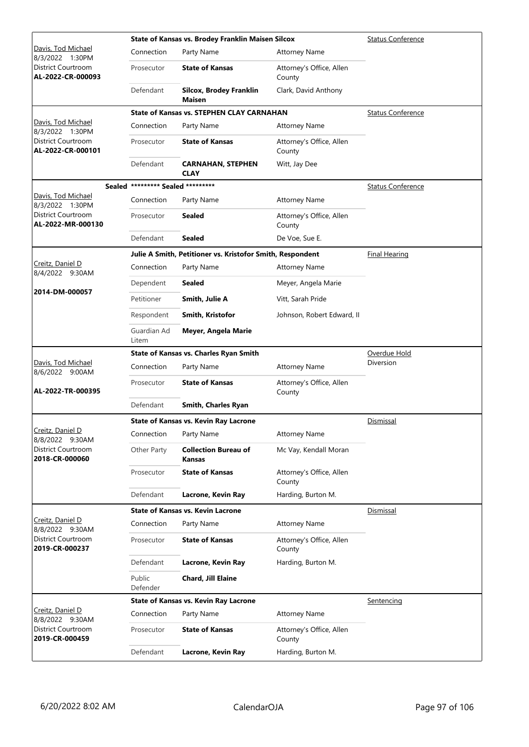| Judge / Date / Location / Case | Connection | Party Name | Attorney Name | Hearing Type |
|---|---|---|---|---|
| | | **State of Kansas vs. Brodey Franklin Maisen Silcox** | | Status Conference |
| Davis, Tod Michael<br>8/3/2022 1:30PM<br>District Courtroom<br>**AL-2022-CR-000093** | Connection | Party Name | Attorney Name | |
| | Prosecutor | **State of Kansas** | Attorney's Office, Allen County | |
| | Defendant | **Silcox, Brodey Franklin Maisen** | Clark, David Anthony | |
| | | **State of Kansas vs. STEPHEN CLAY CARNAHAN** | | Status Conference |
| Davis, Tod Michael<br>8/3/2022 1:30PM<br>District Courtroom<br>**AL-2022-CR-000101** | Connection | Party Name | Attorney Name | |
| | Prosecutor | **State of Kansas** | Attorney's Office, Allen County | |
| | Defendant | **CARNAHAN, STEPHEN CLAY** | Witt, Jay Dee | |
| **Sealed** | | **\*\*\*\*\*\*\*\*\* Sealed \*\*\*\*\*\*\*\*\*** | | Status Conference |
| Davis, Tod Michael<br>8/3/2022 1:30PM<br>District Courtroom<br>**AL-2022-MR-000130** | Connection | Party Name | Attorney Name | |
| | Prosecutor | **Sealed** | Attorney's Office, Allen County | |
| | Defendant | **Sealed** | De Voe, Sue E. | |
| | | **Julie A Smith, Petitioner vs. Kristofor Smith, Respondent** | | Final Hearing |
| Creitz, Daniel D<br>8/4/2022 9:30AM<br>**2014-DM-000057** | Connection | Party Name | Attorney Name | |
| | Dependent | **Sealed** | Meyer, Angela Marie | |
| | Petitioner | **Smith, Julie A** | Vitt, Sarah Pride | |
| | Respondent | **Smith, Kristofor** | Johnson, Robert Edward, II | |
| | Guardian Ad Litem | **Meyer, Angela Marie** | | |
| | | **State of Kansas vs. Charles Ryan Smith** | | Overdue Hold Diversion |
| Davis, Tod Michael<br>8/6/2022 9:00AM<br>**AL-2022-TR-000395** | Connection | Party Name | Attorney Name | |
| | Prosecutor | **State of Kansas** | Attorney's Office, Allen County | |
| | Defendant | **Smith, Charles Ryan** | | |
| | | **State of Kansas vs. Kevin Ray Lacrone** | | Dismissal |
| Creitz, Daniel D<br>8/8/2022 9:30AM<br>District Courtroom<br>**2018-CR-000060** | Connection | Party Name | Attorney Name | |
| | Other Party | **Collection Bureau of Kansas** | Mc Vay, Kendall Moran | |
| | Prosecutor | **State of Kansas** | Attorney's Office, Allen County | |
| | Defendant | **Lacrone, Kevin Ray** | Harding, Burton M. | |
| | | **State of Kansas vs. Kevin Lacrone** | | Dismissal |
| Creitz, Daniel D<br>8/8/2022 9:30AM<br>District Courtroom<br>**2019-CR-000237** | Connection | Party Name | Attorney Name | |
| | Prosecutor | **State of Kansas** | Attorney's Office, Allen County | |
| | Defendant | **Lacrone, Kevin Ray** | Harding, Burton M. | |
| | Public Defender | **Chard, Jill Elaine** | | |
| | | **State of Kansas vs. Kevin Ray Lacrone** | | Sentencing |
| Creitz, Daniel D<br>8/8/2022 9:30AM<br>District Courtroom<br>**2019-CR-000459** | Connection | Party Name | Attorney Name | |
| | Prosecutor | **State of Kansas** | Attorney's Office, Allen County | |
| | Defendant | **Lacrone, Kevin Ray** | Harding, Burton M. | |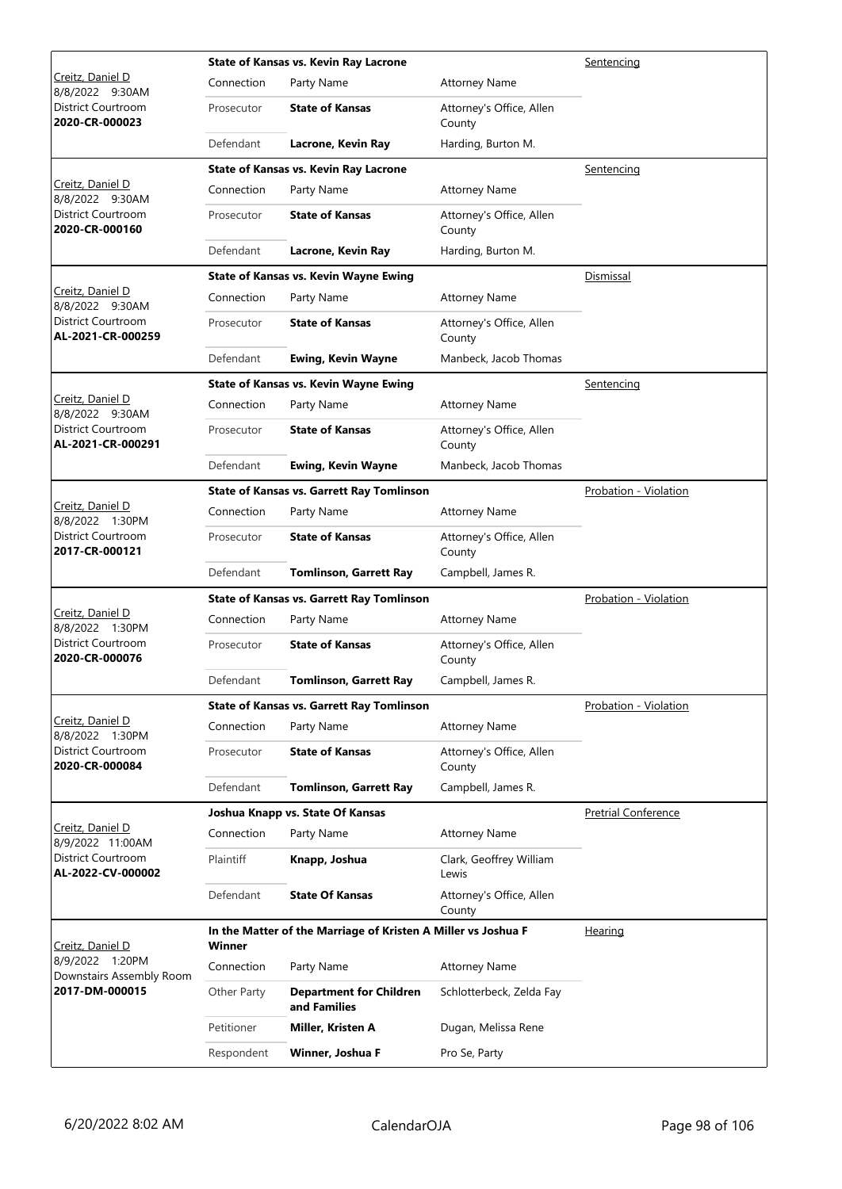| Judge / Date / Location / Case | Connection | Party Name | Attorney Name | Hearing Type |
|---|---|---|---|---|
| Creitz, Daniel D<br>8/8/2022 9:30AM<br>District Courtroom<br>**2020-CR-000023** | **State of Kansas vs. Kevin Ray Lacrone** | | | Sentencing |
| | Prosecutor | **State of Kansas** | Attorney's Office, Allen County | |
| | Defendant | **Lacrone, Kevin Ray** | Harding, Burton M. | |
| Creitz, Daniel D<br>8/8/2022 9:30AM<br>District Courtroom<br>**2020-CR-000160** | **State of Kansas vs. Kevin Ray Lacrone** | | | Sentencing |
| | Prosecutor | **State of Kansas** | Attorney's Office, Allen County | |
| | Defendant | **Lacrone, Kevin Ray** | Harding, Burton M. | |
| Creitz, Daniel D<br>8/8/2022 9:30AM<br>District Courtroom<br>**AL-2021-CR-000259** | **State of Kansas vs. Kevin Wayne Ewing** | | | Dismissal |
| | Prosecutor | **State of Kansas** | Attorney's Office, Allen County | |
| | Defendant | **Ewing, Kevin Wayne** | Manbeck, Jacob Thomas | |
| Creitz, Daniel D<br>8/8/2022 9:30AM<br>District Courtroom<br>**AL-2021-CR-000291** | **State of Kansas vs. Kevin Wayne Ewing** | | | Sentencing |
| | Prosecutor | **State of Kansas** | Attorney's Office, Allen County | |
| | Defendant | **Ewing, Kevin Wayne** | Manbeck, Jacob Thomas | |
| Creitz, Daniel D<br>8/8/2022 1:30PM<br>District Courtroom<br>**2017-CR-000121** | **State of Kansas vs. Garrett Ray Tomlinson** | | | Probation - Violation |
| | Prosecutor | **State of Kansas** | Attorney's Office, Allen County | |
| | Defendant | **Tomlinson, Garrett Ray** | Campbell, James R. | |
| Creitz, Daniel D<br>8/8/2022 1:30PM<br>District Courtroom<br>**2020-CR-000076** | **State of Kansas vs. Garrett Ray Tomlinson** | | | Probation - Violation |
| | Prosecutor | **State of Kansas** | Attorney's Office, Allen County | |
| | Defendant | **Tomlinson, Garrett Ray** | Campbell, James R. | |
| Creitz, Daniel D<br>8/8/2022 1:30PM<br>District Courtroom<br>**2020-CR-000084** | **State of Kansas vs. Garrett Ray Tomlinson** | | | Probation - Violation |
| | Prosecutor | **State of Kansas** | Attorney's Office, Allen County | |
| | Defendant | **Tomlinson, Garrett Ray** | Campbell, James R. | |
| Creitz, Daniel D<br>8/9/2022 11:00AM<br>District Courtroom<br>**AL-2022-CV-000002** | **Joshua Knapp vs. State Of Kansas** | | | Pretrial Conference |
| | Plaintiff | **Knapp, Joshua** | Clark, Geoffrey William Lewis | |
| | Defendant | **State Of Kansas** | Attorney's Office, Allen County | |
| Creitz, Daniel D<br>8/9/2022 1:20PM<br>Downstairs Assembly Room<br>**2017-DM-000015** | **In the Matter of the Marriage of Kristen A Miller vs Joshua F Winner** | | | Hearing |
| | Other Party | **Department for Children and Families** | Schlotterbeck, Zelda Fay | |
| | Petitioner | **Miller, Kristen A** | Dugan, Melissa Rene | |
| | Respondent | **Winner, Joshua F** | Pro Se, Party | |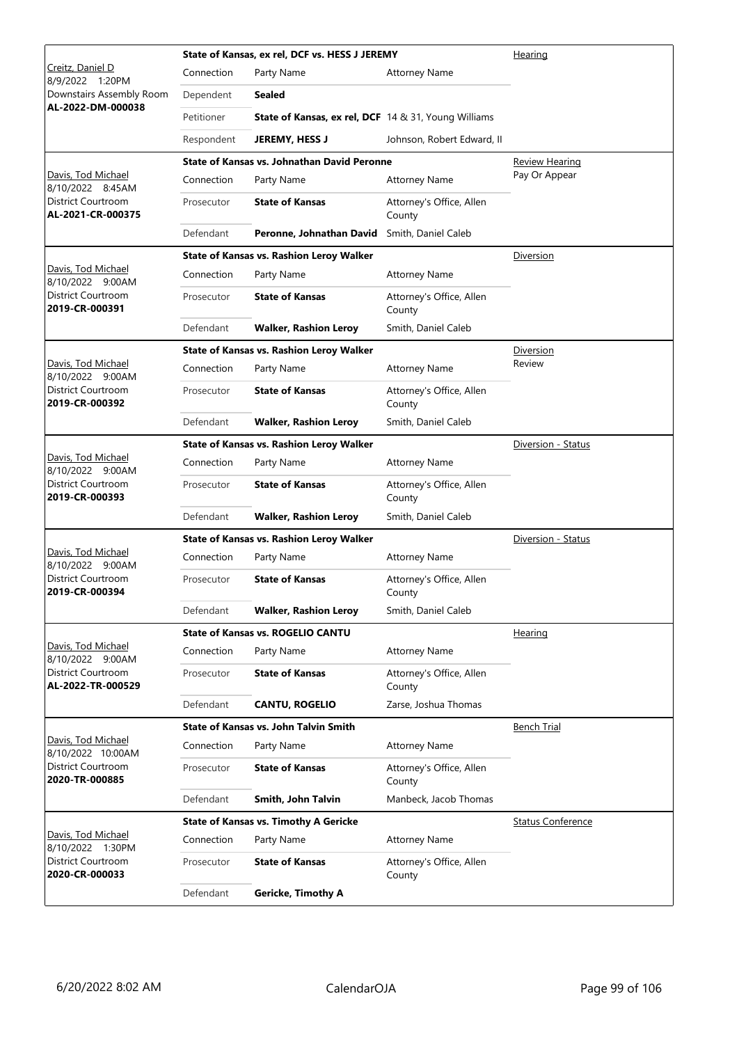| Judge / Date / Location / Case | Case Title | | | Hearing Type |
|---|---|---|---|---|
| Creitz, Daniel D<br>8/9/2022 1:20PM<br>Downstairs Assembly Room<br>**AL-2022-DM-000038** | **State of Kansas, ex rel, DCF vs. HESS J JEREMY** | | | Hearing |
| | Connection | Party Name | Attorney Name | |
| | Dependent | **Sealed** | | |
| | Petitioner | **State of Kansas, ex rel, DCF** | 14 & 31, Young Williams | |
| | Respondent | **JEREMY, HESS J** | Johnson, Robert Edward, II | |
| Davis, Tod Michael<br>8/10/2022 8:45AM<br>District Courtroom<br>**AL-2021-CR-000375** | **State of Kansas vs. Johnathan David Peronne** | | | Review Hearing<br>Pay Or Appear |
| | Connection | Party Name | Attorney Name | |
| | Prosecutor | **State of Kansas** | Attorney's Office, Allen County | |
| | Defendant | **Peronne, Johnathan David** | Smith, Daniel Caleb | |
| Davis, Tod Michael<br>8/10/2022 9:00AM<br>District Courtroom<br>**2019-CR-000391** | **State of Kansas vs. Rashion Leroy Walker** | | | Diversion |
| | Connection | Party Name | Attorney Name | |
| | Prosecutor | **State of Kansas** | Attorney's Office, Allen County | |
| | Defendant | **Walker, Rashion Leroy** | Smith, Daniel Caleb | |
| Davis, Tod Michael<br>8/10/2022 9:00AM<br>District Courtroom<br>**2019-CR-000392** | **State of Kansas vs. Rashion Leroy Walker** | | | Diversion<br>Review |
| | Connection | Party Name | Attorney Name | |
| | Prosecutor | **State of Kansas** | Attorney's Office, Allen County | |
| | Defendant | **Walker, Rashion Leroy** | Smith, Daniel Caleb | |
| Davis, Tod Michael<br>8/10/2022 9:00AM<br>District Courtroom<br>**2019-CR-000393** | **State of Kansas vs. Rashion Leroy Walker** | | | Diversion - Status |
| | Connection | Party Name | Attorney Name | |
| | Prosecutor | **State of Kansas** | Attorney's Office, Allen County | |
| | Defendant | **Walker, Rashion Leroy** | Smith, Daniel Caleb | |
| Davis, Tod Michael<br>8/10/2022 9:00AM<br>District Courtroom<br>**2019-CR-000394** | **State of Kansas vs. Rashion Leroy Walker** | | | Diversion - Status |
| | Connection | Party Name | Attorney Name | |
| | Prosecutor | **State of Kansas** | Attorney's Office, Allen County | |
| | Defendant | **Walker, Rashion Leroy** | Smith, Daniel Caleb | |
| Davis, Tod Michael<br>8/10/2022 9:00AM<br>District Courtroom<br>**AL-2022-TR-000529** | **State of Kansas vs. ROGELIO CANTU** | | | Hearing |
| | Connection | Party Name | Attorney Name | |
| | Prosecutor | **State of Kansas** | Attorney's Office, Allen County | |
| | Defendant | **CANTU, ROGELIO** | Zarse, Joshua Thomas | |
| Davis, Tod Michael<br>8/10/2022 10:00AM<br>District Courtroom<br>**2020-TR-000885** | **State of Kansas vs. John Talvin Smith** | | | Bench Trial |
| | Connection | Party Name | Attorney Name | |
| | Prosecutor | **State of Kansas** | Attorney's Office, Allen County | |
| | Defendant | **Smith, John Talvin** | Manbeck, Jacob Thomas | |
| Davis, Tod Michael<br>8/10/2022 1:30PM<br>District Courtroom<br>**2020-CR-000033** | **State of Kansas vs. Timothy A Gericke** | | | Status Conference |
| | Connection | Party Name | Attorney Name | |
| | Prosecutor | **State of Kansas** | Attorney's Office, Allen County | |
| | Defendant | **Gericke, Timothy A** | | |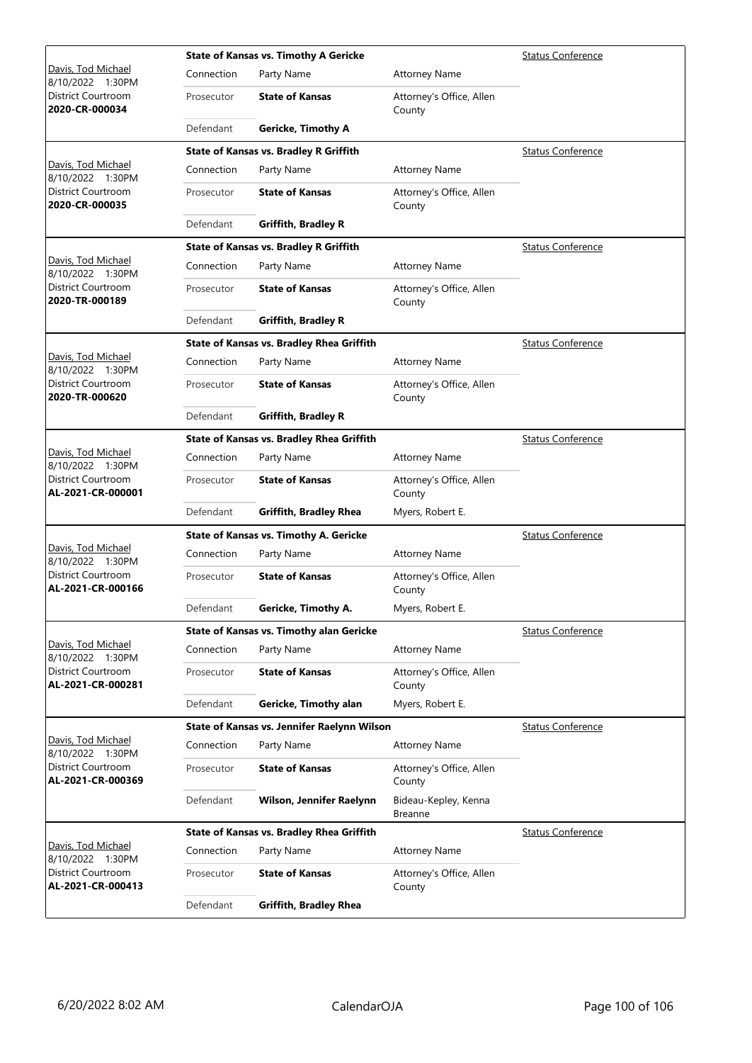| Judge / Date / Location / Case No. | Case | Connection | Party Name | Attorney Name | Hearing |
|---|---|---|---|---|---|
| Davis, Tod Michael 8/10/2022 1:30PM District Courtroom **2020-CR-000034** | **State of Kansas vs. Timothy A Gericke** | Prosecutor | **State of Kansas** | Attorney's Office, Allen County | Status Conference |
| | | Defendant | **Gericke, Timothy A** | | |
| Davis, Tod Michael 8/10/2022 1:30PM District Courtroom **2020-CR-000035** | **State of Kansas vs. Bradley R Griffith** | Prosecutor | **State of Kansas** | Attorney's Office, Allen County | Status Conference |
| | | Defendant | **Griffith, Bradley R** | | |
| Davis, Tod Michael 8/10/2022 1:30PM District Courtroom **2020-TR-000189** | **State of Kansas vs. Bradley R Griffith** | Prosecutor | **State of Kansas** | Attorney's Office, Allen County | Status Conference |
| | | Defendant | **Griffith, Bradley R** | | |
| Davis, Tod Michael 8/10/2022 1:30PM District Courtroom **2020-TR-000620** | **State of Kansas vs. Bradley Rhea Griffith** | Prosecutor | **State of Kansas** | Attorney's Office, Allen County | Status Conference |
| | | Defendant | **Griffith, Bradley R** | | |
| Davis, Tod Michael 8/10/2022 1:30PM District Courtroom **AL-2021-CR-000001** | **State of Kansas vs. Bradley Rhea Griffith** | Prosecutor | **State of Kansas** | Attorney's Office, Allen County | Status Conference |
| | | Defendant | **Griffith, Bradley Rhea** | Myers, Robert E. | |
| Davis, Tod Michael 8/10/2022 1:30PM District Courtroom **AL-2021-CR-000166** | **State of Kansas vs. Timothy A. Gericke** | Prosecutor | **State of Kansas** | Attorney's Office, Allen County | Status Conference |
| | | Defendant | **Gericke, Timothy A.** | Myers, Robert E. | |
| Davis, Tod Michael 8/10/2022 1:30PM District Courtroom **AL-2021-CR-000281** | **State of Kansas vs. Timothy alan Gericke** | Prosecutor | **State of Kansas** | Attorney's Office, Allen County | Status Conference |
| | | Defendant | **Gericke, Timothy alan** | Myers, Robert E. | |
| Davis, Tod Michael 8/10/2022 1:30PM District Courtroom **AL-2021-CR-000369** | **State of Kansas vs. Jennifer Raelynn Wilson** | Prosecutor | **State of Kansas** | Attorney's Office, Allen County | Status Conference |
| | | Defendant | **Wilson, Jennifer Raelynn** | Bideau-Kepley, Kenna Breanne | |
| Davis, Tod Michael 8/10/2022 1:30PM District Courtroom **AL-2021-CR-000413** | **State of Kansas vs. Bradley Rhea Griffith** | Prosecutor | **State of Kansas** | Attorney's Office, Allen County | Status Conference |
| | | Defendant | **Griffith, Bradley Rhea** | | |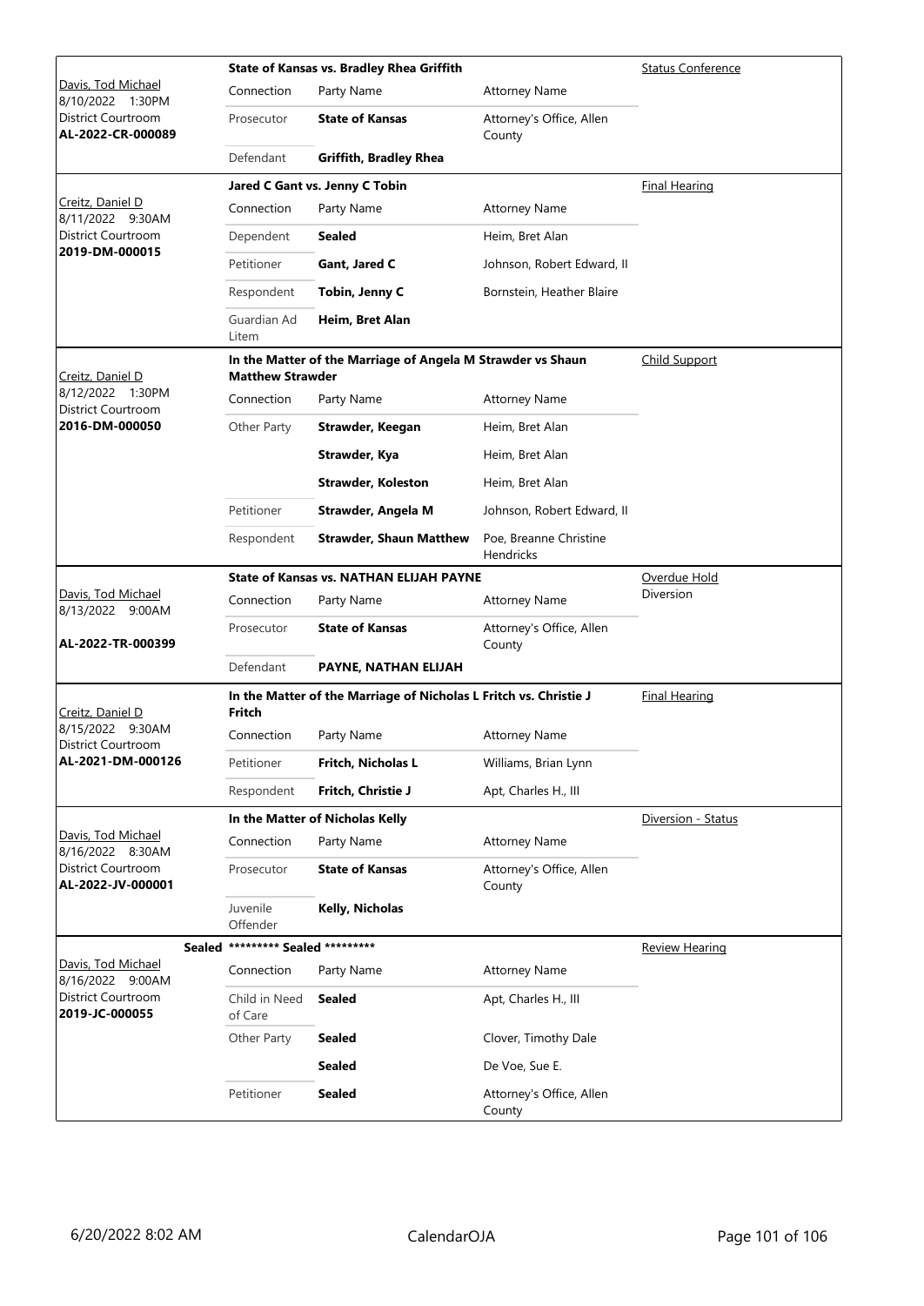| Judge / Date / Location / Case | Case Title | | | Hearing Type |
|---|---|---|---|---|
| Davis, Tod Michael<br>8/10/2022 1:30PM<br>District Courtroom<br>**AL-2022-CR-000089** | **State of Kansas vs. Bradley Rhea Griffith** | | | Status Conference |
| | Connection | Party Name | Attorney Name | |
| | Prosecutor | **State of Kansas** | Attorney's Office, Allen County | |
| | Defendant | **Griffith, Bradley Rhea** | | |
| Creitz, Daniel D<br>8/11/2022 9:30AM<br>District Courtroom<br>**2019-DM-000015** | **Jared C Gant vs. Jenny C Tobin** | | | Final Hearing |
| | Connection | Party Name | Attorney Name | |
| | Dependent | **Sealed** | Heim, Bret Alan | |
| | Petitioner | **Gant, Jared C** | Johnson, Robert Edward, II | |
| | Respondent | **Tobin, Jenny C** | Bornstein, Heather Blaire | |
| | Guardian Ad Litem | **Heim, Bret Alan** | | |
| Creitz, Daniel D<br>8/12/2022 1:30PM<br>District Courtroom<br>**2016-DM-000050** | **In the Matter of the Marriage of Angela M Strawder vs Shaun Matthew Strawder** | | | Child Support |
| | Connection | Party Name | Attorney Name | |
| | Other Party | **Strawder, Keegan** | Heim, Bret Alan | |
| | | **Strawder, Kya** | Heim, Bret Alan | |
| | | **Strawder, Koleston** | Heim, Bret Alan | |
| | Petitioner | **Strawder, Angela M** | Johnson, Robert Edward, II | |
| | Respondent | **Strawder, Shaun Matthew** | Poe, Breanne Christine Hendricks | |
| Davis, Tod Michael<br>8/13/2022 9:00AM<br><br>**AL-2022-TR-000399** | **State of Kansas vs. NATHAN ELIJAH PAYNE** | | | Overdue Hold Diversion |
| | Connection | Party Name | Attorney Name | |
| | Prosecutor | **State of Kansas** | Attorney's Office, Allen County | |
| | Defendant | **PAYNE, NATHAN ELIJAH** | | |
| Creitz, Daniel D<br>8/15/2022 9:30AM<br>District Courtroom<br>**AL-2021-DM-000126** | **In the Matter of the Marriage of Nicholas L Fritch vs. Christie J Fritch** | | | Final Hearing |
| | Connection | Party Name | Attorney Name | |
| | Petitioner | **Fritch, Nicholas L** | Williams, Brian Lynn | |
| | Respondent | **Fritch, Christie J** | Apt, Charles H., III | |
| Davis, Tod Michael<br>8/16/2022 8:30AM<br>District Courtroom<br>**AL-2022-JV-000001** | **In the Matter of Nicholas Kelly** | | | Diversion - Status |
| | Connection | Party Name | Attorney Name | |
| | Prosecutor | **State of Kansas** | Attorney's Office, Allen County | |
| | Juvenile Offender | **Kelly, Nicholas** | | |
| **Sealed**<br>Davis, Tod Michael<br>8/16/2022 9:00AM<br>District Courtroom<br>**2019-JC-000055** | **\*\*\*\*\*\*\*\*\* Sealed \*\*\*\*\*\*\*\*\*** | | | Review Hearing |
| | Connection | Party Name | Attorney Name | |
| | Child in Need of Care | **Sealed** | Apt, Charles H., III | |
| | Other Party | **Sealed** | Clover, Timothy Dale | |
| | | **Sealed** | De Voe, Sue E. | |
| | Petitioner | **Sealed** | Attorney's Office, Allen County | |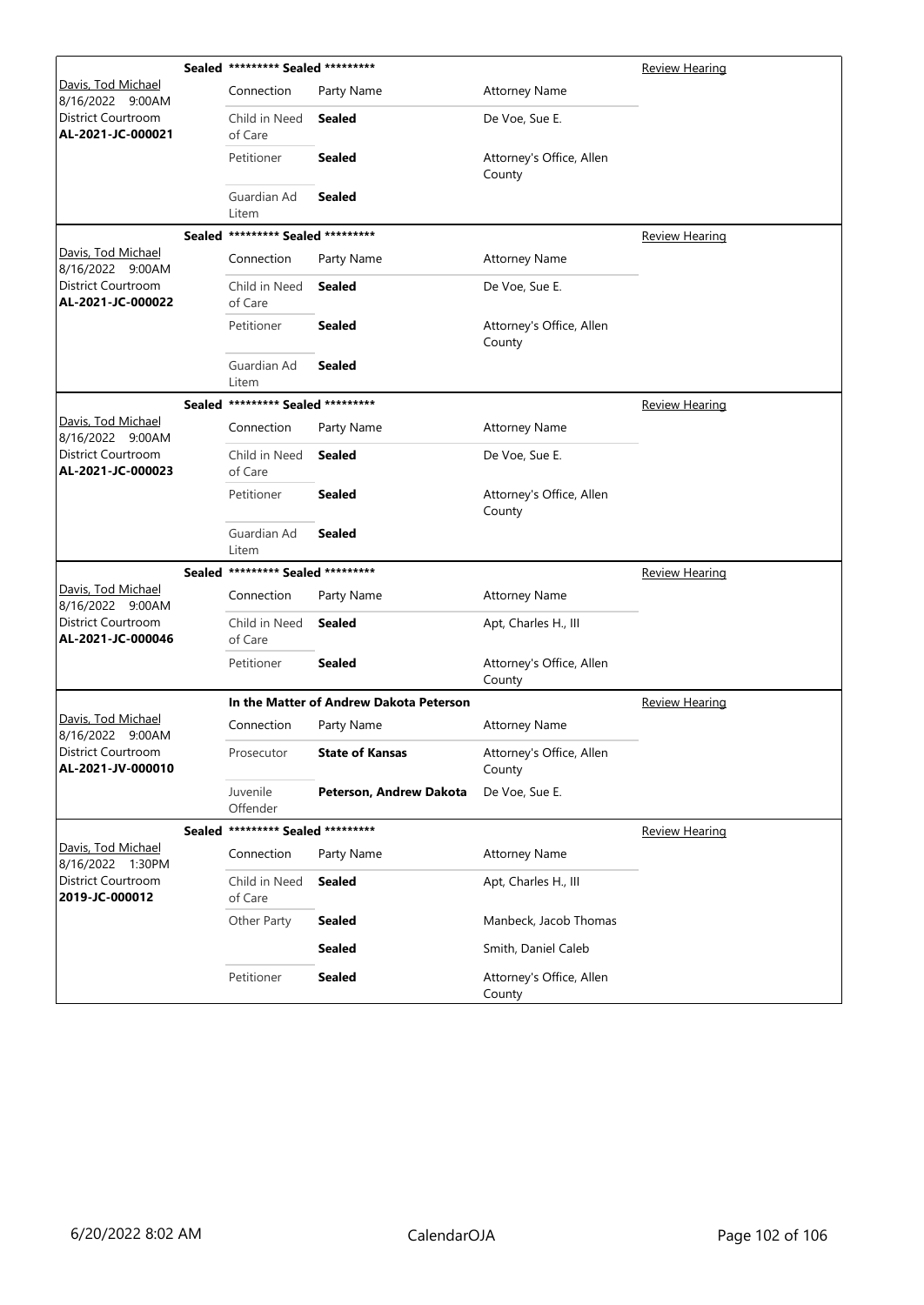| Judge / Date / Location / Case | Case Title | Connection | Party Name | Attorney Name | Hearing Type |
|---|---|---|---|---|---|
| Davis, Tod Michael<br>8/16/2022 9:00AM<br>District Courtroom<br>**AL-2021-JC-000021** | **Sealed** ********* Sealed ********* | | | | Review Hearing |
| | | Connection | Party Name | Attorney Name | |
| | | Child in Need of Care | **Sealed** | De Voe, Sue E. | |
| | | Petitioner | **Sealed** | Attorney's Office, Allen County | |
| | | Guardian Ad Litem | **Sealed** | | |
| Davis, Tod Michael<br>8/16/2022 9:00AM<br>District Courtroom<br>**AL-2021-JC-000022** | **Sealed** ********* Sealed ********* | | | | Review Hearing |
| | | Connection | Party Name | Attorney Name | |
| | | Child in Need of Care | **Sealed** | De Voe, Sue E. | |
| | | Petitioner | **Sealed** | Attorney's Office, Allen County | |
| | | Guardian Ad Litem | **Sealed** | | |
| Davis, Tod Michael<br>8/16/2022 9:00AM<br>District Courtroom<br>**AL-2021-JC-000023** | **Sealed** ********* Sealed ********* | | | | Review Hearing |
| | | Connection | Party Name | Attorney Name | |
| | | Child in Need of Care | **Sealed** | De Voe, Sue E. | |
| | | Petitioner | **Sealed** | Attorney's Office, Allen County | |
| | | Guardian Ad Litem | **Sealed** | | |
| Davis, Tod Michael<br>8/16/2022 9:00AM<br>District Courtroom<br>**AL-2021-JC-000046** | **Sealed** ********* Sealed ********* | | | | Review Hearing |
| | | Connection | Party Name | Attorney Name | |
| | | Child in Need of Care | **Sealed** | Apt, Charles H., III | |
| | | Petitioner | **Sealed** | Attorney's Office, Allen County | |
| Davis, Tod Michael<br>8/16/2022 9:00AM<br>District Courtroom<br>**AL-2021-JV-000010** | **In the Matter of Andrew Dakota Peterson** | | | | Review Hearing |
| | | Connection | Party Name | Attorney Name | |
| | | Prosecutor | **State of Kansas** | Attorney's Office, Allen County | |
| | | Juvenile Offender | **Peterson, Andrew Dakota** | De Voe, Sue E. | |
| Davis, Tod Michael<br>8/16/2022 1:30PM<br>District Courtroom<br>**2019-JC-000012** | **Sealed** ********* Sealed ********* | | | | Review Hearing |
| | | Connection | Party Name | Attorney Name | |
| | | Child in Need of Care | **Sealed** | Apt, Charles H., III | |
| | | Other Party | **Sealed** | Manbeck, Jacob Thomas | |
| | | | **Sealed** | Smith, Daniel Caleb | |
| | | Petitioner | **Sealed** | Attorney's Office, Allen County | |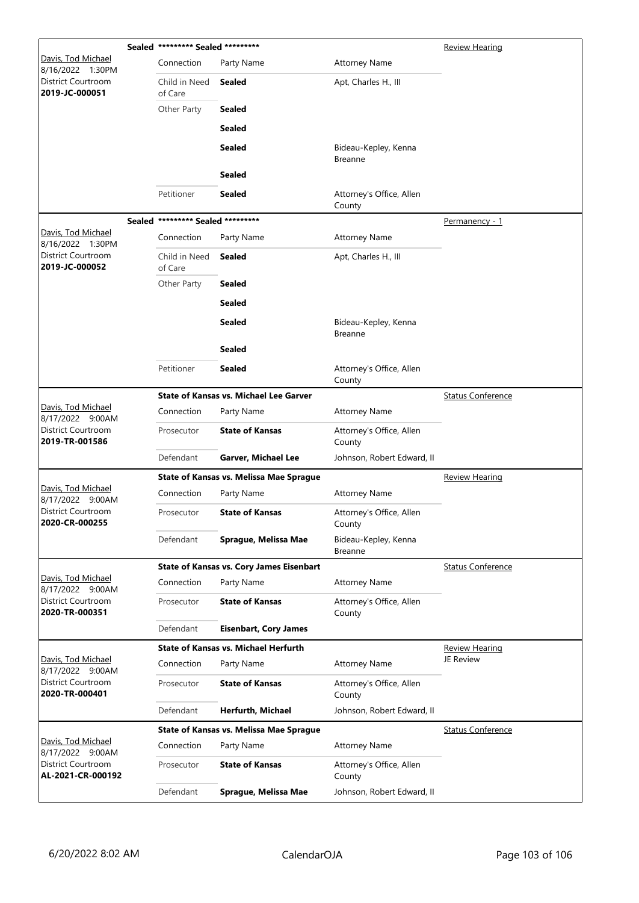| Judge / Date / Location / Case | Case Title | Connection | Party Name | Attorney Name | Hearing Type |
|---|---|---|---|---|---|
| Davis, Tod Michael<br>8/16/2022 1:30PM<br>District Courtroom<br>**2019-JC-000051** | **Sealed** ********* Sealed ********* | Child in Need of Care | **Sealed** | Apt, Charles H., III | Review Hearing |
| | | Other Party | **Sealed** | | |
| | | | **Sealed** | | |
| | | | **Sealed** | Bideau-Kepley, Kenna Breanne | |
| | | | **Sealed** | | |
| | | Petitioner | **Sealed** | Attorney's Office, Allen County | |
| Davis, Tod Michael<br>8/16/2022 1:30PM<br>District Courtroom<br>**2019-JC-000052** | **Sealed** ********* Sealed ********* | Child in Need of Care | **Sealed** | Apt, Charles H., III | Permanency - 1 |
| | | Other Party | **Sealed** | | |
| | | | **Sealed** | | |
| | | | **Sealed** | Bideau-Kepley, Kenna Breanne | |
| | | | **Sealed** | | |
| | | Petitioner | **Sealed** | Attorney's Office, Allen County | |
| Davis, Tod Michael<br>8/17/2022 9:00AM<br>District Courtroom<br>**2019-TR-001586** | **State of Kansas vs. Michael Lee Garver** | Prosecutor | **State of Kansas** | Attorney's Office, Allen County | Status Conference |
| | | Defendant | **Garver, Michael Lee** | Johnson, Robert Edward, II | |
| Davis, Tod Michael<br>8/17/2022 9:00AM<br>District Courtroom<br>**2020-CR-000255** | **State of Kansas vs. Melissa Mae Sprague** | Prosecutor | **State of Kansas** | Attorney's Office, Allen County | Review Hearing |
| | | Defendant | **Sprague, Melissa Mae** | Bideau-Kepley, Kenna Breanne | |
| Davis, Tod Michael<br>8/17/2022 9:00AM<br>District Courtroom<br>**2020-TR-000351** | **State of Kansas vs. Cory James Eisenbart** | Prosecutor | **State of Kansas** | Attorney's Office, Allen County | Status Conference |
| | | Defendant | **Eisenbart, Cory James** | | |
| Davis, Tod Michael<br>8/17/2022 9:00AM<br>District Courtroom<br>**2020-TR-000401** | **State of Kansas vs. Michael Herfurth** | Prosecutor | **State of Kansas** | Attorney's Office, Allen County | Review Hearing<br>JE Review |
| | | Defendant | **Herfurth, Michael** | Johnson, Robert Edward, II | |
| Davis, Tod Michael<br>8/17/2022 9:00AM<br>District Courtroom<br>**AL-2021-CR-000192** | **State of Kansas vs. Melissa Mae Sprague** | Prosecutor | **State of Kansas** | Attorney's Office, Allen County | Status Conference |
| | | Defendant | **Sprague, Melissa Mae** | Johnson, Robert Edward, II | |

6/20/2022 8:02 AM CalendarOJA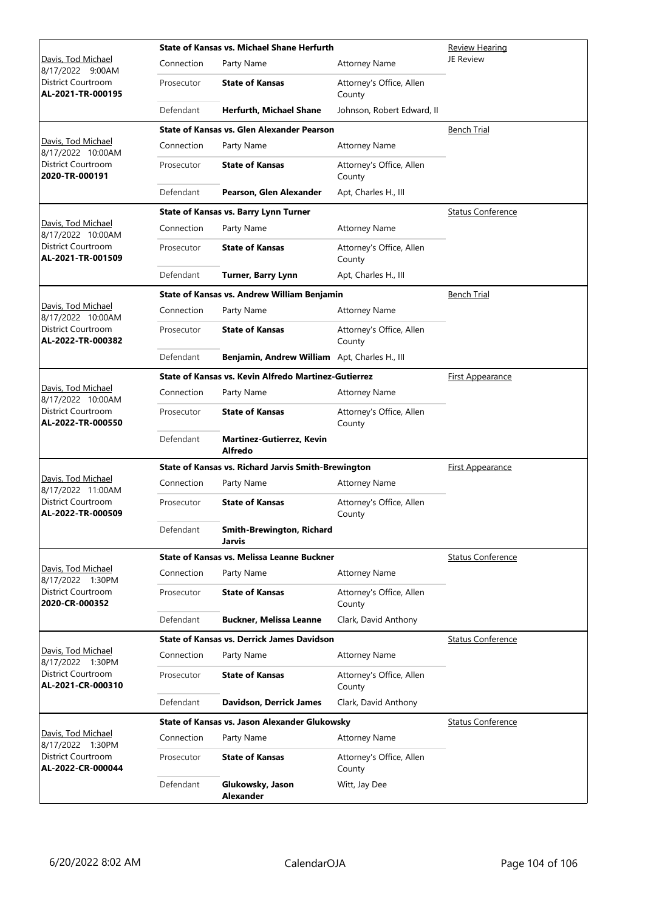| Judge / Date / Courtroom / Case | Connection | Party Name | Attorney Name | Hearing Type |
|---|---|---|---|---|
| Davis, Tod Michael<br>8/17/2022 9:00AM<br>District Courtroom<br>**AL-2021-TR-000195** | **State of Kansas vs. Michael Shane Herfurth** | | | Review Hearing<br>JE Review |
| | Connection | Party Name | Attorney Name | |
| | Prosecutor | **State of Kansas** | Attorney's Office, Allen County | |
| | Defendant | **Herfurth, Michael Shane** | Johnson, Robert Edward, II | |
| Davis, Tod Michael<br>8/17/2022 10:00AM<br>District Courtroom<br>**2020-TR-000191** | **State of Kansas vs. Glen Alexander Pearson** | | | Bench Trial |
| | Connection | Party Name | Attorney Name | |
| | Prosecutor | **State of Kansas** | Attorney's Office, Allen County | |
| | Defendant | **Pearson, Glen Alexander** | Apt, Charles H., III | |
| Davis, Tod Michael<br>8/17/2022 10:00AM<br>District Courtroom<br>**AL-2021-TR-001509** | **State of Kansas vs. Barry Lynn Turner** | | | Status Conference |
| | Connection | Party Name | Attorney Name | |
| | Prosecutor | **State of Kansas** | Attorney's Office, Allen County | |
| | Defendant | **Turner, Barry Lynn** | Apt, Charles H., III | |
| Davis, Tod Michael<br>8/17/2022 10:00AM<br>District Courtroom<br>**AL-2022-TR-000382** | **State of Kansas vs. Andrew William Benjamin** | | | Bench Trial |
| | Connection | Party Name | Attorney Name | |
| | Prosecutor | **State of Kansas** | Attorney's Office, Allen County | |
| | Defendant | **Benjamin, Andrew William** | Apt, Charles H., III | |
| Davis, Tod Michael<br>8/17/2022 10:00AM<br>District Courtroom<br>**AL-2022-TR-000550** | **State of Kansas vs. Kevin Alfredo Martinez-Gutierrez** | | | First Appearance |
| | Connection | Party Name | Attorney Name | |
| | Prosecutor | **State of Kansas** | Attorney's Office, Allen County | |
| | Defendant | **Martinez-Gutierrez, Kevin Alfredo** | | |
| Davis, Tod Michael<br>8/17/2022 11:00AM<br>District Courtroom<br>**AL-2022-TR-000509** | **State of Kansas vs. Richard Jarvis Smith-Brewington** | | | First Appearance |
| | Connection | Party Name | Attorney Name | |
| | Prosecutor | **State of Kansas** | Attorney's Office, Allen County | |
| | Defendant | **Smith-Brewington, Richard Jarvis** | | |
| Davis, Tod Michael<br>8/17/2022 1:30PM<br>District Courtroom<br>**2020-CR-000352** | **State of Kansas vs. Melissa Leanne Buckner** | | | Status Conference |
| | Connection | Party Name | Attorney Name | |
| | Prosecutor | **State of Kansas** | Attorney's Office, Allen County | |
| | Defendant | **Buckner, Melissa Leanne** | Clark, David Anthony | |
| Davis, Tod Michael<br>8/17/2022 1:30PM<br>District Courtroom<br>**AL-2021-CR-000310** | **State of Kansas vs. Derrick James Davidson** | | | Status Conference |
| | Connection | Party Name | Attorney Name | |
| | Prosecutor | **State of Kansas** | Attorney's Office, Allen County | |
| | Defendant | **Davidson, Derrick James** | Clark, David Anthony | |
| Davis, Tod Michael<br>8/17/2022 1:30PM<br>District Courtroom<br>**AL-2022-CR-000044** | **State of Kansas vs. Jason Alexander Glukowsky** | | | Status Conference |
| | Connection | Party Name | Attorney Name | |
| | Prosecutor | **State of Kansas** | Attorney's Office, Allen County | |
| | Defendant | **Glukowsky, Jason Alexander** | Witt, Jay Dee | |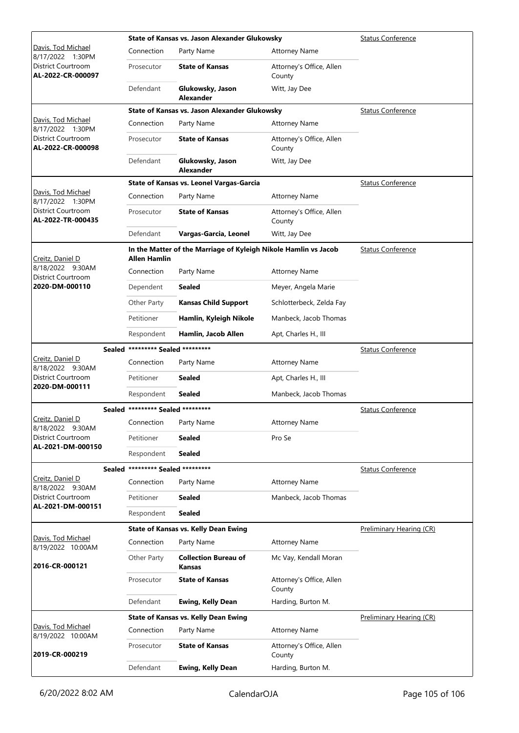| Judge / Date / Location / Case | Case Title | Connection | Party Name | Attorney Name | Hearing Type |
|---|---|---|---|---|---|
| Davis, Tod Michael<br>8/17/2022 1:30PM<br>District Courtroom<br>**AL-2022-CR-000097** | **State of Kansas vs. Jason Alexander Glukowsky** | Prosecutor | **State of Kansas** | Attorney's Office, Allen County | Status Conference |
| | | Defendant | **Glukowsky, Jason Alexander** | Witt, Jay Dee | |
| Davis, Tod Michael<br>8/17/2022 1:30PM<br>District Courtroom<br>**AL-2022-CR-000098** | **State of Kansas vs. Jason Alexander Glukowsky** | Prosecutor | **State of Kansas** | Attorney's Office, Allen County | Status Conference |
| | | Defendant | **Glukowsky, Jason Alexander** | Witt, Jay Dee | |
| Davis, Tod Michael<br>8/17/2022 1:30PM<br>District Courtroom<br>**AL-2022-TR-000435** | **State of Kansas vs. Leonel Vargas-Garcia** | Prosecutor | **State of Kansas** | Attorney's Office, Allen County | Status Conference |
| | | Defendant | **Vargas-Garcia, Leonel** | Witt, Jay Dee | |
| Creitz, Daniel D<br>8/18/2022 9:30AM<br>District Courtroom<br>**2020-DM-000110** | **In the Matter of the Marriage of Kyleigh Nikole Hamlin vs Jacob Allen Hamlin** | Dependent | **Sealed** | Meyer, Angela Marie | Status Conference |
| | | Other Party | **Kansas Child Support** | Schlotterbeck, Zelda Fay | |
| | | Petitioner | **Hamlin, Kyleigh Nikole** | Manbeck, Jacob Thomas | |
| | | Respondent | **Hamlin, Jacob Allen** | Apt, Charles H., III | |
| Creitz, Daniel D<br>8/18/2022 9:30AM<br>District Courtroom<br>**2020-DM-000111** | **Sealed** ********* **Sealed** ********* | Petitioner | **Sealed** | Apt, Charles H., III | Status Conference |
| | | Respondent | **Sealed** | Manbeck, Jacob Thomas | |
| Creitz, Daniel D<br>8/18/2022 9:30AM<br>District Courtroom<br>**AL-2021-DM-000150** | **Sealed** ********* **Sealed** ********* | Petitioner | **Sealed** | Pro Se | Status Conference |
| | | Respondent | **Sealed** | | |
| Creitz, Daniel D<br>8/18/2022 9:30AM<br>District Courtroom<br>**AL-2021-DM-000151** | **Sealed** ********* **Sealed** ********* | Petitioner | **Sealed** | Manbeck, Jacob Thomas | Status Conference |
| | | Respondent | **Sealed** | | |
| Davis, Tod Michael<br>8/19/2022 10:00AM<br>**2016-CR-000121** | **State of Kansas vs. Kelly Dean Ewing** | Other Party | **Collection Bureau of Kansas** | Mc Vay, Kendall Moran | Preliminary Hearing (CR) |
| | | Prosecutor | **State of Kansas** | Attorney's Office, Allen County | |
| | | Defendant | **Ewing, Kelly Dean** | Harding, Burton M. | |
| Davis, Tod Michael<br>8/19/2022 10:00AM<br>**2019-CR-000219** | **State of Kansas vs. Kelly Dean Ewing** | Prosecutor | **State of Kansas** | Attorney's Office, Allen County | Preliminary Hearing (CR) |
| | | Defendant | **Ewing, Kelly Dean** | Harding, Burton M. | |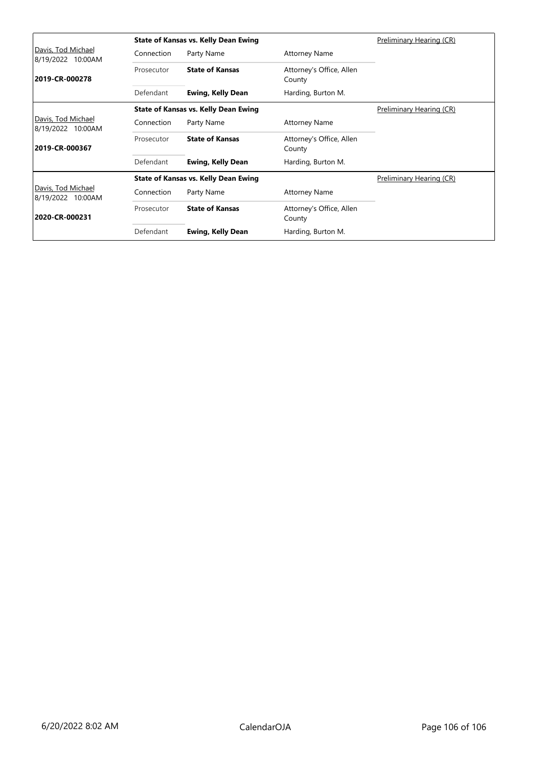| Judge / Date / Case | Case Title | | | Hearing Type |
|---|---|---|---|---|
| Davis, Tod Michael<br>8/19/2022 10:00AM<br>**2019-CR-000278** | **State of Kansas vs. Kelly Dean Ewing** | | | Preliminary Hearing (CR) |
| | Connection | Party Name | Attorney Name | |
| | Prosecutor | **State of Kansas** | Attorney's Office, Allen County | |
| | Defendant | **Ewing, Kelly Dean** | Harding, Burton M. | |
| Davis, Tod Michael<br>8/19/2022 10:00AM<br>**2019-CR-000367** | **State of Kansas vs. Kelly Dean Ewing** | | | Preliminary Hearing (CR) |
| | Connection | Party Name | Attorney Name | |
| | Prosecutor | **State of Kansas** | Attorney's Office, Allen County | |
| | Defendant | **Ewing, Kelly Dean** | Harding, Burton M. | |
| Davis, Tod Michael<br>8/19/2022 10:00AM<br>**2020-CR-000231** | **State of Kansas vs. Kelly Dean Ewing** | | | Preliminary Hearing (CR) |
| | Connection | Party Name | Attorney Name | |
| | Prosecutor | **State of Kansas** | Attorney's Office, Allen County | |
| | Defendant | **Ewing, Kelly Dean** | Harding, Burton M. | |

6/20/2022 8:02 AM CalendarOJA